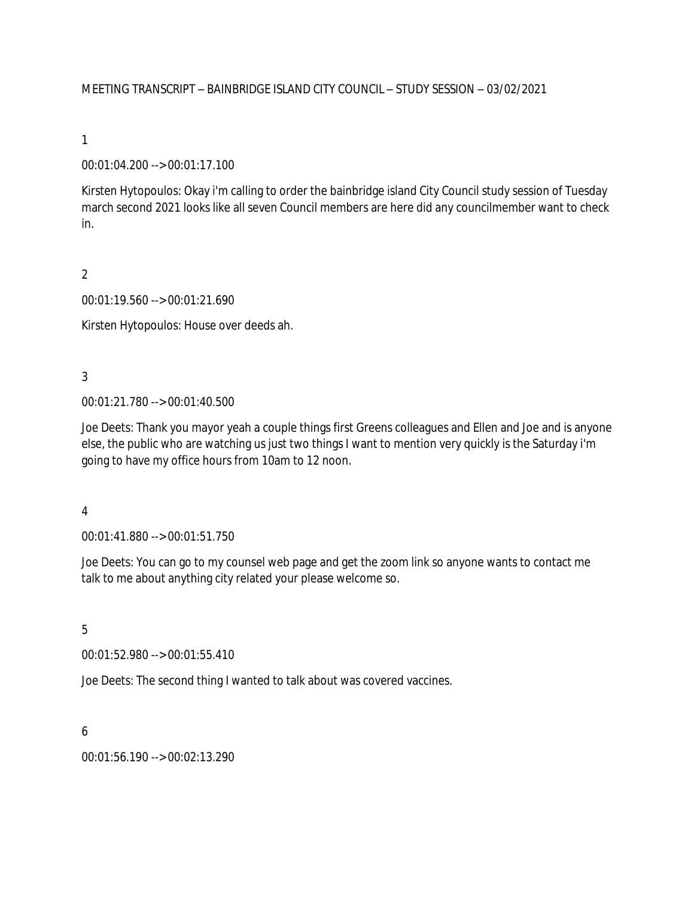MEETING TRANSCRIPT – BAINBRIDGE ISLAND CITY COUNCIL – STUDY SESSION – 03/02/2021

1

00:01:04.200 --> 00:01:17.100

Kirsten Hytopoulos: Okay i'm calling to order the bainbridge island City Council study session of Tuesday march second 2021 looks like all seven Council members are here did any councilmember want to check in.

2

00:01:19.560 --> 00:01:21.690

Kirsten Hytopoulos: House over deeds ah.

3

00:01:21.780 --> 00:01:40.500

Joe Deets: Thank you mayor yeah a couple things first Greens colleagues and Ellen and Joe and is anyone else, the public who are watching us just two things I want to mention very quickly is the Saturday i'm going to have my office hours from 10am to 12 noon.

4

00:01:41.880 --> 00:01:51.750

Joe Deets: You can go to my counsel web page and get the zoom link so anyone wants to contact me talk to me about anything city related your please welcome so.

5

00:01:52.980 --> 00:01:55.410

Joe Deets: The second thing I wanted to talk about was covered vaccines.

6

00:01:56.190 --> 00:02:13.290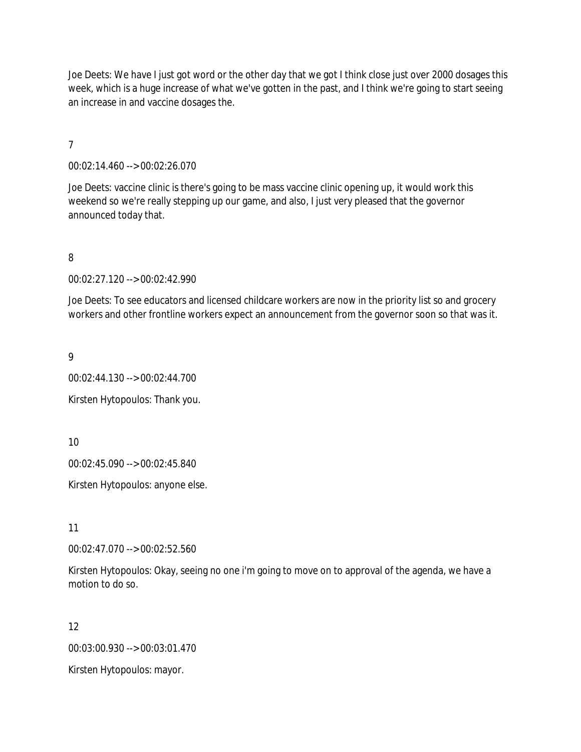Joe Deets: We have I just got word or the other day that we got I think close just over 2000 dosages this week, which is a huge increase of what we've gotten in the past, and I think we're going to start seeing an increase in and vaccine dosages the.

7

00:02:14.460 --> 00:02:26.070

Joe Deets: vaccine clinic is there's going to be mass vaccine clinic opening up, it would work this weekend so we're really stepping up our game, and also, I just very pleased that the governor announced today that.

8

00:02:27.120 --> 00:02:42.990

Joe Deets: To see educators and licensed childcare workers are now in the priority list so and grocery workers and other frontline workers expect an announcement from the governor soon so that was it.

9

00:02:44.130 --> 00:02:44.700

Kirsten Hytopoulos: Thank you.

10

00:02:45.090 --> 00:02:45.840

Kirsten Hytopoulos: anyone else.

11

00:02:47.070 --> 00:02:52.560

Kirsten Hytopoulos: Okay, seeing no one i'm going to move on to approval of the agenda, we have a motion to do so.

12

00:03:00.930 --> 00:03:01.470

Kirsten Hytopoulos: mayor.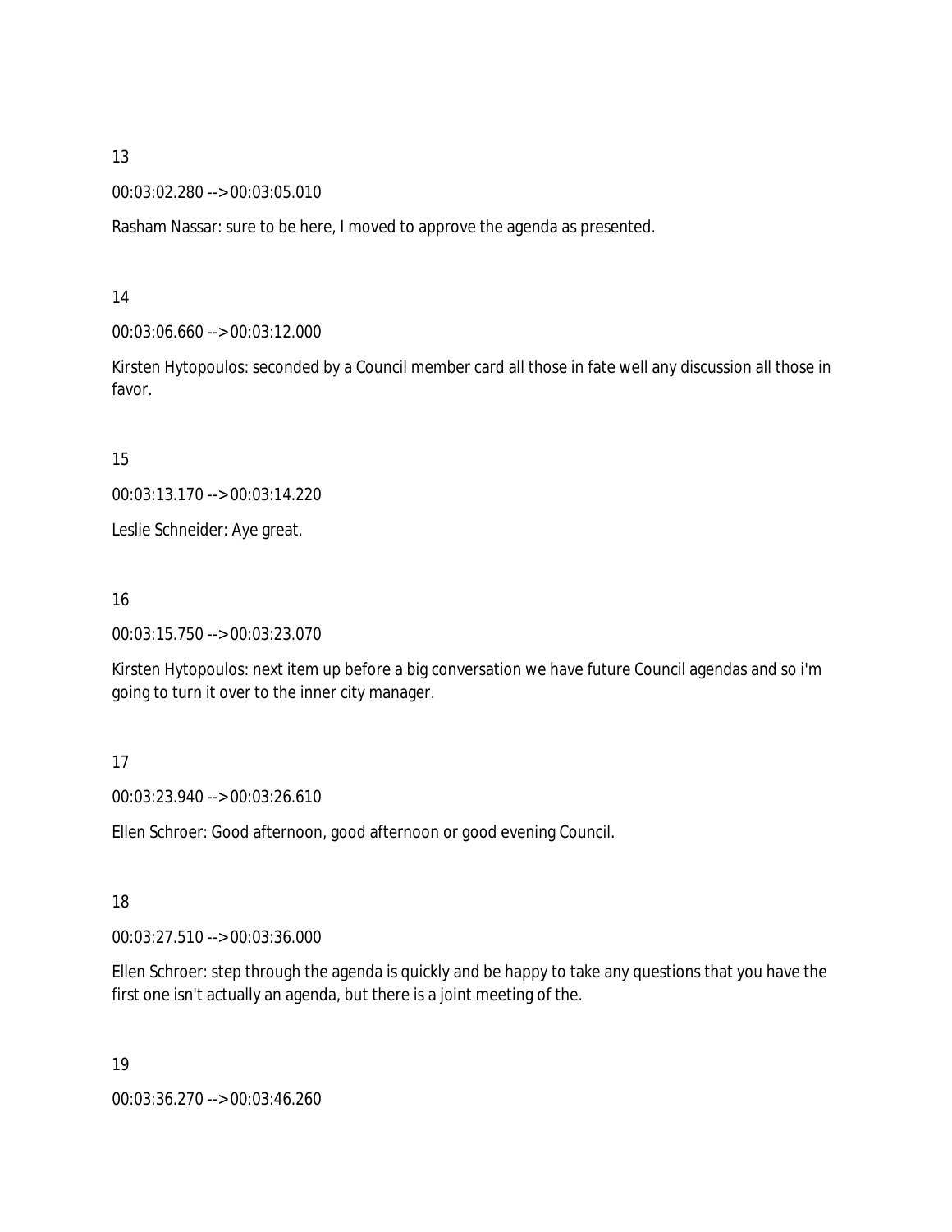13

00:03:02.280 --> 00:03:05.010

Rasham Nassar: sure to be here, I moved to approve the agenda as presented.

14

00:03:06.660 --> 00:03:12.000

Kirsten Hytopoulos: seconded by a Council member card all those in fate well any discussion all those in favor.

15

00:03:13.170 --> 00:03:14.220

Leslie Schneider: Aye great.

16

00:03:15.750 --> 00:03:23.070

Kirsten Hytopoulos: next item up before a big conversation we have future Council agendas and so i'm going to turn it over to the inner city manager.

17

00:03:23.940 --> 00:03:26.610

Ellen Schroer: Good afternoon, good afternoon or good evening Council.

18

00:03:27.510 --> 00:03:36.000

Ellen Schroer: step through the agenda is quickly and be happy to take any questions that you have the first one isn't actually an agenda, but there is a joint meeting of the.

19

00:03:36.270 --> 00:03:46.260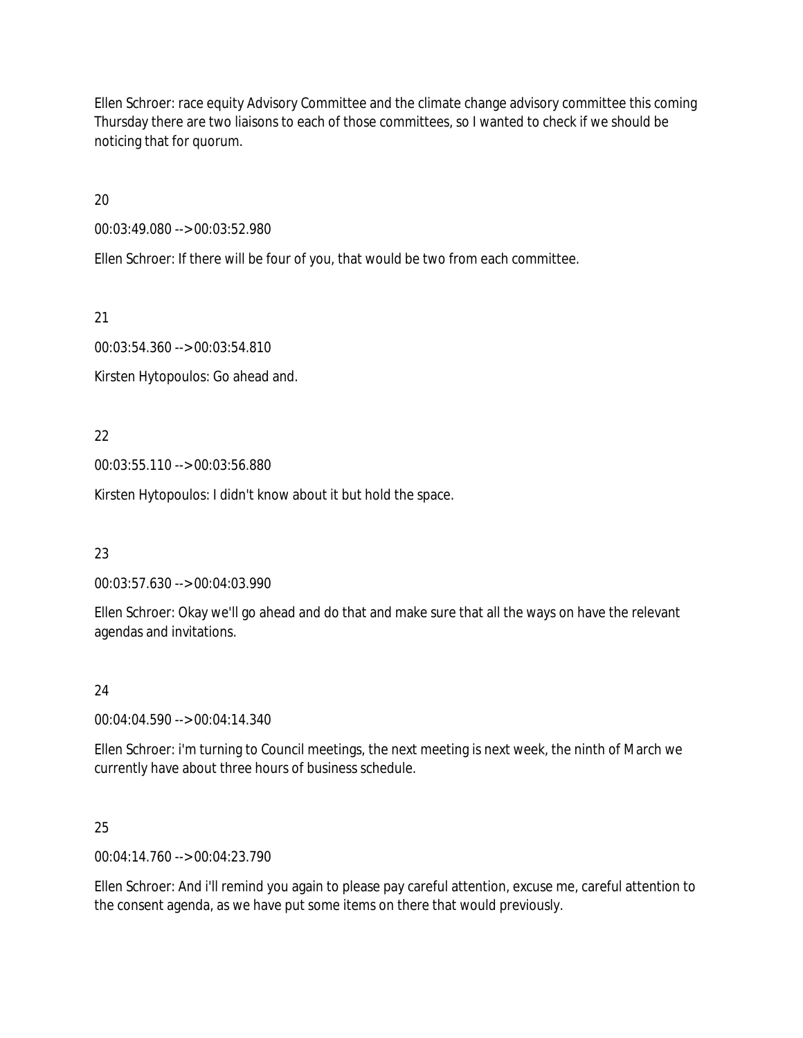Ellen Schroer: race equity Advisory Committee and the climate change advisory committee this coming Thursday there are two liaisons to each of those committees, so I wanted to check if we should be noticing that for quorum.

20

00:03:49.080 --> 00:03:52.980

Ellen Schroer: If there will be four of you, that would be two from each committee.

21

00:03:54.360 --> 00:03:54.810

Kirsten Hytopoulos: Go ahead and.

22

00:03:55.110 --> 00:03:56.880

Kirsten Hytopoulos: I didn't know about it but hold the space.

23

00:03:57.630 --> 00:04:03.990

Ellen Schroer: Okay we'll go ahead and do that and make sure that all the ways on have the relevant agendas and invitations.

24

00:04:04.590 --> 00:04:14.340

Ellen Schroer: i'm turning to Council meetings, the next meeting is next week, the ninth of March we currently have about three hours of business schedule.

25

00:04:14.760 --> 00:04:23.790

Ellen Schroer: And i'll remind you again to please pay careful attention, excuse me, careful attention to the consent agenda, as we have put some items on there that would previously.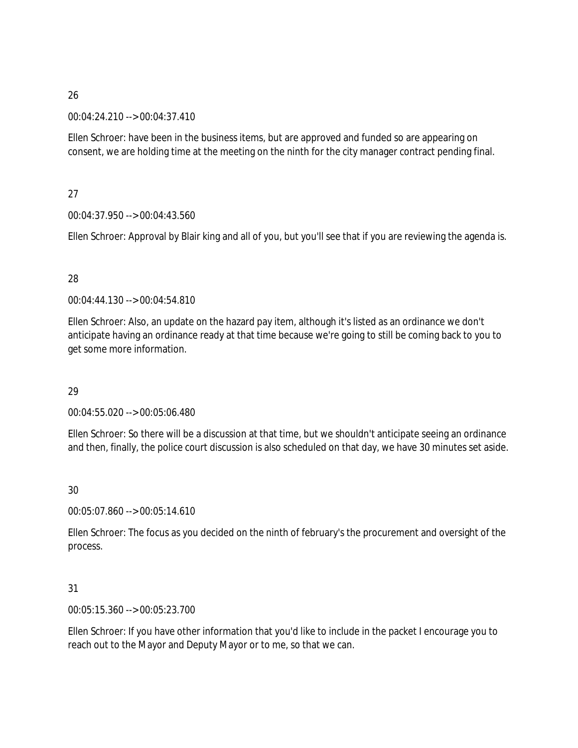26

00:04:24.210 --> 00:04:37.410

Ellen Schroer: have been in the business items, but are approved and funded so are appearing on consent, we are holding time at the meeting on the ninth for the city manager contract pending final.

27

00:04:37.950 --> 00:04:43.560

Ellen Schroer: Approval by Blair king and all of you, but you'll see that if you are reviewing the agenda is.

28

00:04:44.130 --> 00:04:54.810

Ellen Schroer: Also, an update on the hazard pay item, although it's listed as an ordinance we don't anticipate having an ordinance ready at that time because we're going to still be coming back to you to get some more information.

29

00:04:55.020 --> 00:05:06.480

Ellen Schroer: So there will be a discussion at that time, but we shouldn't anticipate seeing an ordinance and then, finally, the police court discussion is also scheduled on that day, we have 30 minutes set aside.

30

00:05:07.860 --> 00:05:14.610

Ellen Schroer: The focus as you decided on the ninth of february's the procurement and oversight of the process.

31

00:05:15.360 --> 00:05:23.700

Ellen Schroer: If you have other information that you'd like to include in the packet I encourage you to reach out to the Mayor and Deputy Mayor or to me, so that we can.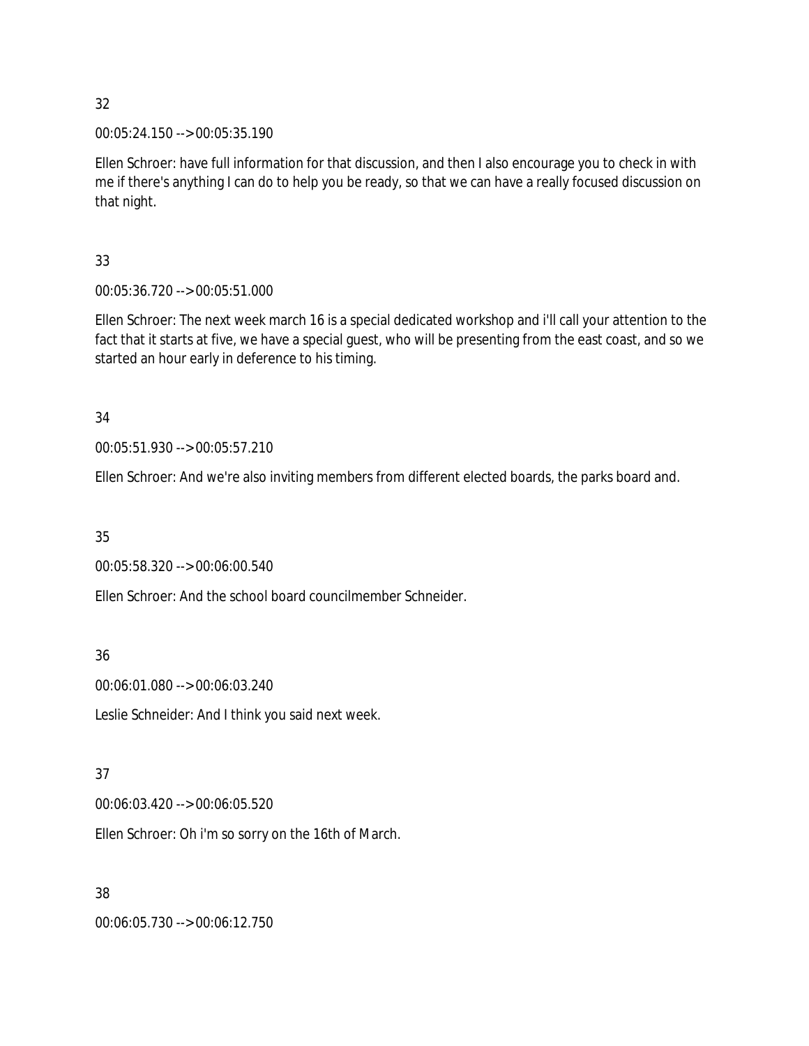32

00:05:24.150 --> 00:05:35.190

Ellen Schroer: have full information for that discussion, and then I also encourage you to check in with me if there's anything I can do to help you be ready, so that we can have a really focused discussion on that night.

33

00:05:36.720 --> 00:05:51.000

Ellen Schroer: The next week march 16 is a special dedicated workshop and i'll call your attention to the fact that it starts at five, we have a special guest, who will be presenting from the east coast, and so we started an hour early in deference to his timing.

34

00:05:51.930 --> 00:05:57.210

Ellen Schroer: And we're also inviting members from different elected boards, the parks board and.

35

00:05:58.320 --> 00:06:00.540

Ellen Schroer: And the school board councilmember Schneider.

36

00:06:01.080 --> 00:06:03.240

Leslie Schneider: And I think you said next week.

37

00:06:03.420 --> 00:06:05.520

Ellen Schroer: Oh i'm so sorry on the 16th of March.

38

00:06:05.730 --> 00:06:12.750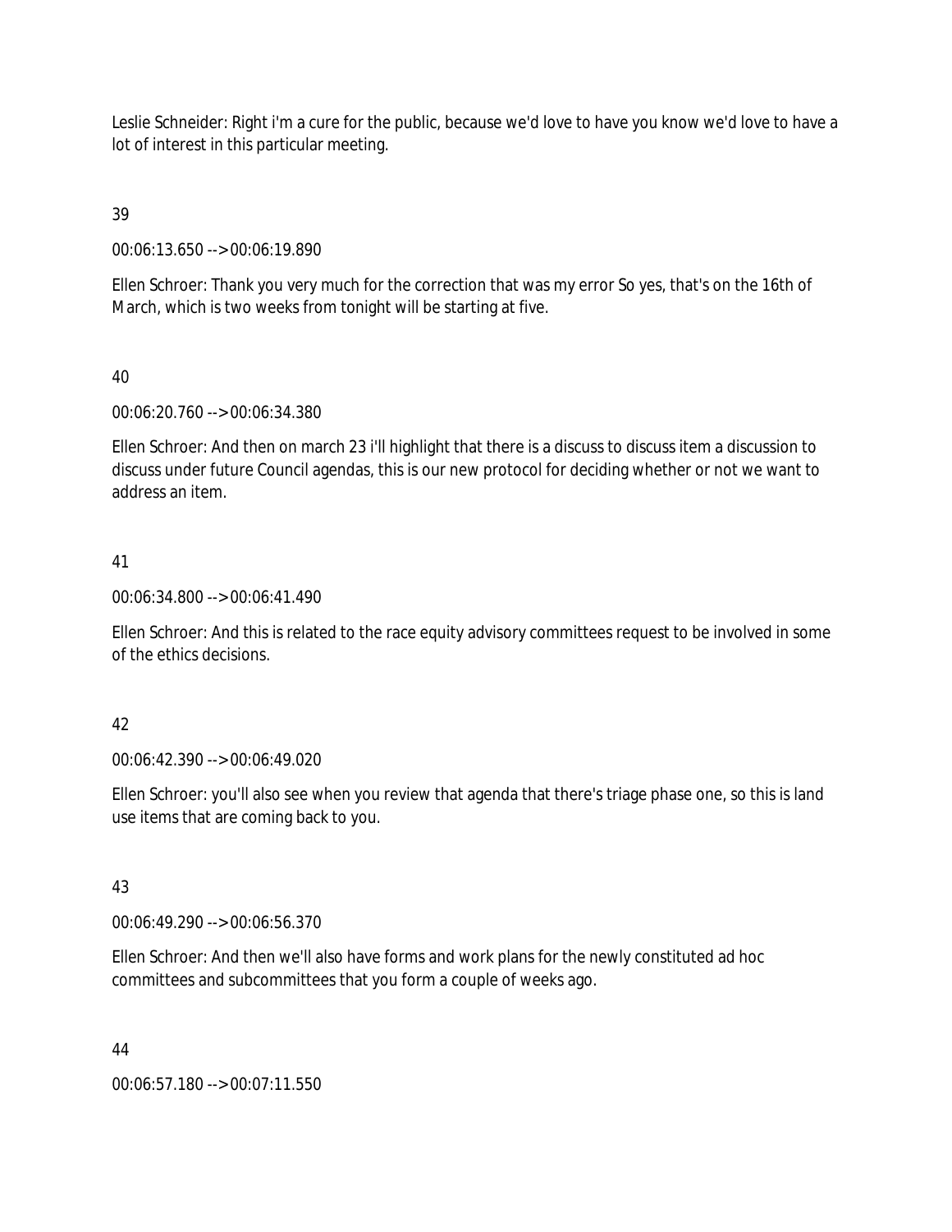Leslie Schneider: Right i'm a cure for the public, because we'd love to have you know we'd love to have a lot of interest in this particular meeting.

39

00:06:13.650 --> 00:06:19.890

Ellen Schroer: Thank you very much for the correction that was my error So yes, that's on the 16th of March, which is two weeks from tonight will be starting at five.

40

00:06:20.760 --> 00:06:34.380

Ellen Schroer: And then on march 23 i'll highlight that there is a discuss to discuss item a discussion to discuss under future Council agendas, this is our new protocol for deciding whether or not we want to address an item.

41

00:06:34.800 --> 00:06:41.490

Ellen Schroer: And this is related to the race equity advisory committees request to be involved in some of the ethics decisions.

42

00:06:42.390 --> 00:06:49.020

Ellen Schroer: you'll also see when you review that agenda that there's triage phase one, so this is land use items that are coming back to you.

43

00:06:49.290 --> 00:06:56.370

Ellen Schroer: And then we'll also have forms and work plans for the newly constituted ad hoc committees and subcommittees that you form a couple of weeks ago.

44

00:06:57.180 --> 00:07:11.550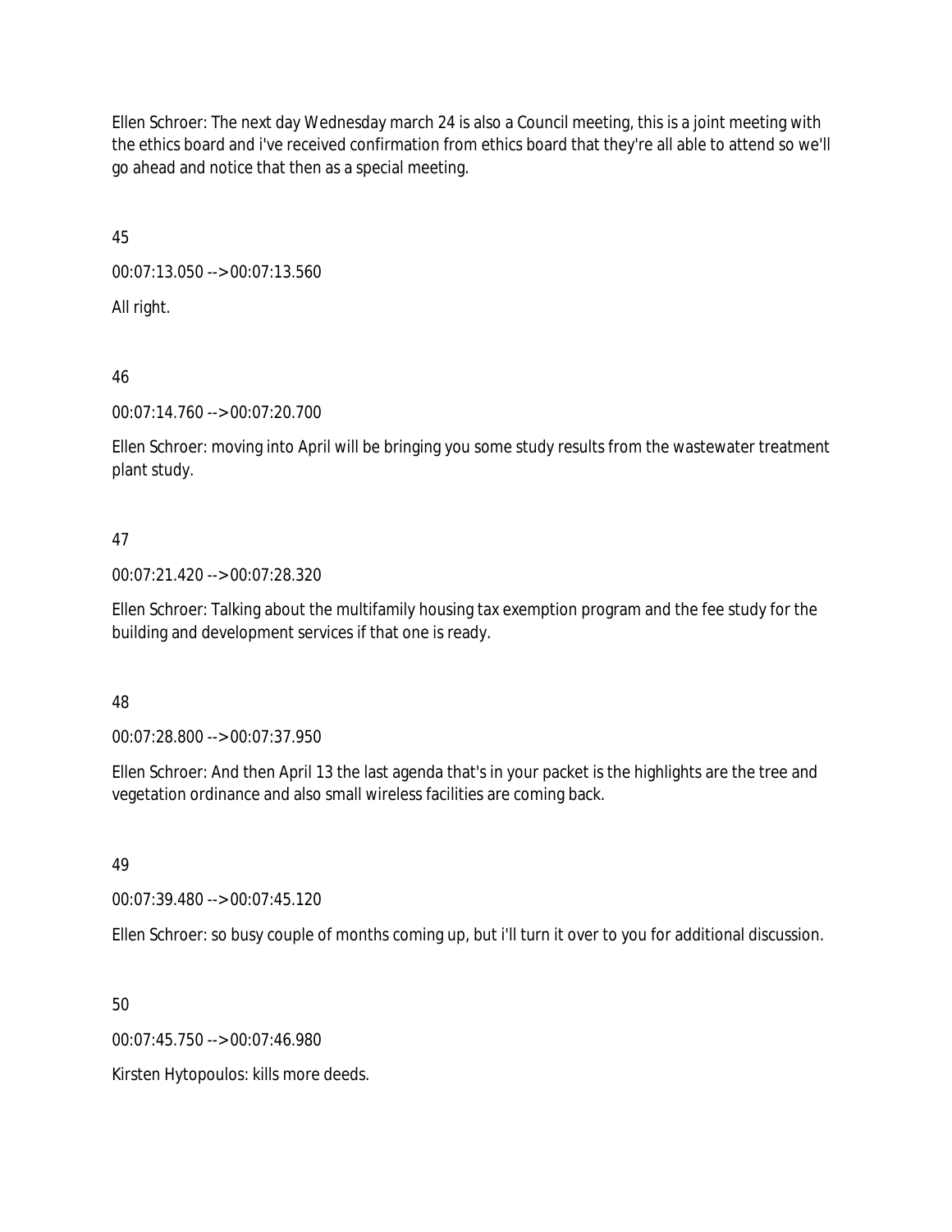Ellen Schroer: The next day Wednesday march 24 is also a Council meeting, this is a joint meeting with the ethics board and i've received confirmation from ethics board that they're all able to attend so we'll go ahead and notice that then as a special meeting.

45

00:07:13.050 --> 00:07:13.560

All right.

46

00:07:14.760 --> 00:07:20.700

Ellen Schroer: moving into April will be bringing you some study results from the wastewater treatment plant study.

47

00:07:21.420 --> 00:07:28.320

Ellen Schroer: Talking about the multifamily housing tax exemption program and the fee study for the building and development services if that one is ready.

48

00:07:28.800 --> 00:07:37.950

Ellen Schroer: And then April 13 the last agenda that's in your packet is the highlights are the tree and vegetation ordinance and also small wireless facilities are coming back.

49

00:07:39.480 --> 00:07:45.120

Ellen Schroer: so busy couple of months coming up, but i'll turn it over to you for additional discussion.

50

00:07:45.750 --> 00:07:46.980

Kirsten Hytopoulos: kills more deeds.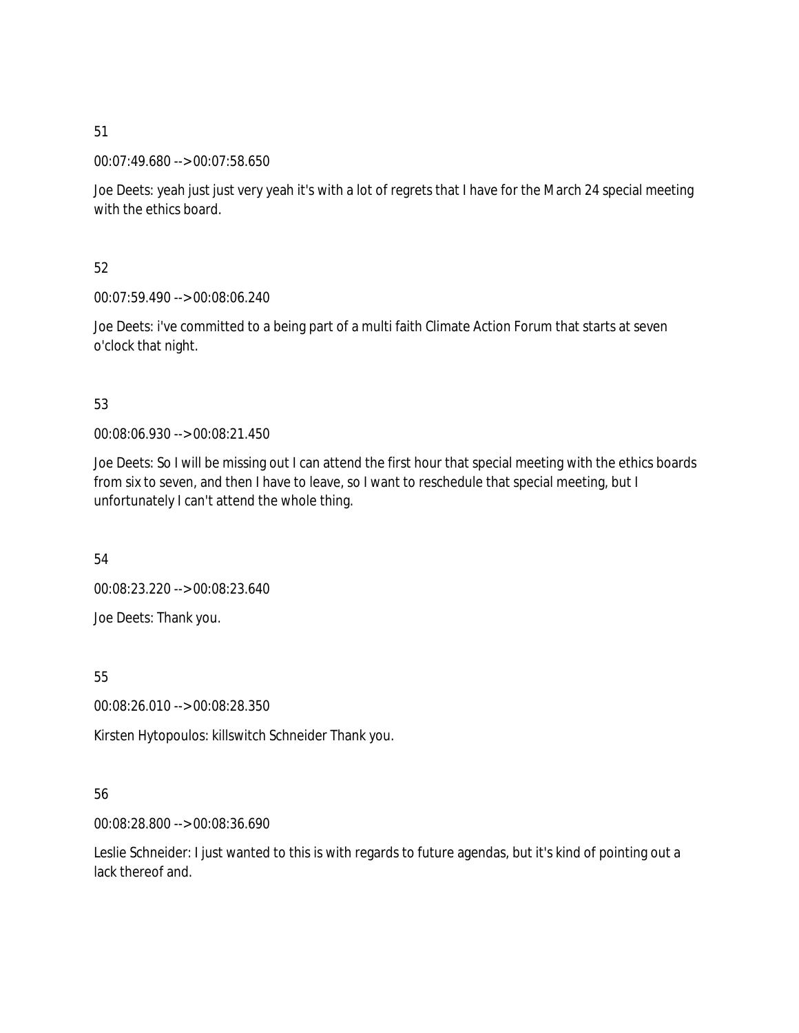51

00:07:49.680 --> 00:07:58.650

Joe Deets: yeah just just very yeah it's with a lot of regrets that I have for the March 24 special meeting with the ethics board.

52

00:07:59.490 --> 00:08:06.240

Joe Deets: i've committed to a being part of a multi faith Climate Action Forum that starts at seven o'clock that night.

53

00:08:06.930 --> 00:08:21.450

Joe Deets: So I will be missing out I can attend the first hour that special meeting with the ethics boards from six to seven, and then I have to leave, so I want to reschedule that special meeting, but I unfortunately I can't attend the whole thing.

54

00:08:23.220 --> 00:08:23.640

Joe Deets: Thank you.

55

00:08:26.010 --> 00:08:28.350

Kirsten Hytopoulos: killswitch Schneider Thank you.

56

00:08:28.800 --> 00:08:36.690

Leslie Schneider: I just wanted to this is with regards to future agendas, but it's kind of pointing out a lack thereof and.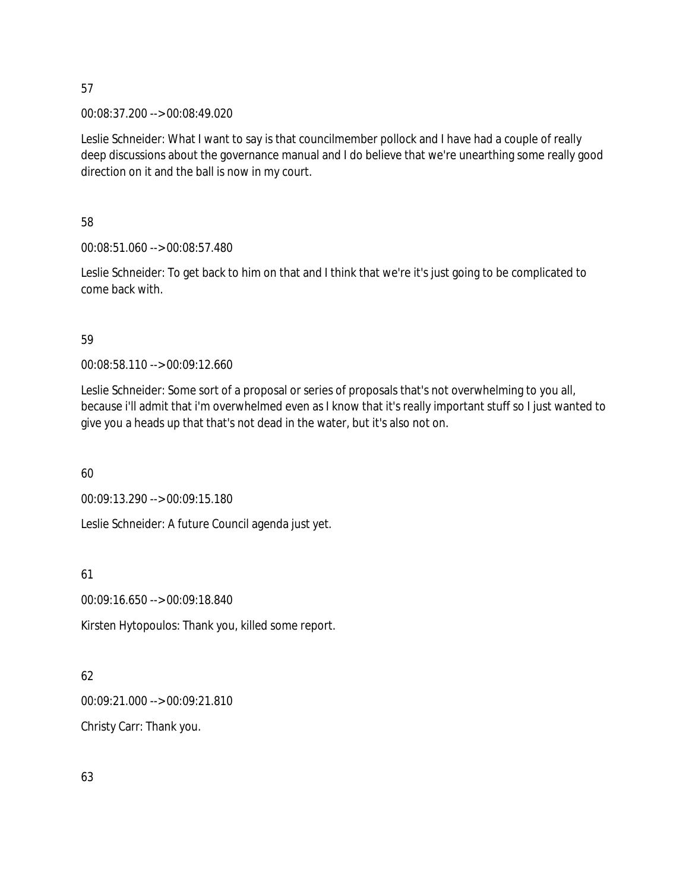57

00:08:37.200 --> 00:08:49.020

Leslie Schneider: What I want to say is that councilmember pollock and I have had a couple of really deep discussions about the governance manual and I do believe that we're unearthing some really good direction on it and the ball is now in my court.

58

00:08:51.060 --> 00:08:57.480

Leslie Schneider: To get back to him on that and I think that we're it's just going to be complicated to come back with.

59

00:08:58.110 --> 00:09:12.660

Leslie Schneider: Some sort of a proposal or series of proposals that's not overwhelming to you all, because i'll admit that i'm overwhelmed even as I know that it's really important stuff so I just wanted to give you a heads up that that's not dead in the water, but it's also not on.

60

00:09:13.290 --> 00:09:15.180

Leslie Schneider: A future Council agenda just yet.

61

00:09:16.650 --> 00:09:18.840

Kirsten Hytopoulos: Thank you, killed some report.

62

00:09:21.000 --> 00:09:21.810

Christy Carr: Thank you.

63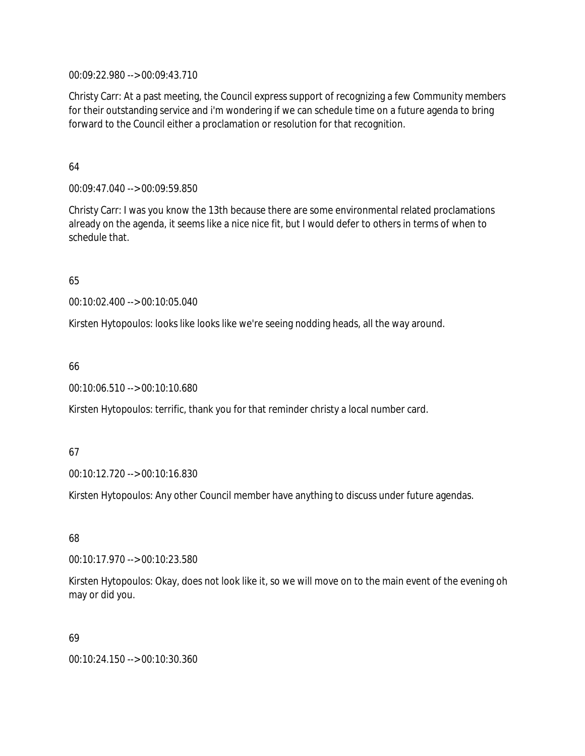00:09:22.980 --> 00:09:43.710

Christy Carr: At a past meeting, the Council express support of recognizing a few Community members for their outstanding service and i'm wondering if we can schedule time on a future agenda to bring forward to the Council either a proclamation or resolution for that recognition.

64

00:09:47.040 --> 00:09:59.850

Christy Carr: I was you know the 13th because there are some environmental related proclamations already on the agenda, it seems like a nice nice fit, but I would defer to others in terms of when to schedule that.

65

00:10:02.400 --> 00:10:05.040

Kirsten Hytopoulos: looks like looks like we're seeing nodding heads, all the way around.

66

00:10:06.510 --> 00:10:10.680

Kirsten Hytopoulos: terrific, thank you for that reminder christy a local number card.

67

00:10:12.720 --> 00:10:16.830

Kirsten Hytopoulos: Any other Council member have anything to discuss under future agendas.

68

00:10:17.970 --> 00:10:23.580

Kirsten Hytopoulos: Okay, does not look like it, so we will move on to the main event of the evening oh may or did you.

69

00:10:24.150 --> 00:10:30.360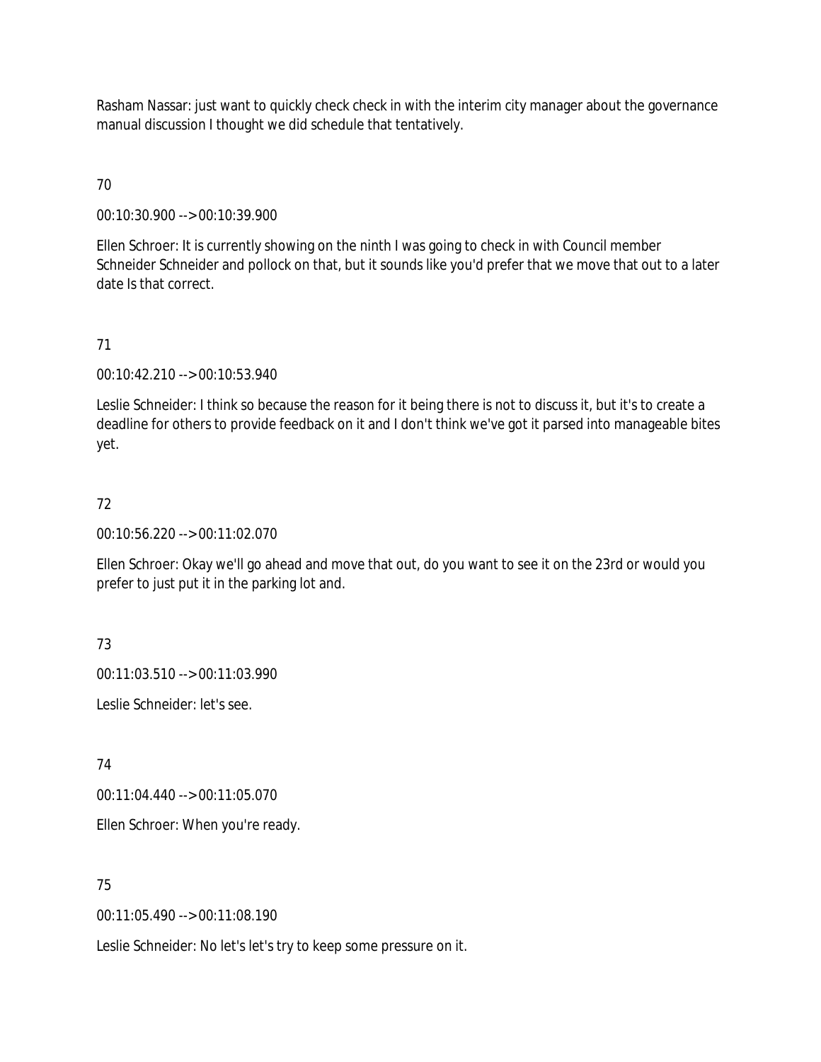Rasham Nassar: just want to quickly check check in with the interim city manager about the governance manual discussion I thought we did schedule that tentatively.

70

00:10:30.900 --> 00:10:39.900

Ellen Schroer: It is currently showing on the ninth I was going to check in with Council member Schneider Schneider and pollock on that, but it sounds like you'd prefer that we move that out to a later date Is that correct.

71

00:10:42.210 --> 00:10:53.940

Leslie Schneider: I think so because the reason for it being there is not to discuss it, but it's to create a deadline for others to provide feedback on it and I don't think we've got it parsed into manageable bites yet.

72

00:10:56.220 --> 00:11:02.070

Ellen Schroer: Okay we'll go ahead and move that out, do you want to see it on the 23rd or would you prefer to just put it in the parking lot and.

73

00:11:03.510 --> 00:11:03.990

Leslie Schneider: let's see.

74

00:11:04.440 --> 00:11:05.070

Ellen Schroer: When you're ready.

75

00:11:05.490 --> 00:11:08.190

Leslie Schneider: No let's let's try to keep some pressure on it.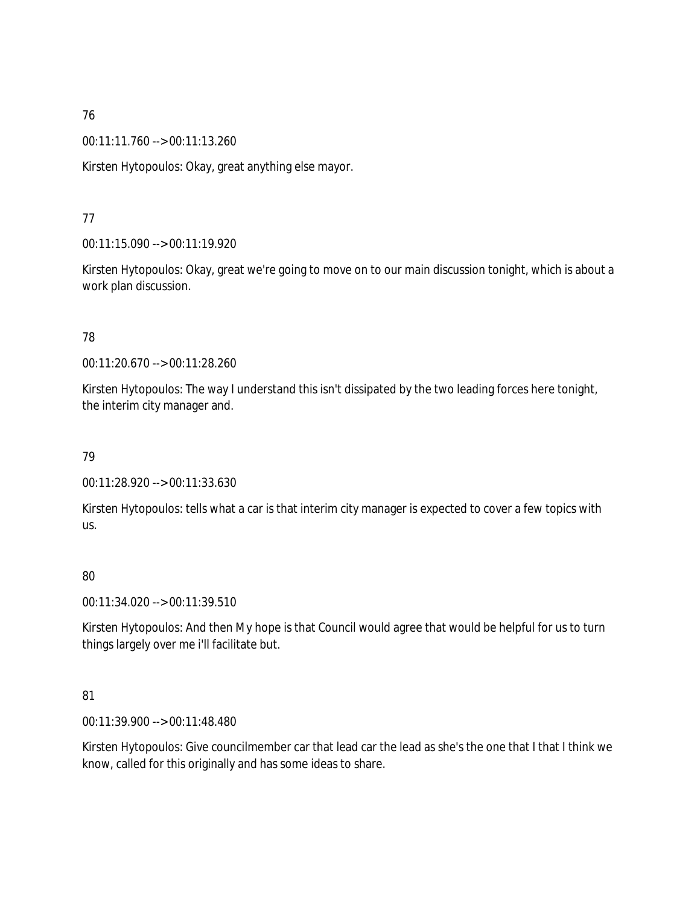76

00:11:11.760 --> 00:11:13.260

Kirsten Hytopoulos: Okay, great anything else mayor.

77

00:11:15.090 --> 00:11:19.920

Kirsten Hytopoulos: Okay, great we're going to move on to our main discussion tonight, which is about a work plan discussion.

78

00:11:20.670 --> 00:11:28.260

Kirsten Hytopoulos: The way I understand this isn't dissipated by the two leading forces here tonight, the interim city manager and.

79

00:11:28.920 --> 00:11:33.630

Kirsten Hytopoulos: tells what a car is that interim city manager is expected to cover a few topics with us.

80

00:11:34.020 --> 00:11:39.510

Kirsten Hytopoulos: And then My hope is that Council would agree that would be helpful for us to turn things largely over me i'll facilitate but.

81

00:11:39.900 --> 00:11:48.480

Kirsten Hytopoulos: Give councilmember car that lead car the lead as she's the one that I that I think we know, called for this originally and has some ideas to share.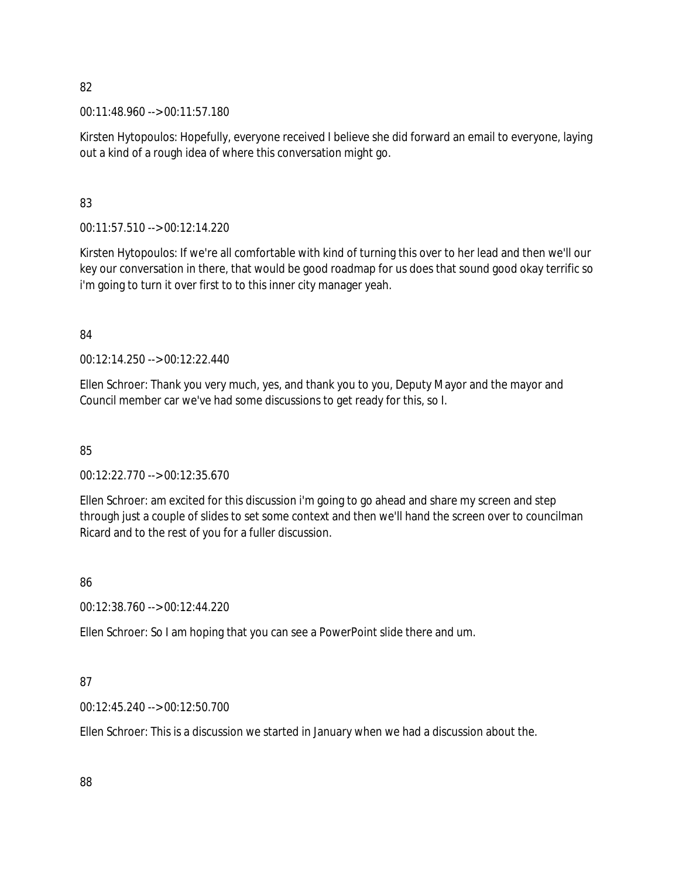82

00:11:48.960 --> 00:11:57.180

Kirsten Hytopoulos: Hopefully, everyone received I believe she did forward an email to everyone, laying out a kind of a rough idea of where this conversation might go.

83

00:11:57.510 --> 00:12:14.220

Kirsten Hytopoulos: If we're all comfortable with kind of turning this over to her lead and then we'll our key our conversation in there, that would be good roadmap for us does that sound good okay terrific so i'm going to turn it over first to to this inner city manager yeah.

84

00:12:14.250 --> 00:12:22.440

Ellen Schroer: Thank you very much, yes, and thank you to you, Deputy Mayor and the mayor and Council member car we've had some discussions to get ready for this, so I.

85

00:12:22.770 --> 00:12:35.670

Ellen Schroer: am excited for this discussion i'm going to go ahead and share my screen and step through just a couple of slides to set some context and then we'll hand the screen over to councilman Ricard and to the rest of you for a fuller discussion.

86

00:12:38.760 --> 00:12:44.220

Ellen Schroer: So I am hoping that you can see a PowerPoint slide there and um.

87

00:12:45.240 --> 00:12:50.700

Ellen Schroer: This is a discussion we started in January when we had a discussion about the.

88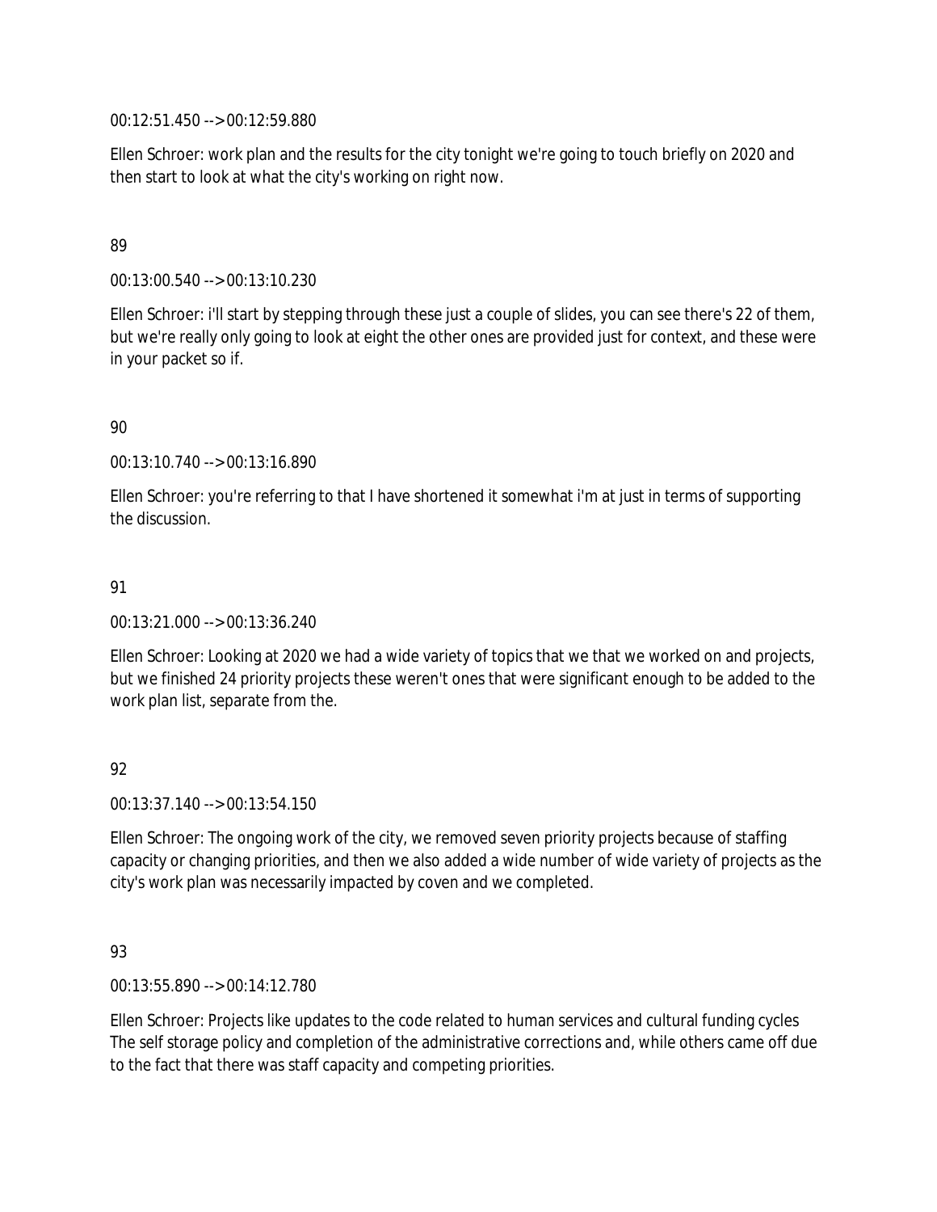00:12:51.450 --> 00:12:59.880

Ellen Schroer: work plan and the results for the city tonight we're going to touch briefly on 2020 and then start to look at what the city's working on right now.

89

00:13:00.540 --> 00:13:10.230

Ellen Schroer: i'll start by stepping through these just a couple of slides, you can see there's 22 of them, but we're really only going to look at eight the other ones are provided just for context, and these were in your packet so if.

90

00:13:10.740 --> 00:13:16.890

Ellen Schroer: you're referring to that I have shortened it somewhat i'm at just in terms of supporting the discussion.

91

00:13:21.000 --> 00:13:36.240

Ellen Schroer: Looking at 2020 we had a wide variety of topics that we that we worked on and projects, but we finished 24 priority projects these weren't ones that were significant enough to be added to the work plan list, separate from the.

92

00:13:37.140 --> 00:13:54.150

Ellen Schroer: The ongoing work of the city, we removed seven priority projects because of staffing capacity or changing priorities, and then we also added a wide number of wide variety of projects as the city's work plan was necessarily impacted by coven and we completed.

93

00:13:55.890 --> 00:14:12.780

Ellen Schroer: Projects like updates to the code related to human services and cultural funding cycles The self storage policy and completion of the administrative corrections and, while others came off due to the fact that there was staff capacity and competing priorities.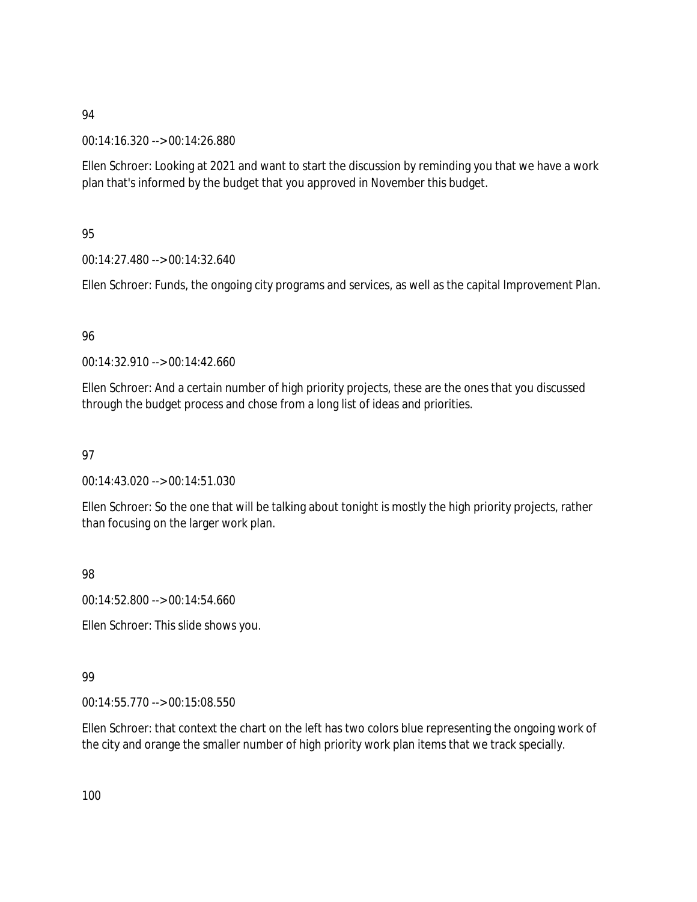94

00:14:16.320 --> 00:14:26.880

Ellen Schroer: Looking at 2021 and want to start the discussion by reminding you that we have a work plan that's informed by the budget that you approved in November this budget.

95

00:14:27.480 --> 00:14:32.640

Ellen Schroer: Funds, the ongoing city programs and services, as well as the capital Improvement Plan.

96

00:14:32.910 --> 00:14:42.660

Ellen Schroer: And a certain number of high priority projects, these are the ones that you discussed through the budget process and chose from a long list of ideas and priorities.

97

00:14:43.020 --> 00:14:51.030

Ellen Schroer: So the one that will be talking about tonight is mostly the high priority projects, rather than focusing on the larger work plan.

98

00:14:52.800 --> 00:14:54.660

Ellen Schroer: This slide shows you.

99

00:14:55.770 --> 00:15:08.550

Ellen Schroer: that context the chart on the left has two colors blue representing the ongoing work of the city and orange the smaller number of high priority work plan items that we track specially.

100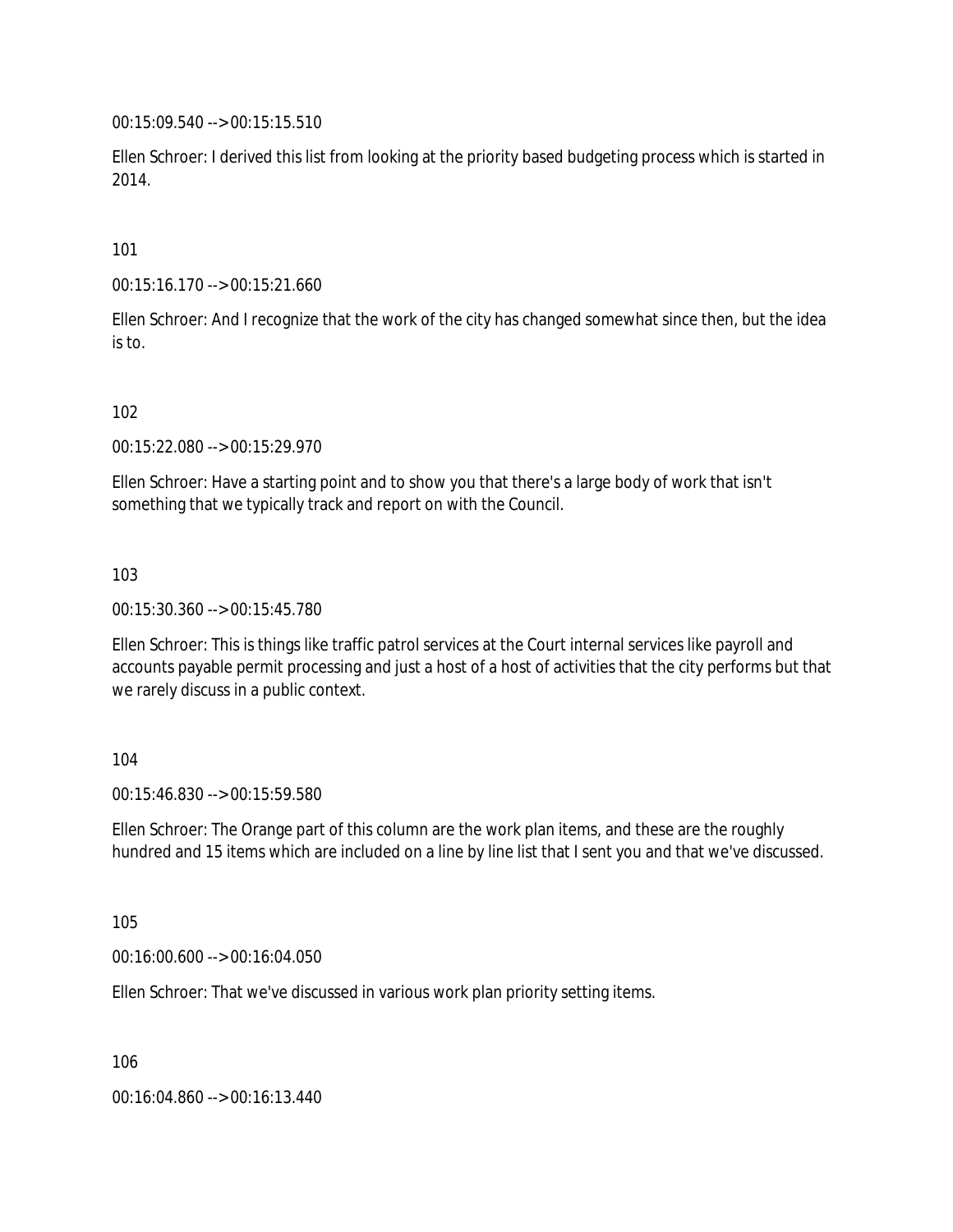00:15:09.540 --> 00:15:15.510

Ellen Schroer: I derived this list from looking at the priority based budgeting process which is started in 2014.

101

00:15:16.170 --> 00:15:21.660

Ellen Schroer: And I recognize that the work of the city has changed somewhat since then, but the idea is to.

102

00:15:22.080 --> 00:15:29.970

Ellen Schroer: Have a starting point and to show you that there's a large body of work that isn't something that we typically track and report on with the Council.

103

00:15:30.360 --> 00:15:45.780

Ellen Schroer: This is things like traffic patrol services at the Court internal services like payroll and accounts payable permit processing and just a host of a host of activities that the city performs but that we rarely discuss in a public context.

104

00:15:46.830 --> 00:15:59.580

Ellen Schroer: The Orange part of this column are the work plan items, and these are the roughly hundred and 15 items which are included on a line by line list that I sent you and that we've discussed.

105

00:16:00.600 --> 00:16:04.050

Ellen Schroer: That we've discussed in various work plan priority setting items.

106

00:16:04.860 --> 00:16:13.440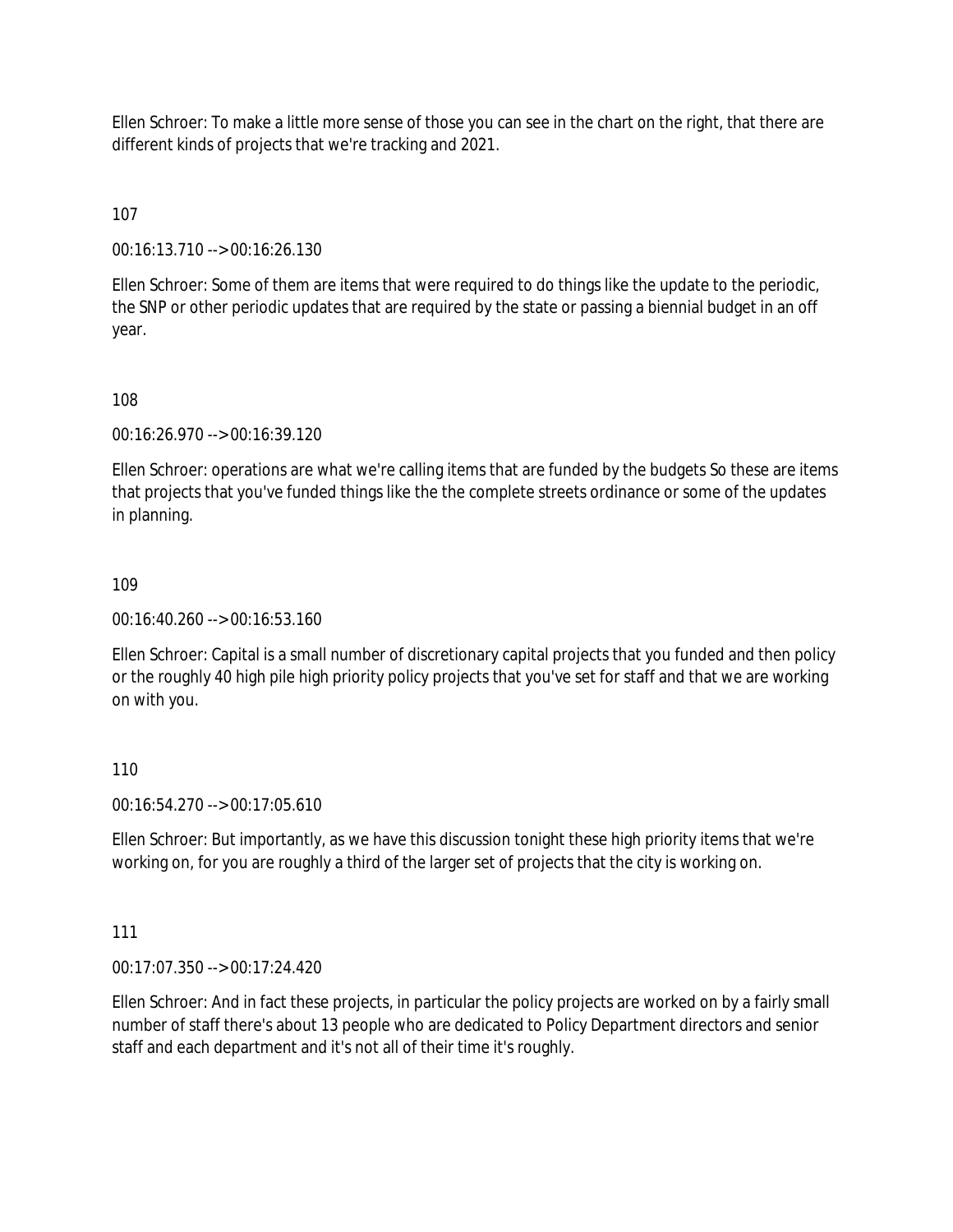Ellen Schroer: To make a little more sense of those you can see in the chart on the right, that there are different kinds of projects that we're tracking and 2021.

107

00:16:13.710 --> 00:16:26.130

Ellen Schroer: Some of them are items that were required to do things like the update to the periodic, the SNP or other periodic updates that are required by the state or passing a biennial budget in an off year.

108

00:16:26.970 --> 00:16:39.120

Ellen Schroer: operations are what we're calling items that are funded by the budgets So these are items that projects that you've funded things like the the complete streets ordinance or some of the updates in planning.

109

00:16:40.260 --> 00:16:53.160

Ellen Schroer: Capital is a small number of discretionary capital projects that you funded and then policy or the roughly 40 high pile high priority policy projects that you've set for staff and that we are working on with you.

110

00:16:54.270 --> 00:17:05.610

Ellen Schroer: But importantly, as we have this discussion tonight these high priority items that we're working on, for you are roughly a third of the larger set of projects that the city is working on.

111

00:17:07.350 --> 00:17:24.420

Ellen Schroer: And in fact these projects, in particular the policy projects are worked on by a fairly small number of staff there's about 13 people who are dedicated to Policy Department directors and senior staff and each department and it's not all of their time it's roughly.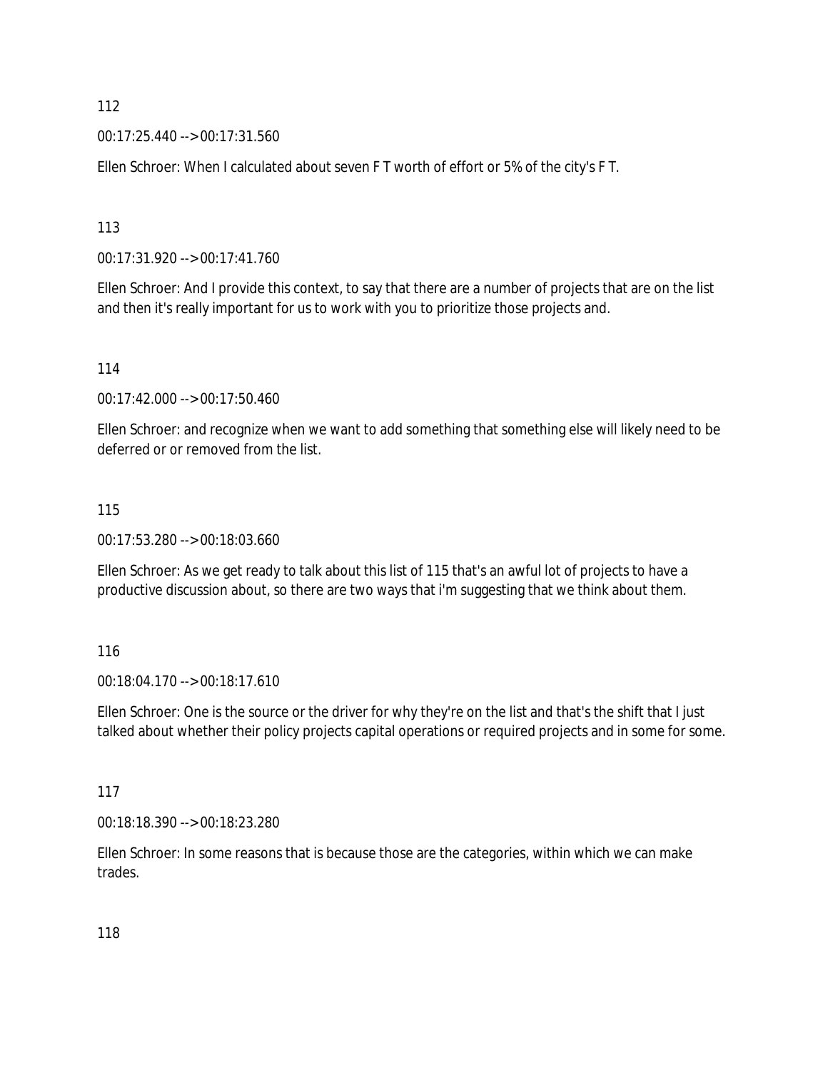112

00:17:25.440 --> 00:17:31.560

Ellen Schroer: When I calculated about seven F T worth of effort or 5% of the city's F T.

113

00:17:31.920 --> 00:17:41.760

Ellen Schroer: And I provide this context, to say that there are a number of projects that are on the list and then it's really important for us to work with you to prioritize those projects and.

114

00:17:42.000 --> 00:17:50.460

Ellen Schroer: and recognize when we want to add something that something else will likely need to be deferred or or removed from the list.

115

00:17:53.280 --> 00:18:03.660

Ellen Schroer: As we get ready to talk about this list of 115 that's an awful lot of projects to have a productive discussion about, so there are two ways that i'm suggesting that we think about them.

116

00:18:04.170 --> 00:18:17.610

Ellen Schroer: One is the source or the driver for why they're on the list and that's the shift that I just talked about whether their policy projects capital operations or required projects and in some for some.

117

00:18:18.390 --> 00:18:23.280

Ellen Schroer: In some reasons that is because those are the categories, within which we can make trades.

118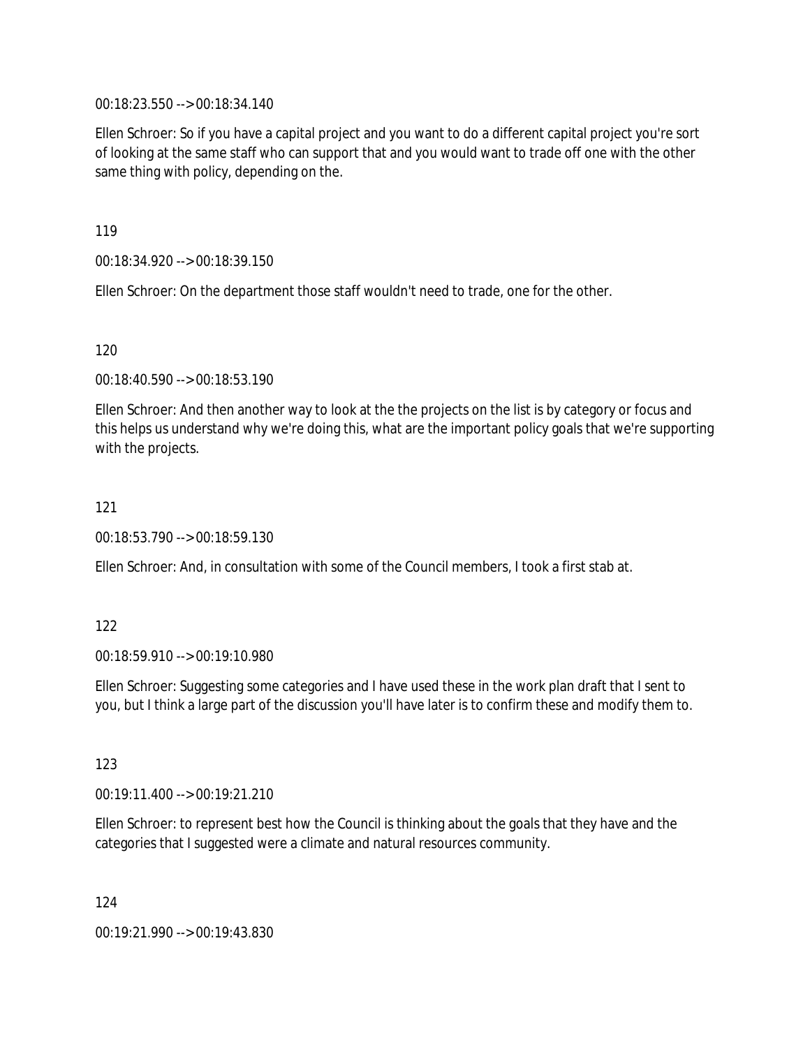00:18:23.550 --> 00:18:34.140

Ellen Schroer: So if you have a capital project and you want to do a different capital project you're sort of looking at the same staff who can support that and you would want to trade off one with the other same thing with policy, depending on the.

119

00:18:34.920 --> 00:18:39.150

Ellen Schroer: On the department those staff wouldn't need to trade, one for the other.

120

00:18:40.590 --> 00:18:53.190

Ellen Schroer: And then another way to look at the the projects on the list is by category or focus and this helps us understand why we're doing this, what are the important policy goals that we're supporting with the projects.

121

00:18:53.790 --> 00:18:59.130

Ellen Schroer: And, in consultation with some of the Council members, I took a first stab at.

122

00:18:59.910 --> 00:19:10.980

Ellen Schroer: Suggesting some categories and I have used these in the work plan draft that I sent to you, but I think a large part of the discussion you'll have later is to confirm these and modify them to.

123

00:19:11.400 --> 00:19:21.210

Ellen Schroer: to represent best how the Council is thinking about the goals that they have and the categories that I suggested were a climate and natural resources community.

124

00:19:21.990 --> 00:19:43.830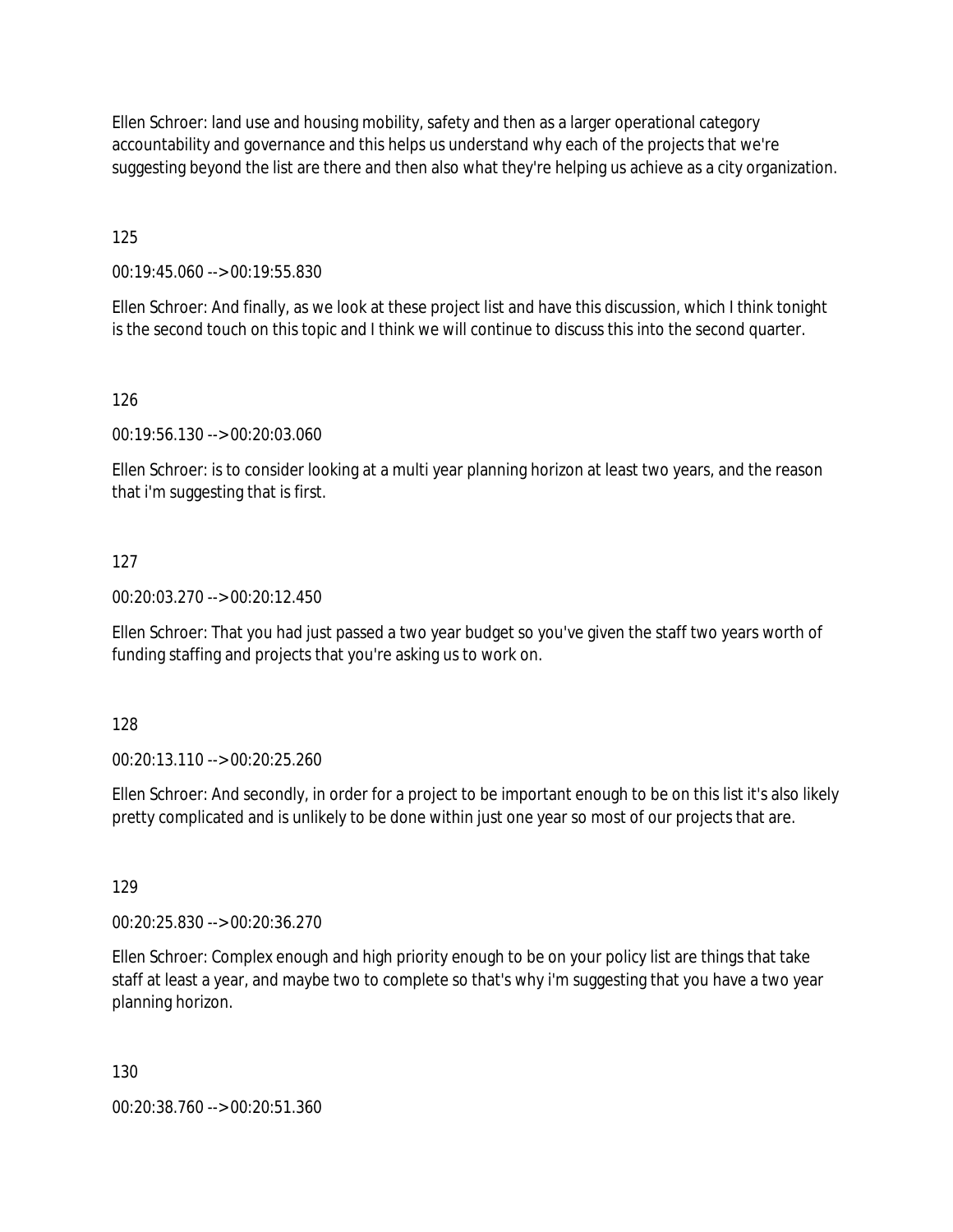Ellen Schroer: land use and housing mobility, safety and then as a larger operational category accountability and governance and this helps us understand why each of the projects that we're suggesting beyond the list are there and then also what they're helping us achieve as a city organization.

125

00:19:45.060 --> 00:19:55.830

Ellen Schroer: And finally, as we look at these project list and have this discussion, which I think tonight is the second touch on this topic and I think we will continue to discuss this into the second quarter.

126

00:19:56.130 --> 00:20:03.060

Ellen Schroer: is to consider looking at a multi year planning horizon at least two years, and the reason that i'm suggesting that is first.

127

00:20:03.270 --> 00:20:12.450

Ellen Schroer: That you had just passed a two year budget so you've given the staff two years worth of funding staffing and projects that you're asking us to work on.

128

00:20:13.110 --> 00:20:25.260

Ellen Schroer: And secondly, in order for a project to be important enough to be on this list it's also likely pretty complicated and is unlikely to be done within just one year so most of our projects that are.

129

00:20:25.830 --> 00:20:36.270

Ellen Schroer: Complex enough and high priority enough to be on your policy list are things that take staff at least a year, and maybe two to complete so that's why i'm suggesting that you have a two year planning horizon.

130

00:20:38.760 --> 00:20:51.360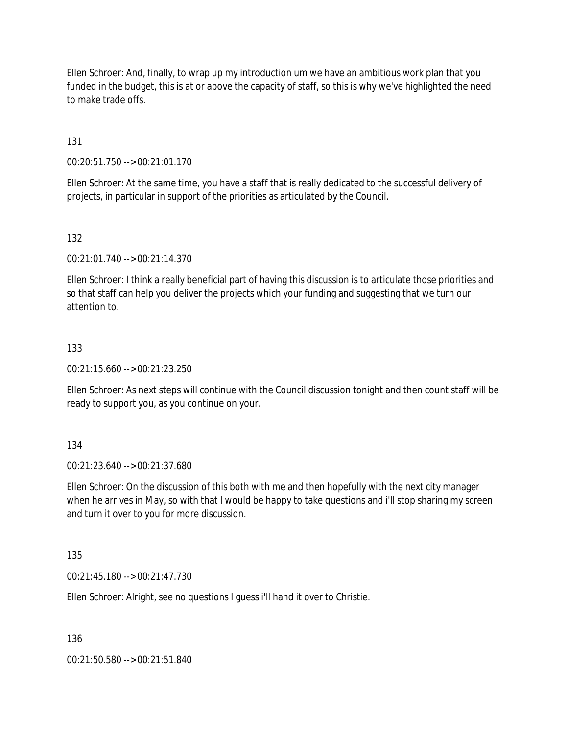Ellen Schroer: And, finally, to wrap up my introduction um we have an ambitious work plan that you funded in the budget, this is at or above the capacity of staff, so this is why we've highlighted the need to make trade offs.

131

00:20:51.750 --> 00:21:01.170

Ellen Schroer: At the same time, you have a staff that is really dedicated to the successful delivery of projects, in particular in support of the priorities as articulated by the Council.

132

00:21:01.740 --> 00:21:14.370

Ellen Schroer: I think a really beneficial part of having this discussion is to articulate those priorities and so that staff can help you deliver the projects which your funding and suggesting that we turn our attention to.

133

00:21:15.660 --> 00:21:23.250

Ellen Schroer: As next steps will continue with the Council discussion tonight and then count staff will be ready to support you, as you continue on your.

134

00:21:23.640 --> 00:21:37.680

Ellen Schroer: On the discussion of this both with me and then hopefully with the next city manager when he arrives in May, so with that I would be happy to take questions and i'll stop sharing my screen and turn it over to you for more discussion.

135

00:21:45.180 --> 00:21:47.730

Ellen Schroer: Alright, see no questions I guess i'll hand it over to Christie.

136

00:21:50.580 --> 00:21:51.840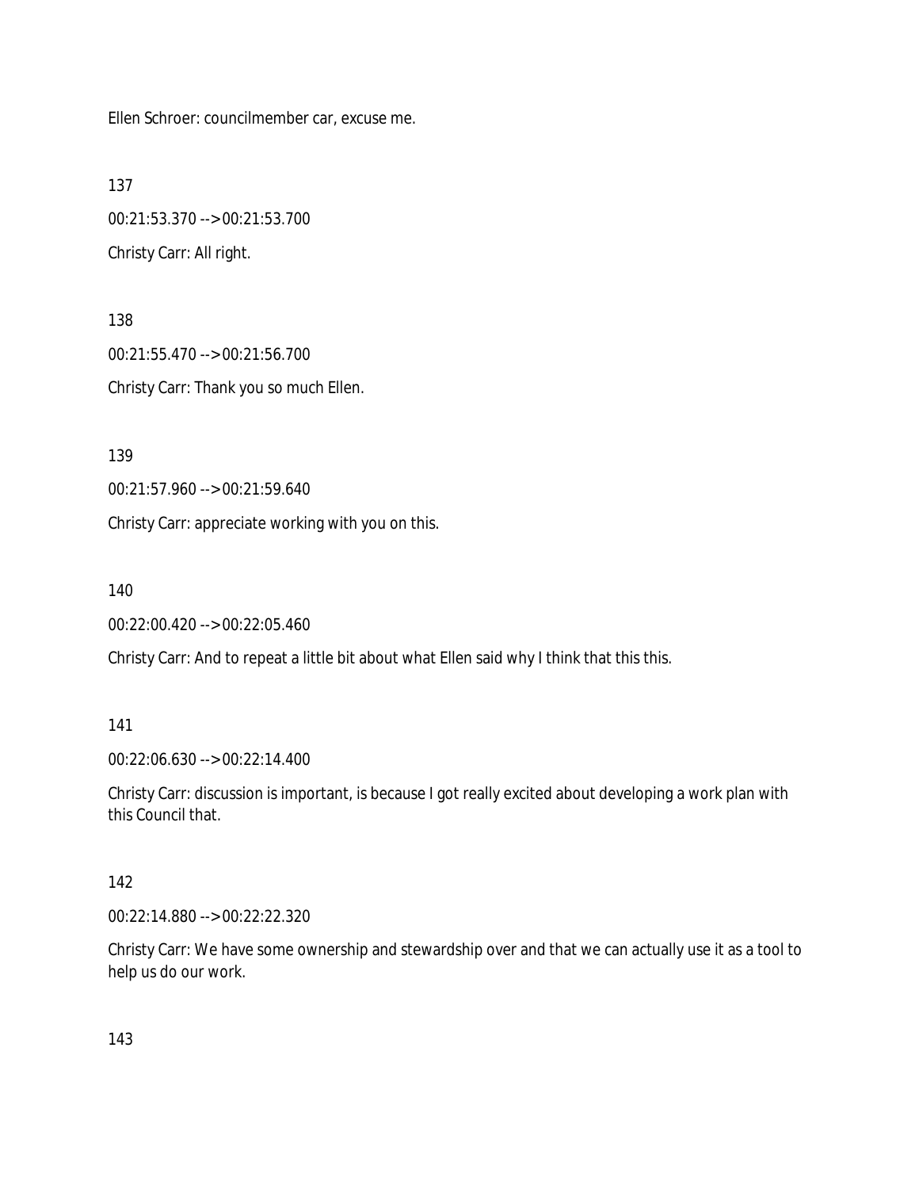Ellen Schroer: councilmember car, excuse me.

137

00:21:53.370 --> 00:21:53.700

Christy Carr: All right.

138

00:21:55.470 --> 00:21:56.700

Christy Carr: Thank you so much Ellen.

139

00:21:57.960 --> 00:21:59.640

Christy Carr: appreciate working with you on this.

140

00:22:00.420 --> 00:22:05.460

Christy Carr: And to repeat a little bit about what Ellen said why I think that this this.

141

00:22:06.630 --> 00:22:14.400

Christy Carr: discussion is important, is because I got really excited about developing a work plan with this Council that.

142

00:22:14.880 --> 00:22:22.320

Christy Carr: We have some ownership and stewardship over and that we can actually use it as a tool to help us do our work.

143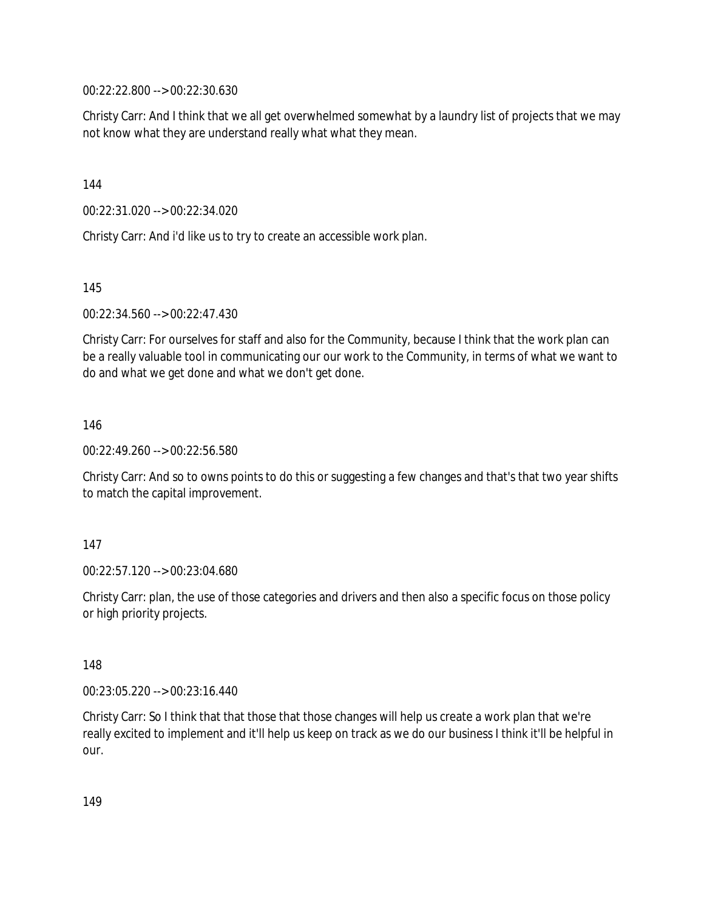00:22:22.800 --> 00:22:30.630

Christy Carr: And I think that we all get overwhelmed somewhat by a laundry list of projects that we may not know what they are understand really what what they mean.

144

00:22:31.020 --> 00:22:34.020

Christy Carr: And i'd like us to try to create an accessible work plan.

145

00:22:34.560 --> 00:22:47.430

Christy Carr: For ourselves for staff and also for the Community, because I think that the work plan can be a really valuable tool in communicating our our work to the Community, in terms of what we want to do and what we get done and what we don't get done.

146

00:22:49.260 --> 00:22:56.580

Christy Carr: And so to owns points to do this or suggesting a few changes and that's that two year shifts to match the capital improvement.

147

00:22:57.120 --> 00:23:04.680

Christy Carr: plan, the use of those categories and drivers and then also a specific focus on those policy or high priority projects.

148

00:23:05.220 --> 00:23:16.440

Christy Carr: So I think that that those that those changes will help us create a work plan that we're really excited to implement and it'll help us keep on track as we do our business I think it'll be helpful in our.

149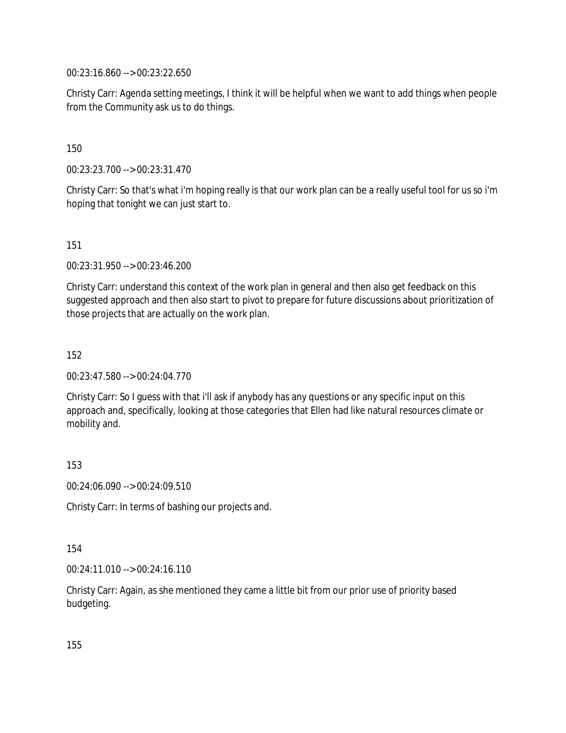00:23:16.860 --> 00:23:22.650

Christy Carr: Agenda setting meetings, I think it will be helpful when we want to add things when people from the Community ask us to do things.

150

00:23:23.700 --> 00:23:31.470

Christy Carr: So that's what i'm hoping really is that our work plan can be a really useful tool for us so i'm hoping that tonight we can just start to.

151

00:23:31.950 --> 00:23:46.200

Christy Carr: understand this context of the work plan in general and then also get feedback on this suggested approach and then also start to pivot to prepare for future discussions about prioritization of those projects that are actually on the work plan.

152

00:23:47.580 --> 00:24:04.770

Christy Carr: So I guess with that i'll ask if anybody has any questions or any specific input on this approach and, specifically, looking at those categories that Ellen had like natural resources climate or mobility and.

153

00:24:06.090 --> 00:24:09.510

Christy Carr: In terms of bashing our projects and.

154

00:24:11.010 --> 00:24:16.110

Christy Carr: Again, as she mentioned they came a little bit from our prior use of priority based budgeting.

155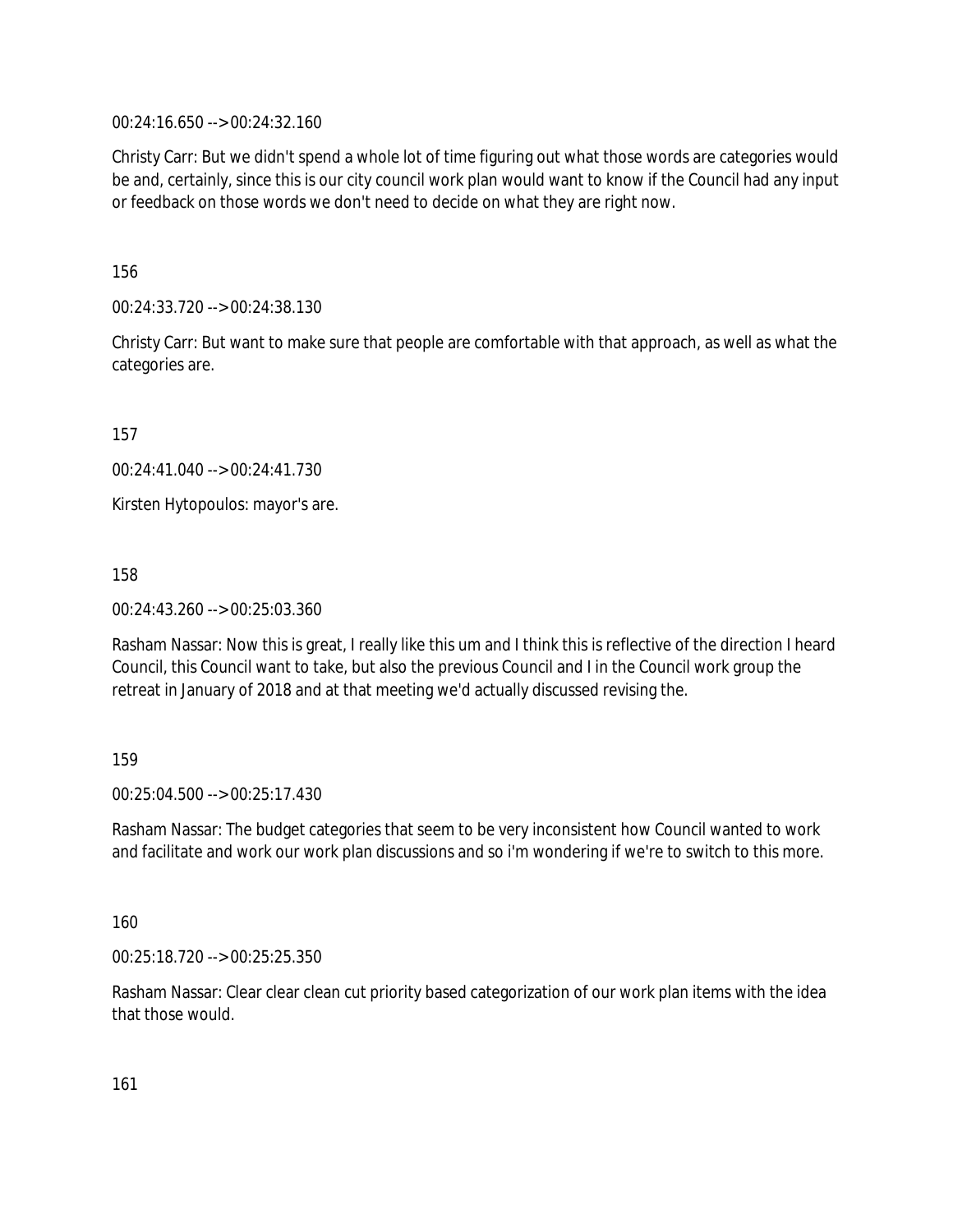00:24:16.650 --> 00:24:32.160

Christy Carr: But we didn't spend a whole lot of time figuring out what those words are categories would be and, certainly, since this is our city council work plan would want to know if the Council had any input or feedback on those words we don't need to decide on what they are right now.

156

00:24:33.720 --> 00:24:38.130

Christy Carr: But want to make sure that people are comfortable with that approach, as well as what the categories are.

157

00:24:41.040 --> 00:24:41.730

Kirsten Hytopoulos: mayor's are.

158

00:24:43.260 --> 00:25:03.360

Rasham Nassar: Now this is great, I really like this um and I think this is reflective of the direction I heard Council, this Council want to take, but also the previous Council and I in the Council work group the retreat in January of 2018 and at that meeting we'd actually discussed revising the.

159

00:25:04.500 --> 00:25:17.430

Rasham Nassar: The budget categories that seem to be very inconsistent how Council wanted to work and facilitate and work our work plan discussions and so i'm wondering if we're to switch to this more.

160

00:25:18.720 --> 00:25:25.350

Rasham Nassar: Clear clear clean cut priority based categorization of our work plan items with the idea that those would.

161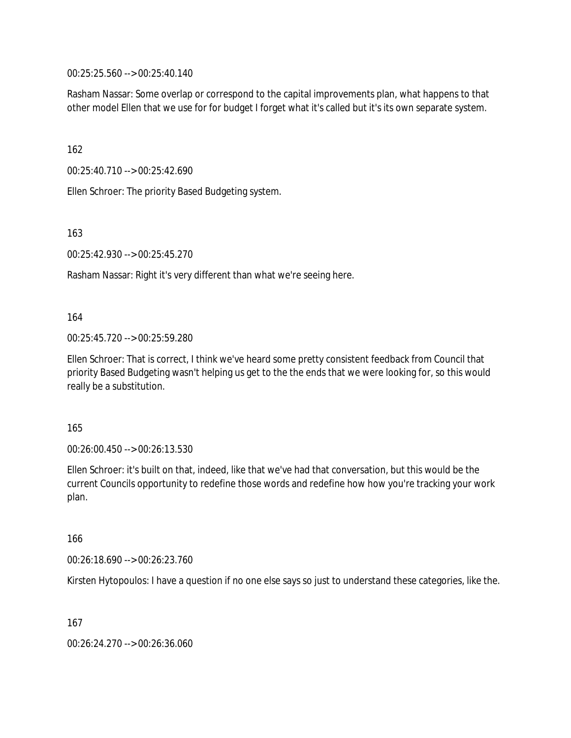00:25:25.560 --> 00:25:40.140

Rasham Nassar: Some overlap or correspond to the capital improvements plan, what happens to that other model Ellen that we use for for budget I forget what it's called but it's its own separate system.

162

00:25:40.710 --> 00:25:42.690

Ellen Schroer: The priority Based Budgeting system.

163

00:25:42.930 --> 00:25:45.270

Rasham Nassar: Right it's very different than what we're seeing here.

164

00:25:45.720 --> 00:25:59.280

Ellen Schroer: That is correct, I think we've heard some pretty consistent feedback from Council that priority Based Budgeting wasn't helping us get to the the ends that we were looking for, so this would really be a substitution.

165

00:26:00.450 --> 00:26:13.530

Ellen Schroer: it's built on that, indeed, like that we've had that conversation, but this would be the current Councils opportunity to redefine those words and redefine how how you're tracking your work plan.

166

00:26:18.690 --> 00:26:23.760

Kirsten Hytopoulos: I have a question if no one else says so just to understand these categories, like the.

167

00:26:24.270 --> 00:26:36.060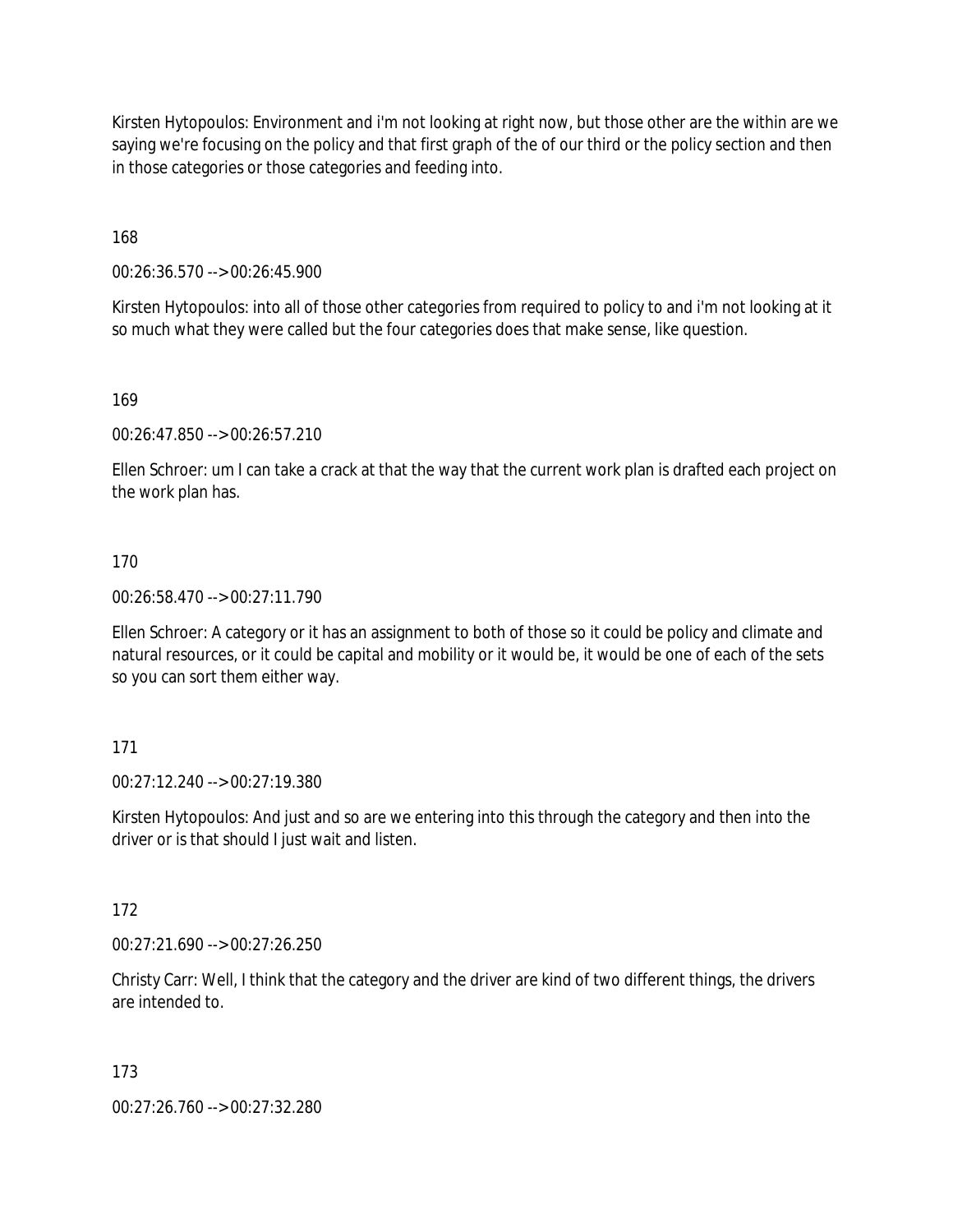Kirsten Hytopoulos: Environment and i'm not looking at right now, but those other are the within are we saying we're focusing on the policy and that first graph of the of our third or the policy section and then in those categories or those categories and feeding into.

168

00:26:36.570 --> 00:26:45.900

Kirsten Hytopoulos: into all of those other categories from required to policy to and i'm not looking at it so much what they were called but the four categories does that make sense, like question.

169

00:26:47.850 --> 00:26:57.210

Ellen Schroer: um I can take a crack at that the way that the current work plan is drafted each project on the work plan has.

170

00:26:58.470 --> 00:27:11.790

Ellen Schroer: A category or it has an assignment to both of those so it could be policy and climate and natural resources, or it could be capital and mobility or it would be, it would be one of each of the sets so you can sort them either way.

171

00:27:12.240 --> 00:27:19.380

Kirsten Hytopoulos: And just and so are we entering into this through the category and then into the driver or is that should I just wait and listen.

172

00:27:21.690 --> 00:27:26.250

Christy Carr: Well, I think that the category and the driver are kind of two different things, the drivers are intended to.

173

00:27:26.760 --> 00:27:32.280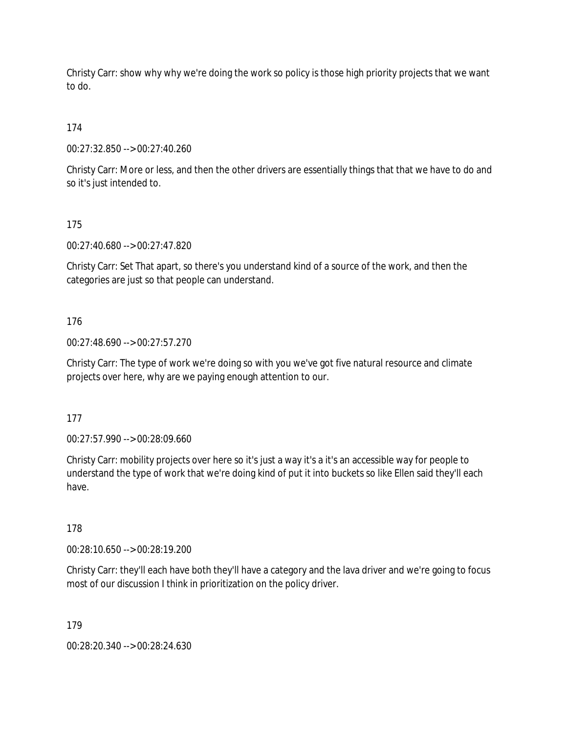Christy Carr: show why why we're doing the work so policy is those high priority projects that we want to do.

174

00:27:32.850 --> 00:27:40.260

Christy Carr: More or less, and then the other drivers are essentially things that that we have to do and so it's just intended to.

175

00:27:40.680 --> 00:27:47.820

Christy Carr: Set That apart, so there's you understand kind of a source of the work, and then the categories are just so that people can understand.

176

00:27:48.690 --> 00:27:57.270

Christy Carr: The type of work we're doing so with you we've got five natural resource and climate projects over here, why are we paying enough attention to our.

177

00:27:57.990 --> 00:28:09.660

Christy Carr: mobility projects over here so it's just a way it's a it's an accessible way for people to understand the type of work that we're doing kind of put it into buckets so like Ellen said they'll each have.

178

00:28:10.650 --> 00:28:19.200

Christy Carr: they'll each have both they'll have a category and the lava driver and we're going to focus most of our discussion I think in prioritization on the policy driver.

179

00:28:20.340 --> 00:28:24.630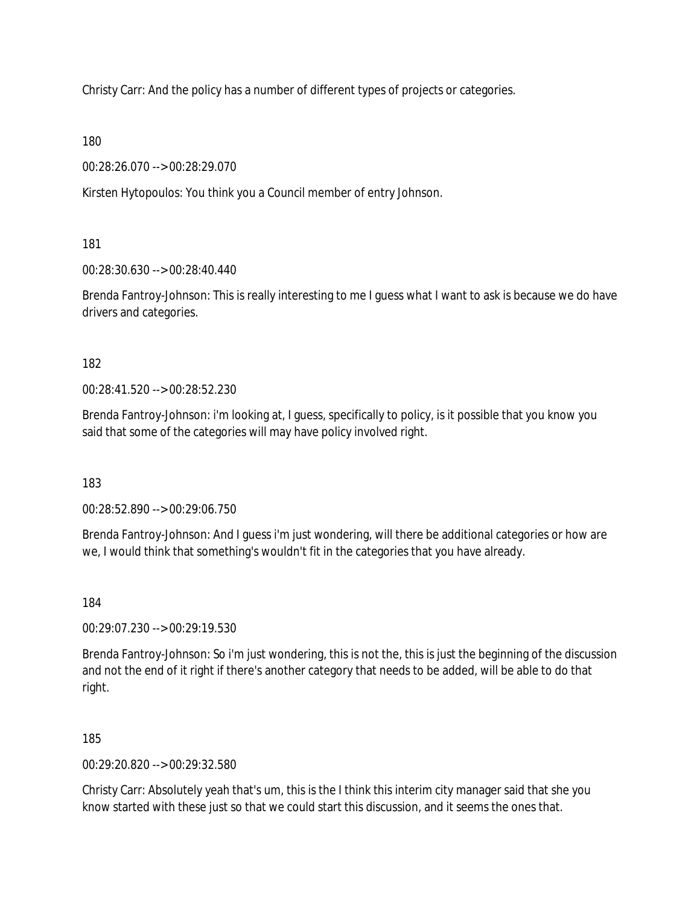Christy Carr: And the policy has a number of different types of projects or categories.

180

00:28:26.070 --> 00:28:29.070

Kirsten Hytopoulos: You think you a Council member of entry Johnson.

181

00:28:30.630 --> 00:28:40.440

Brenda Fantroy-Johnson: This is really interesting to me I guess what I want to ask is because we do have drivers and categories.

182

00:28:41.520 --> 00:28:52.230

Brenda Fantroy-Johnson: i'm looking at, I guess, specifically to policy, is it possible that you know you said that some of the categories will may have policy involved right.

183

00:28:52.890 --> 00:29:06.750

Brenda Fantroy-Johnson: And I guess i'm just wondering, will there be additional categories or how are we, I would think that something's wouldn't fit in the categories that you have already.

184

00:29:07.230 --> 00:29:19.530

Brenda Fantroy-Johnson: So i'm just wondering, this is not the, this is just the beginning of the discussion and not the end of it right if there's another category that needs to be added, will be able to do that right.

185

00:29:20.820 --> 00:29:32.580

Christy Carr: Absolutely yeah that's um, this is the I think this interim city manager said that she you know started with these just so that we could start this discussion, and it seems the ones that.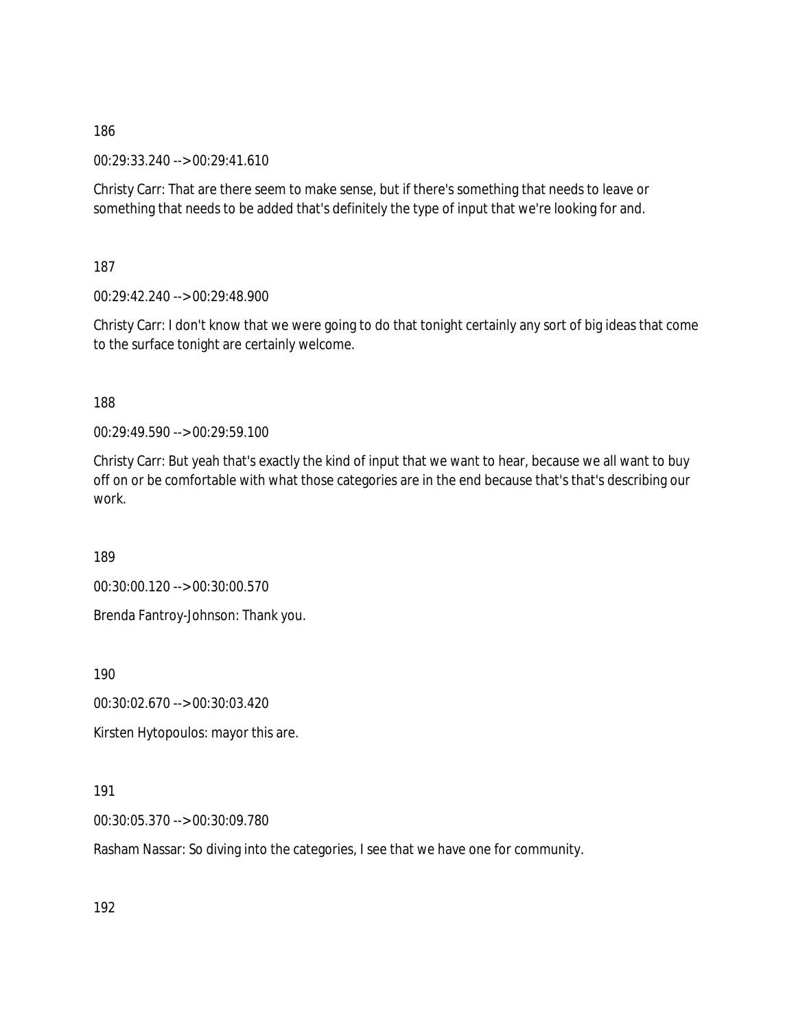186

00:29:33.240 --> 00:29:41.610

Christy Carr: That are there seem to make sense, but if there's something that needs to leave or something that needs to be added that's definitely the type of input that we're looking for and.

187

00:29:42.240 --> 00:29:48.900

Christy Carr: I don't know that we were going to do that tonight certainly any sort of big ideas that come to the surface tonight are certainly welcome.

188

00:29:49.590 --> 00:29:59.100

Christy Carr: But yeah that's exactly the kind of input that we want to hear, because we all want to buy off on or be comfortable with what those categories are in the end because that's that's describing our work.

189

00:30:00.120 --> 00:30:00.570

Brenda Fantroy-Johnson: Thank you.

190

00:30:02.670 --> 00:30:03.420

Kirsten Hytopoulos: mayor this are.

191

00:30:05.370 --> 00:30:09.780

Rasham Nassar: So diving into the categories, I see that we have one for community.

192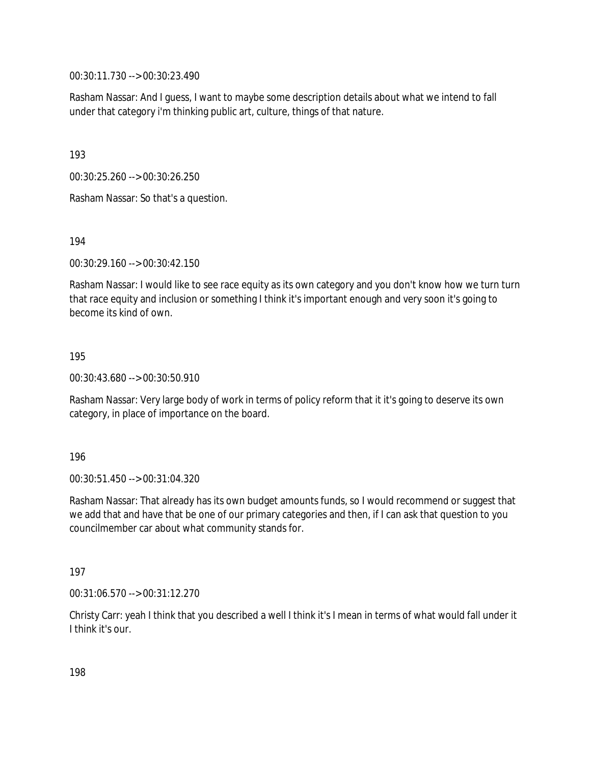00:30:11.730 --> 00:30:23.490

Rasham Nassar: And I guess, I want to maybe some description details about what we intend to fall under that category i'm thinking public art, culture, things of that nature.

193

00:30:25.260 --> 00:30:26.250

Rasham Nassar: So that's a question.

194

00:30:29.160 --> 00:30:42.150

Rasham Nassar: I would like to see race equity as its own category and you don't know how we turn turn that race equity and inclusion or something I think it's important enough and very soon it's going to become its kind of own.

195

00:30:43.680 --> 00:30:50.910

Rasham Nassar: Very large body of work in terms of policy reform that it it's going to deserve its own category, in place of importance on the board.

196

00:30:51.450 --> 00:31:04.320

Rasham Nassar: That already has its own budget amounts funds, so I would recommend or suggest that we add that and have that be one of our primary categories and then, if I can ask that question to you councilmember car about what community stands for.

197

00:31:06.570 --> 00:31:12.270

Christy Carr: yeah I think that you described a well I think it's I mean in terms of what would fall under it I think it's our.

198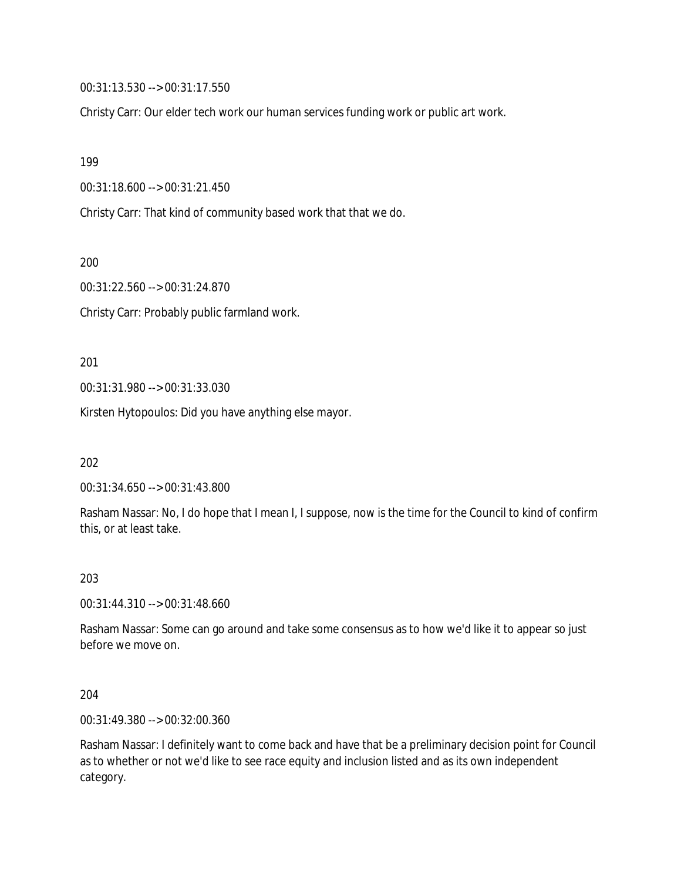00:31:13.530 --> 00:31:17.550

Christy Carr: Our elder tech work our human services funding work or public art work.

199

00:31:18.600 --> 00:31:21.450

Christy Carr: That kind of community based work that that we do.

200

00:31:22.560 --> 00:31:24.870

Christy Carr: Probably public farmland work.

201

00:31:31.980 --> 00:31:33.030

Kirsten Hytopoulos: Did you have anything else mayor.

202

00:31:34.650 --> 00:31:43.800

Rasham Nassar: No, I do hope that I mean I, I suppose, now is the time for the Council to kind of confirm this, or at least take.

203

00:31:44.310 --> 00:31:48.660

Rasham Nassar: Some can go around and take some consensus as to how we'd like it to appear so just before we move on.

204

00:31:49.380 --> 00:32:00.360

Rasham Nassar: I definitely want to come back and have that be a preliminary decision point for Council as to whether or not we'd like to see race equity and inclusion listed and as its own independent category.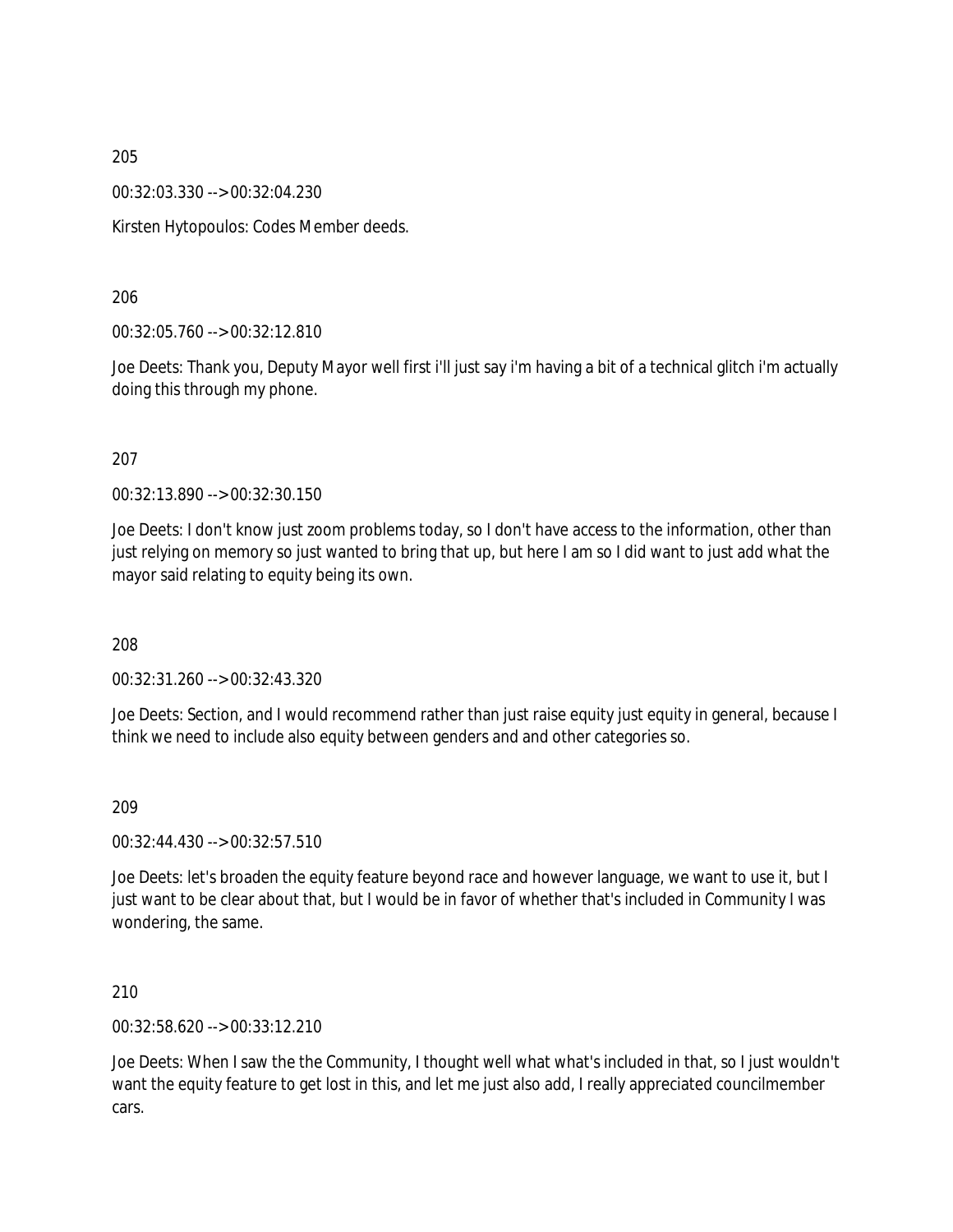205

00:32:03.330 --> 00:32:04.230

Kirsten Hytopoulos: Codes Member deeds.

206

00:32:05.760 --> 00:32:12.810

Joe Deets: Thank you, Deputy Mayor well first i'll just say i'm having a bit of a technical glitch i'm actually doing this through my phone.

207

00:32:13.890 --> 00:32:30.150

Joe Deets: I don't know just zoom problems today, so I don't have access to the information, other than just relying on memory so just wanted to bring that up, but here I am so I did want to just add what the mayor said relating to equity being its own.

208

00:32:31.260 --> 00:32:43.320

Joe Deets: Section, and I would recommend rather than just raise equity just equity in general, because I think we need to include also equity between genders and and other categories so.

209

00:32:44.430 --> 00:32:57.510

Joe Deets: let's broaden the equity feature beyond race and however language, we want to use it, but I just want to be clear about that, but I would be in favor of whether that's included in Community I was wondering, the same.

210

00:32:58.620 --> 00:33:12.210

Joe Deets: When I saw the the Community, I thought well what what's included in that, so I just wouldn't want the equity feature to get lost in this, and let me just also add, I really appreciated councilmember cars.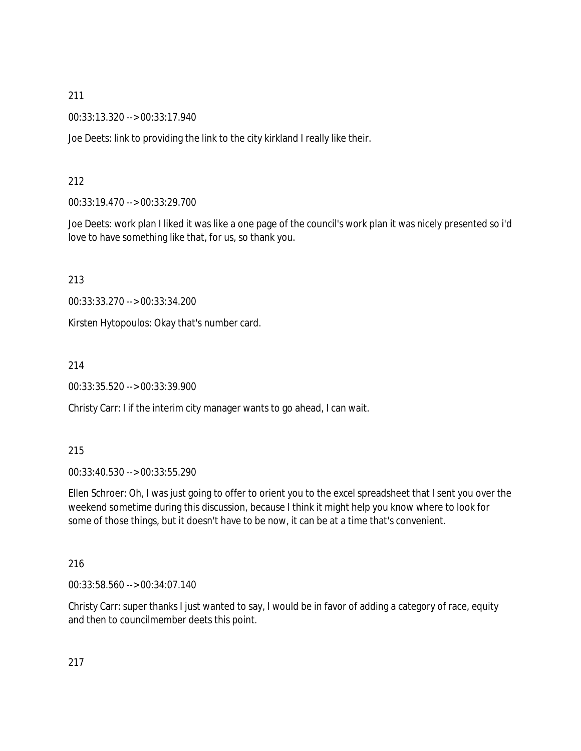211

00:33:13.320 --> 00:33:17.940

Joe Deets: link to providing the link to the city kirkland I really like their.

212

00:33:19.470 --> 00:33:29.700

Joe Deets: work plan I liked it was like a one page of the council's work plan it was nicely presented so i'd love to have something like that, for us, so thank you.

213

00:33:33.270 --> 00:33:34.200

Kirsten Hytopoulos: Okay that's number card.

214

00:33:35.520 --> 00:33:39.900

Christy Carr: I if the interim city manager wants to go ahead, I can wait.

215

00:33:40.530 --> 00:33:55.290

Ellen Schroer: Oh, I was just going to offer to orient you to the excel spreadsheet that I sent you over the weekend sometime during this discussion, because I think it might help you know where to look for some of those things, but it doesn't have to be now, it can be at a time that's convenient.

216

00:33:58.560 --> 00:34:07.140

Christy Carr: super thanks I just wanted to say, I would be in favor of adding a category of race, equity and then to councilmember deets this point.

217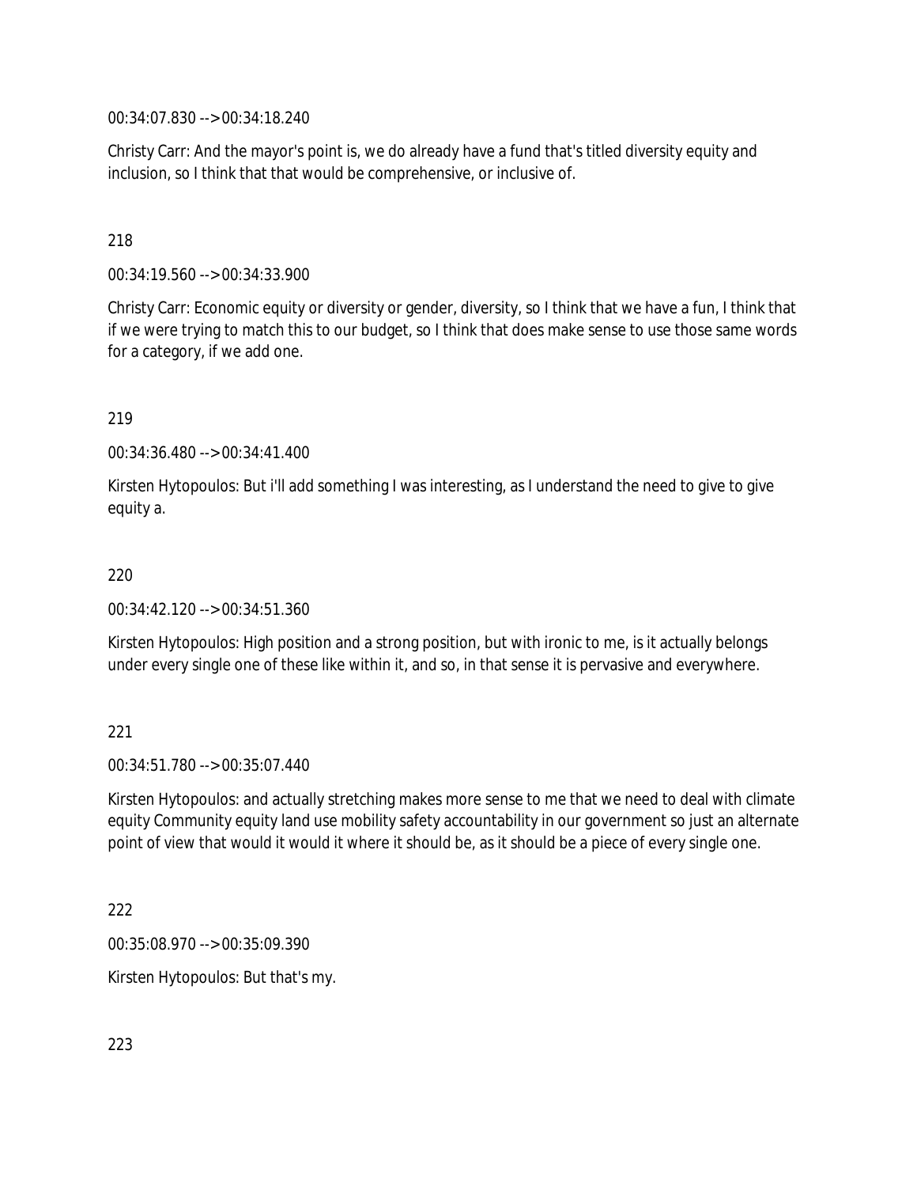00:34:07.830 --> 00:34:18.240

Christy Carr: And the mayor's point is, we do already have a fund that's titled diversity equity and inclusion, so I think that that would be comprehensive, or inclusive of.

218

00:34:19.560 --> 00:34:33.900

Christy Carr: Economic equity or diversity or gender, diversity, so I think that we have a fun, I think that if we were trying to match this to our budget, so I think that does make sense to use those same words for a category, if we add one.

219

00:34:36.480 --> 00:34:41.400

Kirsten Hytopoulos: But i'll add something I was interesting, as I understand the need to give to give equity a.

220

00:34:42.120 --> 00:34:51.360

Kirsten Hytopoulos: High position and a strong position, but with ironic to me, is it actually belongs under every single one of these like within it, and so, in that sense it is pervasive and everywhere.

221

00:34:51.780 --> 00:35:07.440

Kirsten Hytopoulos: and actually stretching makes more sense to me that we need to deal with climate equity Community equity land use mobility safety accountability in our government so just an alternate point of view that would it would it where it should be, as it should be a piece of every single one.

222

00:35:08.970 --> 00:35:09.390

Kirsten Hytopoulos: But that's my.

223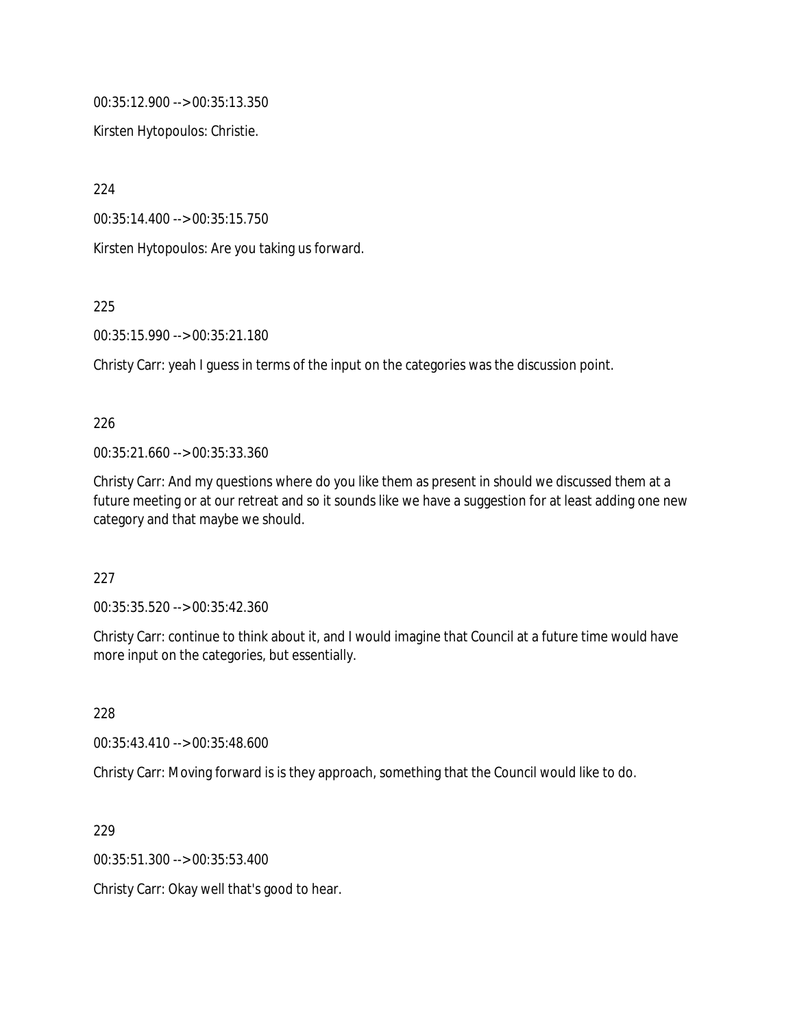00:35:12.900 --> 00:35:13.350

Kirsten Hytopoulos: Christie.

224

00:35:14.400 --> 00:35:15.750

Kirsten Hytopoulos: Are you taking us forward.

225

00:35:15.990 --> 00:35:21.180

Christy Carr: yeah I guess in terms of the input on the categories was the discussion point.

226

00:35:21.660 --> 00:35:33.360

Christy Carr: And my questions where do you like them as present in should we discussed them at a future meeting or at our retreat and so it sounds like we have a suggestion for at least adding one new category and that maybe we should.

227

00:35:35.520 --> 00:35:42.360

Christy Carr: continue to think about it, and I would imagine that Council at a future time would have more input on the categories, but essentially.

228

00:35:43.410 --> 00:35:48.600

Christy Carr: Moving forward is is they approach, something that the Council would like to do.

229

00:35:51.300 --> 00:35:53.400

Christy Carr: Okay well that's good to hear.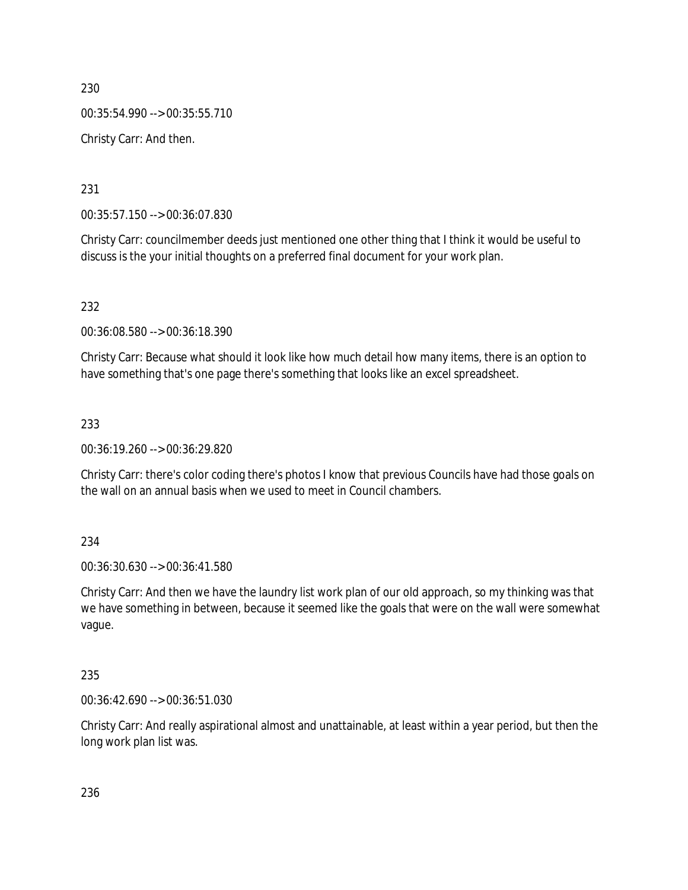230

00:35:54.990 --> 00:35:55.710

Christy Carr: And then.

231

00:35:57.150 --> 00:36:07.830

Christy Carr: councilmember deeds just mentioned one other thing that I think it would be useful to discuss is the your initial thoughts on a preferred final document for your work plan.

232

00:36:08.580 --> 00:36:18.390

Christy Carr: Because what should it look like how much detail how many items, there is an option to have something that's one page there's something that looks like an excel spreadsheet.

233

00:36:19.260 --> 00:36:29.820

Christy Carr: there's color coding there's photos I know that previous Councils have had those goals on the wall on an annual basis when we used to meet in Council chambers.

234

00:36:30.630 --> 00:36:41.580

Christy Carr: And then we have the laundry list work plan of our old approach, so my thinking was that we have something in between, because it seemed like the goals that were on the wall were somewhat vague.

235

00:36:42.690 --> 00:36:51.030

Christy Carr: And really aspirational almost and unattainable, at least within a year period, but then the long work plan list was.

236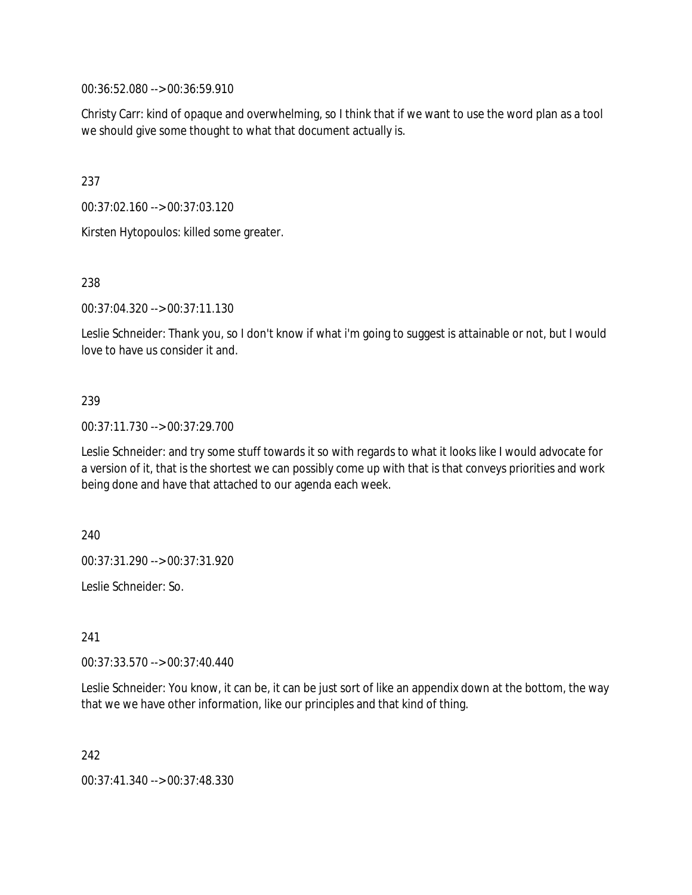00:36:52.080 --> 00:36:59.910

Christy Carr: kind of opaque and overwhelming, so I think that if we want to use the word plan as a tool we should give some thought to what that document actually is.

237

00:37:02.160 --> 00:37:03.120

Kirsten Hytopoulos: killed some greater.

238

00:37:04.320 --> 00:37:11.130

Leslie Schneider: Thank you, so I don't know if what i'm going to suggest is attainable or not, but I would love to have us consider it and.

239

00:37:11.730 --> 00:37:29.700

Leslie Schneider: and try some stuff towards it so with regards to what it looks like I would advocate for a version of it, that is the shortest we can possibly come up with that is that conveys priorities and work being done and have that attached to our agenda each week.

240

00:37:31.290 --> 00:37:31.920

Leslie Schneider: So.

241

00:37:33.570 --> 00:37:40.440

Leslie Schneider: You know, it can be, it can be just sort of like an appendix down at the bottom, the way that we we have other information, like our principles and that kind of thing.

242

00:37:41.340 --> 00:37:48.330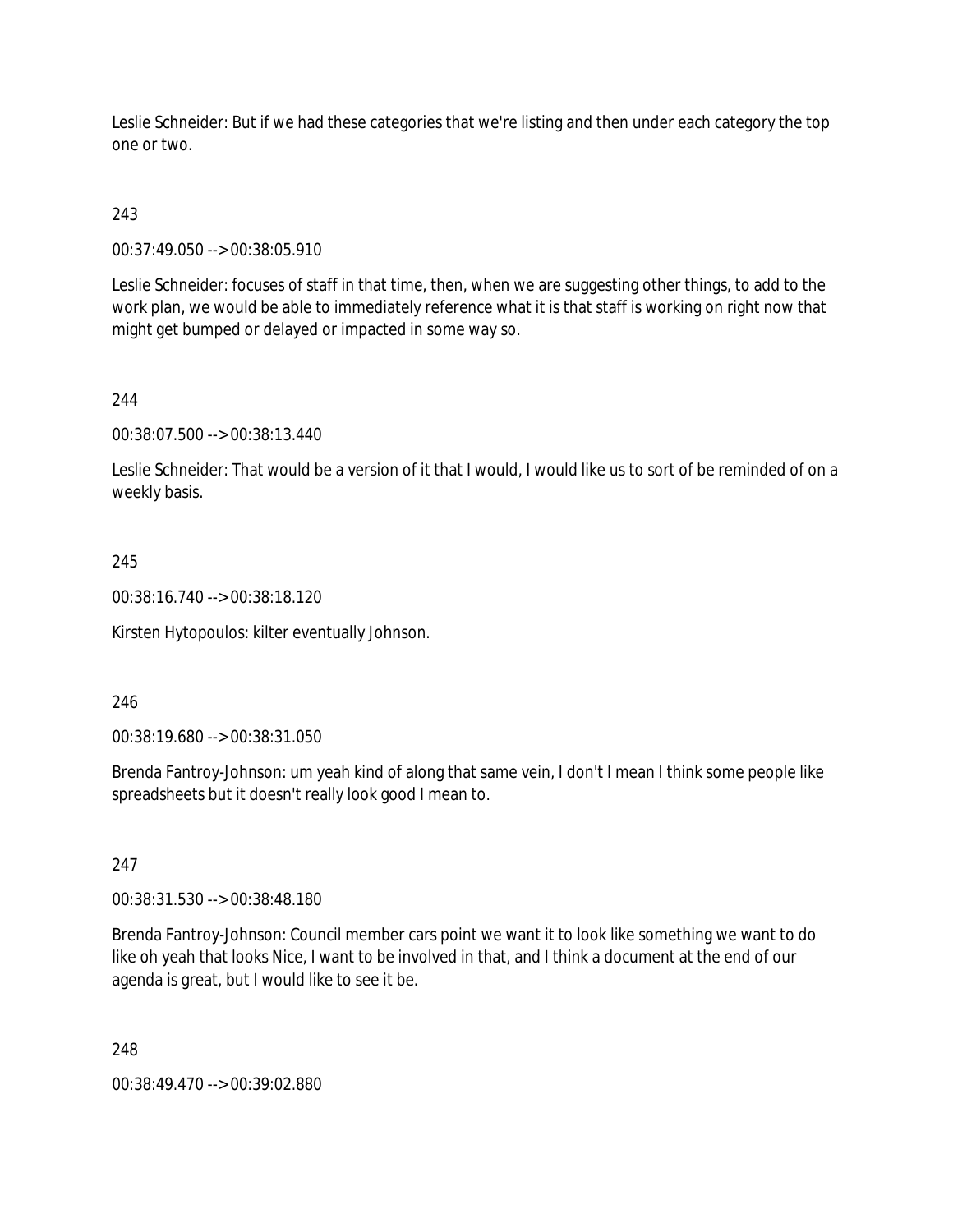Leslie Schneider: But if we had these categories that we're listing and then under each category the top one or two.

243

00:37:49.050 --> 00:38:05.910

Leslie Schneider: focuses of staff in that time, then, when we are suggesting other things, to add to the work plan, we would be able to immediately reference what it is that staff is working on right now that might get bumped or delayed or impacted in some way so.

244

00:38:07.500 --> 00:38:13.440

Leslie Schneider: That would be a version of it that I would, I would like us to sort of be reminded of on a weekly basis.

245

00:38:16.740 --> 00:38:18.120

Kirsten Hytopoulos: kilter eventually Johnson.

246

00:38:19.680 --> 00:38:31.050

Brenda Fantroy-Johnson: um yeah kind of along that same vein, I don't I mean I think some people like spreadsheets but it doesn't really look good I mean to.

247

00:38:31.530 --> 00:38:48.180

Brenda Fantroy-Johnson: Council member cars point we want it to look like something we want to do like oh yeah that looks Nice, I want to be involved in that, and I think a document at the end of our agenda is great, but I would like to see it be.

248

00:38:49.470 --> 00:39:02.880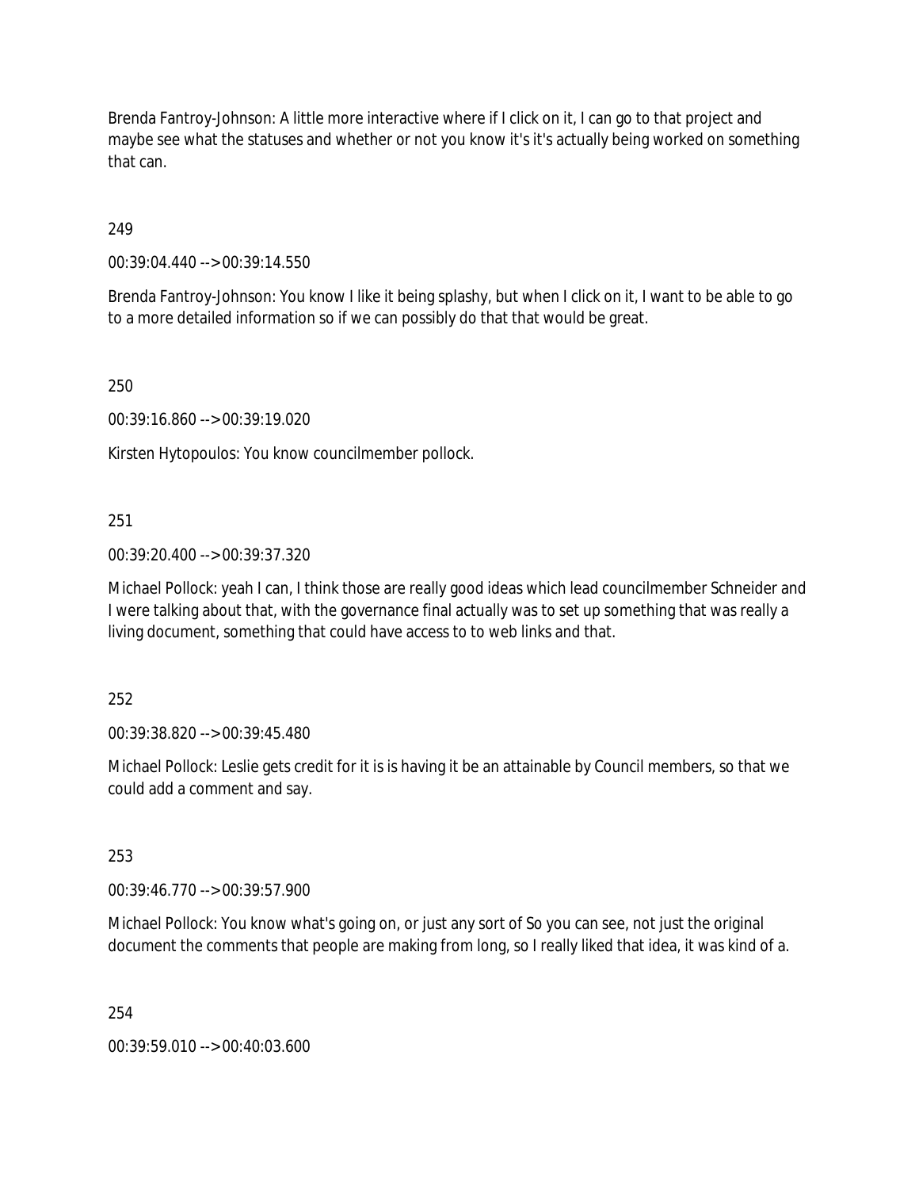Brenda Fantroy-Johnson: A little more interactive where if I click on it, I can go to that project and maybe see what the statuses and whether or not you know it's it's actually being worked on something that can.

249

00:39:04.440 --> 00:39:14.550

Brenda Fantroy-Johnson: You know I like it being splashy, but when I click on it, I want to be able to go to a more detailed information so if we can possibly do that that would be great.

250

00:39:16.860 --> 00:39:19.020

Kirsten Hytopoulos: You know councilmember pollock.

251

00:39:20.400 --> 00:39:37.320

Michael Pollock: yeah I can, I think those are really good ideas which lead councilmember Schneider and I were talking about that, with the governance final actually was to set up something that was really a living document, something that could have access to to web links and that.

252

00:39:38.820 --> 00:39:45.480

Michael Pollock: Leslie gets credit for it is is having it be an attainable by Council members, so that we could add a comment and say.

253

00:39:46.770 --> 00:39:57.900

Michael Pollock: You know what's going on, or just any sort of So you can see, not just the original document the comments that people are making from long, so I really liked that idea, it was kind of a.

254

00:39:59.010 --> 00:40:03.600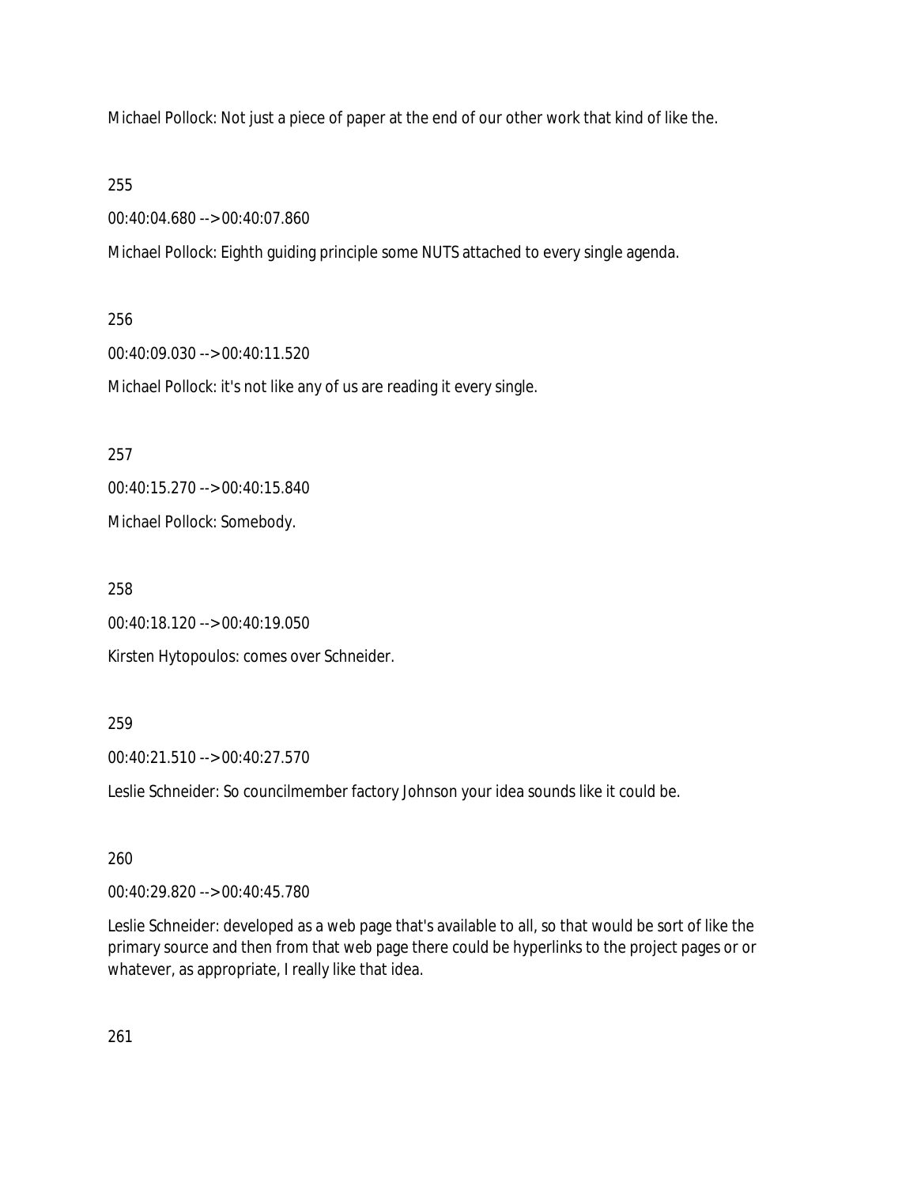Michael Pollock: Not just a piece of paper at the end of our other work that kind of like the.

255

00:40:04.680 --> 00:40:07.860

Michael Pollock: Eighth guiding principle some NUTS attached to every single agenda.

256

00:40:09.030 --> 00:40:11.520

Michael Pollock: it's not like any of us are reading it every single.

257

00:40:15.270 --> 00:40:15.840

Michael Pollock: Somebody.

258

00:40:18.120 --> 00:40:19.050

Kirsten Hytopoulos: comes over Schneider.

259

00:40:21.510 --> 00:40:27.570

Leslie Schneider: So councilmember factory Johnson your idea sounds like it could be.

260

00:40:29.820 --> 00:40:45.780

Leslie Schneider: developed as a web page that's available to all, so that would be sort of like the primary source and then from that web page there could be hyperlinks to the project pages or or whatever, as appropriate, I really like that idea.

261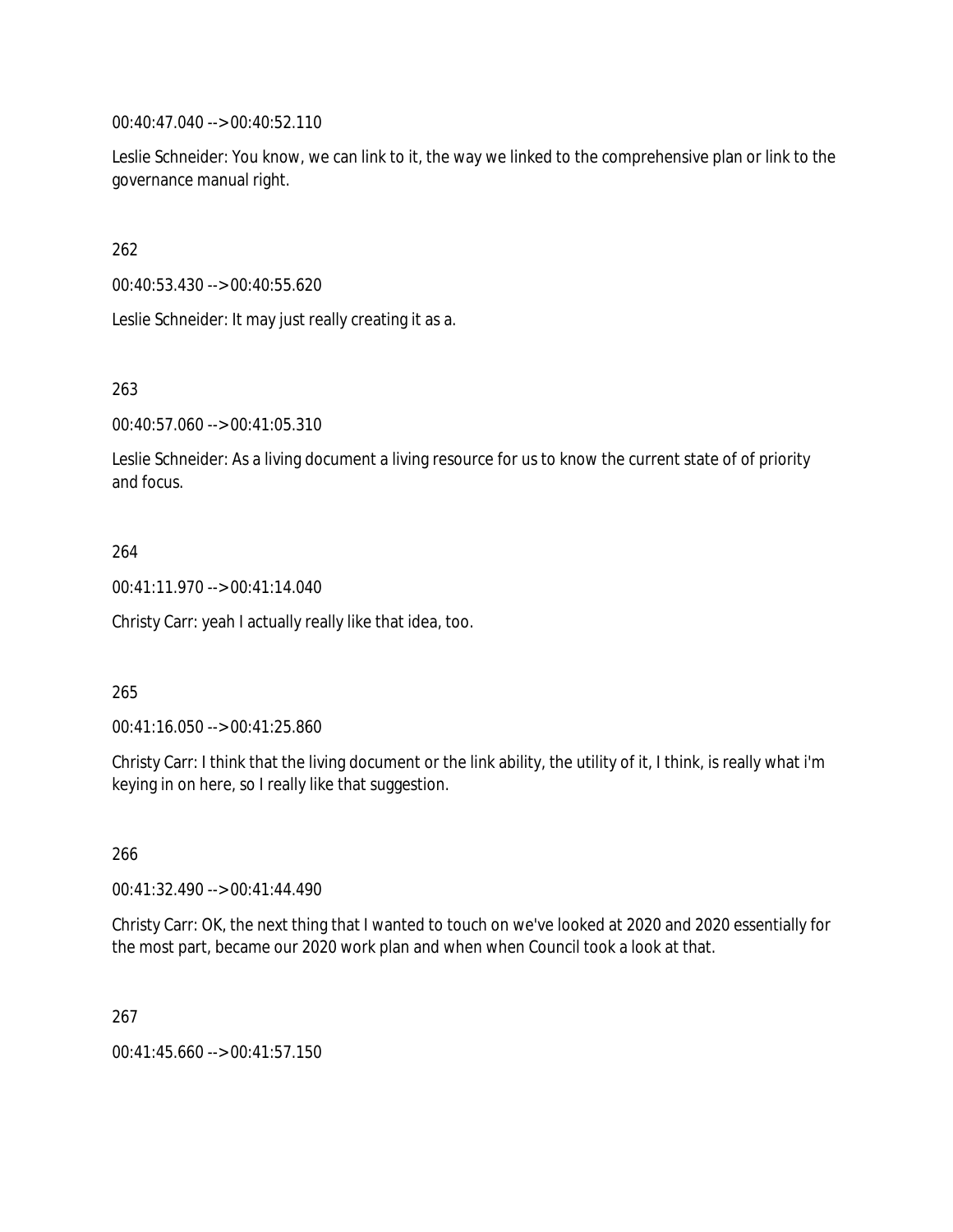00:40:47.040 --> 00:40:52.110

Leslie Schneider: You know, we can link to it, the way we linked to the comprehensive plan or link to the governance manual right.

262

00:40:53.430 --> 00:40:55.620

Leslie Schneider: It may just really creating it as a.

263

00:40:57.060 --> 00:41:05.310

Leslie Schneider: As a living document a living resource for us to know the current state of of priority and focus.

264

00:41:11.970 --> 00:41:14.040

Christy Carr: yeah I actually really like that idea, too.

265

00:41:16.050 --> 00:41:25.860

Christy Carr: I think that the living document or the link ability, the utility of it, I think, is really what i'm keying in on here, so I really like that suggestion.

266

00:41:32.490 --> 00:41:44.490

Christy Carr: OK, the next thing that I wanted to touch on we've looked at 2020 and 2020 essentially for the most part, became our 2020 work plan and when when Council took a look at that.

267

00:41:45.660 --> 00:41:57.150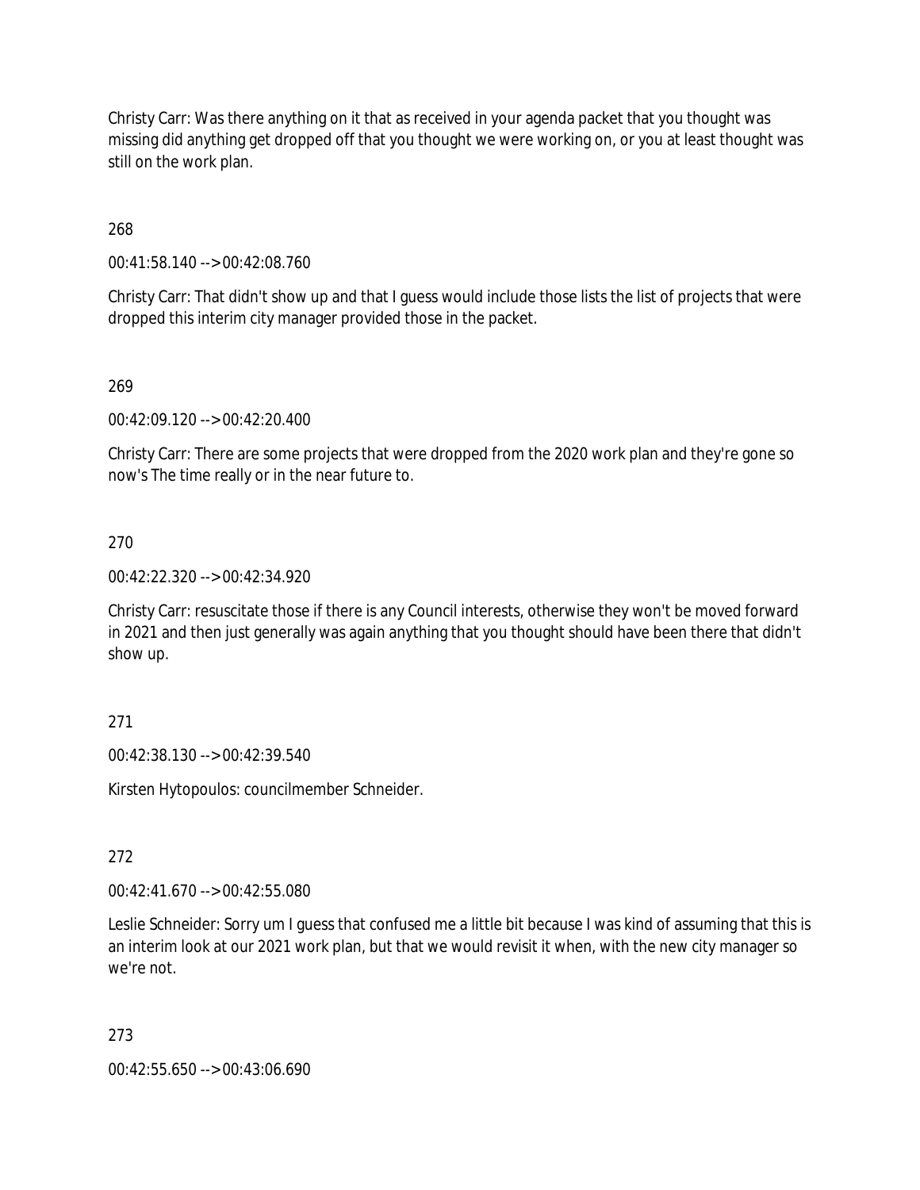Christy Carr: Was there anything on it that as received in your agenda packet that you thought was missing did anything get dropped off that you thought we were working on, or you at least thought was still on the work plan.

268

00:41:58.140 --> 00:42:08.760

Christy Carr: That didn't show up and that I guess would include those lists the list of projects that were dropped this interim city manager provided those in the packet.

269

00:42:09.120 --> 00:42:20.400

Christy Carr: There are some projects that were dropped from the 2020 work plan and they're gone so now's The time really or in the near future to.

270

00:42:22.320 --> 00:42:34.920

Christy Carr: resuscitate those if there is any Council interests, otherwise they won't be moved forward in 2021 and then just generally was again anything that you thought should have been there that didn't show up.

271

00:42:38.130 --> 00:42:39.540

Kirsten Hytopoulos: councilmember Schneider.

272

00:42:41.670 --> 00:42:55.080

Leslie Schneider: Sorry um I guess that confused me a little bit because I was kind of assuming that this is an interim look at our 2021 work plan, but that we would revisit it when, with the new city manager so we're not.

273

00:42:55.650 --> 00:43:06.690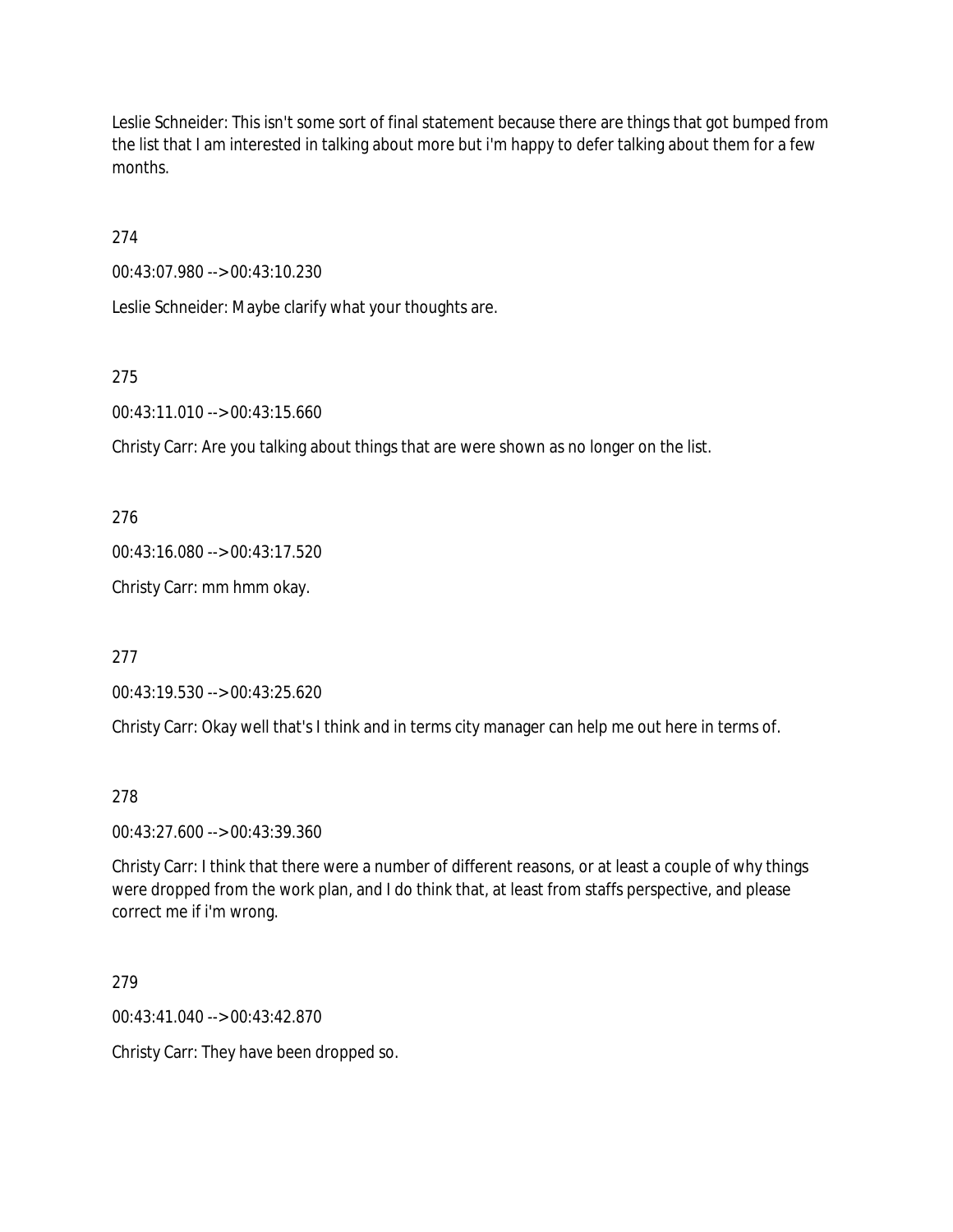Leslie Schneider: This isn't some sort of final statement because there are things that got bumped from the list that I am interested in talking about more but i'm happy to defer talking about them for a few months.

274

00:43:07.980 --> 00:43:10.230

Leslie Schneider: Maybe clarify what your thoughts are.

275

00:43:11.010 --> 00:43:15.660

Christy Carr: Are you talking about things that are were shown as no longer on the list.

276

00:43:16.080 --> 00:43:17.520

Christy Carr: mm hmm okay.

277

00:43:19.530 --> 00:43:25.620

Christy Carr: Okay well that's I think and in terms city manager can help me out here in terms of.

278

00:43:27.600 --> 00:43:39.360

Christy Carr: I think that there were a number of different reasons, or at least a couple of why things were dropped from the work plan, and I do think that, at least from staffs perspective, and please correct me if i'm wrong.

279

00:43:41.040 --> 00:43:42.870

Christy Carr: They have been dropped so.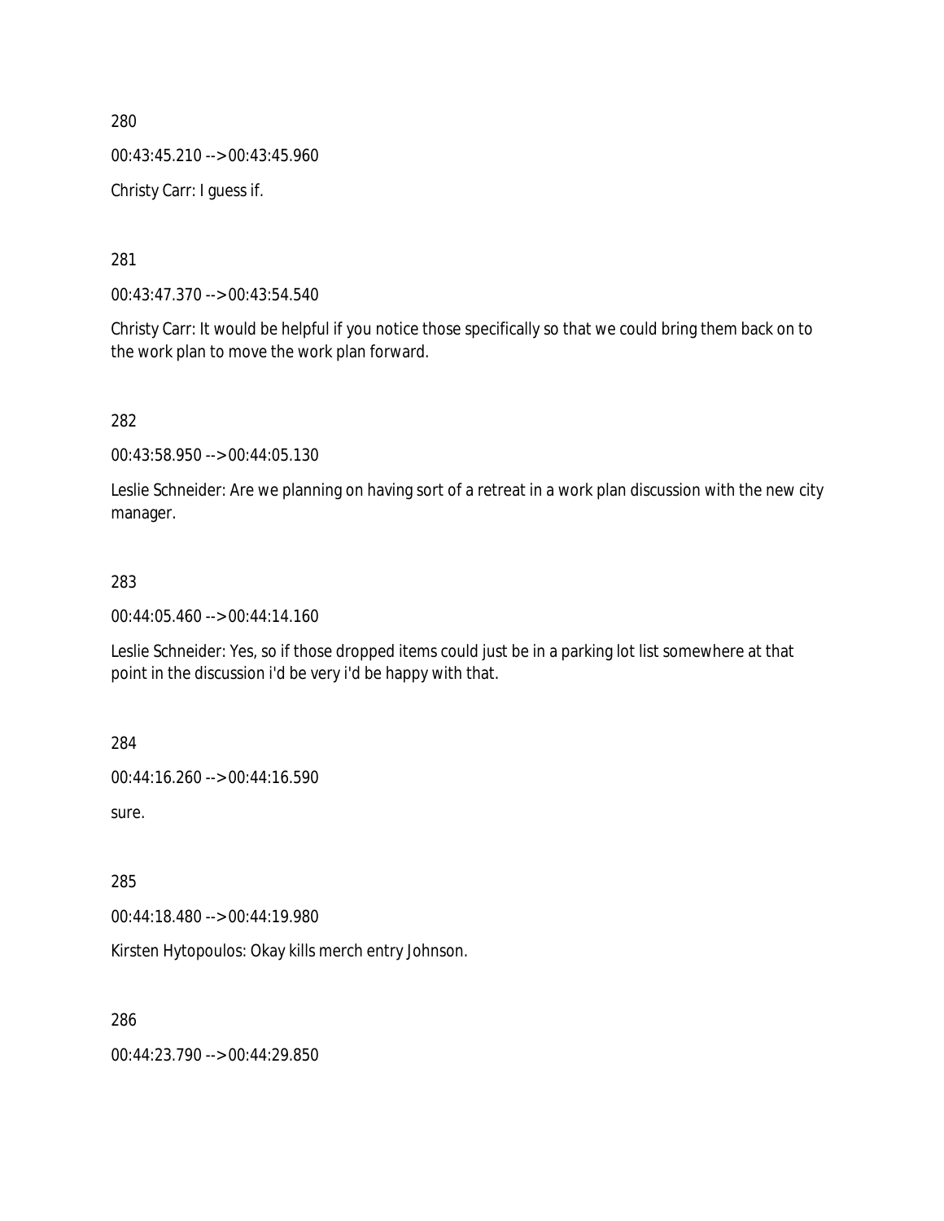280

00:43:45.210 --> 00:43:45.960

Christy Carr: I guess if.

281

00:43:47.370 --> 00:43:54.540

Christy Carr: It would be helpful if you notice those specifically so that we could bring them back on to the work plan to move the work plan forward.

282

00:43:58.950 --> 00:44:05.130

Leslie Schneider: Are we planning on having sort of a retreat in a work plan discussion with the new city manager.

283

00:44:05.460 --> 00:44:14.160

Leslie Schneider: Yes, so if those dropped items could just be in a parking lot list somewhere at that point in the discussion i'd be very i'd be happy with that.

284

00:44:16.260 --> 00:44:16.590

sure.

285

00:44:18.480 --> 00:44:19.980

Kirsten Hytopoulos: Okay kills merch entry Johnson.

286

00:44:23.790 --> 00:44:29.850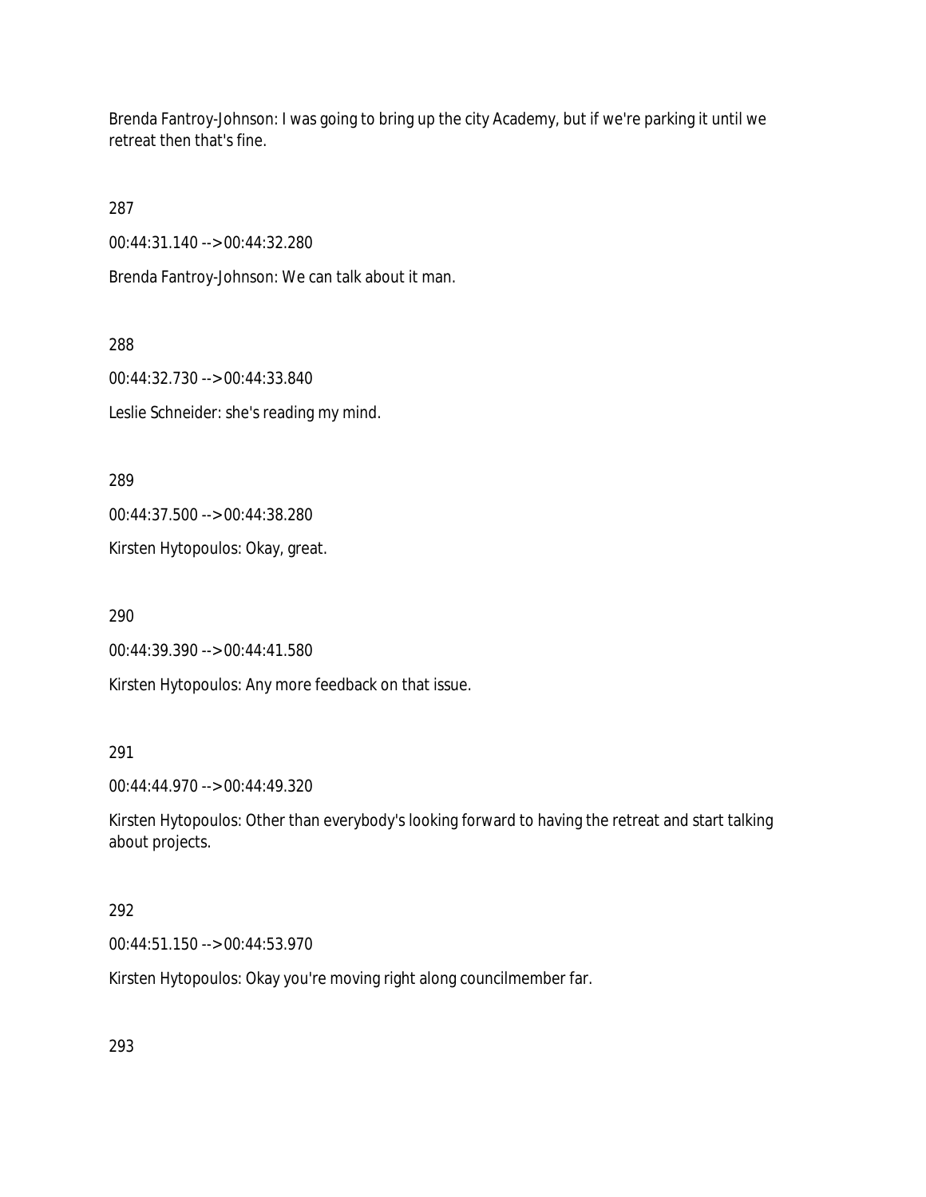Brenda Fantroy-Johnson: I was going to bring up the city Academy, but if we're parking it until we retreat then that's fine.

287

00:44:31.140 --> 00:44:32.280

Brenda Fantroy-Johnson: We can talk about it man.

288

00:44:32.730 --> 00:44:33.840

Leslie Schneider: she's reading my mind.

289

00:44:37.500 --> 00:44:38.280

Kirsten Hytopoulos: Okay, great.

290

00:44:39.390 --> 00:44:41.580

Kirsten Hytopoulos: Any more feedback on that issue.

291

00:44:44.970 --> 00:44:49.320

Kirsten Hytopoulos: Other than everybody's looking forward to having the retreat and start talking about projects.

292

00:44:51.150 --> 00:44:53.970

Kirsten Hytopoulos: Okay you're moving right along councilmember far.

293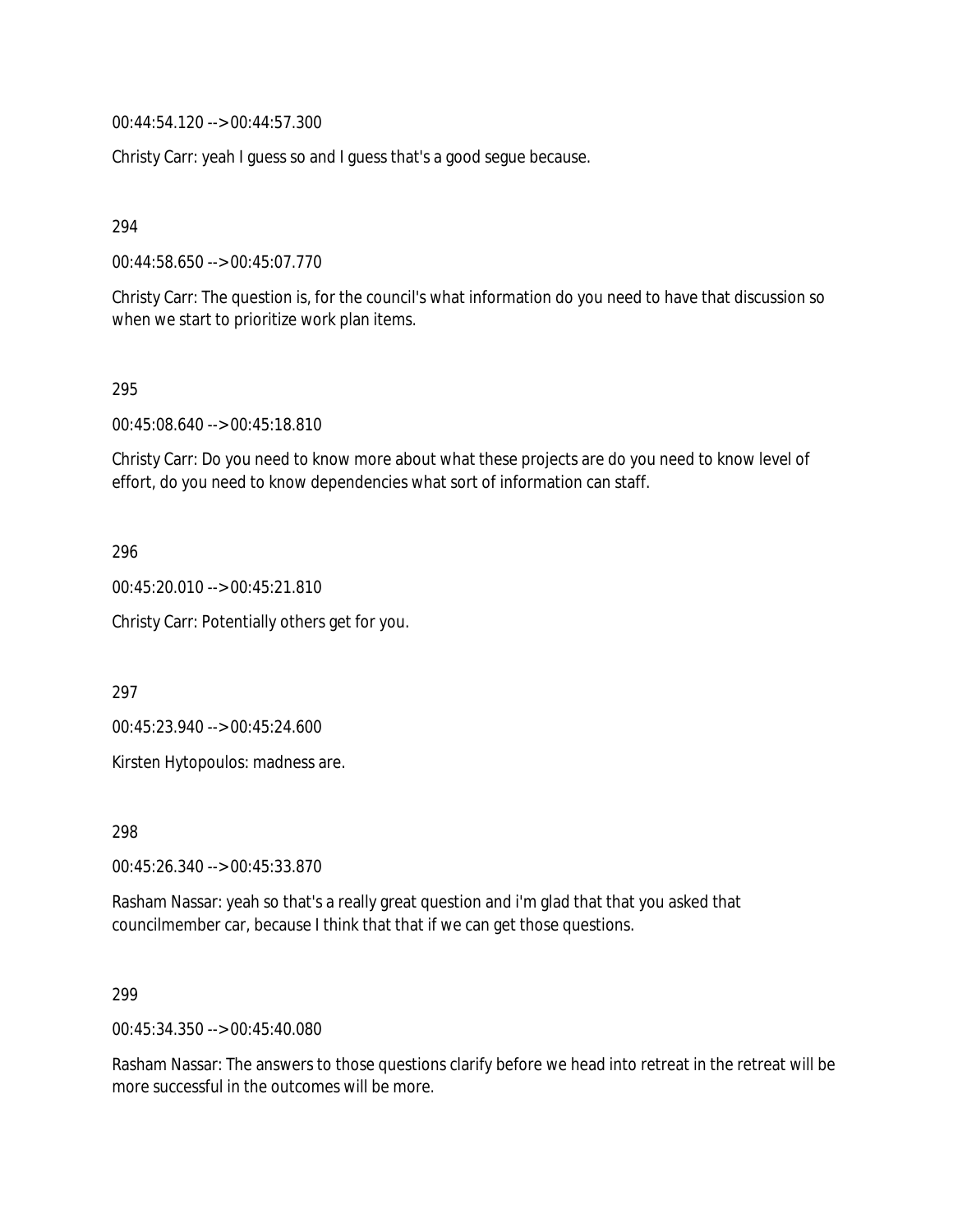00:44:54.120 --> 00:44:57.300

Christy Carr: yeah I guess so and I guess that's a good segue because.

294

00:44:58.650 --> 00:45:07.770

Christy Carr: The question is, for the council's what information do you need to have that discussion so when we start to prioritize work plan items.

295

00:45:08.640 --> 00:45:18.810

Christy Carr: Do you need to know more about what these projects are do you need to know level of effort, do you need to know dependencies what sort of information can staff.

296

00:45:20.010 --> 00:45:21.810

Christy Carr: Potentially others get for you.

297

00:45:23.940 --> 00:45:24.600

Kirsten Hytopoulos: madness are.

298

00:45:26.340 --> 00:45:33.870

Rasham Nassar: yeah so that's a really great question and i'm glad that that you asked that councilmember car, because I think that that if we can get those questions.

299

00:45:34.350 --> 00:45:40.080

Rasham Nassar: The answers to those questions clarify before we head into retreat in the retreat will be more successful in the outcomes will be more.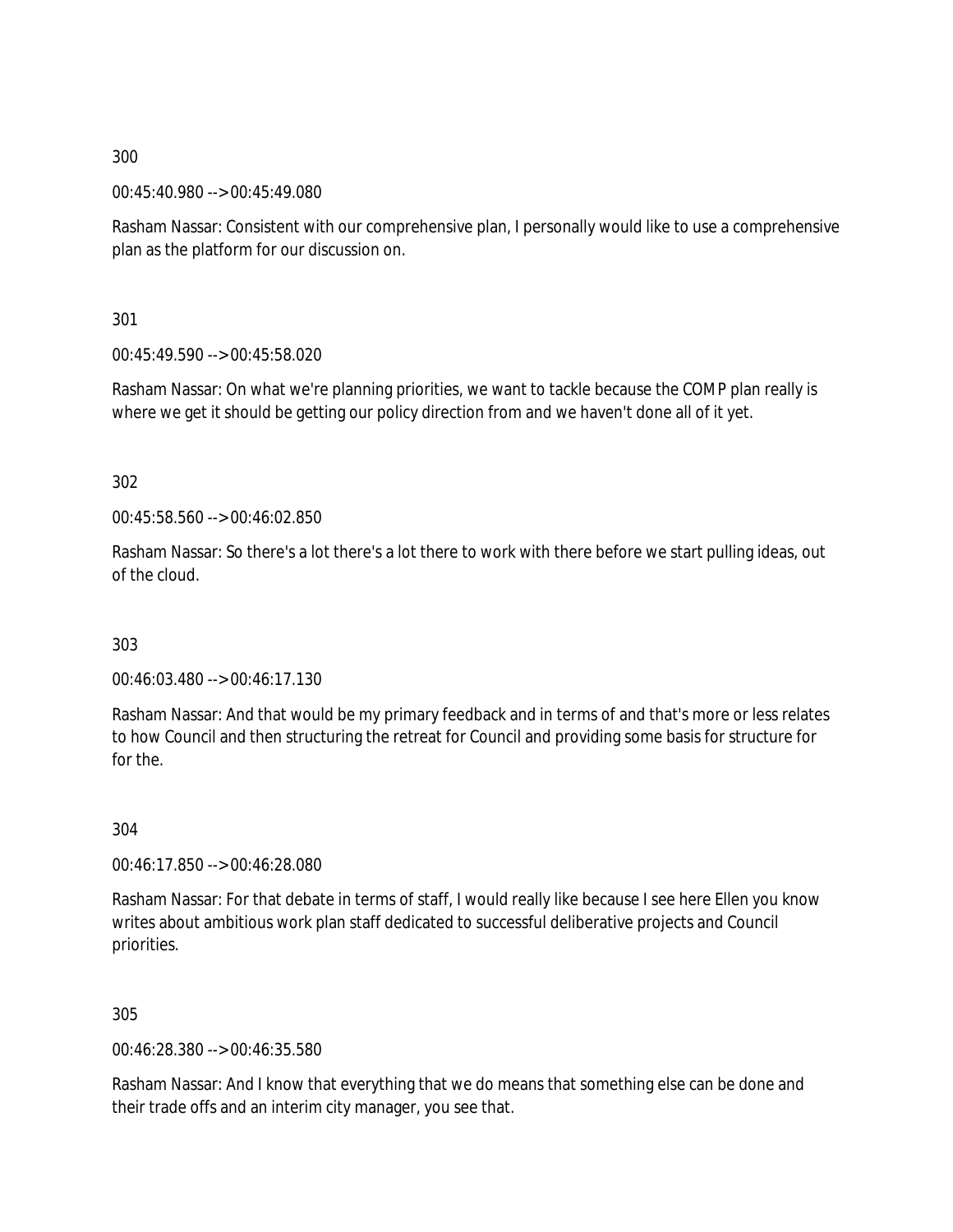300

00:45:40.980 --> 00:45:49.080

Rasham Nassar: Consistent with our comprehensive plan, I personally would like to use a comprehensive plan as the platform for our discussion on.

301

00:45:49.590 --> 00:45:58.020

Rasham Nassar: On what we're planning priorities, we want to tackle because the COMP plan really is where we get it should be getting our policy direction from and we haven't done all of it yet.

302

00:45:58.560 --> 00:46:02.850

Rasham Nassar: So there's a lot there's a lot there to work with there before we start pulling ideas, out of the cloud.

303

00:46:03.480 --> 00:46:17.130

Rasham Nassar: And that would be my primary feedback and in terms of and that's more or less relates to how Council and then structuring the retreat for Council and providing some basis for structure for for the.

304

00:46:17.850 --> 00:46:28.080

Rasham Nassar: For that debate in terms of staff, I would really like because I see here Ellen you know writes about ambitious work plan staff dedicated to successful deliberative projects and Council priorities.

305

00:46:28.380 --> 00:46:35.580

Rasham Nassar: And I know that everything that we do means that something else can be done and their trade offs and an interim city manager, you see that.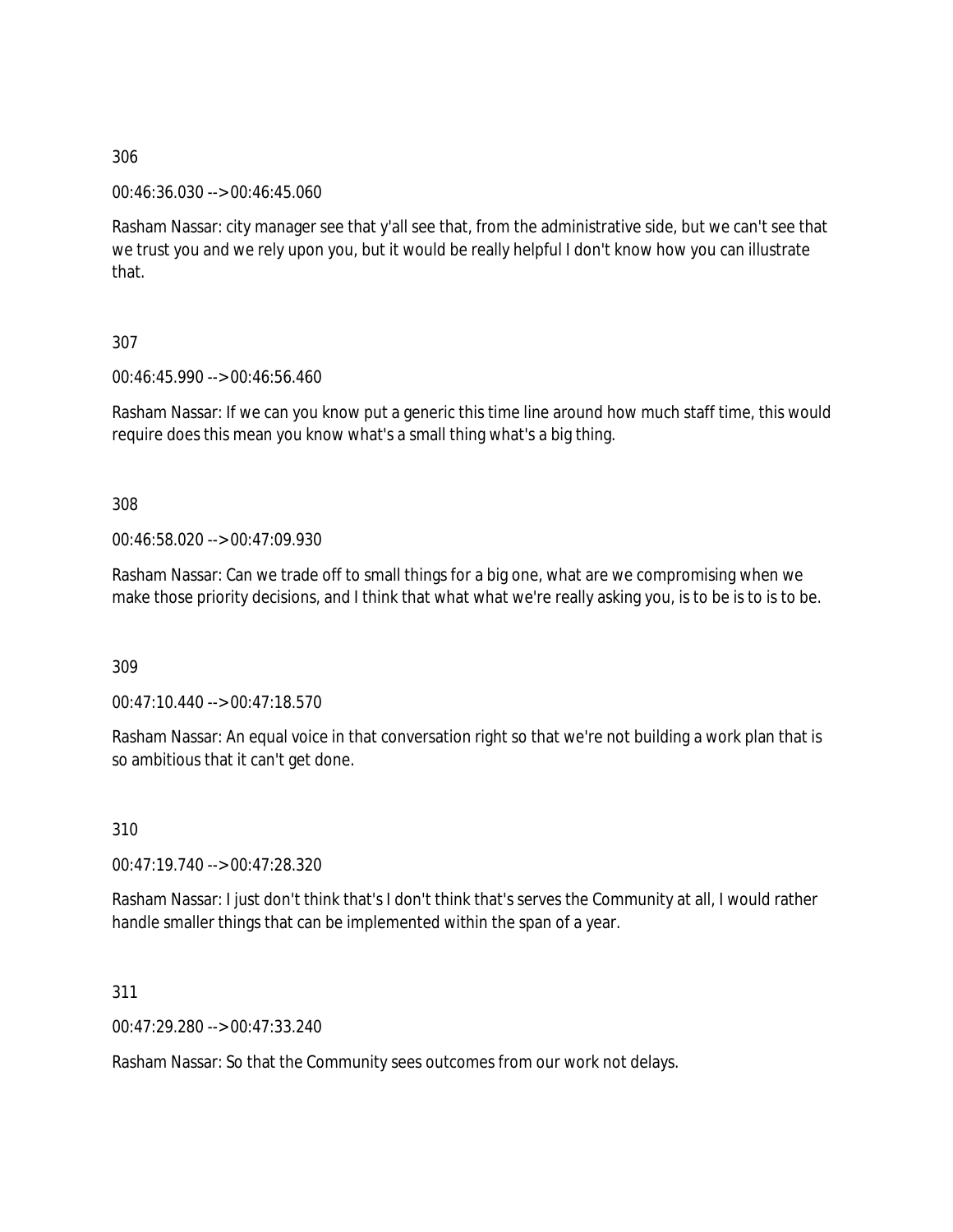306

00:46:36.030 --> 00:46:45.060

Rasham Nassar: city manager see that y'all see that, from the administrative side, but we can't see that we trust you and we rely upon you, but it would be really helpful I don't know how you can illustrate that.

307

00:46:45.990 --> 00:46:56.460

Rasham Nassar: If we can you know put a generic this time line around how much staff time, this would require does this mean you know what's a small thing what's a big thing.

308

00:46:58.020 --> 00:47:09.930

Rasham Nassar: Can we trade off to small things for a big one, what are we compromising when we make those priority decisions, and I think that what what we're really asking you, is to be is to is to be.

309

00:47:10.440 --> 00:47:18.570

Rasham Nassar: An equal voice in that conversation right so that we're not building a work plan that is so ambitious that it can't get done.

310

00:47:19.740 --> 00:47:28.320

Rasham Nassar: I just don't think that's I don't think that's serves the Community at all, I would rather handle smaller things that can be implemented within the span of a year.

311

00:47:29.280 --> 00:47:33.240

Rasham Nassar: So that the Community sees outcomes from our work not delays.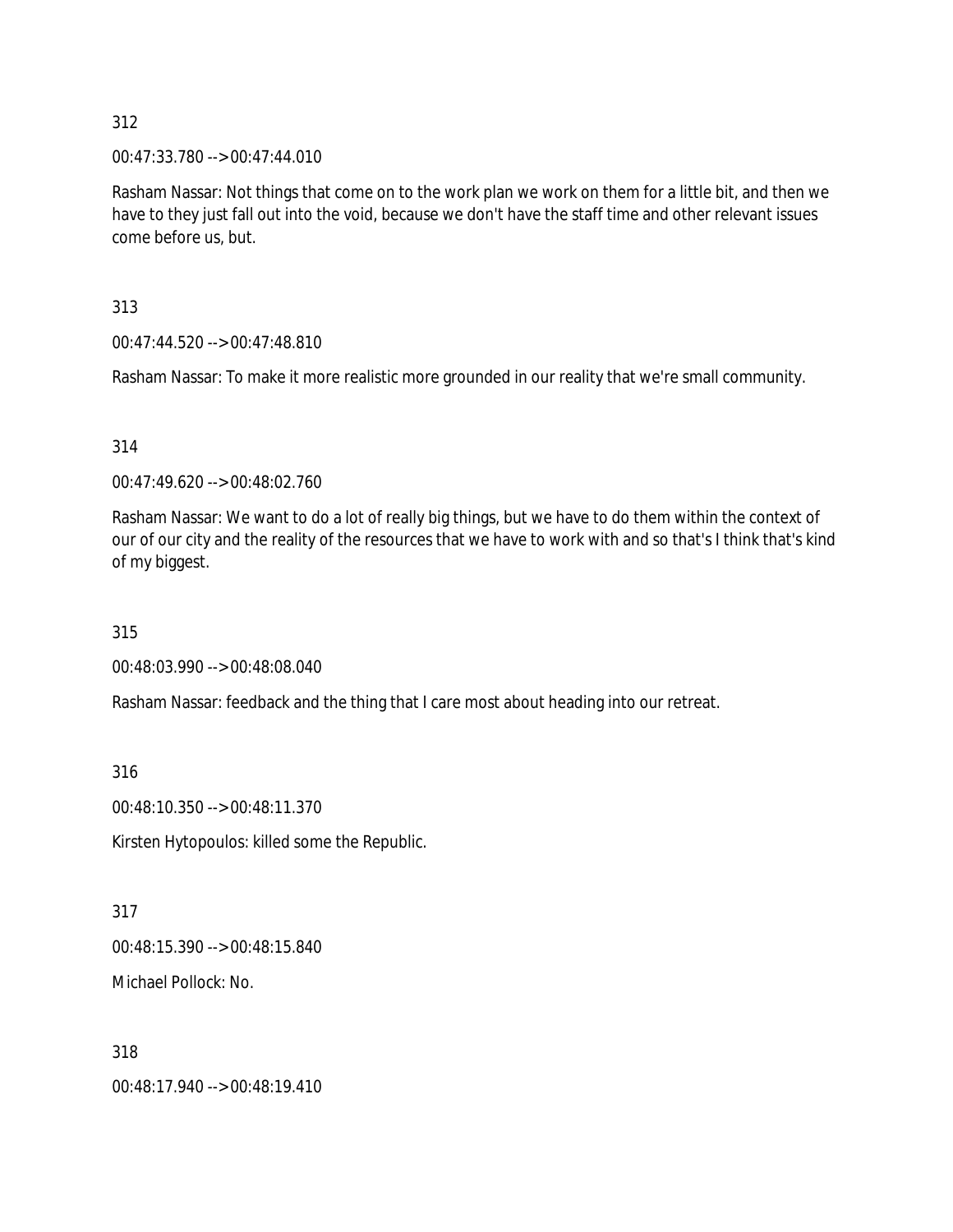312

00:47:33.780 --> 00:47:44.010

Rasham Nassar: Not things that come on to the work plan we work on them for a little bit, and then we have to they just fall out into the void, because we don't have the staff time and other relevant issues come before us, but.

313

00:47:44.520 --> 00:47:48.810

Rasham Nassar: To make it more realistic more grounded in our reality that we're small community.

314

00:47:49.620 --> 00:48:02.760

Rasham Nassar: We want to do a lot of really big things, but we have to do them within the context of our of our city and the reality of the resources that we have to work with and so that's I think that's kind of my biggest.

315

00:48:03.990 --> 00:48:08.040

Rasham Nassar: feedback and the thing that I care most about heading into our retreat.

316

00:48:10.350 --> 00:48:11.370

Kirsten Hytopoulos: killed some the Republic.

317

00:48:15.390 --> 00:48:15.840

Michael Pollock: No.

318

00:48:17.940 --> 00:48:19.410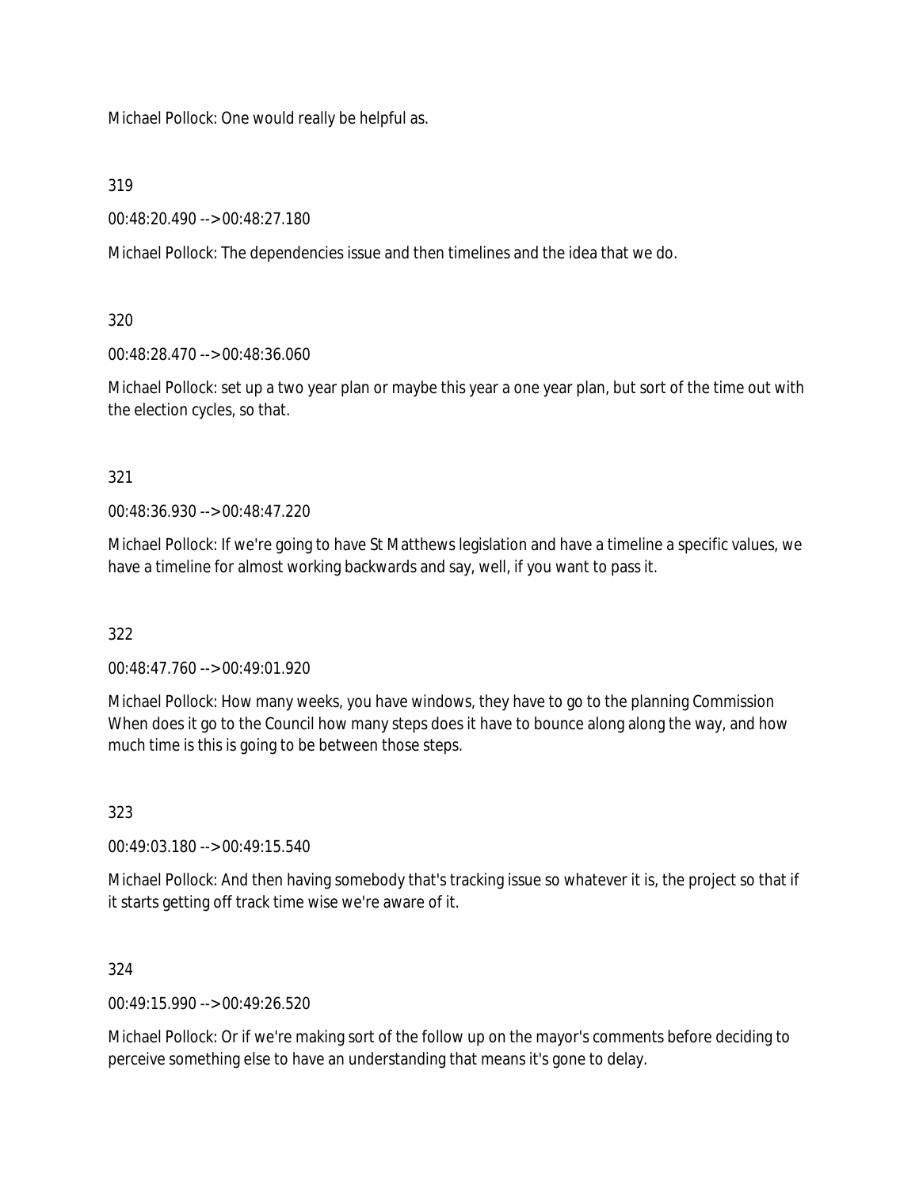Michael Pollock: One would really be helpful as.

319

00:48:20.490 --> 00:48:27.180

Michael Pollock: The dependencies issue and then timelines and the idea that we do.

320

00:48:28.470 --> 00:48:36.060

Michael Pollock: set up a two year plan or maybe this year a one year plan, but sort of the time out with the election cycles, so that.

321

00:48:36.930 --> 00:48:47.220

Michael Pollock: If we're going to have St Matthews legislation and have a timeline a specific values, we have a timeline for almost working backwards and say, well, if you want to pass it.

322

00:48:47.760 --> 00:49:01.920

Michael Pollock: How many weeks, you have windows, they have to go to the planning Commission When does it go to the Council how many steps does it have to bounce along along the way, and how much time is this is going to be between those steps.

323

00:49:03.180 --> 00:49:15.540

Michael Pollock: And then having somebody that's tracking issue so whatever it is, the project so that if it starts getting off track time wise we're aware of it.

324

00:49:15.990 --> 00:49:26.520

Michael Pollock: Or if we're making sort of the follow up on the mayor's comments before deciding to perceive something else to have an understanding that means it's gone to delay.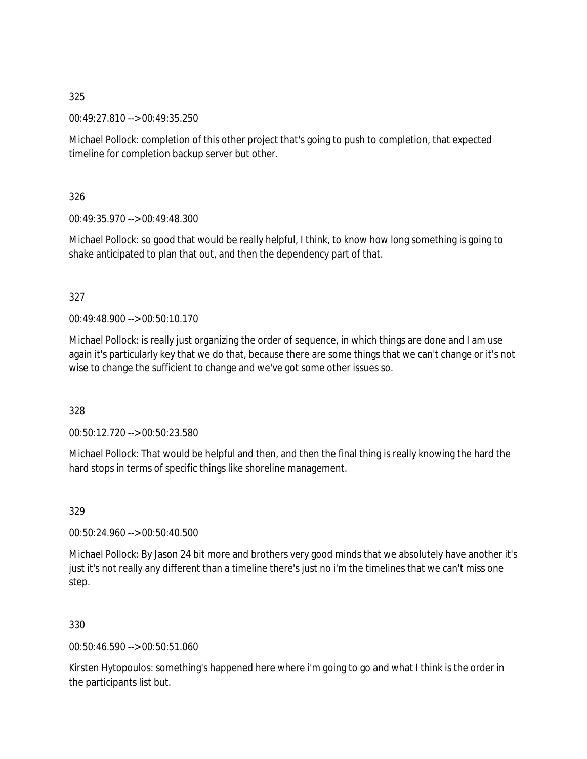325

00:49:27.810 --> 00:49:35.250

Michael Pollock: completion of this other project that's going to push to completion, that expected timeline for completion backup server but other.

326

00:49:35.970 --> 00:49:48.300

Michael Pollock: so good that would be really helpful, I think, to know how long something is going to shake anticipated to plan that out, and then the dependency part of that.

327

00:49:48.900 --> 00:50:10.170

Michael Pollock: is really just organizing the order of sequence, in which things are done and I am use again it's particularly key that we do that, because there are some things that we can't change or it's not wise to change the sufficient to change and we've got some other issues so.

328

00:50:12.720 --> 00:50:23.580

Michael Pollock: That would be helpful and then, and then the final thing is really knowing the hard the hard stops in terms of specific things like shoreline management.

329

00:50:24.960 --> 00:50:40.500

Michael Pollock: By Jason 24 bit more and brothers very good minds that we absolutely have another it's just it's not really any different than a timeline there's just no i'm the timelines that we can't miss one step.

330

00:50:46.590 --> 00:50:51.060

Kirsten Hytopoulos: something's happened here where i'm going to go and what I think is the order in the participants list but.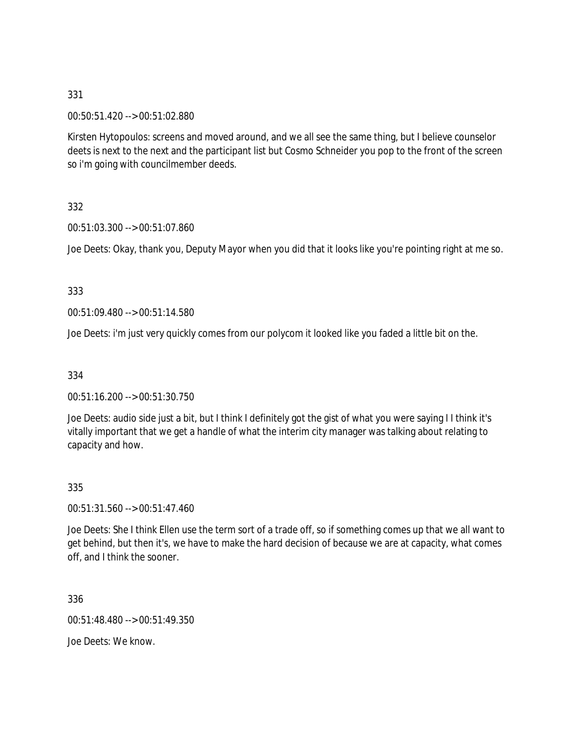331

00:50:51.420 --> 00:51:02.880

Kirsten Hytopoulos: screens and moved around, and we all see the same thing, but I believe counselor deets is next to the next and the participant list but Cosmo Schneider you pop to the front of the screen so i'm going with councilmember deeds.

332

00:51:03.300 --> 00:51:07.860

Joe Deets: Okay, thank you, Deputy Mayor when you did that it looks like you're pointing right at me so.

333

00:51:09.480 --> 00:51:14.580

Joe Deets: i'm just very quickly comes from our polycom it looked like you faded a little bit on the.

334

00:51:16.200 --> 00:51:30.750

Joe Deets: audio side just a bit, but I think I definitely got the gist of what you were saying I I think it's vitally important that we get a handle of what the interim city manager was talking about relating to capacity and how.

335

00:51:31.560 --> 00:51:47.460

Joe Deets: She I think Ellen use the term sort of a trade off, so if something comes up that we all want to get behind, but then it's, we have to make the hard decision of because we are at capacity, what comes off, and I think the sooner.

336

00:51:48.480 --> 00:51:49.350

Joe Deets: We know.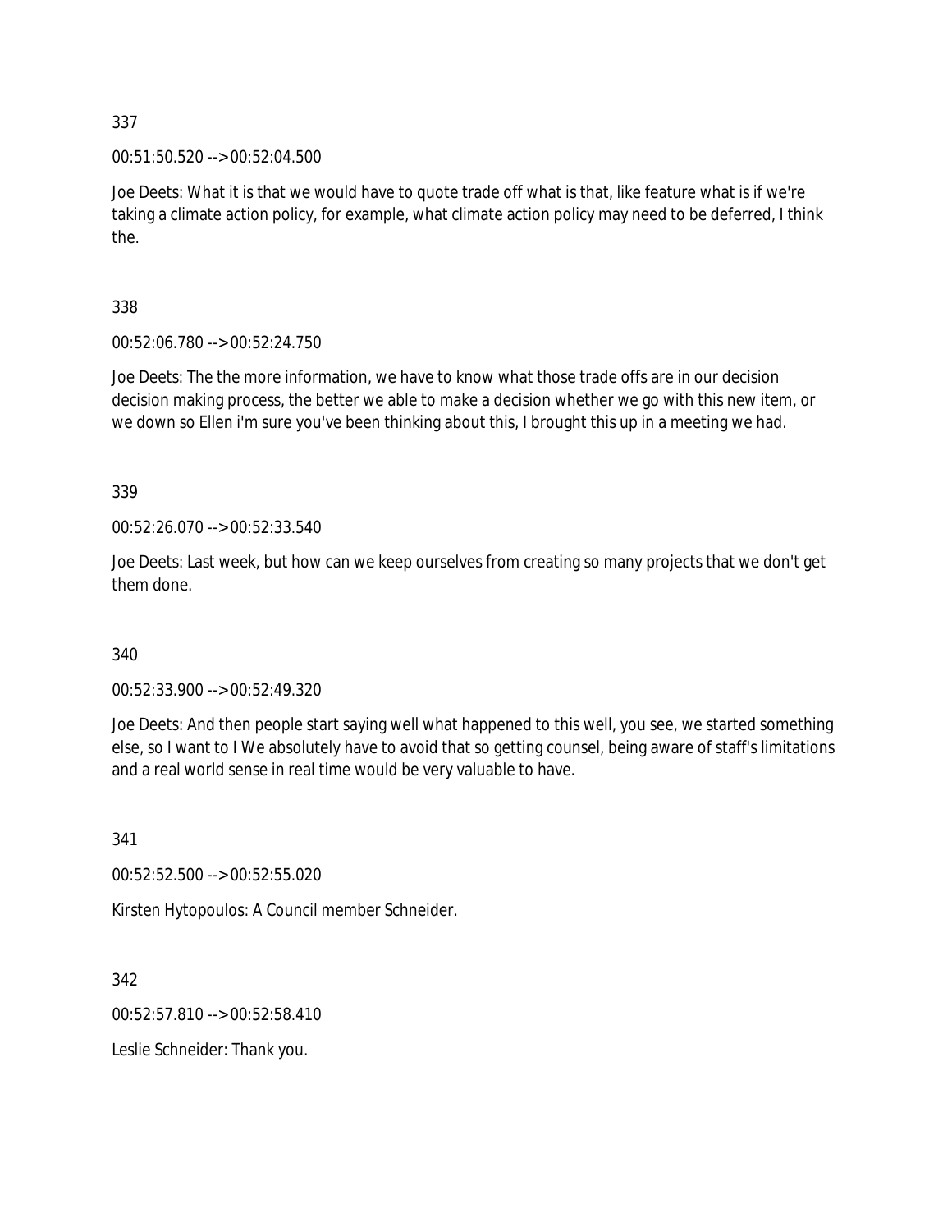337

00:51:50.520 --> 00:52:04.500

Joe Deets: What it is that we would have to quote trade off what is that, like feature what is if we're taking a climate action policy, for example, what climate action policy may need to be deferred, I think the.

338

00:52:06.780 --> 00:52:24.750

Joe Deets: The the more information, we have to know what those trade offs are in our decision decision making process, the better we able to make a decision whether we go with this new item, or we down so Ellen i'm sure you've been thinking about this, I brought this up in a meeting we had.

339

00:52:26.070 --> 00:52:33.540

Joe Deets: Last week, but how can we keep ourselves from creating so many projects that we don't get them done.

340

00:52:33.900 --> 00:52:49.320

Joe Deets: And then people start saying well what happened to this well, you see, we started something else, so I want to I We absolutely have to avoid that so getting counsel, being aware of staff's limitations and a real world sense in real time would be very valuable to have.

341

00:52:52.500 --> 00:52:55.020

Kirsten Hytopoulos: A Council member Schneider.

342

00:52:57.810 --> 00:52:58.410

Leslie Schneider: Thank you.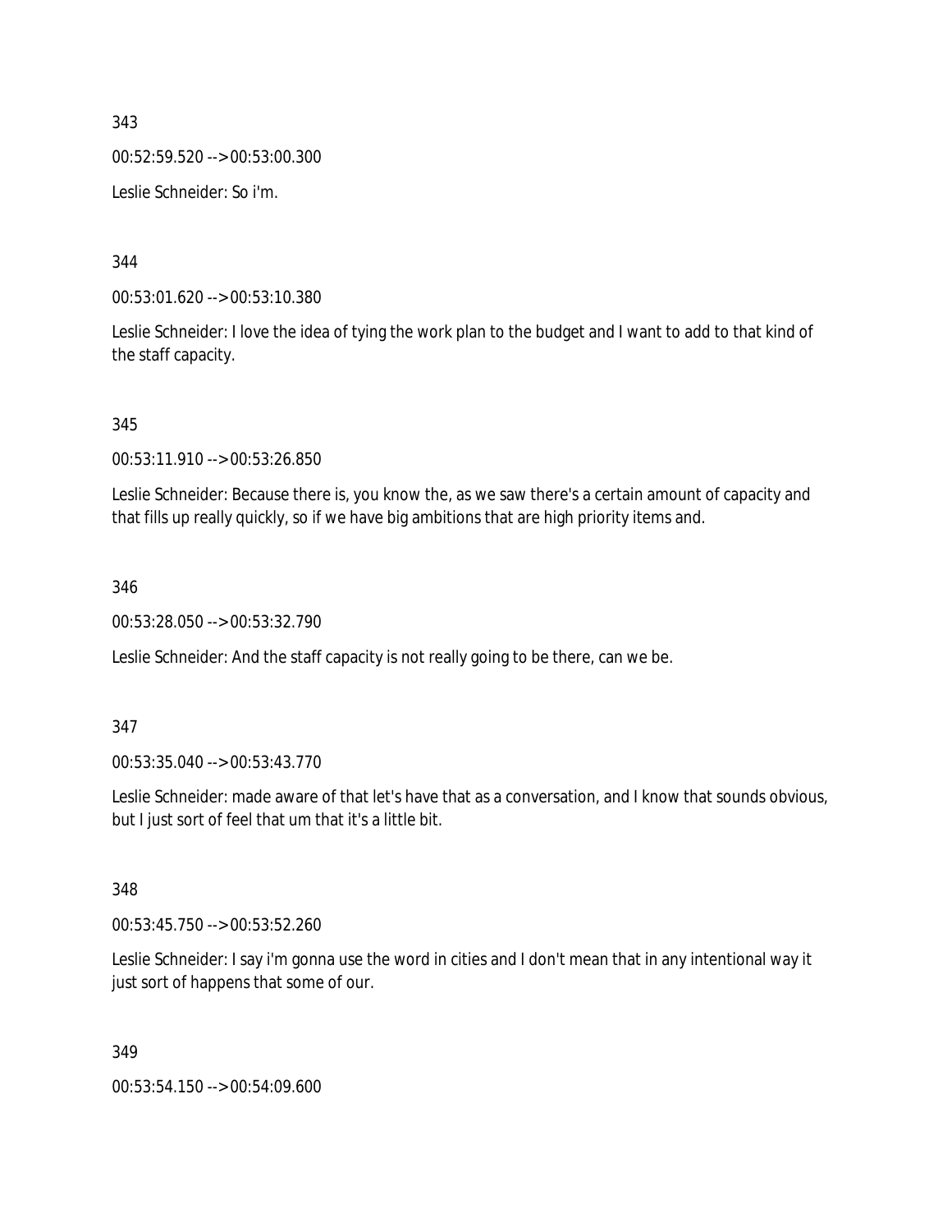343

00:52:59.520 --> 00:53:00.300

Leslie Schneider: So i'm.

344

00:53:01.620 --> 00:53:10.380

Leslie Schneider: I love the idea of tying the work plan to the budget and I want to add to that kind of the staff capacity.

345

00:53:11.910 --> 00:53:26.850

Leslie Schneider: Because there is, you know the, as we saw there's a certain amount of capacity and that fills up really quickly, so if we have big ambitions that are high priority items and.

346

00:53:28.050 --> 00:53:32.790

Leslie Schneider: And the staff capacity is not really going to be there, can we be.

347

00:53:35.040 --> 00:53:43.770

Leslie Schneider: made aware of that let's have that as a conversation, and I know that sounds obvious, but I just sort of feel that um that it's a little bit.

348

00:53:45.750 --> 00:53:52.260

Leslie Schneider: I say i'm gonna use the word in cities and I don't mean that in any intentional way it just sort of happens that some of our.

349

00:53:54.150 --> 00:54:09.600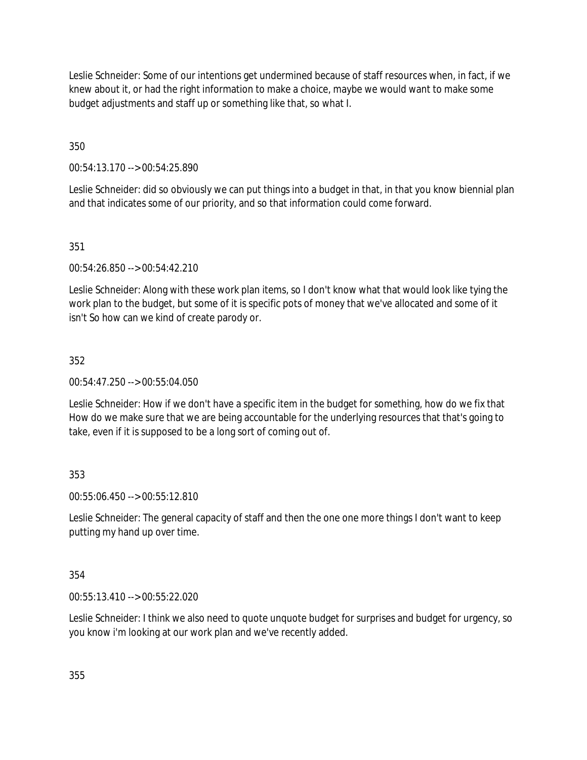Leslie Schneider: Some of our intentions get undermined because of staff resources when, in fact, if we knew about it, or had the right information to make a choice, maybe we would want to make some budget adjustments and staff up or something like that, so what I.

350

00:54:13.170 --> 00:54:25.890

Leslie Schneider: did so obviously we can put things into a budget in that, in that you know biennial plan and that indicates some of our priority, and so that information could come forward.

351

00:54:26.850 --> 00:54:42.210

Leslie Schneider: Along with these work plan items, so I don't know what that would look like tying the work plan to the budget, but some of it is specific pots of money that we've allocated and some of it isn't So how can we kind of create parody or.

352

00:54:47.250 --> 00:55:04.050

Leslie Schneider: How if we don't have a specific item in the budget for something, how do we fix that How do we make sure that we are being accountable for the underlying resources that that's going to take, even if it is supposed to be a long sort of coming out of.

353

00:55:06.450 --> 00:55:12.810

Leslie Schneider: The general capacity of staff and then the one one more things I don't want to keep putting my hand up over time.

354

00:55:13.410 --> 00:55:22.020

Leslie Schneider: I think we also need to quote unquote budget for surprises and budget for urgency, so you know i'm looking at our work plan and we've recently added.

355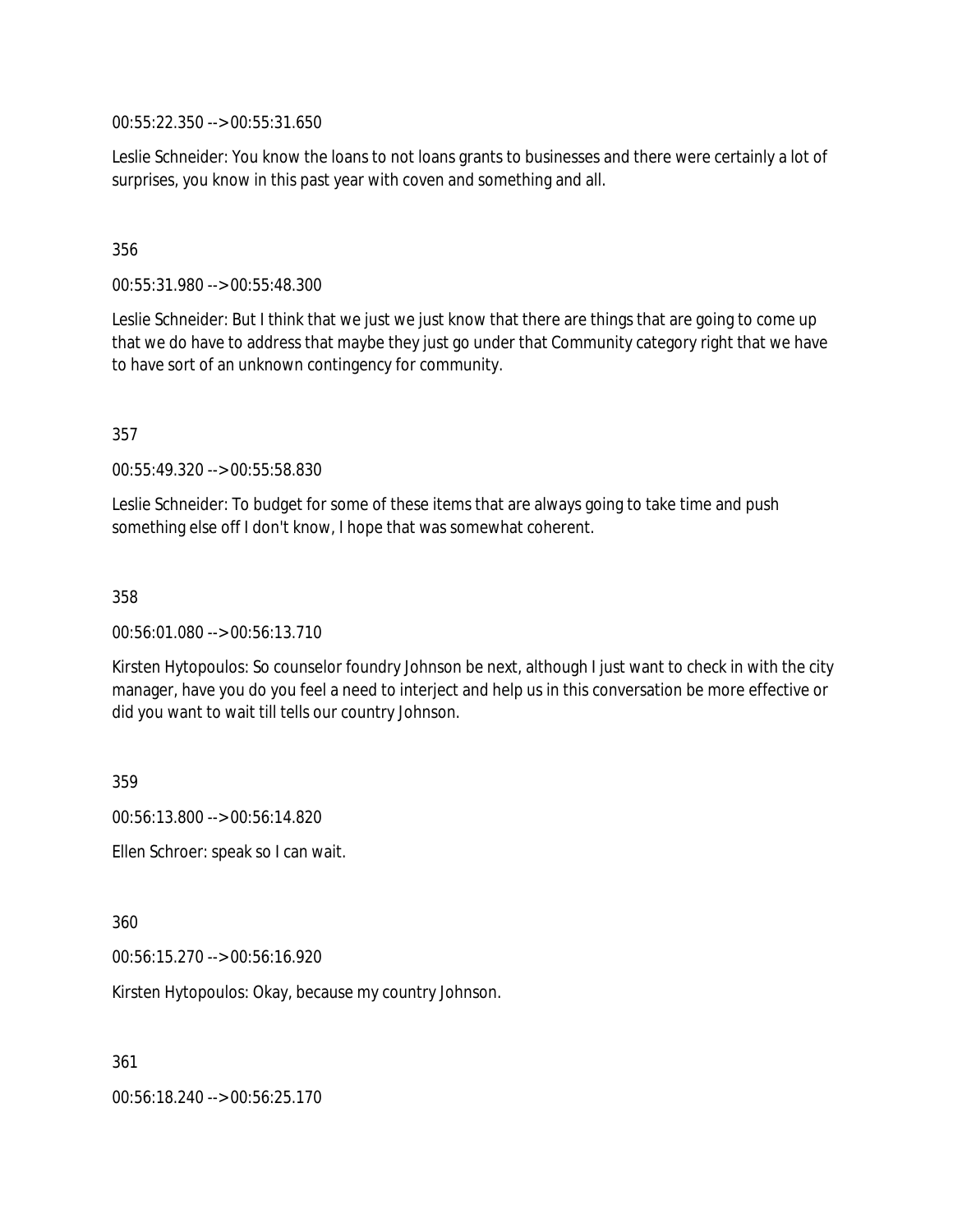00:55:22.350 --> 00:55:31.650

Leslie Schneider: You know the loans to not loans grants to businesses and there were certainly a lot of surprises, you know in this past year with coven and something and all.

356

00:55:31.980 --> 00:55:48.300

Leslie Schneider: But I think that we just we just know that there are things that are going to come up that we do have to address that maybe they just go under that Community category right that we have to have sort of an unknown contingency for community.

357

00:55:49.320 --> 00:55:58.830

Leslie Schneider: To budget for some of these items that are always going to take time and push something else off I don't know, I hope that was somewhat coherent.

358

00:56:01.080 --> 00:56:13.710

Kirsten Hytopoulos: So counselor foundry Johnson be next, although I just want to check in with the city manager, have you do you feel a need to interject and help us in this conversation be more effective or did you want to wait till tells our country Johnson.

359

00:56:13.800 --> 00:56:14.820

Ellen Schroer: speak so I can wait.

360

00:56:15.270 --> 00:56:16.920

Kirsten Hytopoulos: Okay, because my country Johnson.

361

00:56:18.240 --> 00:56:25.170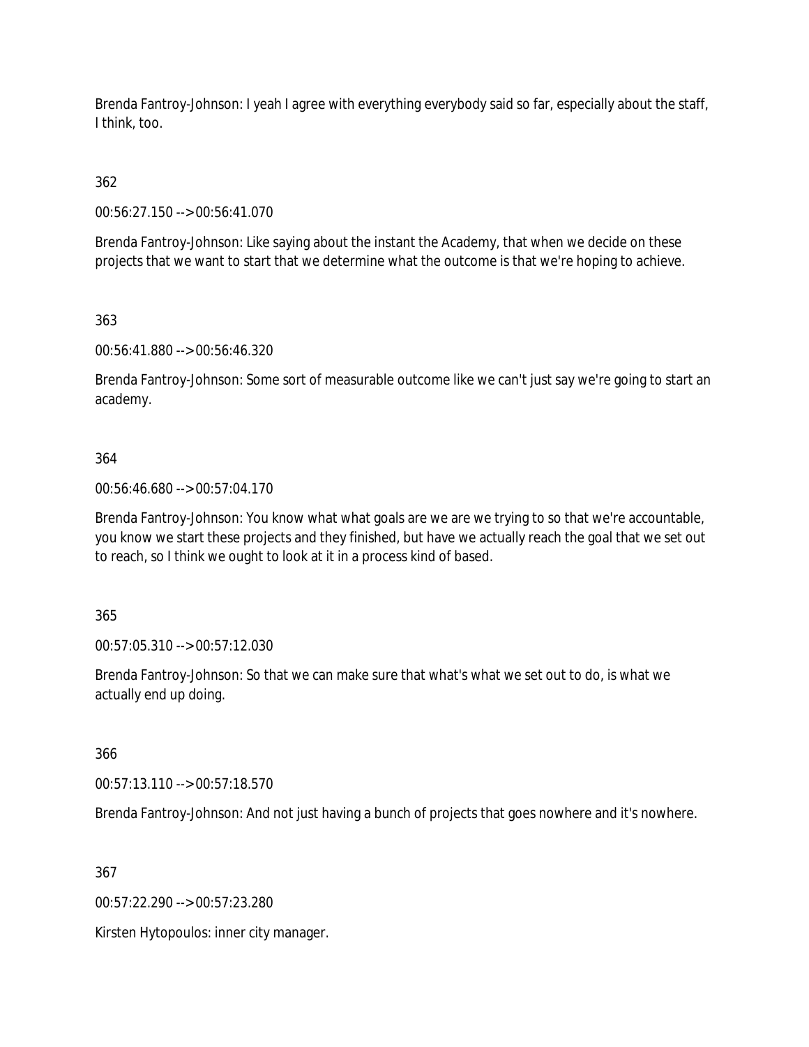Brenda Fantroy-Johnson: I yeah I agree with everything everybody said so far, especially about the staff, I think, too.

362

00:56:27.150 --> 00:56:41.070

Brenda Fantroy-Johnson: Like saying about the instant the Academy, that when we decide on these projects that we want to start that we determine what the outcome is that we're hoping to achieve.

363

00:56:41.880 --> 00:56:46.320

Brenda Fantroy-Johnson: Some sort of measurable outcome like we can't just say we're going to start an academy.

364

00:56:46.680 --> 00:57:04.170

Brenda Fantroy-Johnson: You know what what goals are we are we trying to so that we're accountable, you know we start these projects and they finished, but have we actually reach the goal that we set out to reach, so I think we ought to look at it in a process kind of based.

365

00:57:05.310 --> 00:57:12.030

Brenda Fantroy-Johnson: So that we can make sure that what's what we set out to do, is what we actually end up doing.

366

00:57:13.110 --> 00:57:18.570

Brenda Fantroy-Johnson: And not just having a bunch of projects that goes nowhere and it's nowhere.

367

00:57:22.290 --> 00:57:23.280

Kirsten Hytopoulos: inner city manager.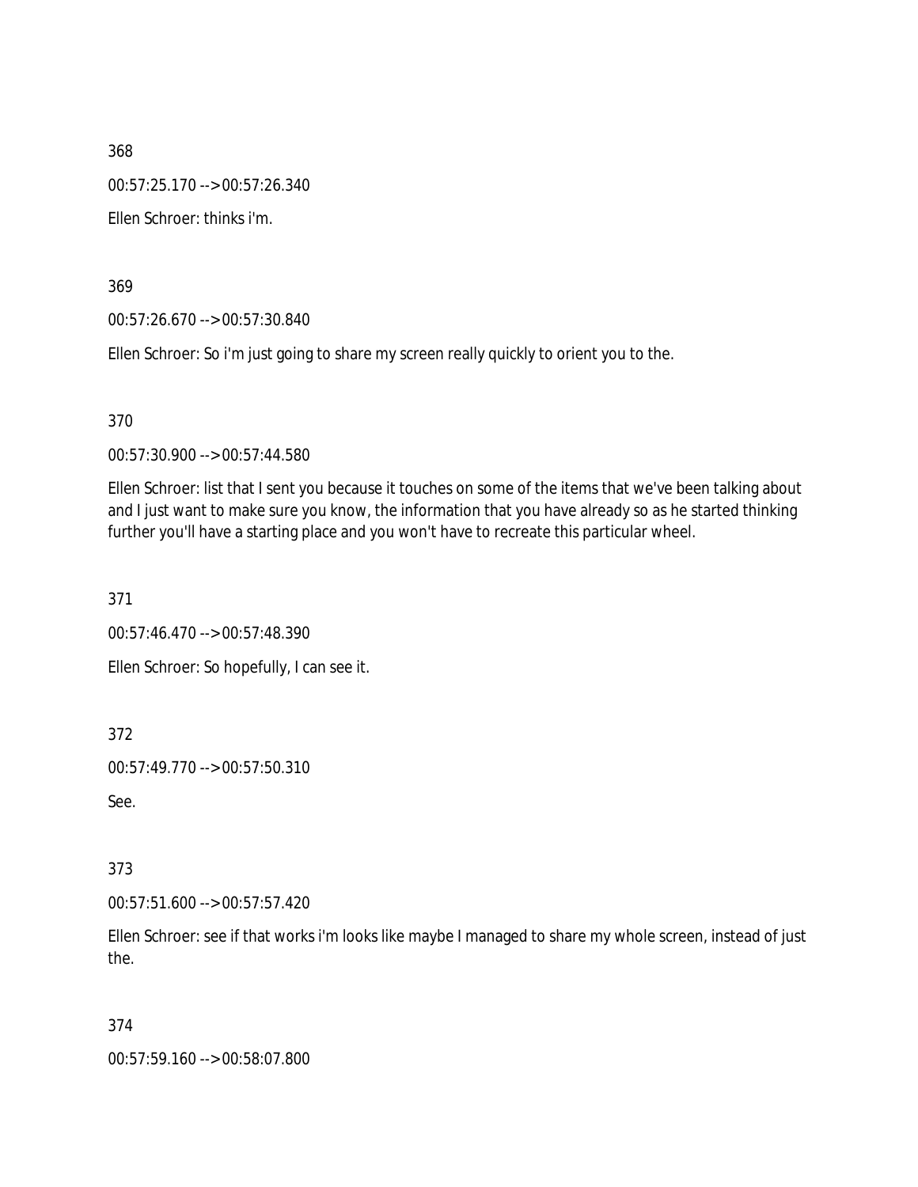368

00:57:25.170 --> 00:57:26.340

Ellen Schroer: thinks i'm.

369

00:57:26.670 --> 00:57:30.840

Ellen Schroer: So i'm just going to share my screen really quickly to orient you to the.

370

00:57:30.900 --> 00:57:44.580

Ellen Schroer: list that I sent you because it touches on some of the items that we've been talking about and I just want to make sure you know, the information that you have already so as he started thinking further you'll have a starting place and you won't have to recreate this particular wheel.

371

00:57:46.470 --> 00:57:48.390

Ellen Schroer: So hopefully, I can see it.

372

00:57:49.770 --> 00:57:50.310

See.

373

00:57:51.600 --> 00:57:57.420

Ellen Schroer: see if that works i'm looks like maybe I managed to share my whole screen, instead of just the.

374

00:57:59.160 --> 00:58:07.800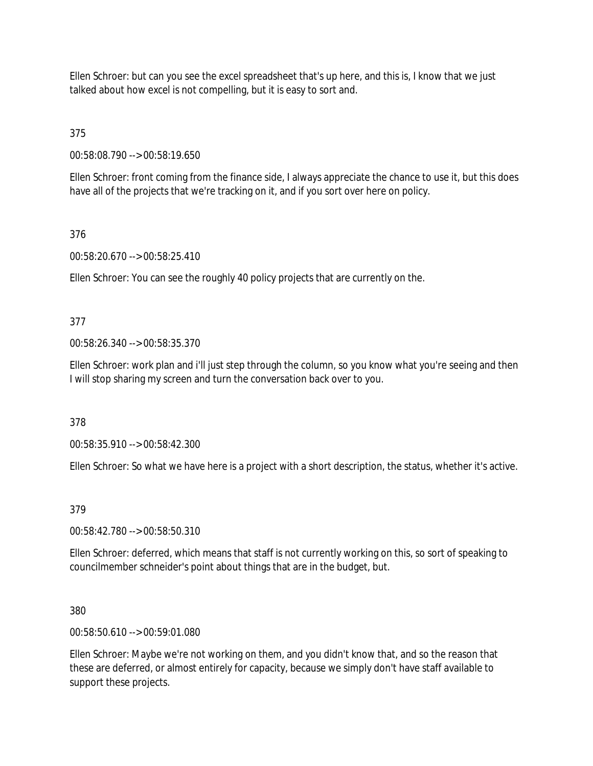Ellen Schroer: but can you see the excel spreadsheet that's up here, and this is, I know that we just talked about how excel is not compelling, but it is easy to sort and.

375

00:58:08.790 --> 00:58:19.650

Ellen Schroer: front coming from the finance side, I always appreciate the chance to use it, but this does have all of the projects that we're tracking on it, and if you sort over here on policy.

376

00:58:20.670 --> 00:58:25.410

Ellen Schroer: You can see the roughly 40 policy projects that are currently on the.

377

00:58:26.340 --> 00:58:35.370

Ellen Schroer: work plan and i'll just step through the column, so you know what you're seeing and then I will stop sharing my screen and turn the conversation back over to you.

378

00:58:35.910 --> 00:58:42.300

Ellen Schroer: So what we have here is a project with a short description, the status, whether it's active.

379

00:58:42.780 --> 00:58:50.310

Ellen Schroer: deferred, which means that staff is not currently working on this, so sort of speaking to councilmember schneider's point about things that are in the budget, but.

380

00:58:50.610 --> 00:59:01.080

Ellen Schroer: Maybe we're not working on them, and you didn't know that, and so the reason that these are deferred, or almost entirely for capacity, because we simply don't have staff available to support these projects.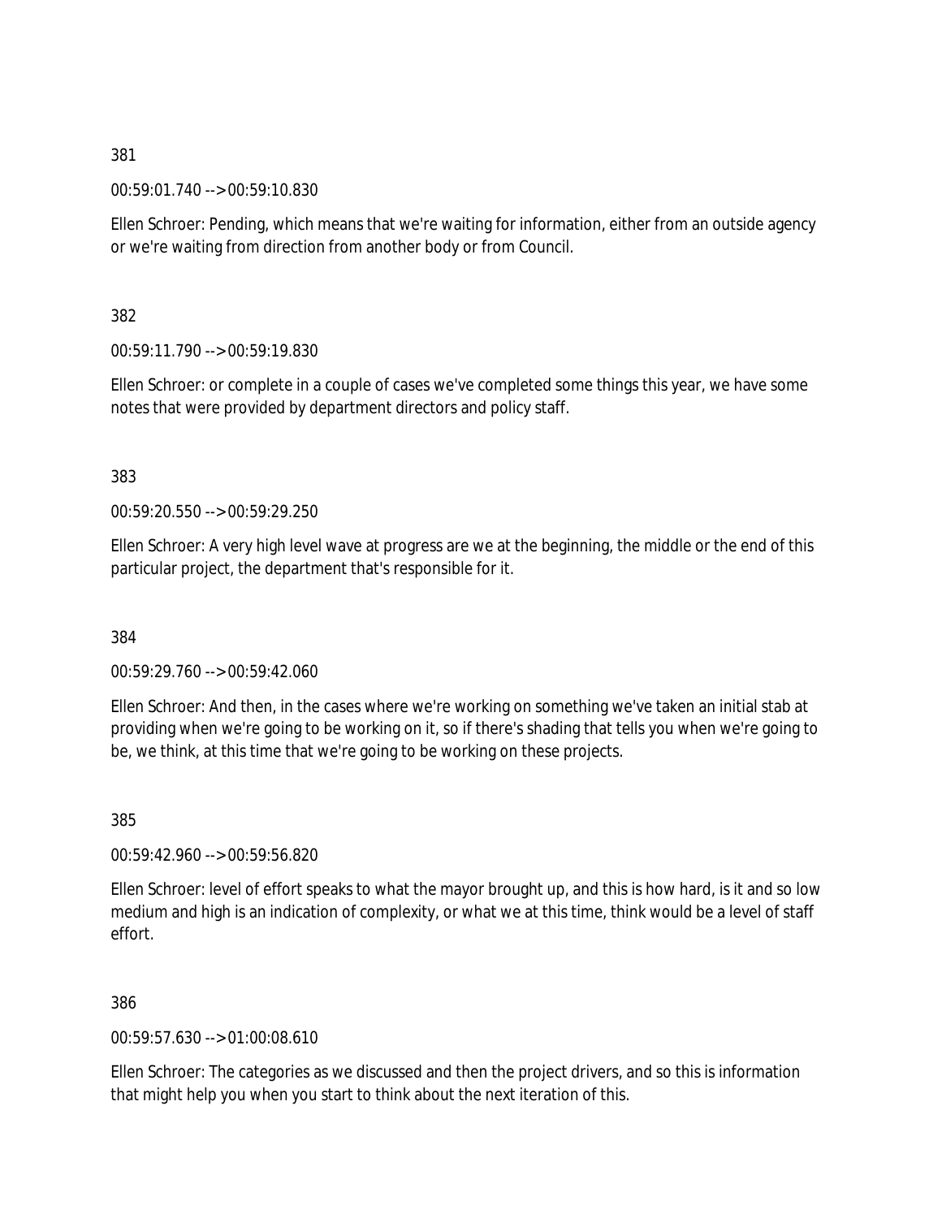381

00:59:01.740 --> 00:59:10.830

Ellen Schroer: Pending, which means that we're waiting for information, either from an outside agency or we're waiting from direction from another body or from Council.

382

00:59:11.790 --> 00:59:19.830

Ellen Schroer: or complete in a couple of cases we've completed some things this year, we have some notes that were provided by department directors and policy staff.

383

00:59:20.550 --> 00:59:29.250

Ellen Schroer: A very high level wave at progress are we at the beginning, the middle or the end of this particular project, the department that's responsible for it.

384

00:59:29.760 --> 00:59:42.060

Ellen Schroer: And then, in the cases where we're working on something we've taken an initial stab at providing when we're going to be working on it, so if there's shading that tells you when we're going to be, we think, at this time that we're going to be working on these projects.

385

00:59:42.960 --> 00:59:56.820

Ellen Schroer: level of effort speaks to what the mayor brought up, and this is how hard, is it and so low medium and high is an indication of complexity, or what we at this time, think would be a level of staff effort.

386

00:59:57.630 --> 01:00:08.610

Ellen Schroer: The categories as we discussed and then the project drivers, and so this is information that might help you when you start to think about the next iteration of this.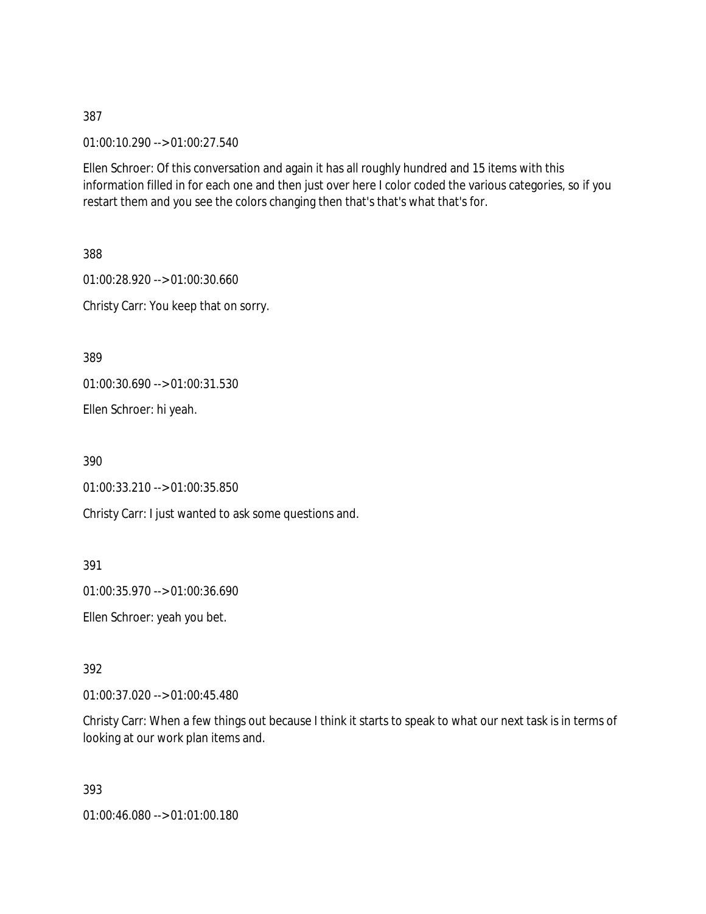387

01:00:10.290 --> 01:00:27.540

Ellen Schroer: Of this conversation and again it has all roughly hundred and 15 items with this information filled in for each one and then just over here I color coded the various categories, so if you restart them and you see the colors changing then that's that's what that's for.

388

01:00:28.920 --> 01:00:30.660

Christy Carr: You keep that on sorry.

389

01:00:30.690 --> 01:00:31.530

Ellen Schroer: hi yeah.

390

01:00:33.210 --> 01:00:35.850

Christy Carr: I just wanted to ask some questions and.

391

01:00:35.970 --> 01:00:36.690

Ellen Schroer: yeah you bet.

392

01:00:37.020 --> 01:00:45.480

Christy Carr: When a few things out because I think it starts to speak to what our next task is in terms of looking at our work plan items and.

393

01:00:46.080 --> 01:01:00.180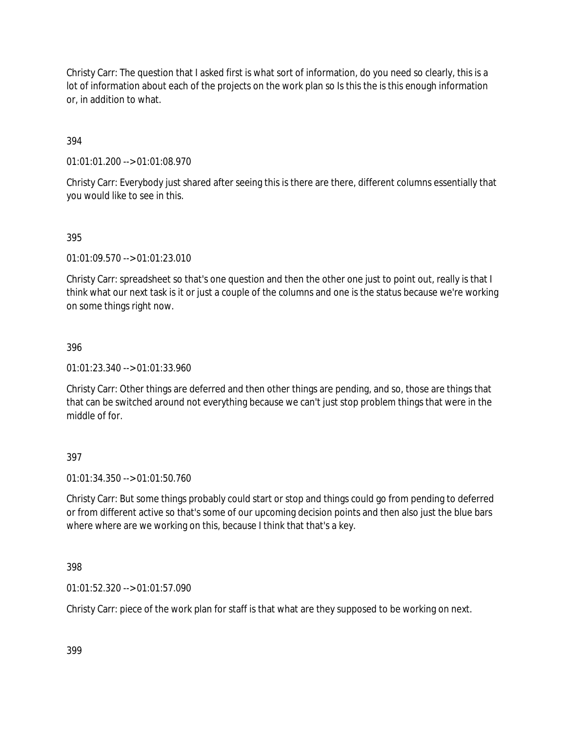Christy Carr: The question that I asked first is what sort of information, do you need so clearly, this is a lot of information about each of the projects on the work plan so Is this the is this enough information or, in addition to what.

394

01:01:01.200 --> 01:01:08.970

Christy Carr: Everybody just shared after seeing this is there are there, different columns essentially that you would like to see in this.

395

01:01:09.570 --> 01:01:23.010

Christy Carr: spreadsheet so that's one question and then the other one just to point out, really is that I think what our next task is it or just a couple of the columns and one is the status because we're working on some things right now.

396

01:01:23.340 --> 01:01:33.960

Christy Carr: Other things are deferred and then other things are pending, and so, those are things that that can be switched around not everything because we can't just stop problem things that were in the middle of for.

397

01:01:34.350 --> 01:01:50.760

Christy Carr: But some things probably could start or stop and things could go from pending to deferred or from different active so that's some of our upcoming decision points and then also just the blue bars where where are we working on this, because I think that that's a key.

398

01:01:52.320 --> 01:01:57.090

Christy Carr: piece of the work plan for staff is that what are they supposed to be working on next.

399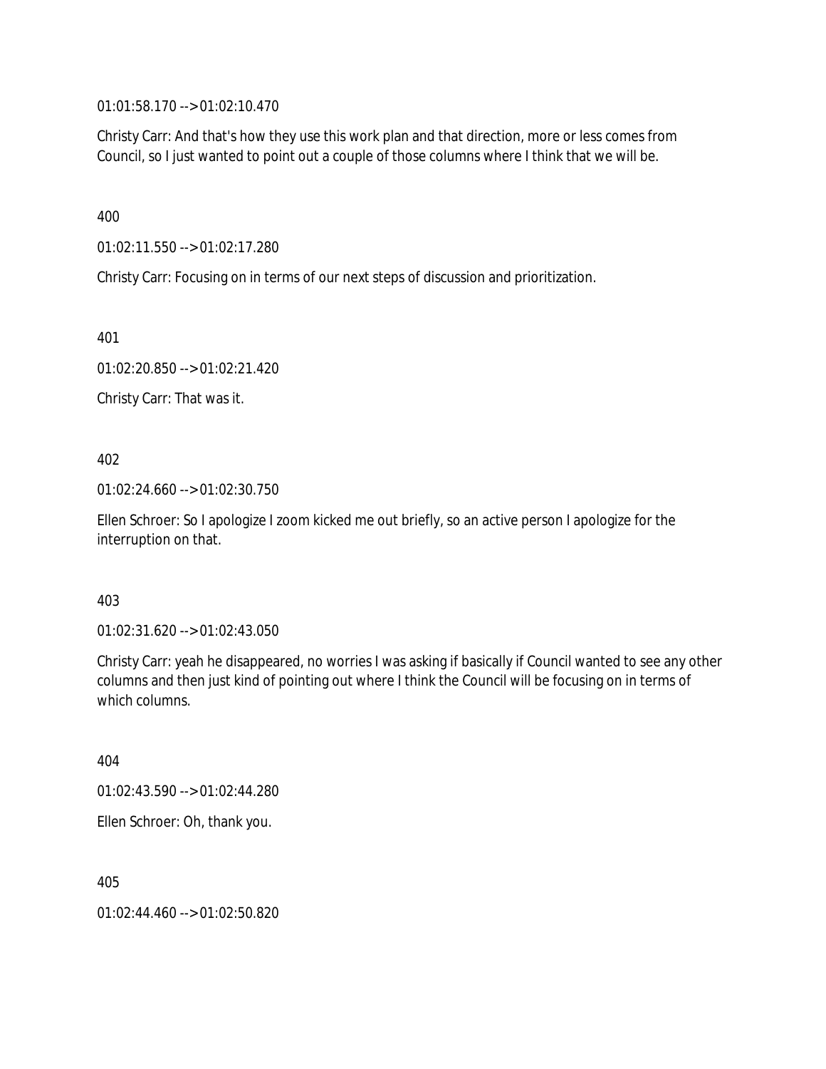01:01:58.170 --> 01:02:10.470

Christy Carr: And that's how they use this work plan and that direction, more or less comes from Council, so I just wanted to point out a couple of those columns where I think that we will be.

400

01:02:11.550 --> 01:02:17.280

Christy Carr: Focusing on in terms of our next steps of discussion and prioritization.

401

01:02:20.850 --> 01:02:21.420

Christy Carr: That was it.

402

01:02:24.660 --> 01:02:30.750

Ellen Schroer: So I apologize I zoom kicked me out briefly, so an active person I apologize for the interruption on that.

403

01:02:31.620 --> 01:02:43.050

Christy Carr: yeah he disappeared, no worries I was asking if basically if Council wanted to see any other columns and then just kind of pointing out where I think the Council will be focusing on in terms of which columns.

404

01:02:43.590 --> 01:02:44.280

Ellen Schroer: Oh, thank you.

405

01:02:44.460 --> 01:02:50.820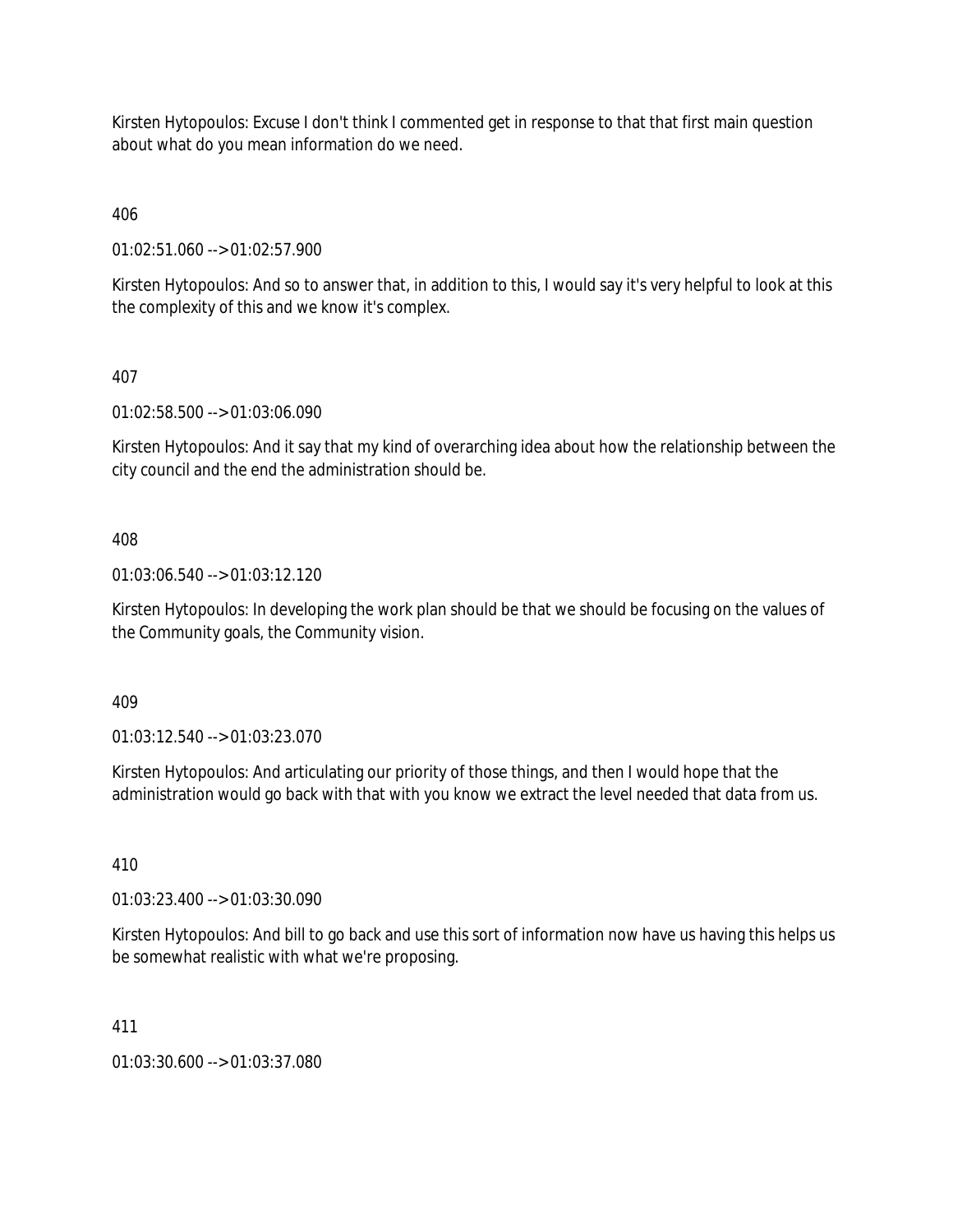Kirsten Hytopoulos: Excuse I don't think I commented get in response to that that first main question about what do you mean information do we need.

406

01:02:51.060 --> 01:02:57.900

Kirsten Hytopoulos: And so to answer that, in addition to this, I would say it's very helpful to look at this the complexity of this and we know it's complex.

407

01:02:58.500 --> 01:03:06.090

Kirsten Hytopoulos: And it say that my kind of overarching idea about how the relationship between the city council and the end the administration should be.

408

01:03:06.540 --> 01:03:12.120

Kirsten Hytopoulos: In developing the work plan should be that we should be focusing on the values of the Community goals, the Community vision.

409

01:03:12.540 --> 01:03:23.070

Kirsten Hytopoulos: And articulating our priority of those things, and then I would hope that the administration would go back with that with you know we extract the level needed that data from us.

410

01:03:23.400 --> 01:03:30.090

Kirsten Hytopoulos: And bill to go back and use this sort of information now have us having this helps us be somewhat realistic with what we're proposing.

411

01:03:30.600 --> 01:03:37.080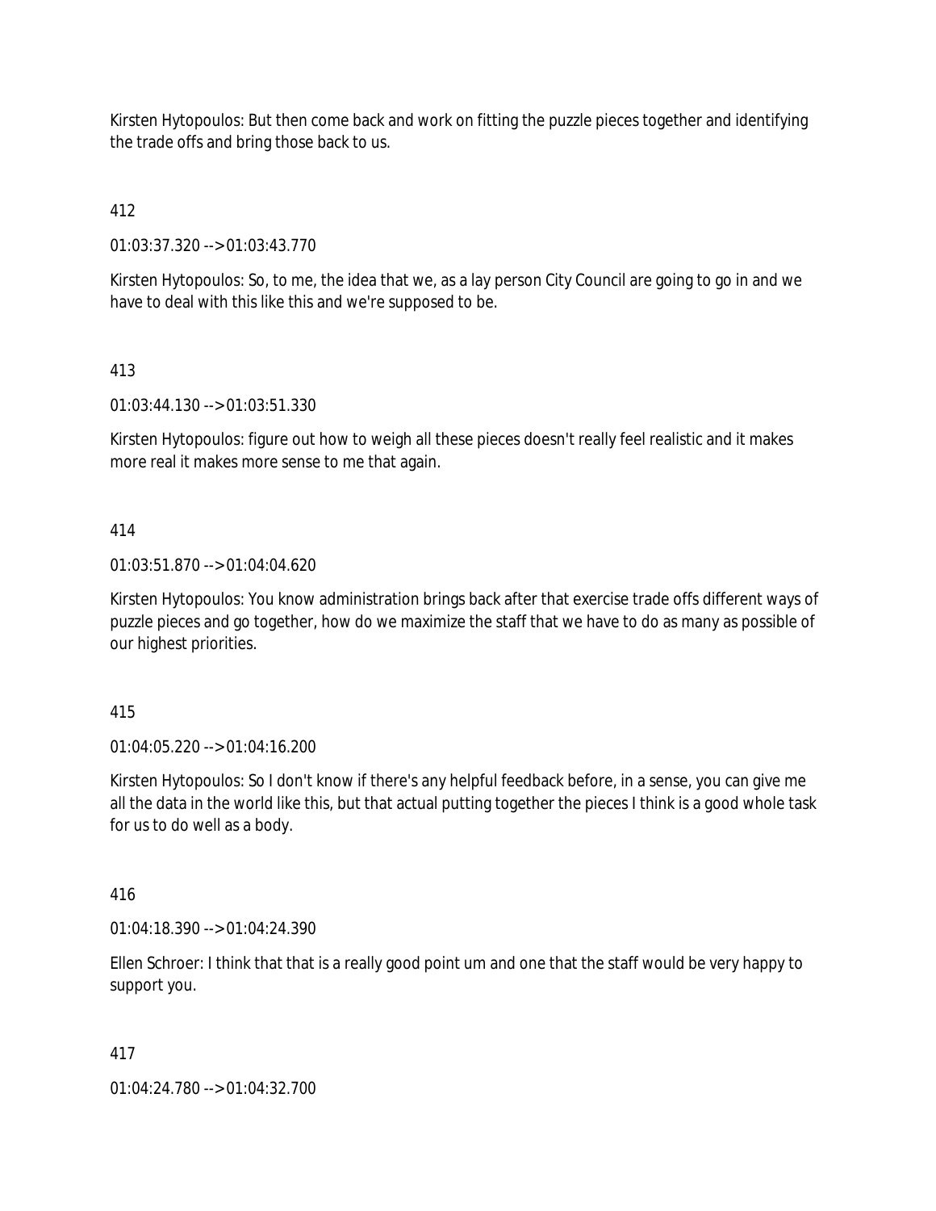Kirsten Hytopoulos: But then come back and work on fitting the puzzle pieces together and identifying the trade offs and bring those back to us.

412

01:03:37.320 --> 01:03:43.770

Kirsten Hytopoulos: So, to me, the idea that we, as a lay person City Council are going to go in and we have to deal with this like this and we're supposed to be.

413

01:03:44.130 --> 01:03:51.330

Kirsten Hytopoulos: figure out how to weigh all these pieces doesn't really feel realistic and it makes more real it makes more sense to me that again.

414

01:03:51.870 --> 01:04:04.620

Kirsten Hytopoulos: You know administration brings back after that exercise trade offs different ways of puzzle pieces and go together, how do we maximize the staff that we have to do as many as possible of our highest priorities.

415

01:04:05.220 --> 01:04:16.200

Kirsten Hytopoulos: So I don't know if there's any helpful feedback before, in a sense, you can give me all the data in the world like this, but that actual putting together the pieces I think is a good whole task for us to do well as a body.

416

01:04:18.390 --> 01:04:24.390

Ellen Schroer: I think that that is a really good point um and one that the staff would be very happy to support you.

417

01:04:24.780 --> 01:04:32.700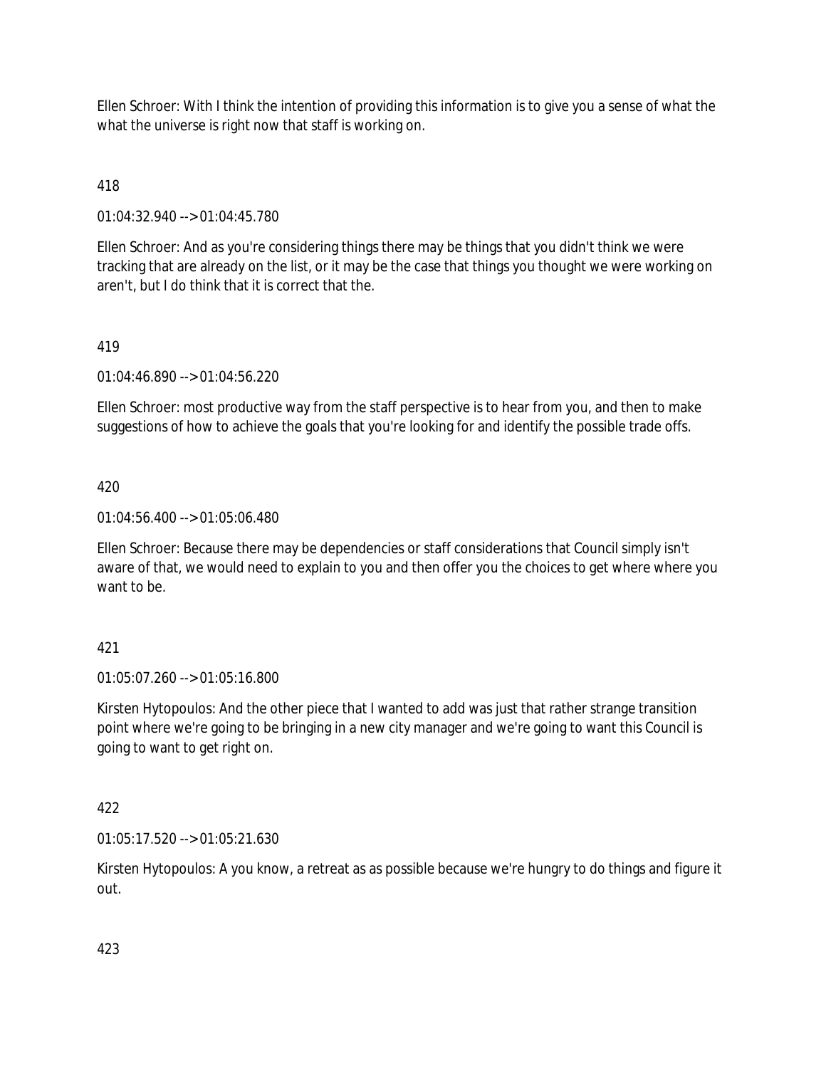Ellen Schroer: With I think the intention of providing this information is to give you a sense of what the what the universe is right now that staff is working on.

418

01:04:32.940 --> 01:04:45.780

Ellen Schroer: And as you're considering things there may be things that you didn't think we were tracking that are already on the list, or it may be the case that things you thought we were working on aren't, but I do think that it is correct that the.

419

01:04:46.890 --> 01:04:56.220

Ellen Schroer: most productive way from the staff perspective is to hear from you, and then to make suggestions of how to achieve the goals that you're looking for and identify the possible trade offs.

420

01:04:56.400 --> 01:05:06.480

Ellen Schroer: Because there may be dependencies or staff considerations that Council simply isn't aware of that, we would need to explain to you and then offer you the choices to get where where you want to be.

421

01:05:07.260 --> 01:05:16.800

Kirsten Hytopoulos: And the other piece that I wanted to add was just that rather strange transition point where we're going to be bringing in a new city manager and we're going to want this Council is going to want to get right on.

422

01:05:17.520 --> 01:05:21.630

Kirsten Hytopoulos: A you know, a retreat as as possible because we're hungry to do things and figure it out.

423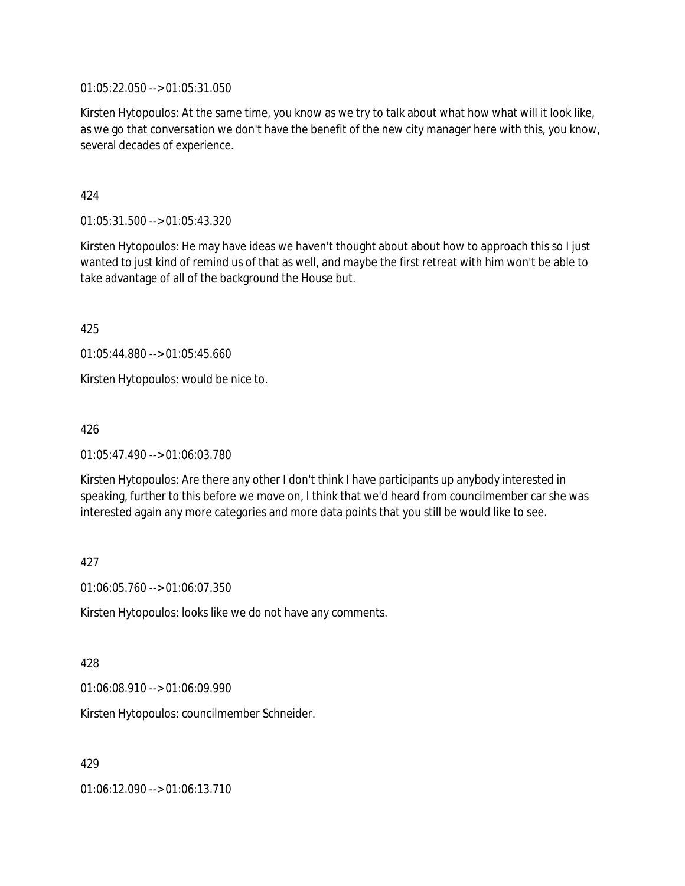01:05:22.050 --> 01:05:31.050

Kirsten Hytopoulos: At the same time, you know as we try to talk about what how what will it look like, as we go that conversation we don't have the benefit of the new city manager here with this, you know, several decades of experience.

424

01:05:31.500 --> 01:05:43.320

Kirsten Hytopoulos: He may have ideas we haven't thought about about how to approach this so I just wanted to just kind of remind us of that as well, and maybe the first retreat with him won't be able to take advantage of all of the background the House but.

425

01:05:44.880 --> 01:05:45.660

Kirsten Hytopoulos: would be nice to.

426

01:05:47.490 --> 01:06:03.780

Kirsten Hytopoulos: Are there any other I don't think I have participants up anybody interested in speaking, further to this before we move on, I think that we'd heard from councilmember car she was interested again any more categories and more data points that you still be would like to see.

427

01:06:05.760 --> 01:06:07.350

Kirsten Hytopoulos: looks like we do not have any comments.

428

01:06:08.910 --> 01:06:09.990

Kirsten Hytopoulos: councilmember Schneider.

429

01:06:12.090 --> 01:06:13.710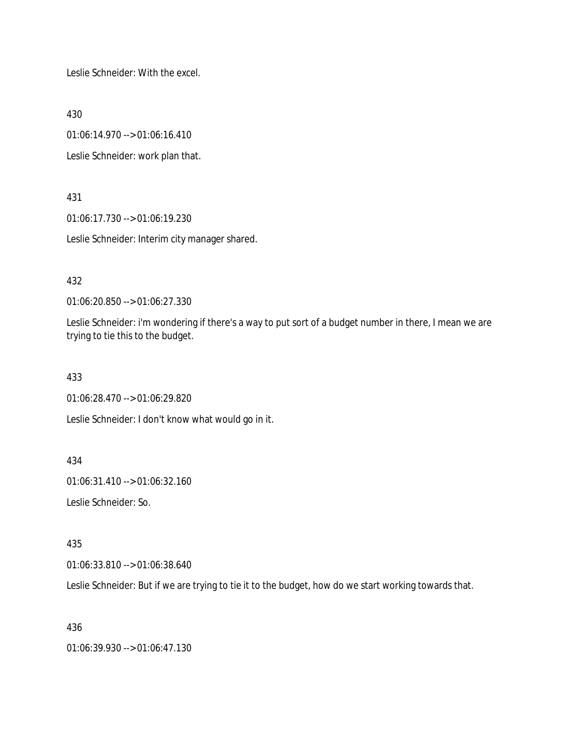Leslie Schneider: With the excel.

430

01:06:14.970 --> 01:06:16.410

Leslie Schneider: work plan that.

431

01:06:17.730 --> 01:06:19.230

Leslie Schneider: Interim city manager shared.

432

01:06:20.850 --> 01:06:27.330

Leslie Schneider: i'm wondering if there's a way to put sort of a budget number in there, I mean we are trying to tie this to the budget.

433

01:06:28.470 --> 01:06:29.820

Leslie Schneider: I don't know what would go in it.

434

01:06:31.410 --> 01:06:32.160

Leslie Schneider: So.

435

01:06:33.810 --> 01:06:38.640

Leslie Schneider: But if we are trying to tie it to the budget, how do we start working towards that.

436

01:06:39.930 --> 01:06:47.130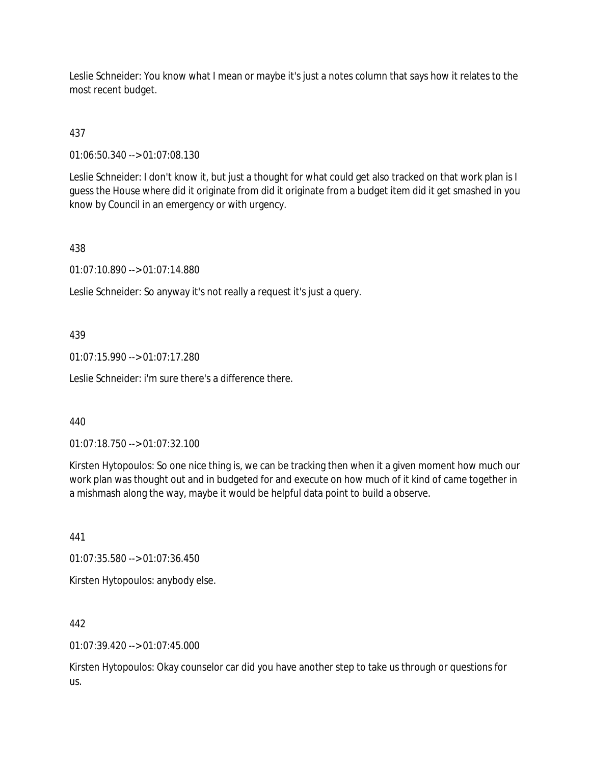Leslie Schneider: You know what I mean or maybe it's just a notes column that says how it relates to the most recent budget.

437

01:06:50.340 --> 01:07:08.130

Leslie Schneider: I don't know it, but just a thought for what could get also tracked on that work plan is I guess the House where did it originate from did it originate from a budget item did it get smashed in you know by Council in an emergency or with urgency.

438

01:07:10.890 --> 01:07:14.880

Leslie Schneider: So anyway it's not really a request it's just a query.

439

01:07:15.990 --> 01:07:17.280

Leslie Schneider: i'm sure there's a difference there.

440

01:07:18.750 --> 01:07:32.100

Kirsten Hytopoulos: So one nice thing is, we can be tracking then when it a given moment how much our work plan was thought out and in budgeted for and execute on how much of it kind of came together in a mishmash along the way, maybe it would be helpful data point to build a observe.

441

01:07:35.580 --> 01:07:36.450

Kirsten Hytopoulos: anybody else.

442

01:07:39.420 --> 01:07:45.000

Kirsten Hytopoulos: Okay counselor car did you have another step to take us through or questions for us.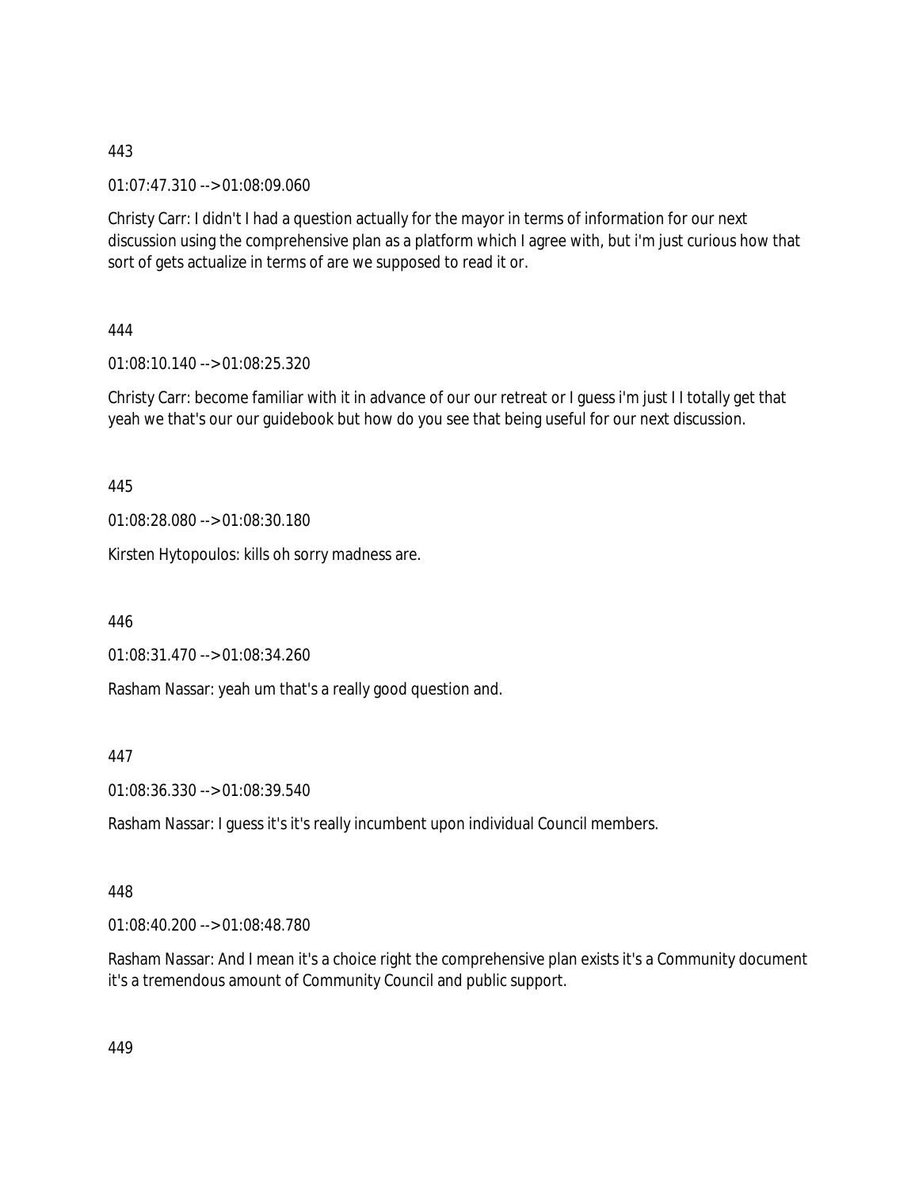443

01:07:47.310 --> 01:08:09.060

Christy Carr: I didn't I had a question actually for the mayor in terms of information for our next discussion using the comprehensive plan as a platform which I agree with, but i'm just curious how that sort of gets actualize in terms of are we supposed to read it or.

444

01:08:10.140 --> 01:08:25.320

Christy Carr: become familiar with it in advance of our our retreat or I guess i'm just I I totally get that yeah we that's our our guidebook but how do you see that being useful for our next discussion.

445

01:08:28.080 --> 01:08:30.180

Kirsten Hytopoulos: kills oh sorry madness are.

446

01:08:31.470 --> 01:08:34.260

Rasham Nassar: yeah um that's a really good question and.

447

01:08:36.330 --> 01:08:39.540

Rasham Nassar: I guess it's it's really incumbent upon individual Council members.

448

01:08:40.200 --> 01:08:48.780

Rasham Nassar: And I mean it's a choice right the comprehensive plan exists it's a Community document it's a tremendous amount of Community Council and public support.

449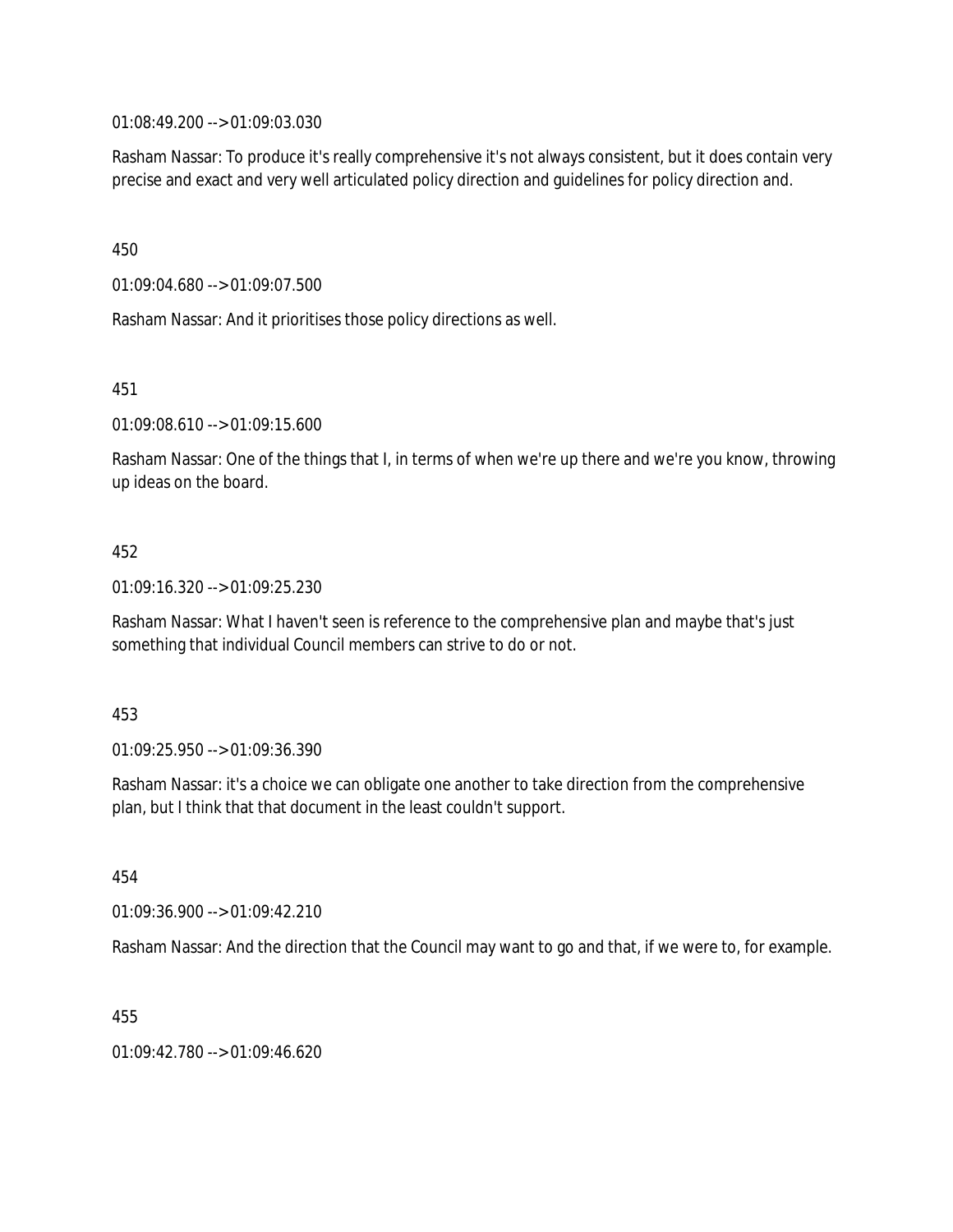01:08:49.200 --> 01:09:03.030

Rasham Nassar: To produce it's really comprehensive it's not always consistent, but it does contain very precise and exact and very well articulated policy direction and guidelines for policy direction and.

450

01:09:04.680 --> 01:09:07.500

Rasham Nassar: And it prioritises those policy directions as well.

451

01:09:08.610 --> 01:09:15.600

Rasham Nassar: One of the things that I, in terms of when we're up there and we're you know, throwing up ideas on the board.

452

01:09:16.320 --> 01:09:25.230

Rasham Nassar: What I haven't seen is reference to the comprehensive plan and maybe that's just something that individual Council members can strive to do or not.

453

01:09:25.950 --> 01:09:36.390

Rasham Nassar: it's a choice we can obligate one another to take direction from the comprehensive plan, but I think that that document in the least couldn't support.

454

01:09:36.900 --> 01:09:42.210

Rasham Nassar: And the direction that the Council may want to go and that, if we were to, for example.

455

01:09:42.780 --> 01:09:46.620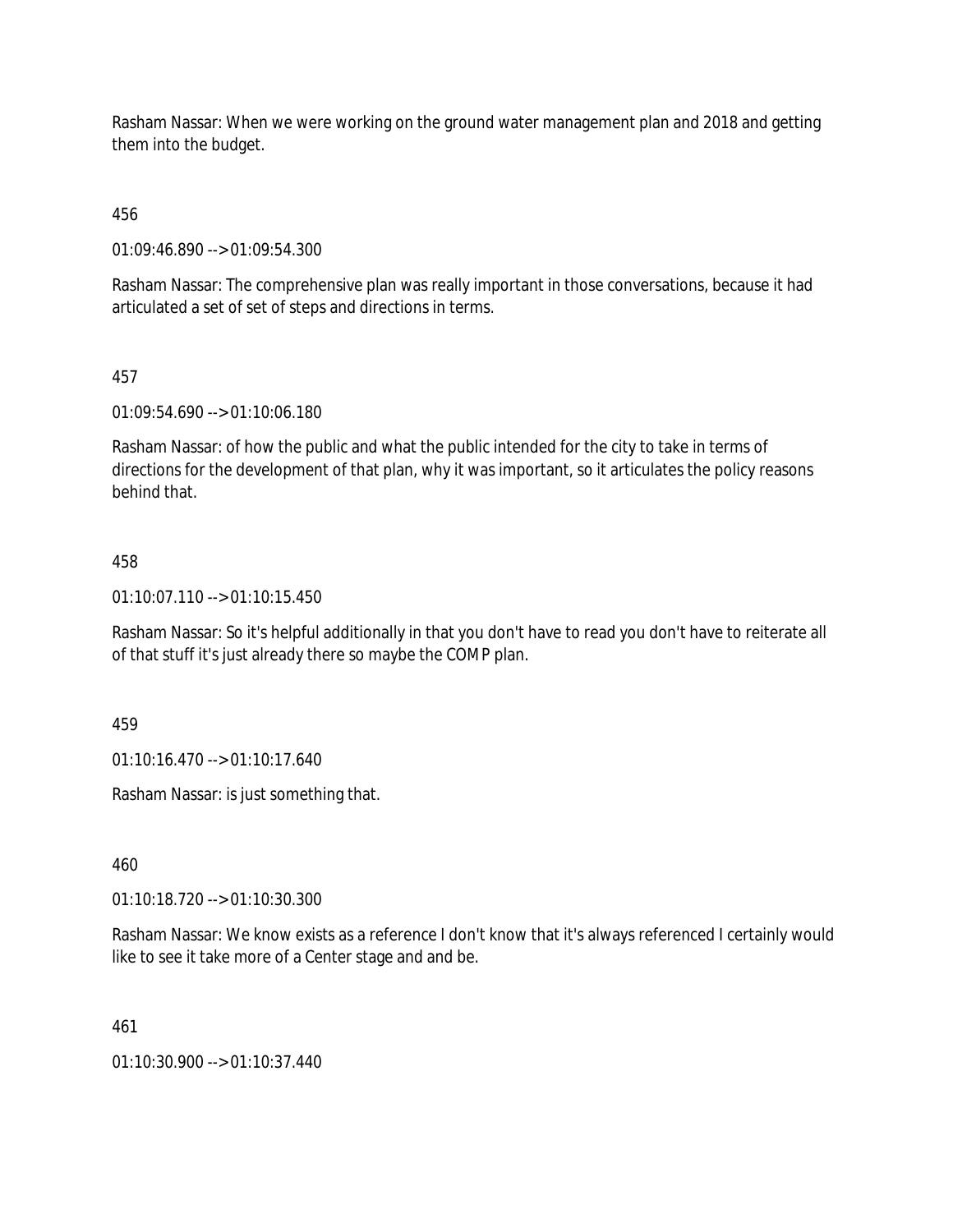Rasham Nassar: When we were working on the ground water management plan and 2018 and getting them into the budget.

456

01:09:46.890 --> 01:09:54.300

Rasham Nassar: The comprehensive plan was really important in those conversations, because it had articulated a set of set of steps and directions in terms.

457

01:09:54.690 --> 01:10:06.180

Rasham Nassar: of how the public and what the public intended for the city to take in terms of directions for the development of that plan, why it was important, so it articulates the policy reasons behind that.

458

01:10:07.110 --> 01:10:15.450

Rasham Nassar: So it's helpful additionally in that you don't have to read you don't have to reiterate all of that stuff it's just already there so maybe the COMP plan.

459

01:10:16.470 --> 01:10:17.640

Rasham Nassar: is just something that.

460

01:10:18.720 --> 01:10:30.300

Rasham Nassar: We know exists as a reference I don't know that it's always referenced I certainly would like to see it take more of a Center stage and and be.

461

01:10:30.900 --> 01:10:37.440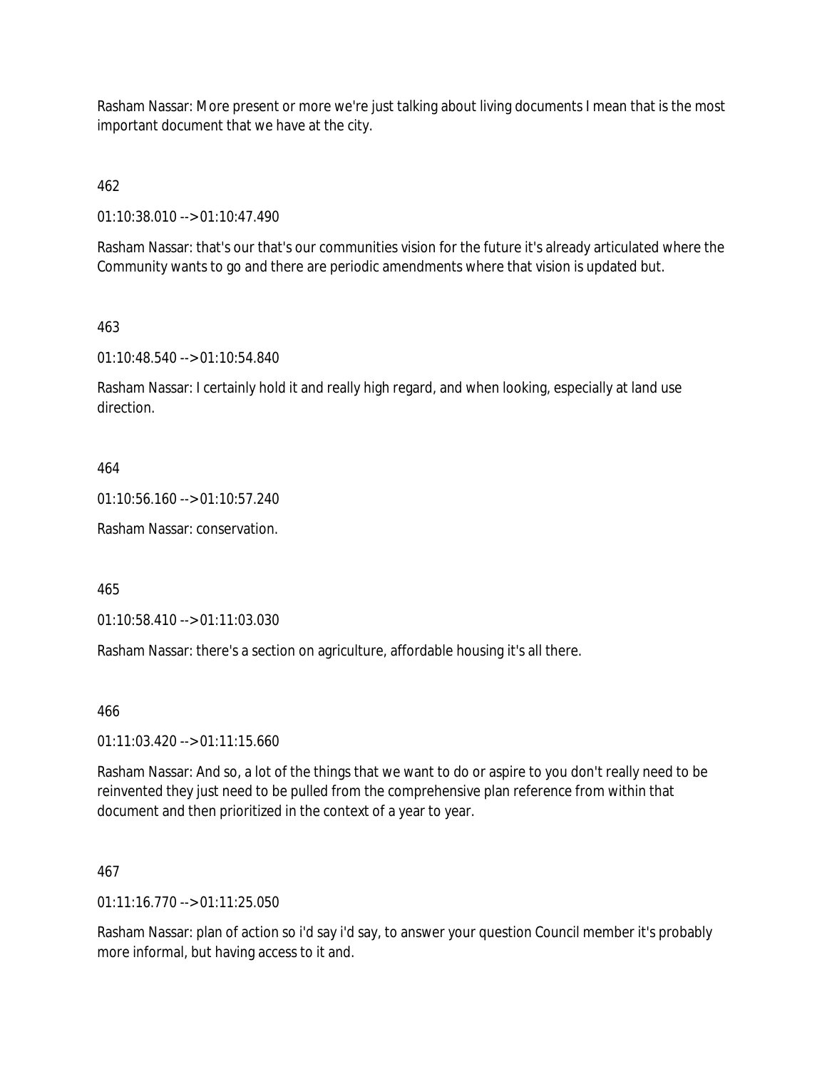Rasham Nassar: More present or more we're just talking about living documents I mean that is the most important document that we have at the city.

462

01:10:38.010 --> 01:10:47.490

Rasham Nassar: that's our that's our communities vision for the future it's already articulated where the Community wants to go and there are periodic amendments where that vision is updated but.

463

01:10:48.540 --> 01:10:54.840

Rasham Nassar: I certainly hold it and really high regard, and when looking, especially at land use direction.

464

01:10:56.160 --> 01:10:57.240

Rasham Nassar: conservation.

465

01:10:58.410 --> 01:11:03.030

Rasham Nassar: there's a section on agriculture, affordable housing it's all there.

466

01:11:03.420 --> 01:11:15.660

Rasham Nassar: And so, a lot of the things that we want to do or aspire to you don't really need to be reinvented they just need to be pulled from the comprehensive plan reference from within that document and then prioritized in the context of a year to year.

467

01:11:16.770 --> 01:11:25.050

Rasham Nassar: plan of action so i'd say i'd say, to answer your question Council member it's probably more informal, but having access to it and.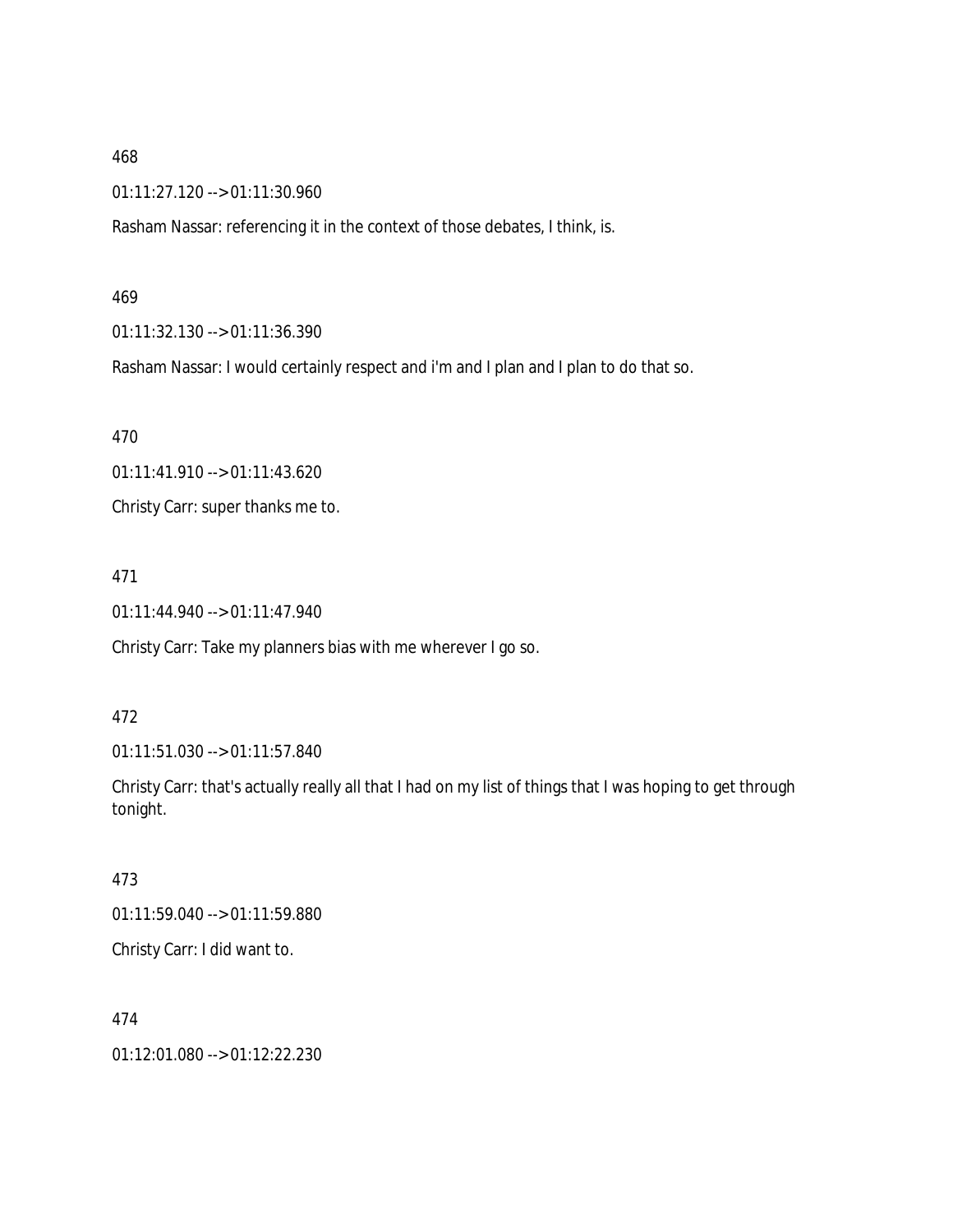468

01:11:27.120 --> 01:11:30.960

Rasham Nassar: referencing it in the context of those debates, I think, is.

469

01:11:32.130 --> 01:11:36.390

Rasham Nassar: I would certainly respect and i'm and I plan and I plan to do that so.

470

01:11:41.910 --> 01:11:43.620

Christy Carr: super thanks me to.

471

01:11:44.940 --> 01:11:47.940

Christy Carr: Take my planners bias with me wherever I go so.

472

01:11:51.030 --> 01:11:57.840

Christy Carr: that's actually really all that I had on my list of things that I was hoping to get through tonight.

473

01:11:59.040 --> 01:11:59.880

Christy Carr: I did want to.

474

01:12:01.080 --> 01:12:22.230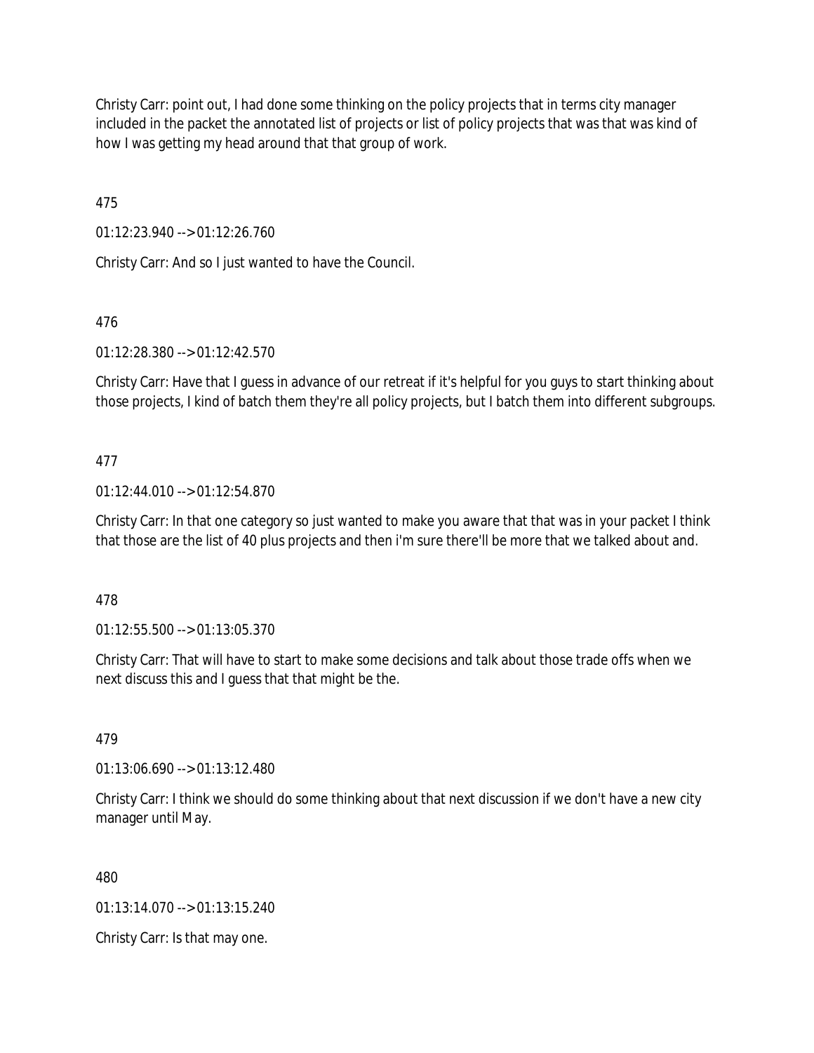Christy Carr: point out, I had done some thinking on the policy projects that in terms city manager included in the packet the annotated list of projects or list of policy projects that was that was kind of how I was getting my head around that that group of work.

475

01:12:23.940 --> 01:12:26.760

Christy Carr: And so I just wanted to have the Council.

476

01:12:28.380 --> 01:12:42.570

Christy Carr: Have that I guess in advance of our retreat if it's helpful for you guys to start thinking about those projects, I kind of batch them they're all policy projects, but I batch them into different subgroups.

477

01:12:44.010 --> 01:12:54.870

Christy Carr: In that one category so just wanted to make you aware that that was in your packet I think that those are the list of 40 plus projects and then i'm sure there'll be more that we talked about and.

478

01:12:55.500 --> 01:13:05.370

Christy Carr: That will have to start to make some decisions and talk about those trade offs when we next discuss this and I guess that that might be the.

479

01:13:06.690 --> 01:13:12.480

Christy Carr: I think we should do some thinking about that next discussion if we don't have a new city manager until May.

480

01:13:14.070 --> 01:13:15.240

Christy Carr: Is that may one.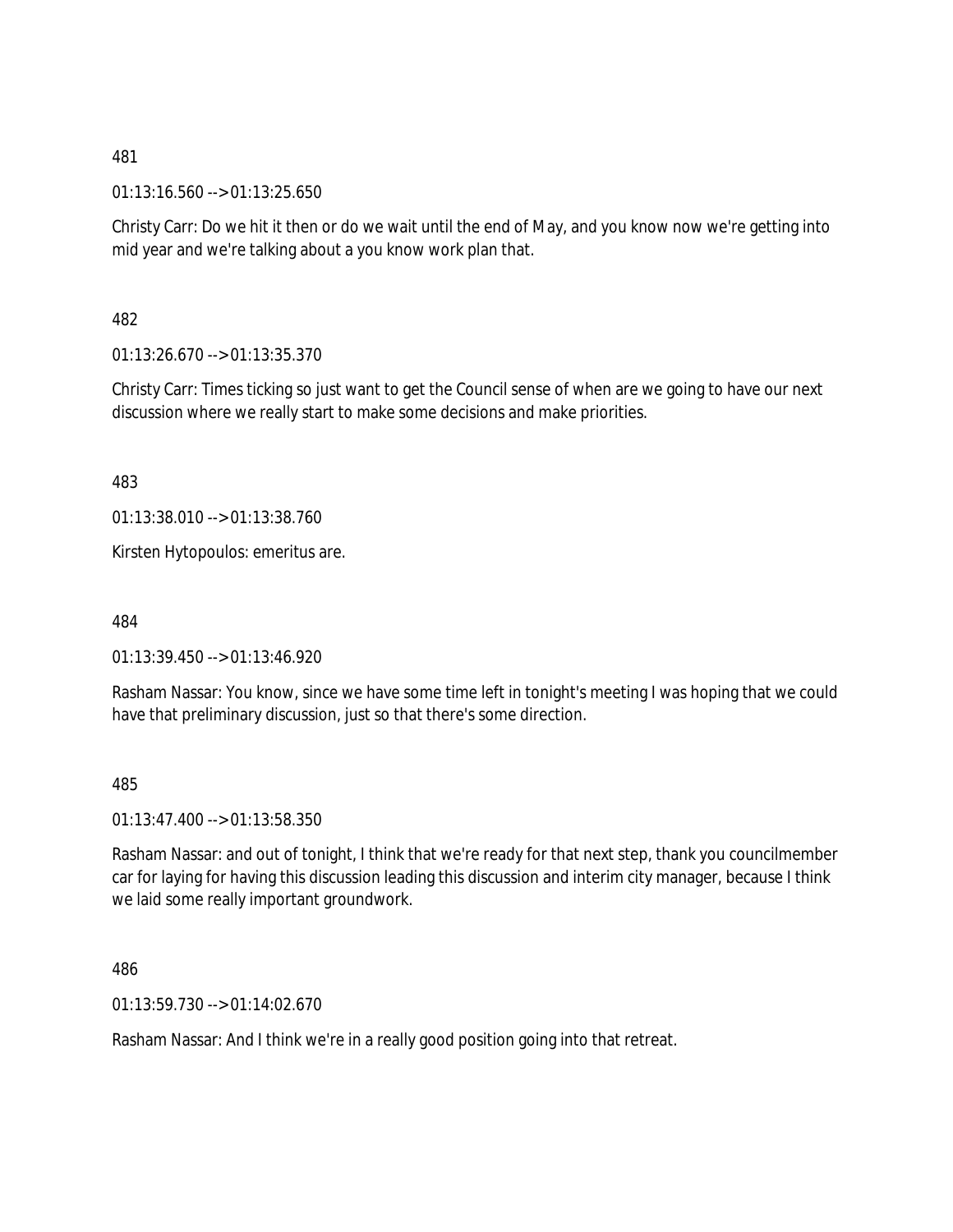481

01:13:16.560 --> 01:13:25.650

Christy Carr: Do we hit it then or do we wait until the end of May, and you know now we're getting into mid year and we're talking about a you know work plan that.

482

01:13:26.670 --> 01:13:35.370

Christy Carr: Times ticking so just want to get the Council sense of when are we going to have our next discussion where we really start to make some decisions and make priorities.

483

01:13:38.010 --> 01:13:38.760

Kirsten Hytopoulos: emeritus are.

484

01:13:39.450 --> 01:13:46.920

Rasham Nassar: You know, since we have some time left in tonight's meeting I was hoping that we could have that preliminary discussion, just so that there's some direction.

485

01:13:47.400 --> 01:13:58.350

Rasham Nassar: and out of tonight, I think that we're ready for that next step, thank you councilmember car for laying for having this discussion leading this discussion and interim city manager, because I think we laid some really important groundwork.

486

01:13:59.730 --> 01:14:02.670

Rasham Nassar: And I think we're in a really good position going into that retreat.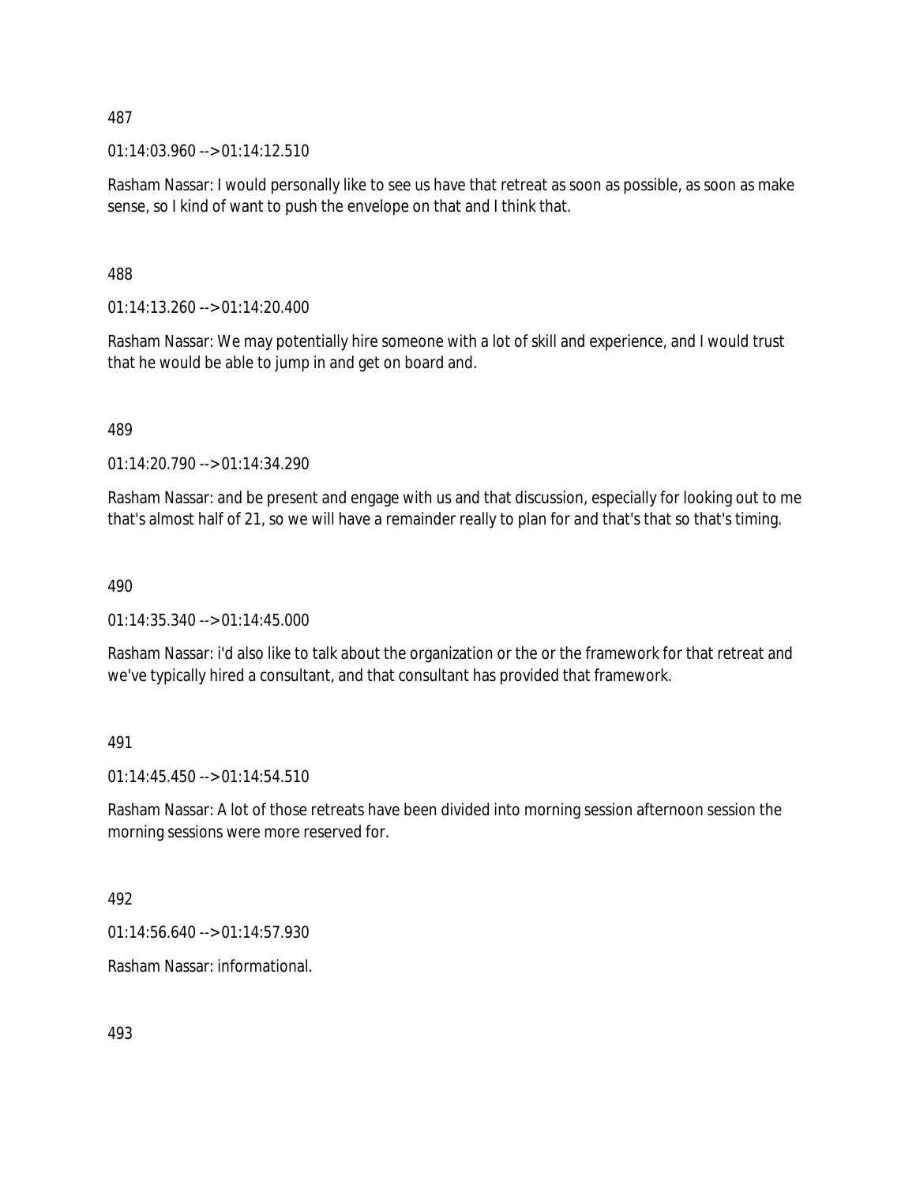487

01:14:03.960 --> 01:14:12.510

Rasham Nassar: I would personally like to see us have that retreat as soon as possible, as soon as make sense, so I kind of want to push the envelope on that and I think that.

488

01:14:13.260 --> 01:14:20.400

Rasham Nassar: We may potentially hire someone with a lot of skill and experience, and I would trust that he would be able to jump in and get on board and.

489

01:14:20.790 --> 01:14:34.290

Rasham Nassar: and be present and engage with us and that discussion, especially for looking out to me that's almost half of 21, so we will have a remainder really to plan for and that's that so that's timing.

490

01:14:35.340 --> 01:14:45.000

Rasham Nassar: i'd also like to talk about the organization or the or the framework for that retreat and we've typically hired a consultant, and that consultant has provided that framework.

491

01:14:45.450 --> 01:14:54.510

Rasham Nassar: A lot of those retreats have been divided into morning session afternoon session the morning sessions were more reserved for.

492

01:14:56.640 --> 01:14:57.930

Rasham Nassar: informational.

493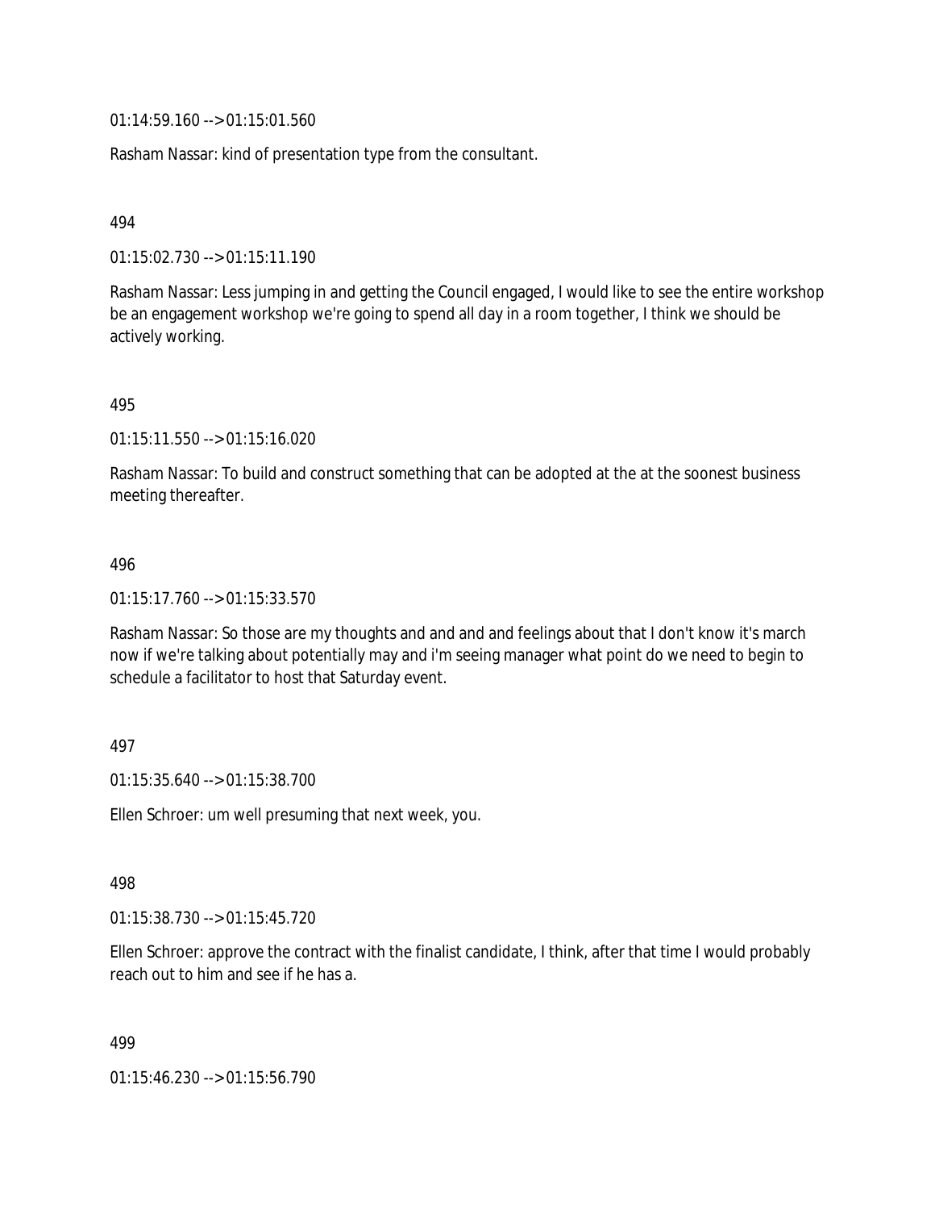01:14:59.160 --> 01:15:01.560

Rasham Nassar: kind of presentation type from the consultant.

494

01:15:02.730 --> 01:15:11.190

Rasham Nassar: Less jumping in and getting the Council engaged, I would like to see the entire workshop be an engagement workshop we're going to spend all day in a room together, I think we should be actively working.

495

01:15:11.550 --> 01:15:16.020

Rasham Nassar: To build and construct something that can be adopted at the at the soonest business meeting thereafter.

496

01:15:17.760 --> 01:15:33.570

Rasham Nassar: So those are my thoughts and and and and feelings about that I don't know it's march now if we're talking about potentially may and i'm seeing manager what point do we need to begin to schedule a facilitator to host that Saturday event.

497

01:15:35.640 --> 01:15:38.700

Ellen Schroer: um well presuming that next week, you.

498

01:15:38.730 --> 01:15:45.720

Ellen Schroer: approve the contract with the finalist candidate, I think, after that time I would probably reach out to him and see if he has a.

499

01:15:46.230 --> 01:15:56.790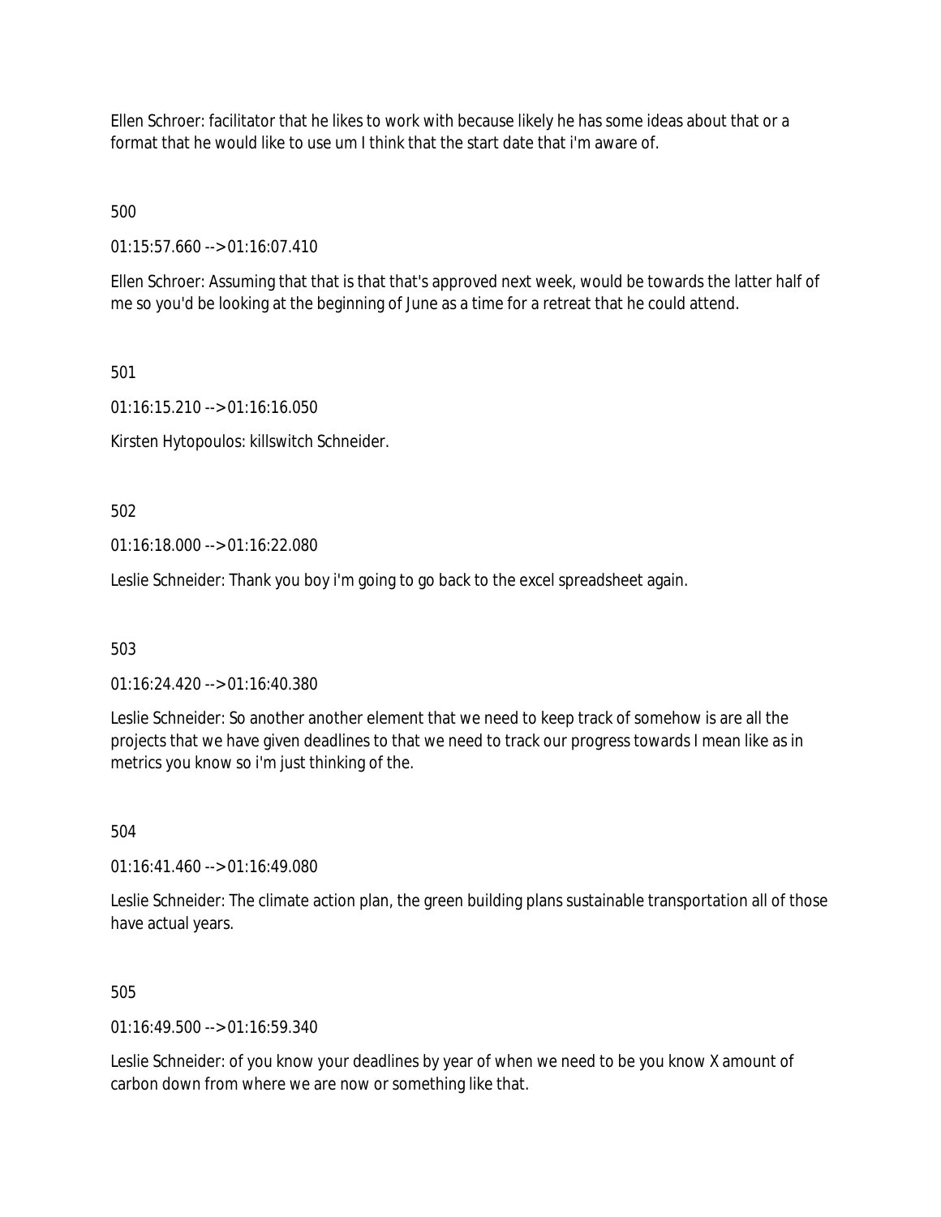Ellen Schroer: facilitator that he likes to work with because likely he has some ideas about that or a format that he would like to use um I think that the start date that i'm aware of.

500

01:15:57.660 --> 01:16:07.410

Ellen Schroer: Assuming that that is that that's approved next week, would be towards the latter half of me so you'd be looking at the beginning of June as a time for a retreat that he could attend.

501

01:16:15.210 --> 01:16:16.050

Kirsten Hytopoulos: killswitch Schneider.

502

01:16:18.000 --> 01:16:22.080

Leslie Schneider: Thank you boy i'm going to go back to the excel spreadsheet again.

503

01:16:24.420 --> 01:16:40.380

Leslie Schneider: So another another element that we need to keep track of somehow is are all the projects that we have given deadlines to that we need to track our progress towards I mean like as in metrics you know so i'm just thinking of the.

504

01:16:41.460 --> 01:16:49.080

Leslie Schneider: The climate action plan, the green building plans sustainable transportation all of those have actual years.

505

01:16:49.500 --> 01:16:59.340

Leslie Schneider: of you know your deadlines by year of when we need to be you know X amount of carbon down from where we are now or something like that.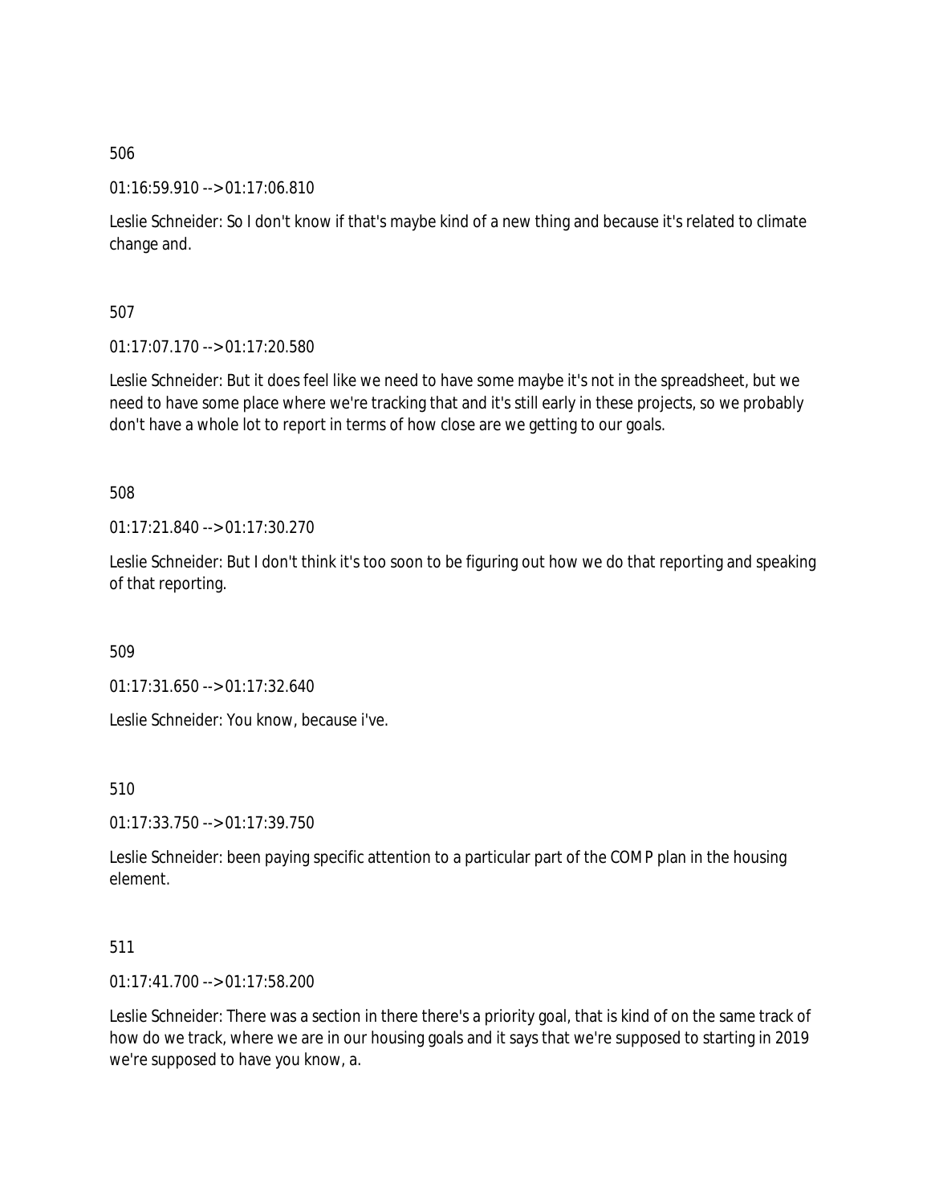506

01:16:59.910 --> 01:17:06.810

Leslie Schneider: So I don't know if that's maybe kind of a new thing and because it's related to climate change and.

507

01:17:07.170 --> 01:17:20.580

Leslie Schneider: But it does feel like we need to have some maybe it's not in the spreadsheet, but we need to have some place where we're tracking that and it's still early in these projects, so we probably don't have a whole lot to report in terms of how close are we getting to our goals.

508

01:17:21.840 --> 01:17:30.270

Leslie Schneider: But I don't think it's too soon to be figuring out how we do that reporting and speaking of that reporting.

509

01:17:31.650 --> 01:17:32.640

Leslie Schneider: You know, because i've.

510

01:17:33.750 --> 01:17:39.750

Leslie Schneider: been paying specific attention to a particular part of the COMP plan in the housing element.

511

01:17:41.700 --> 01:17:58.200

Leslie Schneider: There was a section in there there's a priority goal, that is kind of on the same track of how do we track, where we are in our housing goals and it says that we're supposed to starting in 2019 we're supposed to have you know, a.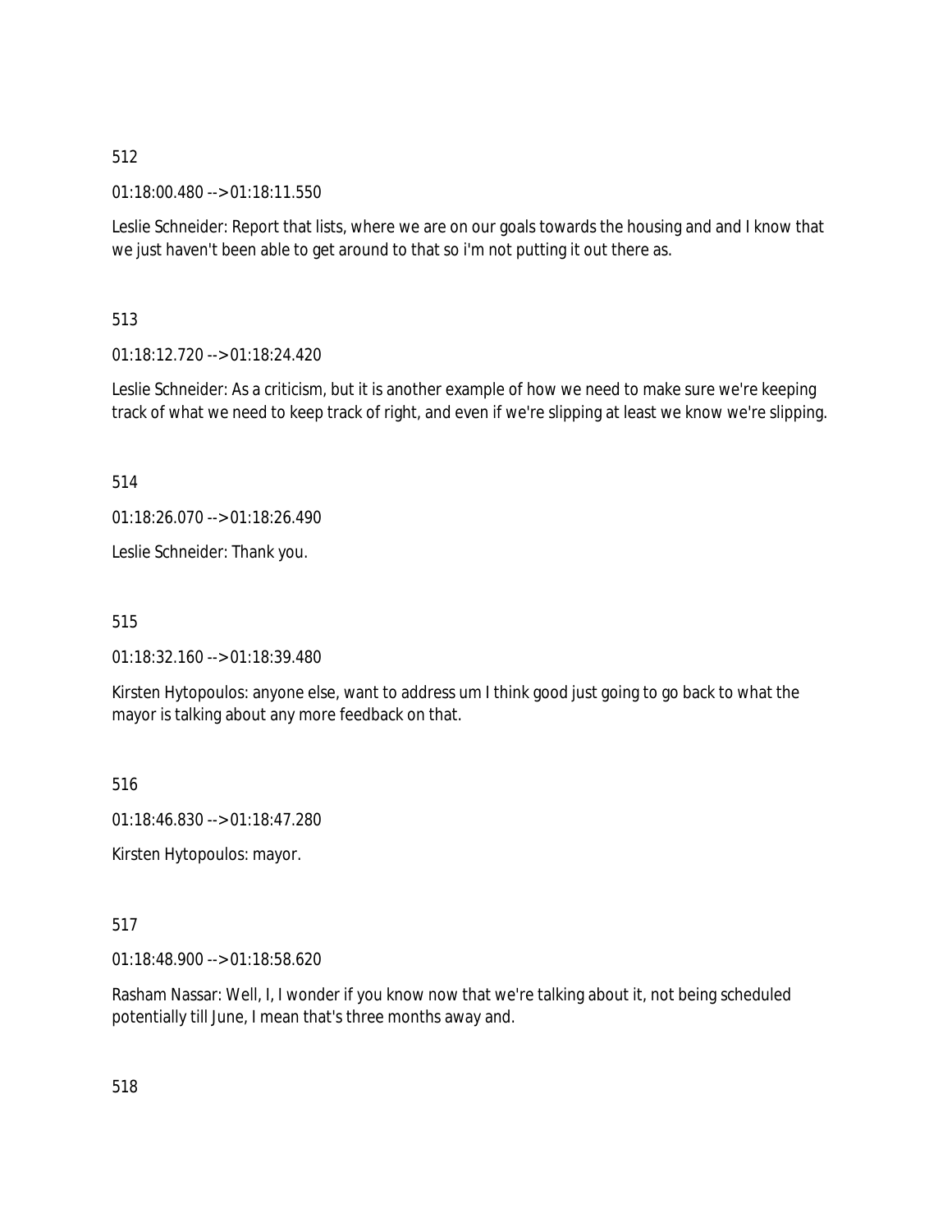512

01:18:00.480 --> 01:18:11.550

Leslie Schneider: Report that lists, where we are on our goals towards the housing and and I know that we just haven't been able to get around to that so i'm not putting it out there as.

513

01:18:12.720 --> 01:18:24.420

Leslie Schneider: As a criticism, but it is another example of how we need to make sure we're keeping track of what we need to keep track of right, and even if we're slipping at least we know we're slipping.

514

01:18:26.070 --> 01:18:26.490

Leslie Schneider: Thank you.

515

01:18:32.160 --> 01:18:39.480

Kirsten Hytopoulos: anyone else, want to address um I think good just going to go back to what the mayor is talking about any more feedback on that.

516

01:18:46.830 --> 01:18:47.280

Kirsten Hytopoulos: mayor.

517

01:18:48.900 --> 01:18:58.620

Rasham Nassar: Well, I, I wonder if you know now that we're talking about it, not being scheduled potentially till June, I mean that's three months away and.

518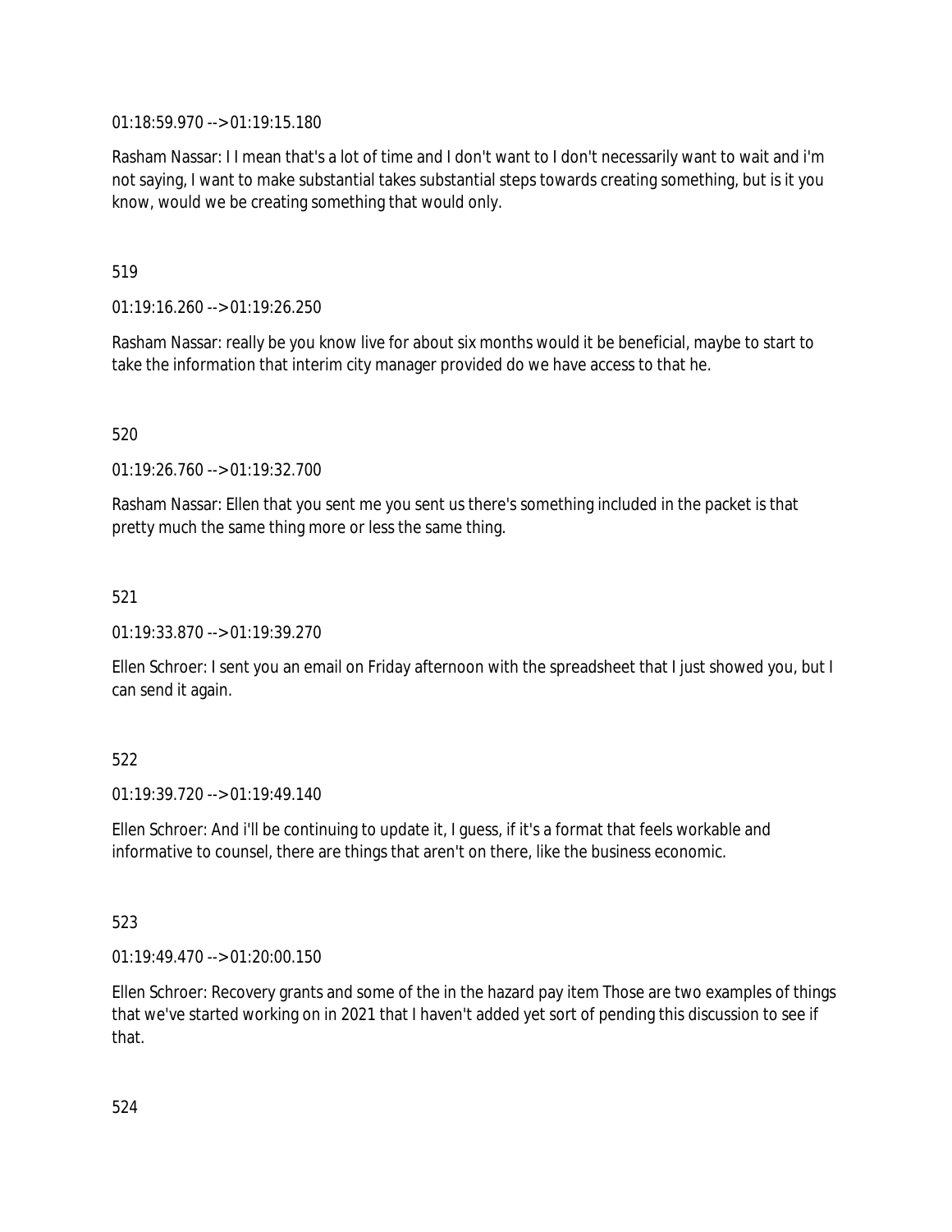01:18:59.970 --> 01:19:15.180

Rasham Nassar: I I mean that's a lot of time and I don't want to I don't necessarily want to wait and i'm not saying, I want to make substantial takes substantial steps towards creating something, but is it you know, would we be creating something that would only.

519

01:19:16.260 --> 01:19:26.250

Rasham Nassar: really be you know live for about six months would it be beneficial, maybe to start to take the information that interim city manager provided do we have access to that he.

520

01:19:26.760 --> 01:19:32.700

Rasham Nassar: Ellen that you sent me you sent us there's something included in the packet is that pretty much the same thing more or less the same thing.

521

01:19:33.870 --> 01:19:39.270

Ellen Schroer: I sent you an email on Friday afternoon with the spreadsheet that I just showed you, but I can send it again.

522

01:19:39.720 --> 01:19:49.140

Ellen Schroer: And i'll be continuing to update it, I guess, if it's a format that feels workable and informative to counsel, there are things that aren't on there, like the business economic.

523

01:19:49.470 --> 01:20:00.150

Ellen Schroer: Recovery grants and some of the in the hazard pay item Those are two examples of things that we've started working on in 2021 that I haven't added yet sort of pending this discussion to see if that.

524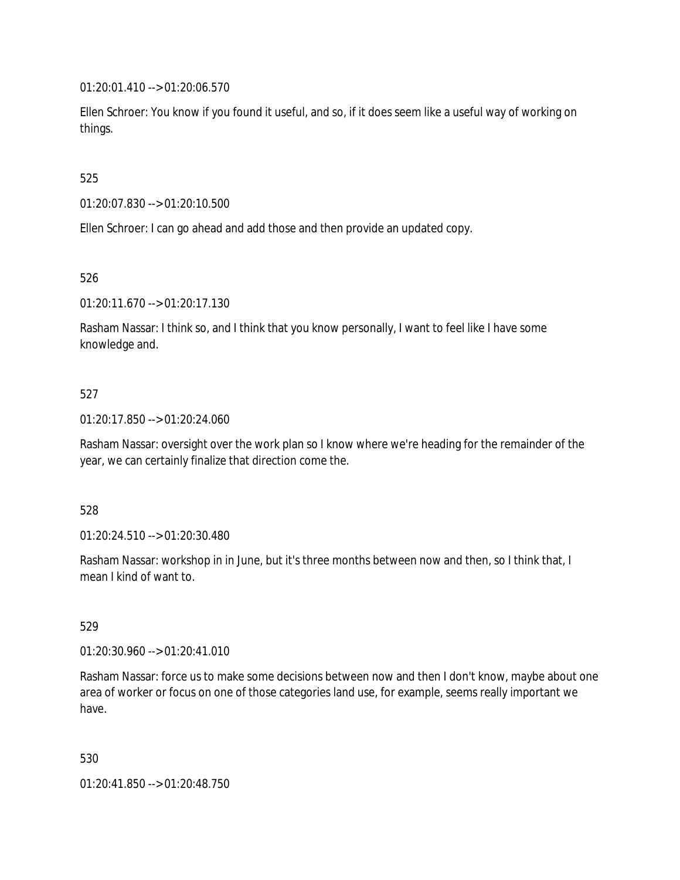01:20:01.410 --> 01:20:06.570

Ellen Schroer: You know if you found it useful, and so, if it does seem like a useful way of working on things.

525

01:20:07.830 --> 01:20:10.500

Ellen Schroer: I can go ahead and add those and then provide an updated copy.

526

01:20:11.670 --> 01:20:17.130

Rasham Nassar: I think so, and I think that you know personally, I want to feel like I have some knowledge and.

527

01:20:17.850 --> 01:20:24.060

Rasham Nassar: oversight over the work plan so I know where we're heading for the remainder of the year, we can certainly finalize that direction come the.

528

01:20:24.510 --> 01:20:30.480

Rasham Nassar: workshop in in June, but it's three months between now and then, so I think that, I mean I kind of want to.

529

01:20:30.960 --> 01:20:41.010

Rasham Nassar: force us to make some decisions between now and then I don't know, maybe about one area of worker or focus on one of those categories land use, for example, seems really important we have.

530

01:20:41.850 --> 01:20:48.750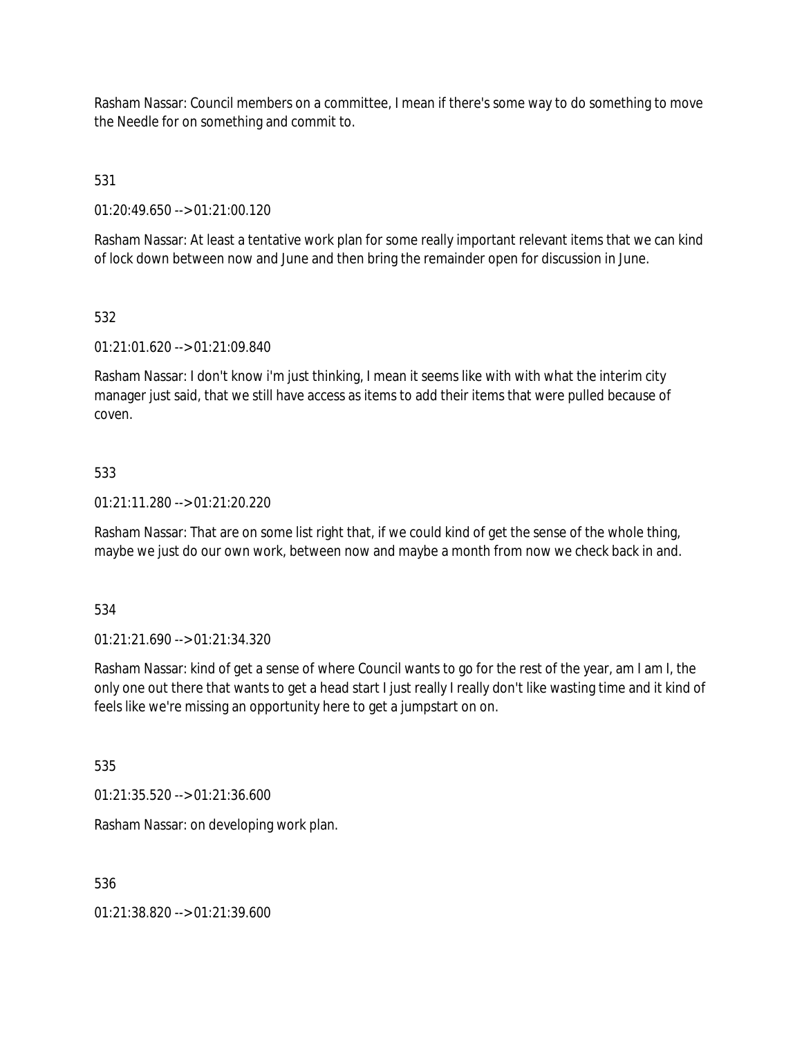Rasham Nassar: Council members on a committee, I mean if there's some way to do something to move the Needle for on something and commit to.

531

01:20:49.650 --> 01:21:00.120

Rasham Nassar: At least a tentative work plan for some really important relevant items that we can kind of lock down between now and June and then bring the remainder open for discussion in June.

532

01:21:01.620 --> 01:21:09.840

Rasham Nassar: I don't know i'm just thinking, I mean it seems like with with what the interim city manager just said, that we still have access as items to add their items that were pulled because of coven.

533

01:21:11.280 --> 01:21:20.220

Rasham Nassar: That are on some list right that, if we could kind of get the sense of the whole thing, maybe we just do our own work, between now and maybe a month from now we check back in and.

534

01:21:21.690 --> 01:21:34.320

Rasham Nassar: kind of get a sense of where Council wants to go for the rest of the year, am I am I, the only one out there that wants to get a head start I just really I really don't like wasting time and it kind of feels like we're missing an opportunity here to get a jumpstart on on.

535

01:21:35.520 --> 01:21:36.600

Rasham Nassar: on developing work plan.

536

01:21:38.820 --> 01:21:39.600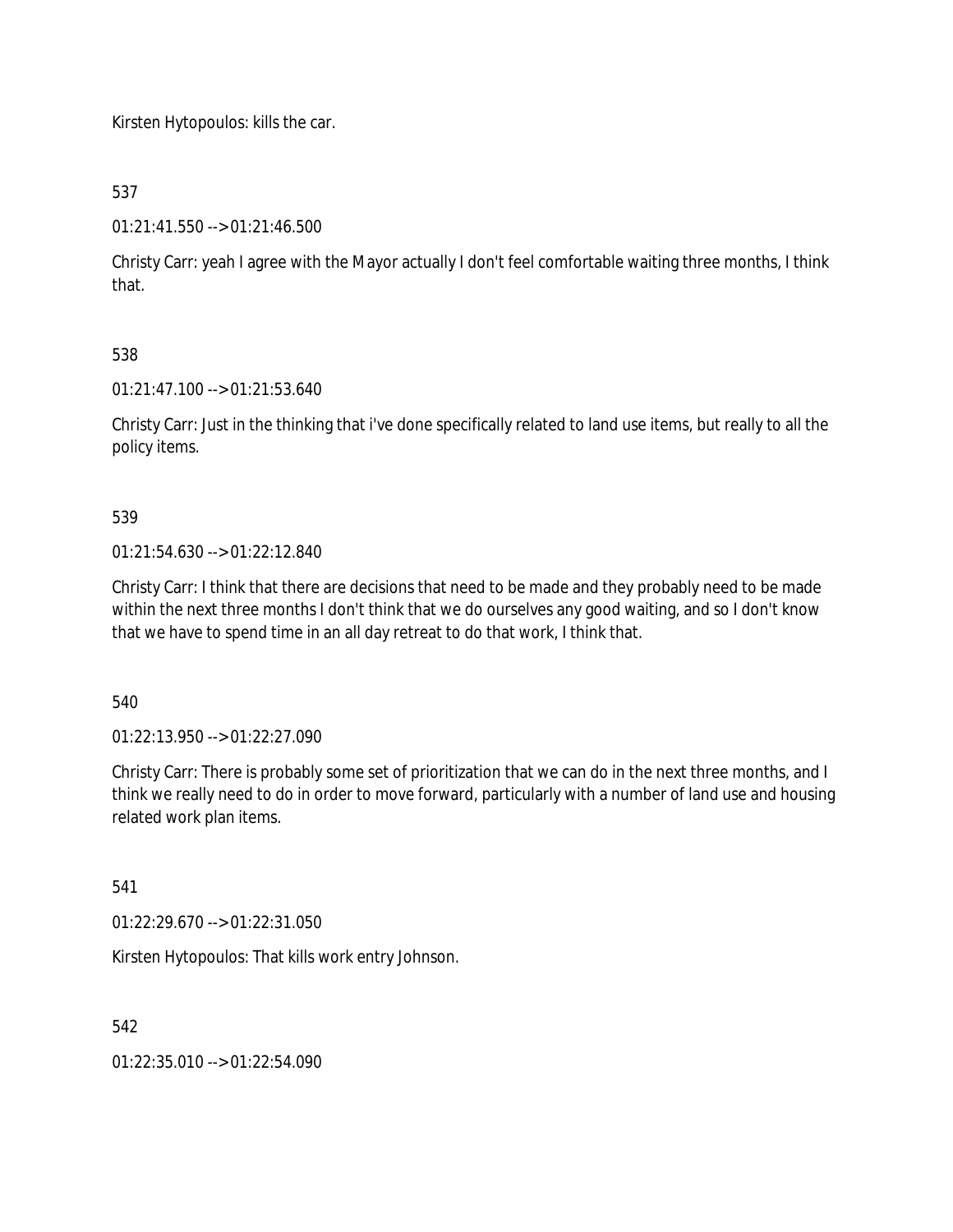Kirsten Hytopoulos: kills the car.

537

01:21:41.550 --> 01:21:46.500

Christy Carr: yeah I agree with the Mayor actually I don't feel comfortable waiting three months, I think that.

538

01:21:47.100 --> 01:21:53.640

Christy Carr: Just in the thinking that i've done specifically related to land use items, but really to all the policy items.

539

01:21:54.630 --> 01:22:12.840

Christy Carr: I think that there are decisions that need to be made and they probably need to be made within the next three months I don't think that we do ourselves any good waiting, and so I don't know that we have to spend time in an all day retreat to do that work, I think that.

540

01:22:13.950 --> 01:22:27.090

Christy Carr: There is probably some set of prioritization that we can do in the next three months, and I think we really need to do in order to move forward, particularly with a number of land use and housing related work plan items.

541

01:22:29.670 --> 01:22:31.050

Kirsten Hytopoulos: That kills work entry Johnson.

542

01:22:35.010 --> 01:22:54.090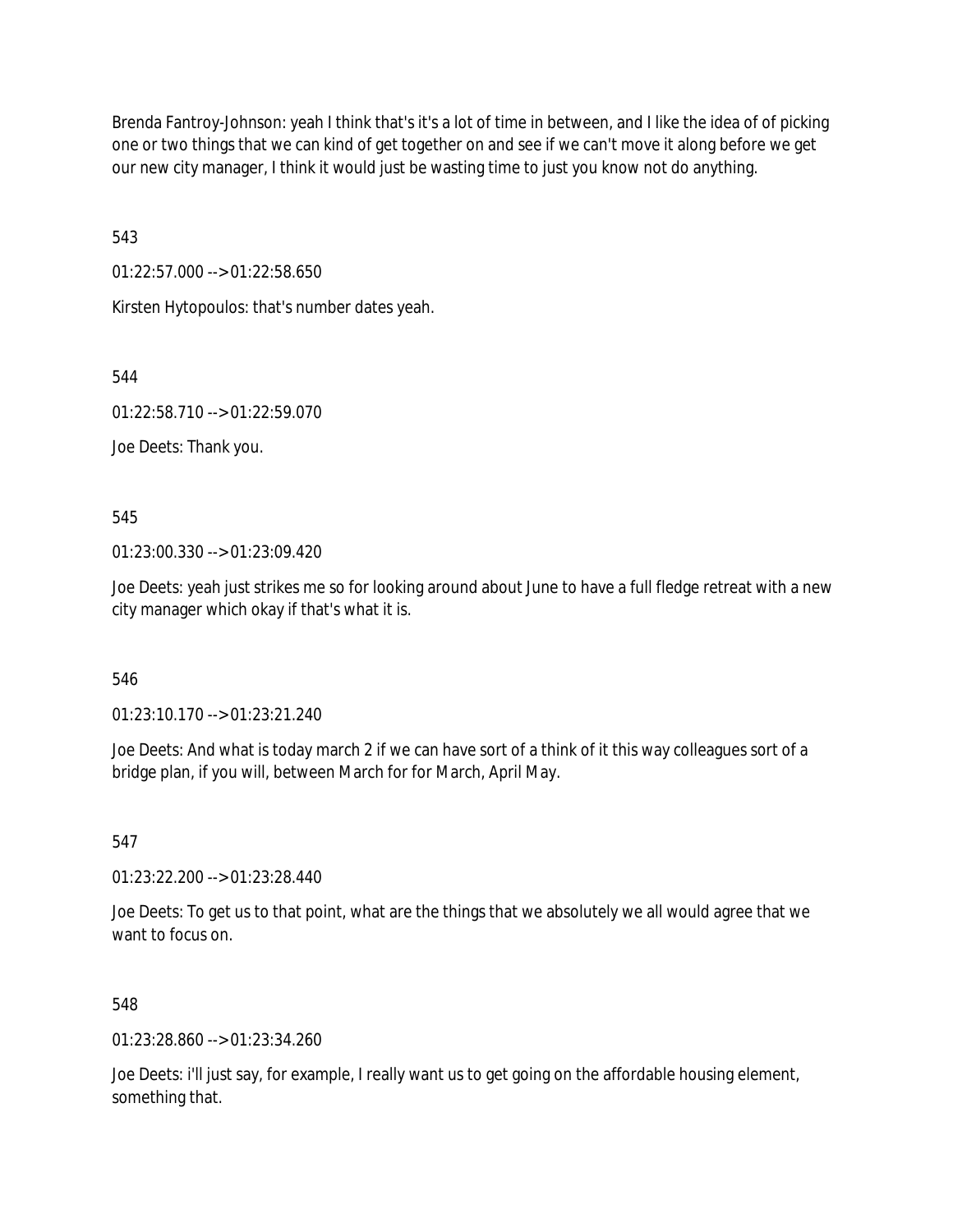Brenda Fantroy-Johnson: yeah I think that's it's a lot of time in between, and I like the idea of of picking one or two things that we can kind of get together on and see if we can't move it along before we get our new city manager, I think it would just be wasting time to just you know not do anything.

543

01:22:57.000 --> 01:22:58.650

Kirsten Hytopoulos: that's number dates yeah.

544

01:22:58.710 --> 01:22:59.070

Joe Deets: Thank you.

545

01:23:00.330 --> 01:23:09.420

Joe Deets: yeah just strikes me so for looking around about June to have a full fledge retreat with a new city manager which okay if that's what it is.

546

01:23:10.170 --> 01:23:21.240

Joe Deets: And what is today march 2 if we can have sort of a think of it this way colleagues sort of a bridge plan, if you will, between March for for March, April May.

547

01:23:22.200 --> 01:23:28.440

Joe Deets: To get us to that point, what are the things that we absolutely we all would agree that we want to focus on.

548

01:23:28.860 --> 01:23:34.260

Joe Deets: i'll just say, for example, I really want us to get going on the affordable housing element, something that.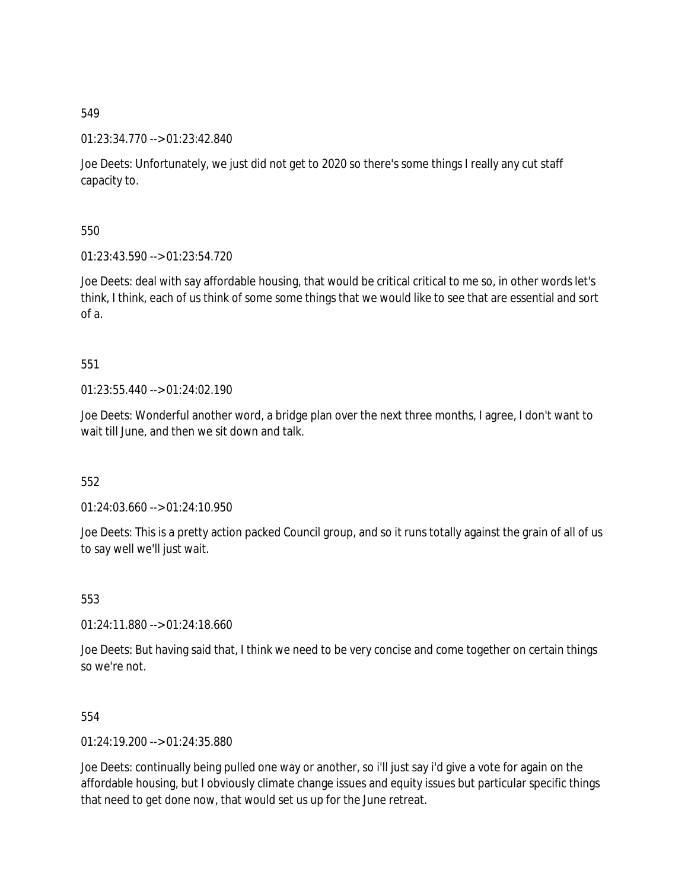549

01:23:34.770 --> 01:23:42.840

Joe Deets: Unfortunately, we just did not get to 2020 so there's some things I really any cut staff capacity to.

550

01:23:43.590 --> 01:23:54.720

Joe Deets: deal with say affordable housing, that would be critical critical to me so, in other words let's think, I think, each of us think of some some things that we would like to see that are essential and sort of a.

551

01:23:55.440 --> 01:24:02.190

Joe Deets: Wonderful another word, a bridge plan over the next three months, I agree, I don't want to wait till June, and then we sit down and talk.

552

01:24:03.660 --> 01:24:10.950

Joe Deets: This is a pretty action packed Council group, and so it runs totally against the grain of all of us to say well we'll just wait.

553

01:24:11.880 --> 01:24:18.660

Joe Deets: But having said that, I think we need to be very concise and come together on certain things so we're not.

554

01:24:19.200 --> 01:24:35.880

Joe Deets: continually being pulled one way or another, so i'll just say i'd give a vote for again on the affordable housing, but I obviously climate change issues and equity issues but particular specific things that need to get done now, that would set us up for the June retreat.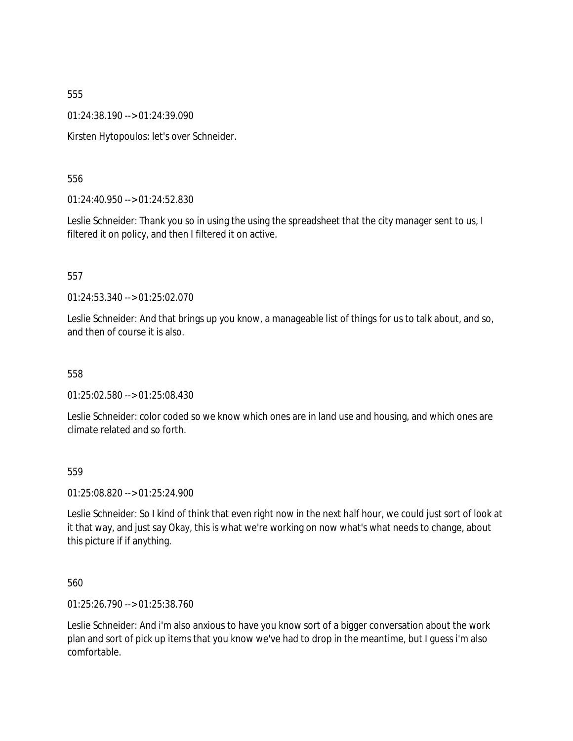555

01:24:38.190 --> 01:24:39.090

Kirsten Hytopoulos: let's over Schneider.

556

01:24:40.950 --> 01:24:52.830

Leslie Schneider: Thank you so in using the using the spreadsheet that the city manager sent to us, I filtered it on policy, and then I filtered it on active.

557

01:24:53.340 --> 01:25:02.070

Leslie Schneider: And that brings up you know, a manageable list of things for us to talk about, and so, and then of course it is also.

558

01:25:02.580 --> 01:25:08.430

Leslie Schneider: color coded so we know which ones are in land use and housing, and which ones are climate related and so forth.

559

01:25:08.820 --> 01:25:24.900

Leslie Schneider: So I kind of think that even right now in the next half hour, we could just sort of look at it that way, and just say Okay, this is what we're working on now what's what needs to change, about this picture if if anything.

560

01:25:26.790 --> 01:25:38.760

Leslie Schneider: And i'm also anxious to have you know sort of a bigger conversation about the work plan and sort of pick up items that you know we've had to drop in the meantime, but I guess i'm also comfortable.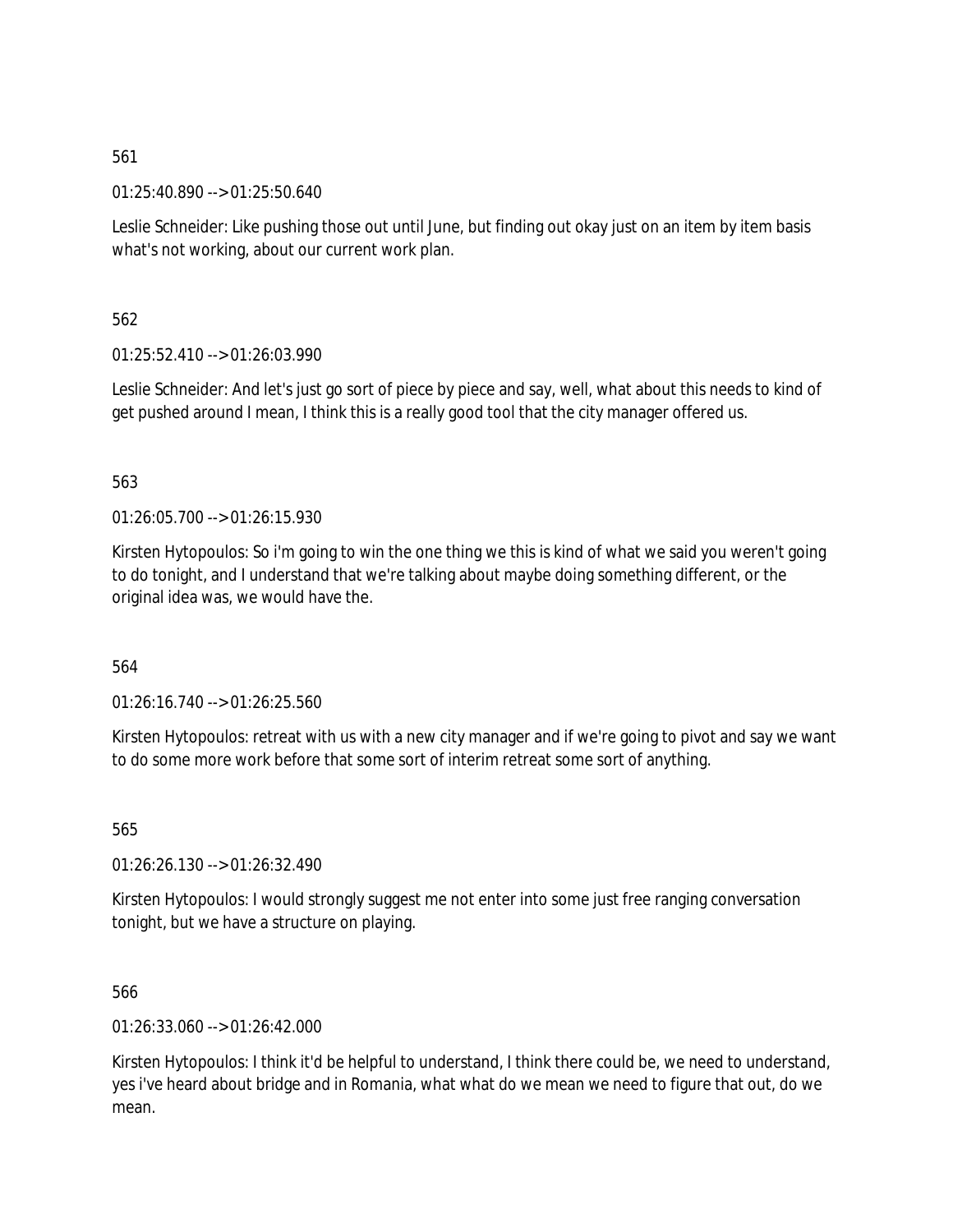561

01:25:40.890 --> 01:25:50.640

Leslie Schneider: Like pushing those out until June, but finding out okay just on an item by item basis what's not working, about our current work plan.

562

01:25:52.410 --> 01:26:03.990

Leslie Schneider: And let's just go sort of piece by piece and say, well, what about this needs to kind of get pushed around I mean, I think this is a really good tool that the city manager offered us.

563

01:26:05.700 --> 01:26:15.930

Kirsten Hytopoulos: So i'm going to win the one thing we this is kind of what we said you weren't going to do tonight, and I understand that we're talking about maybe doing something different, or the original idea was, we would have the.

564

01:26:16.740 --> 01:26:25.560

Kirsten Hytopoulos: retreat with us with a new city manager and if we're going to pivot and say we want to do some more work before that some sort of interim retreat some sort of anything.

565

01:26:26.130 --> 01:26:32.490

Kirsten Hytopoulos: I would strongly suggest me not enter into some just free ranging conversation tonight, but we have a structure on playing.

566

01:26:33.060 --> 01:26:42.000

Kirsten Hytopoulos: I think it'd be helpful to understand, I think there could be, we need to understand, yes i've heard about bridge and in Romania, what what do we mean we need to figure that out, do we mean.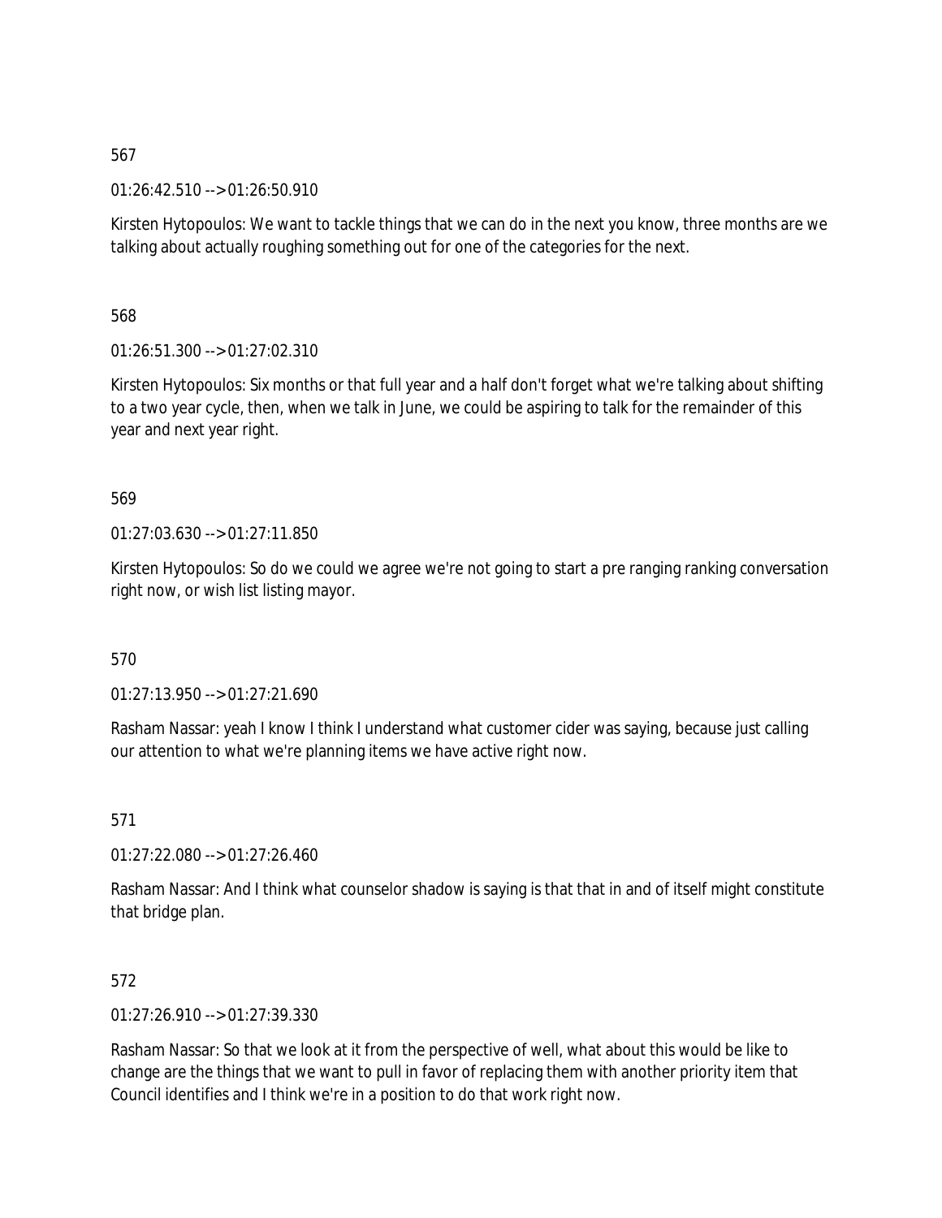567

01:26:42.510 --> 01:26:50.910

Kirsten Hytopoulos: We want to tackle things that we can do in the next you know, three months are we talking about actually roughing something out for one of the categories for the next.

568

01:26:51.300 --> 01:27:02.310

Kirsten Hytopoulos: Six months or that full year and a half don't forget what we're talking about shifting to a two year cycle, then, when we talk in June, we could be aspiring to talk for the remainder of this year and next year right.

569

01:27:03.630 --> 01:27:11.850

Kirsten Hytopoulos: So do we could we agree we're not going to start a pre ranging ranking conversation right now, or wish list listing mayor.

570

01:27:13.950 --> 01:27:21.690

Rasham Nassar: yeah I know I think I understand what customer cider was saying, because just calling our attention to what we're planning items we have active right now.

571

01:27:22.080 --> 01:27:26.460

Rasham Nassar: And I think what counselor shadow is saying is that that in and of itself might constitute that bridge plan.

572

01:27:26.910 --> 01:27:39.330

Rasham Nassar: So that we look at it from the perspective of well, what about this would be like to change are the things that we want to pull in favor of replacing them with another priority item that Council identifies and I think we're in a position to do that work right now.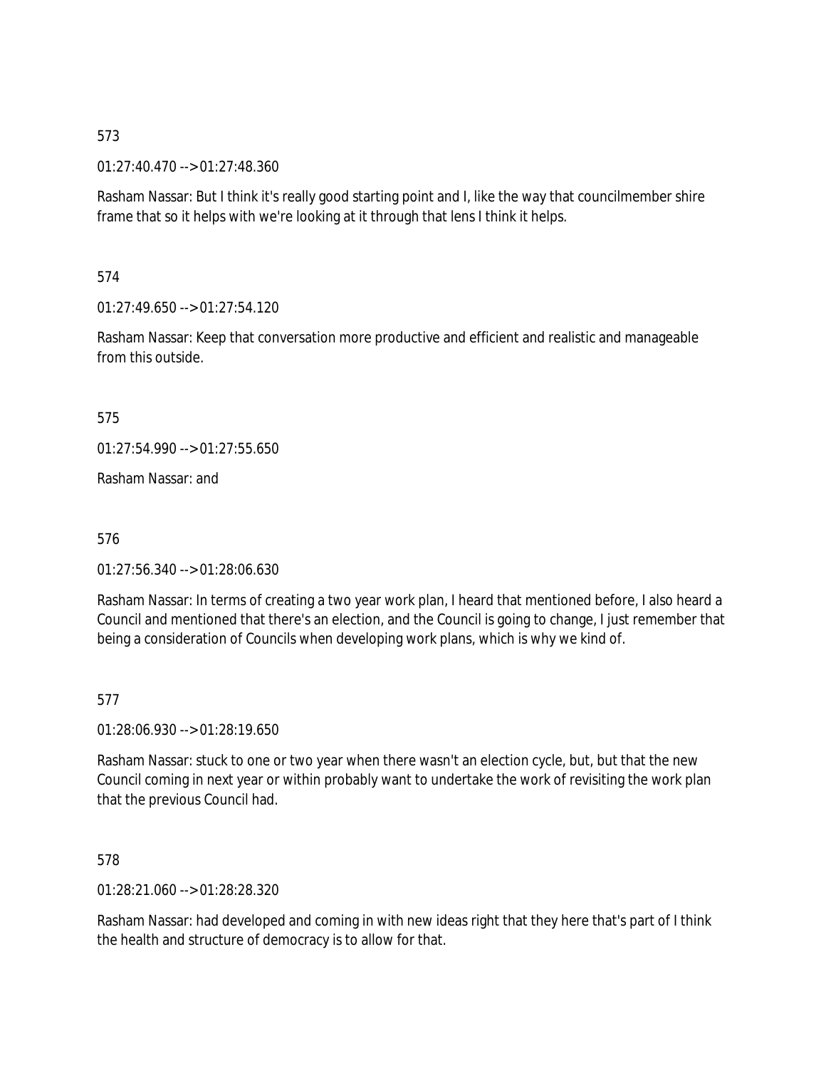573

01:27:40.470 --> 01:27:48.360

Rasham Nassar: But I think it's really good starting point and I, like the way that councilmember shire frame that so it helps with we're looking at it through that lens I think it helps.

574

01:27:49.650 --> 01:27:54.120

Rasham Nassar: Keep that conversation more productive and efficient and realistic and manageable from this outside.

575

01:27:54.990 --> 01:27:55.650

Rasham Nassar: and

576

01:27:56.340 --> 01:28:06.630

Rasham Nassar: In terms of creating a two year work plan, I heard that mentioned before, I also heard a Council and mentioned that there's an election, and the Council is going to change, I just remember that being a consideration of Councils when developing work plans, which is why we kind of.

577

01:28:06.930 --> 01:28:19.650

Rasham Nassar: stuck to one or two year when there wasn't an election cycle, but, but that the new Council coming in next year or within probably want to undertake the work of revisiting the work plan that the previous Council had.

578

01:28:21.060 --> 01:28:28.320

Rasham Nassar: had developed and coming in with new ideas right that they here that's part of I think the health and structure of democracy is to allow for that.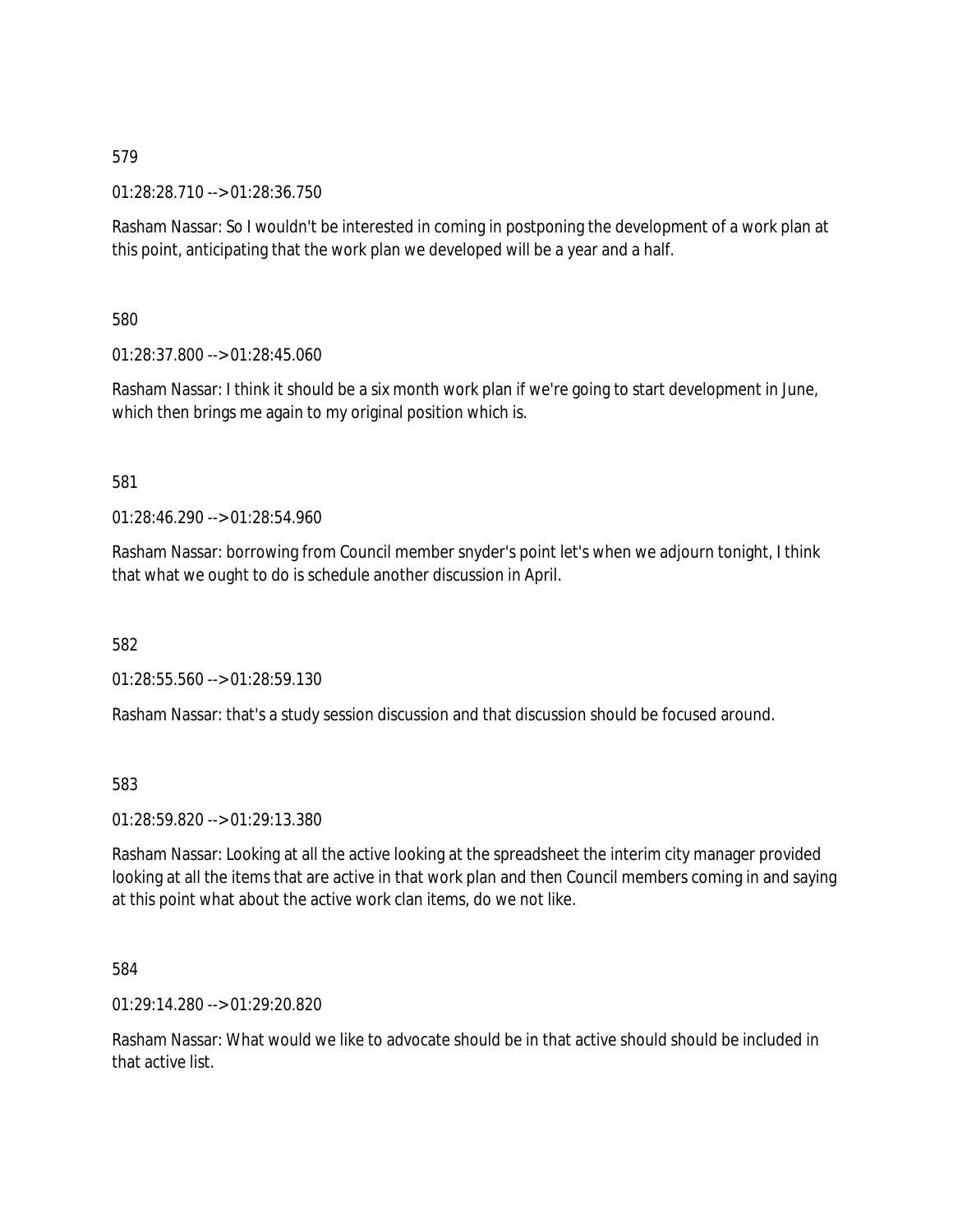579

01:28:28.710 --> 01:28:36.750

Rasham Nassar: So I wouldn't be interested in coming in postponing the development of a work plan at this point, anticipating that the work plan we developed will be a year and a half.

580

01:28:37.800 --> 01:28:45.060

Rasham Nassar: I think it should be a six month work plan if we're going to start development in June, which then brings me again to my original position which is.

581

01:28:46.290 --> 01:28:54.960

Rasham Nassar: borrowing from Council member snyder's point let's when we adjourn tonight, I think that what we ought to do is schedule another discussion in April.

582

01:28:55.560 --> 01:28:59.130

Rasham Nassar: that's a study session discussion and that discussion should be focused around.

583

01:28:59.820 --> 01:29:13.380

Rasham Nassar: Looking at all the active looking at the spreadsheet the interim city manager provided looking at all the items that are active in that work plan and then Council members coming in and saying at this point what about the active work clan items, do we not like.

584

01:29:14.280 --> 01:29:20.820

Rasham Nassar: What would we like to advocate should be in that active should should be included in that active list.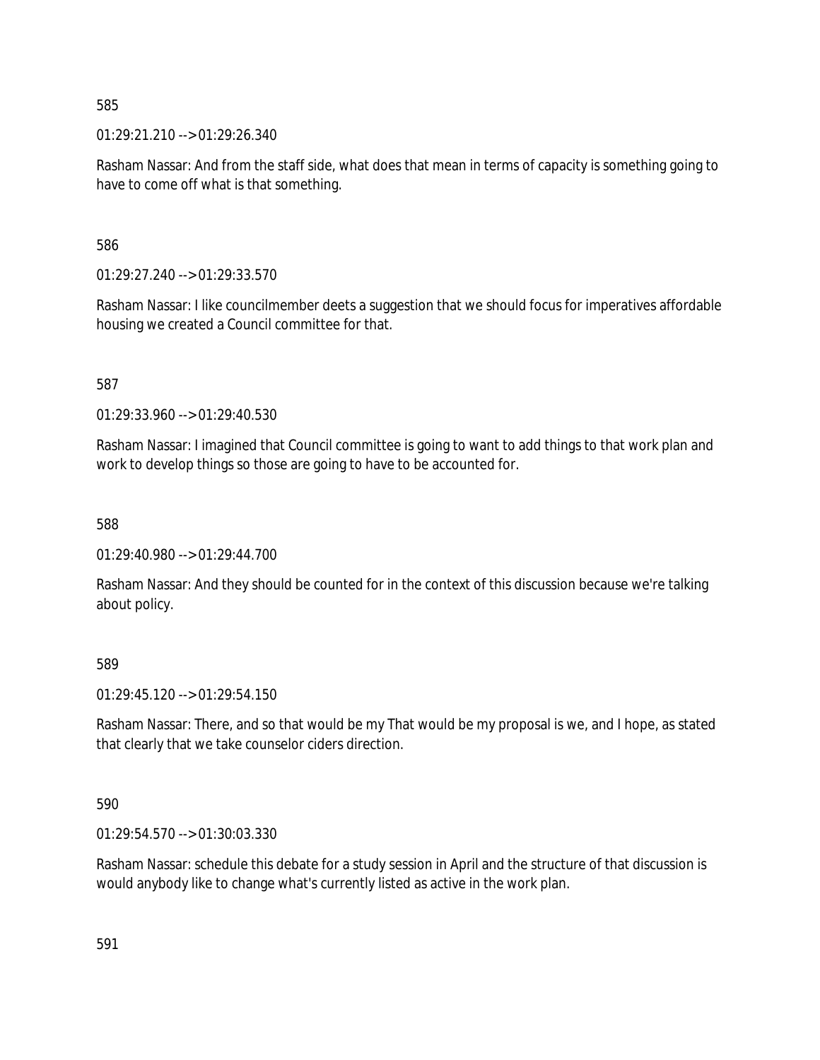585

01:29:21.210 --> 01:29:26.340

Rasham Nassar: And from the staff side, what does that mean in terms of capacity is something going to have to come off what is that something.

586

01:29:27.240 --> 01:29:33.570

Rasham Nassar: I like councilmember deets a suggestion that we should focus for imperatives affordable housing we created a Council committee for that.

587

01:29:33.960 --> 01:29:40.530

Rasham Nassar: I imagined that Council committee is going to want to add things to that work plan and work to develop things so those are going to have to be accounted for.

588

01:29:40.980 --> 01:29:44.700

Rasham Nassar: And they should be counted for in the context of this discussion because we're talking about policy.

589

01:29:45.120 --> 01:29:54.150

Rasham Nassar: There, and so that would be my That would be my proposal is we, and I hope, as stated that clearly that we take counselor ciders direction.

590

01:29:54.570 --> 01:30:03.330

Rasham Nassar: schedule this debate for a study session in April and the structure of that discussion is would anybody like to change what's currently listed as active in the work plan.

591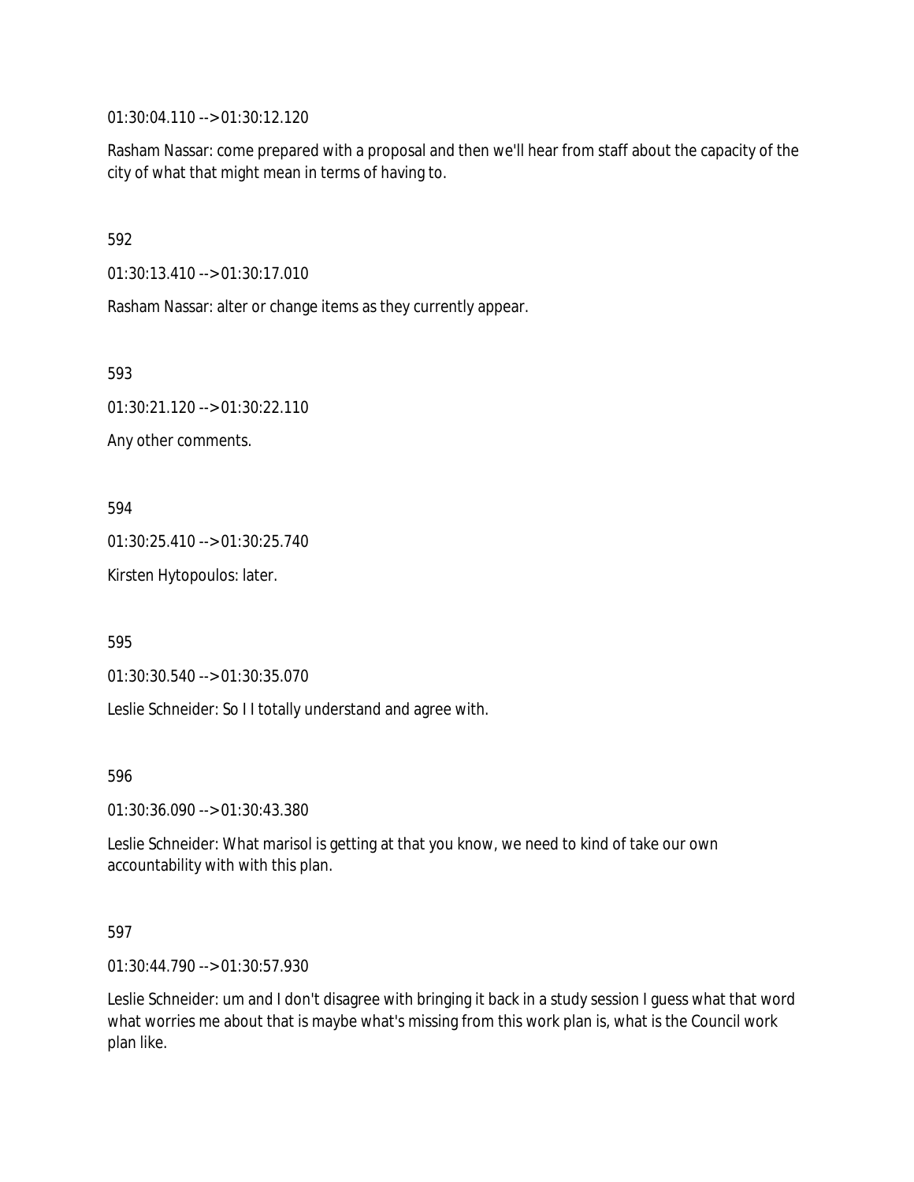01:30:04.110 --> 01:30:12.120

Rasham Nassar: come prepared with a proposal and then we'll hear from staff about the capacity of the city of what that might mean in terms of having to.

592

01:30:13.410 --> 01:30:17.010

Rasham Nassar: alter or change items as they currently appear.

593

01:30:21.120 --> 01:30:22.110

Any other comments.

594

01:30:25.410 --> 01:30:25.740

Kirsten Hytopoulos: later.

595

01:30:30.540 --> 01:30:35.070

Leslie Schneider: So I I totally understand and agree with.

596

01:30:36.090 --> 01:30:43.380

Leslie Schneider: What marisol is getting at that you know, we need to kind of take our own accountability with with this plan.

597

01:30:44.790 --> 01:30:57.930

Leslie Schneider: um and I don't disagree with bringing it back in a study session I guess what that word what worries me about that is maybe what's missing from this work plan is, what is the Council work plan like.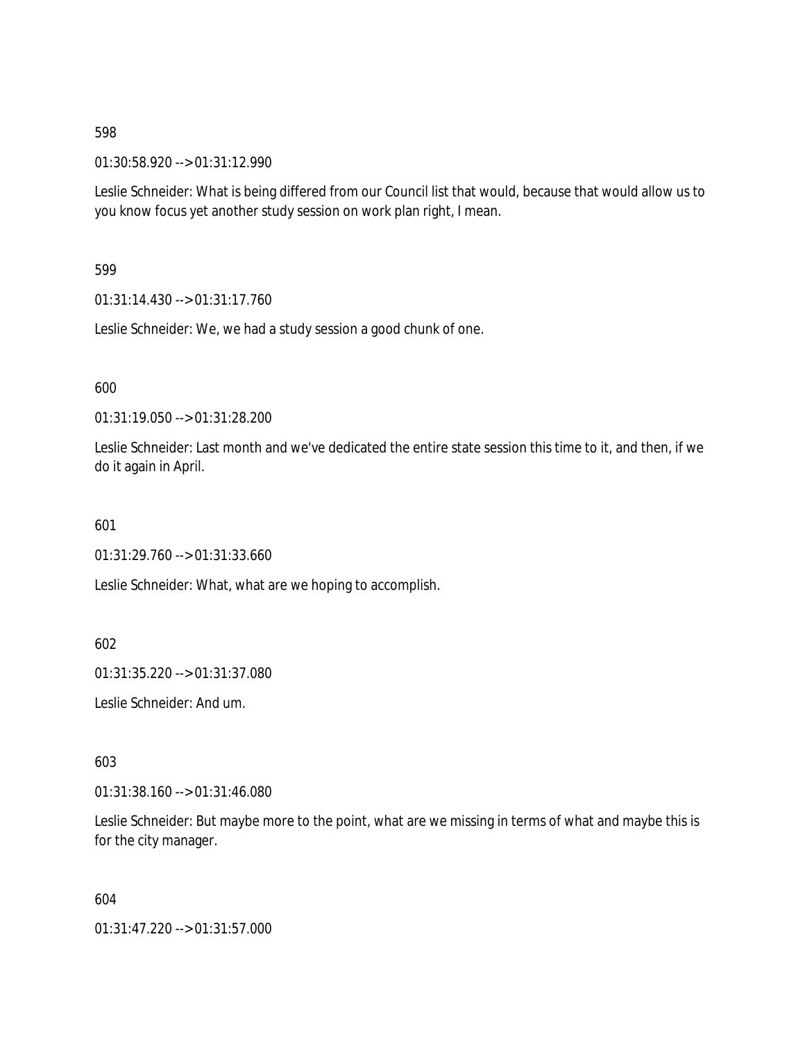598

01:30:58.920 --> 01:31:12.990

Leslie Schneider: What is being differed from our Council list that would, because that would allow us to you know focus yet another study session on work plan right, I mean.

599

01:31:14.430 --> 01:31:17.760

Leslie Schneider: We, we had a study session a good chunk of one.

600

01:31:19.050 --> 01:31:28.200

Leslie Schneider: Last month and we've dedicated the entire state session this time to it, and then, if we do it again in April.

601

01:31:29.760 --> 01:31:33.660

Leslie Schneider: What, what are we hoping to accomplish.

602

01:31:35.220 --> 01:31:37.080

Leslie Schneider: And um.

603

01:31:38.160 --> 01:31:46.080

Leslie Schneider: But maybe more to the point, what are we missing in terms of what and maybe this is for the city manager.

604

01:31:47.220 --> 01:31:57.000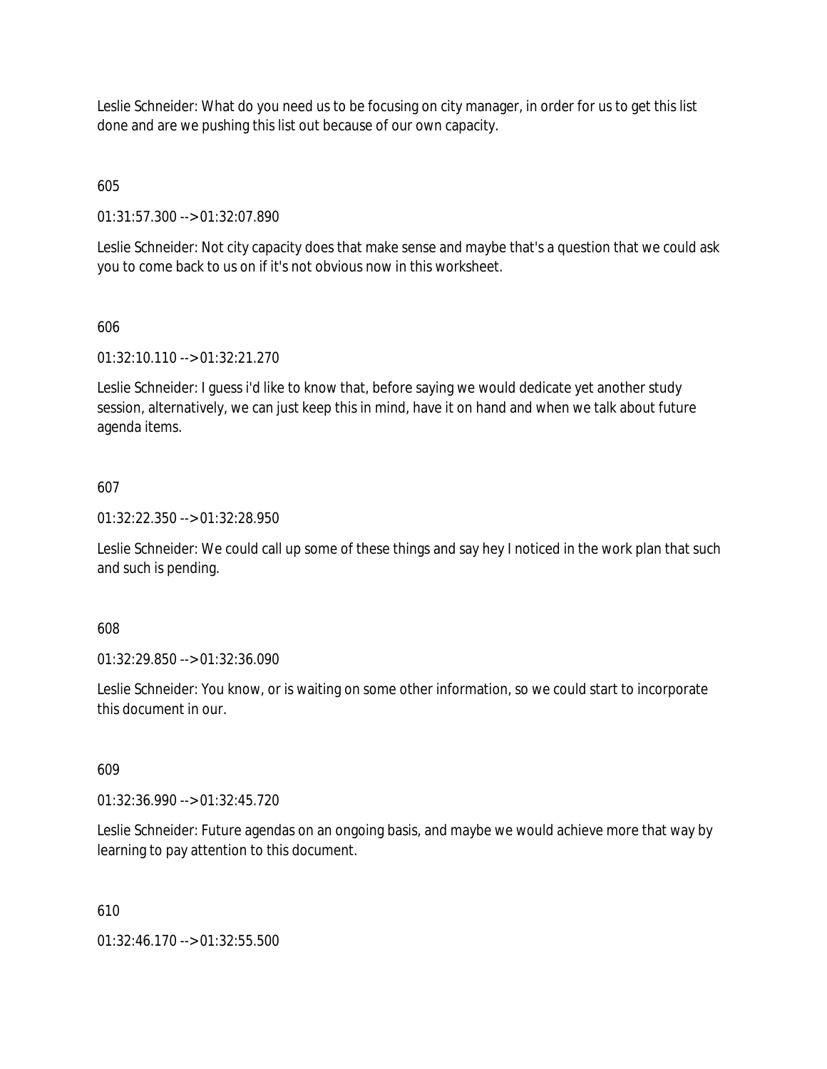Leslie Schneider: What do you need us to be focusing on city manager, in order for us to get this list done and are we pushing this list out because of our own capacity.

605

01:31:57.300 --> 01:32:07.890

Leslie Schneider: Not city capacity does that make sense and maybe that's a question that we could ask you to come back to us on if it's not obvious now in this worksheet.

606

01:32:10.110 --> 01:32:21.270

Leslie Schneider: I guess i'd like to know that, before saying we would dedicate yet another study session, alternatively, we can just keep this in mind, have it on hand and when we talk about future agenda items.

607

01:32:22.350 --> 01:32:28.950

Leslie Schneider: We could call up some of these things and say hey I noticed in the work plan that such and such is pending.

608

01:32:29.850 --> 01:32:36.090

Leslie Schneider: You know, or is waiting on some other information, so we could start to incorporate this document in our.

609

01:32:36.990 --> 01:32:45.720

Leslie Schneider: Future agendas on an ongoing basis, and maybe we would achieve more that way by learning to pay attention to this document.

610

01:32:46.170 --> 01:32:55.500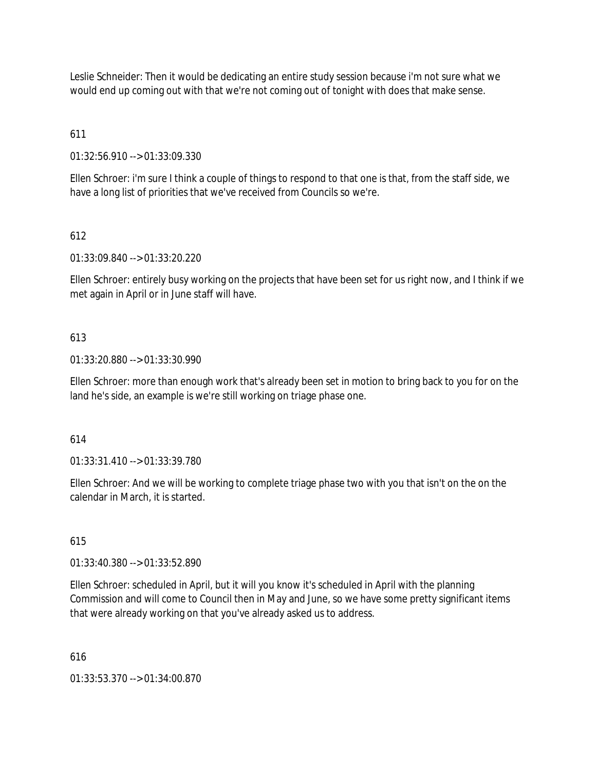Leslie Schneider: Then it would be dedicating an entire study session because i'm not sure what we would end up coming out with that we're not coming out of tonight with does that make sense.

611

01:32:56.910 --> 01:33:09.330

Ellen Schroer: i'm sure I think a couple of things to respond to that one is that, from the staff side, we have a long list of priorities that we've received from Councils so we're.

612

01:33:09.840 --> 01:33:20.220

Ellen Schroer: entirely busy working on the projects that have been set for us right now, and I think if we met again in April or in June staff will have.

613

01:33:20.880 --> 01:33:30.990

Ellen Schroer: more than enough work that's already been set in motion to bring back to you for on the land he's side, an example is we're still working on triage phase one.

614

01:33:31.410 --> 01:33:39.780

Ellen Schroer: And we will be working to complete triage phase two with you that isn't on the on the calendar in March, it is started.

615

01:33:40.380 --> 01:33:52.890

Ellen Schroer: scheduled in April, but it will you know it's scheduled in April with the planning Commission and will come to Council then in May and June, so we have some pretty significant items that were already working on that you've already asked us to address.

616

01:33:53.370 --> 01:34:00.870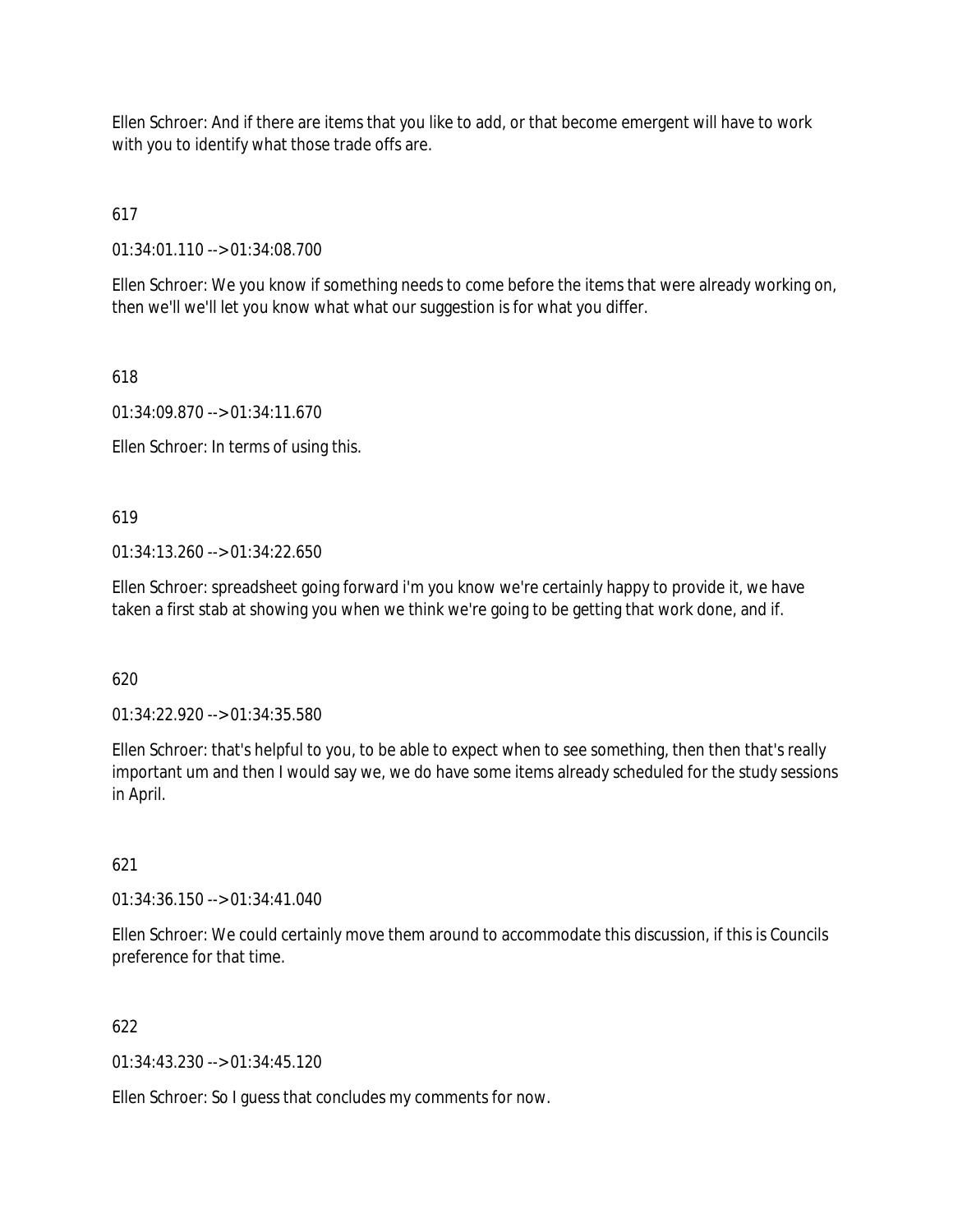Ellen Schroer: And if there are items that you like to add, or that become emergent will have to work with you to identify what those trade offs are.

617

01:34:01.110 --> 01:34:08.700

Ellen Schroer: We you know if something needs to come before the items that were already working on, then we'll we'll let you know what what our suggestion is for what you differ.

618

01:34:09.870 --> 01:34:11.670

Ellen Schroer: In terms of using this.

619

01:34:13.260 --> 01:34:22.650

Ellen Schroer: spreadsheet going forward i'm you know we're certainly happy to provide it, we have taken a first stab at showing you when we think we're going to be getting that work done, and if.

620

01:34:22.920 --> 01:34:35.580

Ellen Schroer: that's helpful to you, to be able to expect when to see something, then then that's really important um and then I would say we, we do have some items already scheduled for the study sessions in April.

621

01:34:36.150 --> 01:34:41.040

Ellen Schroer: We could certainly move them around to accommodate this discussion, if this is Councils preference for that time.

622

01:34:43.230 --> 01:34:45.120

Ellen Schroer: So I guess that concludes my comments for now.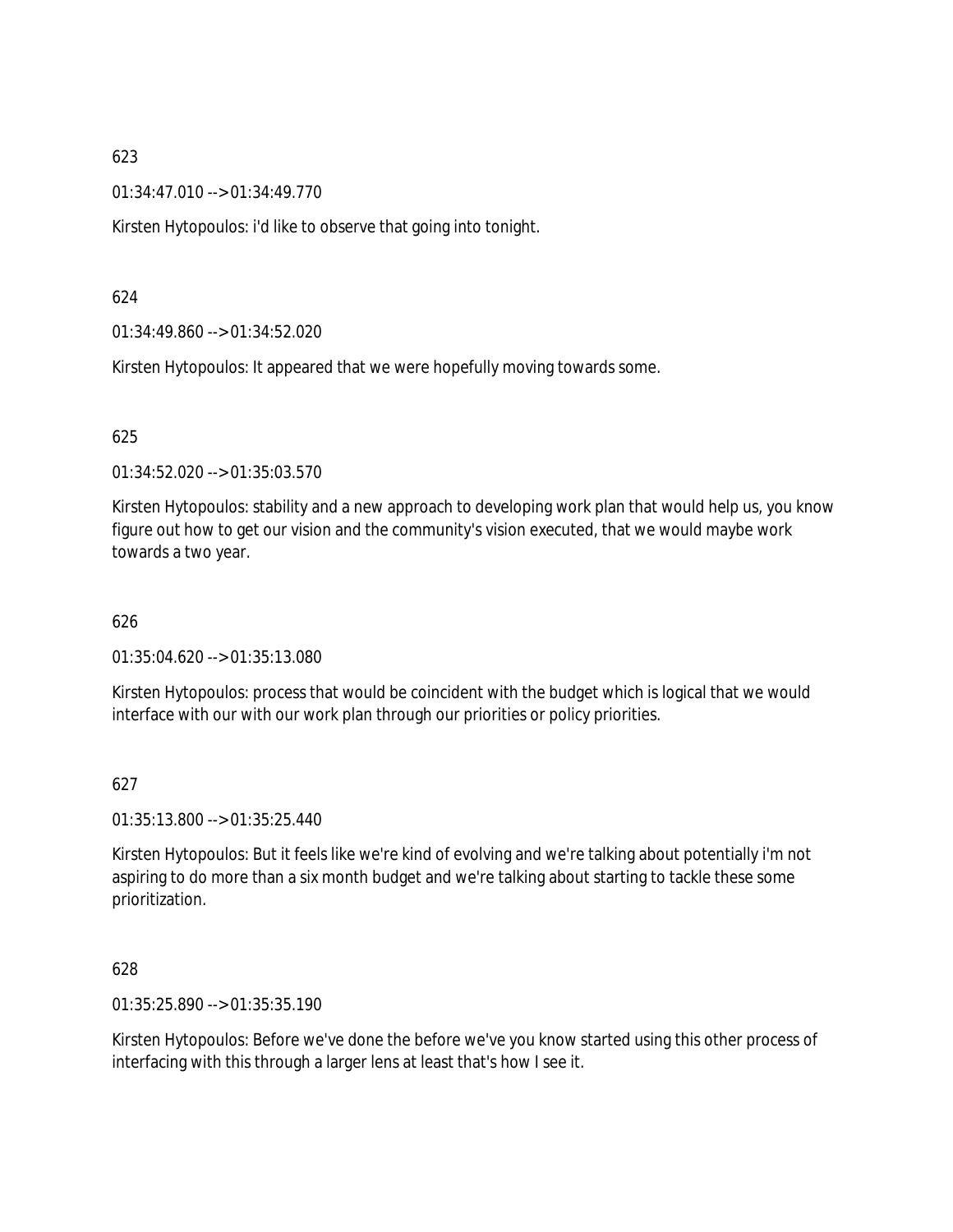623

01:34:47.010 --> 01:34:49.770

Kirsten Hytopoulos: i'd like to observe that going into tonight.

624

01:34:49.860 --> 01:34:52.020

Kirsten Hytopoulos: It appeared that we were hopefully moving towards some.

625

01:34:52.020 --> 01:35:03.570

Kirsten Hytopoulos: stability and a new approach to developing work plan that would help us, you know figure out how to get our vision and the community's vision executed, that we would maybe work towards a two year.

626

01:35:04.620 --> 01:35:13.080

Kirsten Hytopoulos: process that would be coincident with the budget which is logical that we would interface with our with our work plan through our priorities or policy priorities.

627

01:35:13.800 --> 01:35:25.440

Kirsten Hytopoulos: But it feels like we're kind of evolving and we're talking about potentially i'm not aspiring to do more than a six month budget and we're talking about starting to tackle these some prioritization.

628

01:35:25.890 --> 01:35:35.190

Kirsten Hytopoulos: Before we've done the before we've you know started using this other process of interfacing with this through a larger lens at least that's how I see it.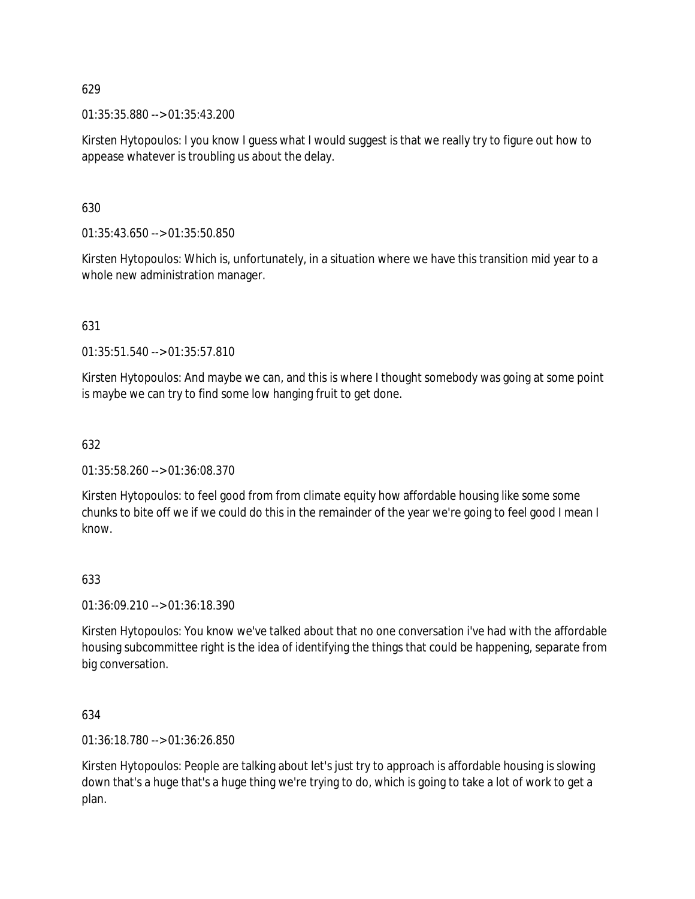629

01:35:35.880 --> 01:35:43.200

Kirsten Hytopoulos: I you know I guess what I would suggest is that we really try to figure out how to appease whatever is troubling us about the delay.

630

01:35:43.650 --> 01:35:50.850

Kirsten Hytopoulos: Which is, unfortunately, in a situation where we have this transition mid year to a whole new administration manager.

631

01:35:51.540 --> 01:35:57.810

Kirsten Hytopoulos: And maybe we can, and this is where I thought somebody was going at some point is maybe we can try to find some low hanging fruit to get done.

632

01:35:58.260 --> 01:36:08.370

Kirsten Hytopoulos: to feel good from from climate equity how affordable housing like some some chunks to bite off we if we could do this in the remainder of the year we're going to feel good I mean I know.

633

01:36:09.210 --> 01:36:18.390

Kirsten Hytopoulos: You know we've talked about that no one conversation i've had with the affordable housing subcommittee right is the idea of identifying the things that could be happening, separate from big conversation.

634

01:36:18.780 --> 01:36:26.850

Kirsten Hytopoulos: People are talking about let's just try to approach is affordable housing is slowing down that's a huge that's a huge thing we're trying to do, which is going to take a lot of work to get a plan.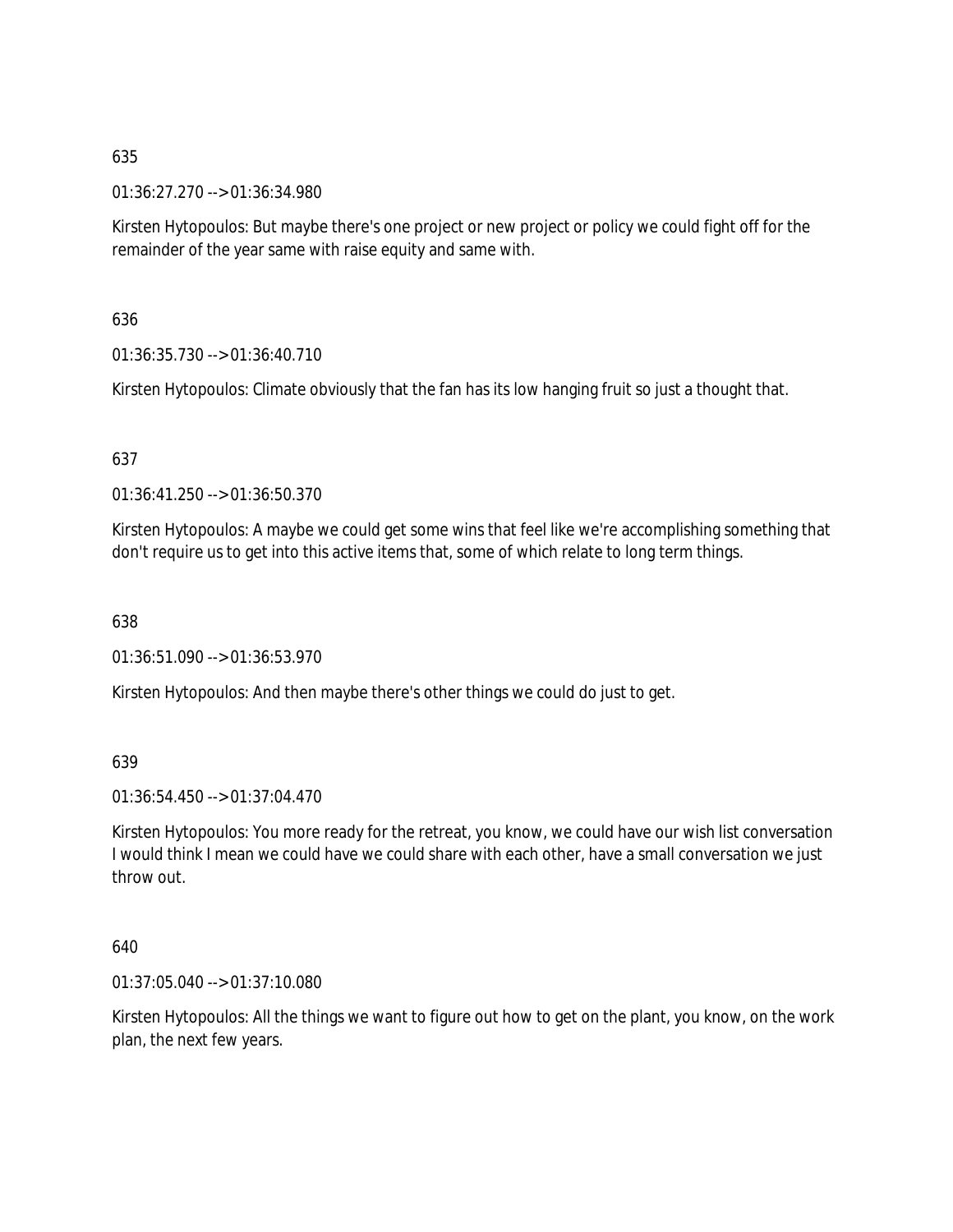635

01:36:27.270 --> 01:36:34.980

Kirsten Hytopoulos: But maybe there's one project or new project or policy we could fight off for the remainder of the year same with raise equity and same with.

636

01:36:35.730 --> 01:36:40.710

Kirsten Hytopoulos: Climate obviously that the fan has its low hanging fruit so just a thought that.

637

01:36:41.250 --> 01:36:50.370

Kirsten Hytopoulos: A maybe we could get some wins that feel like we're accomplishing something that don't require us to get into this active items that, some of which relate to long term things.

638

01:36:51.090 --> 01:36:53.970

Kirsten Hytopoulos: And then maybe there's other things we could do just to get.

639

01:36:54.450 --> 01:37:04.470

Kirsten Hytopoulos: You more ready for the retreat, you know, we could have our wish list conversation I would think I mean we could have we could share with each other, have a small conversation we just throw out.

640

01:37:05.040 --> 01:37:10.080

Kirsten Hytopoulos: All the things we want to figure out how to get on the plant, you know, on the work plan, the next few years.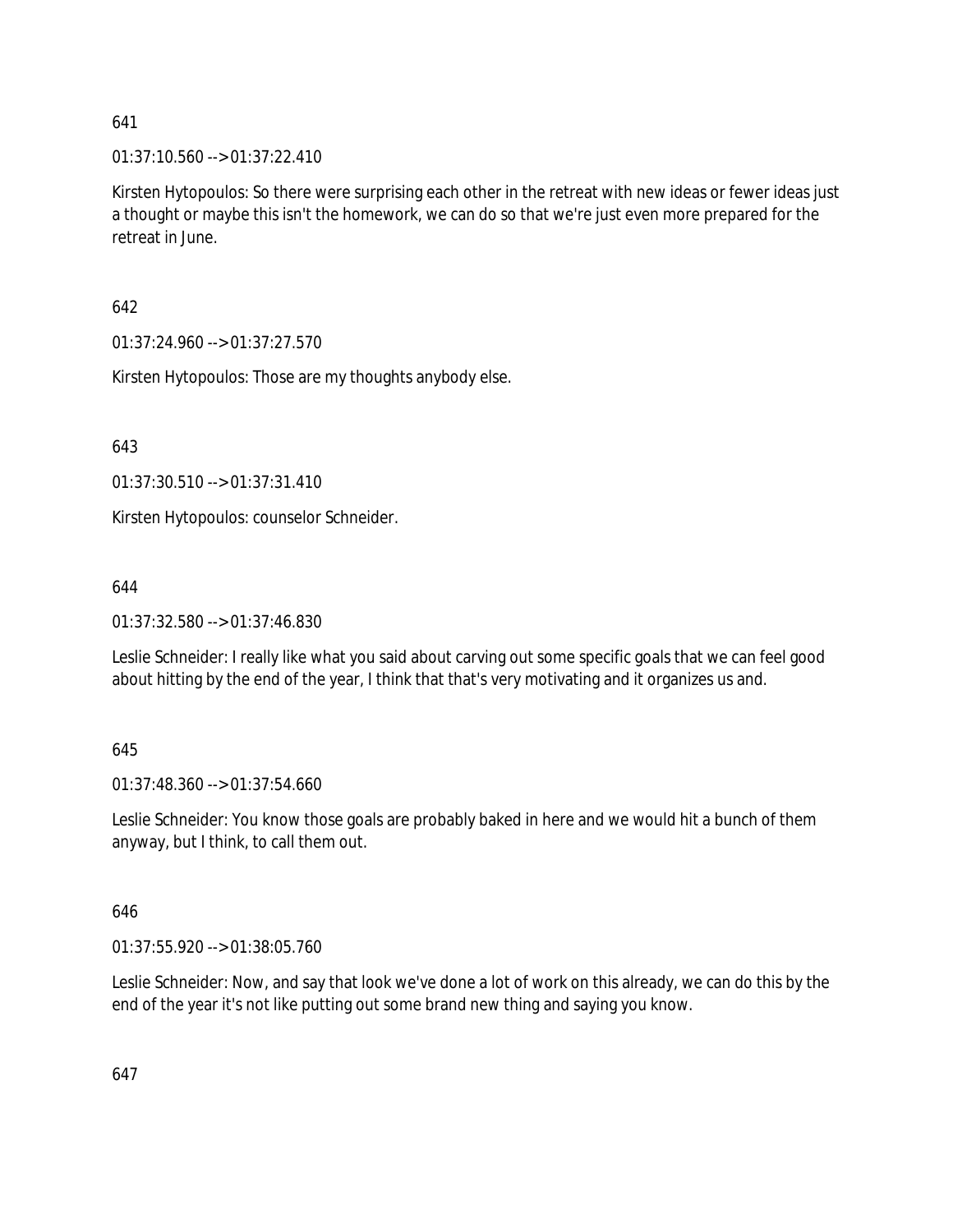641

01:37:10.560 --> 01:37:22.410

Kirsten Hytopoulos: So there were surprising each other in the retreat with new ideas or fewer ideas just a thought or maybe this isn't the homework, we can do so that we're just even more prepared for the retreat in June.

642

01:37:24.960 --> 01:37:27.570

Kirsten Hytopoulos: Those are my thoughts anybody else.

643

01:37:30.510 --> 01:37:31.410

Kirsten Hytopoulos: counselor Schneider.

644

01:37:32.580 --> 01:37:46.830

Leslie Schneider: I really like what you said about carving out some specific goals that we can feel good about hitting by the end of the year, I think that that's very motivating and it organizes us and.

645

01:37:48.360 --> 01:37:54.660

Leslie Schneider: You know those goals are probably baked in here and we would hit a bunch of them anyway, but I think, to call them out.

646

01:37:55.920 --> 01:38:05.760

Leslie Schneider: Now, and say that look we've done a lot of work on this already, we can do this by the end of the year it's not like putting out some brand new thing and saying you know.

647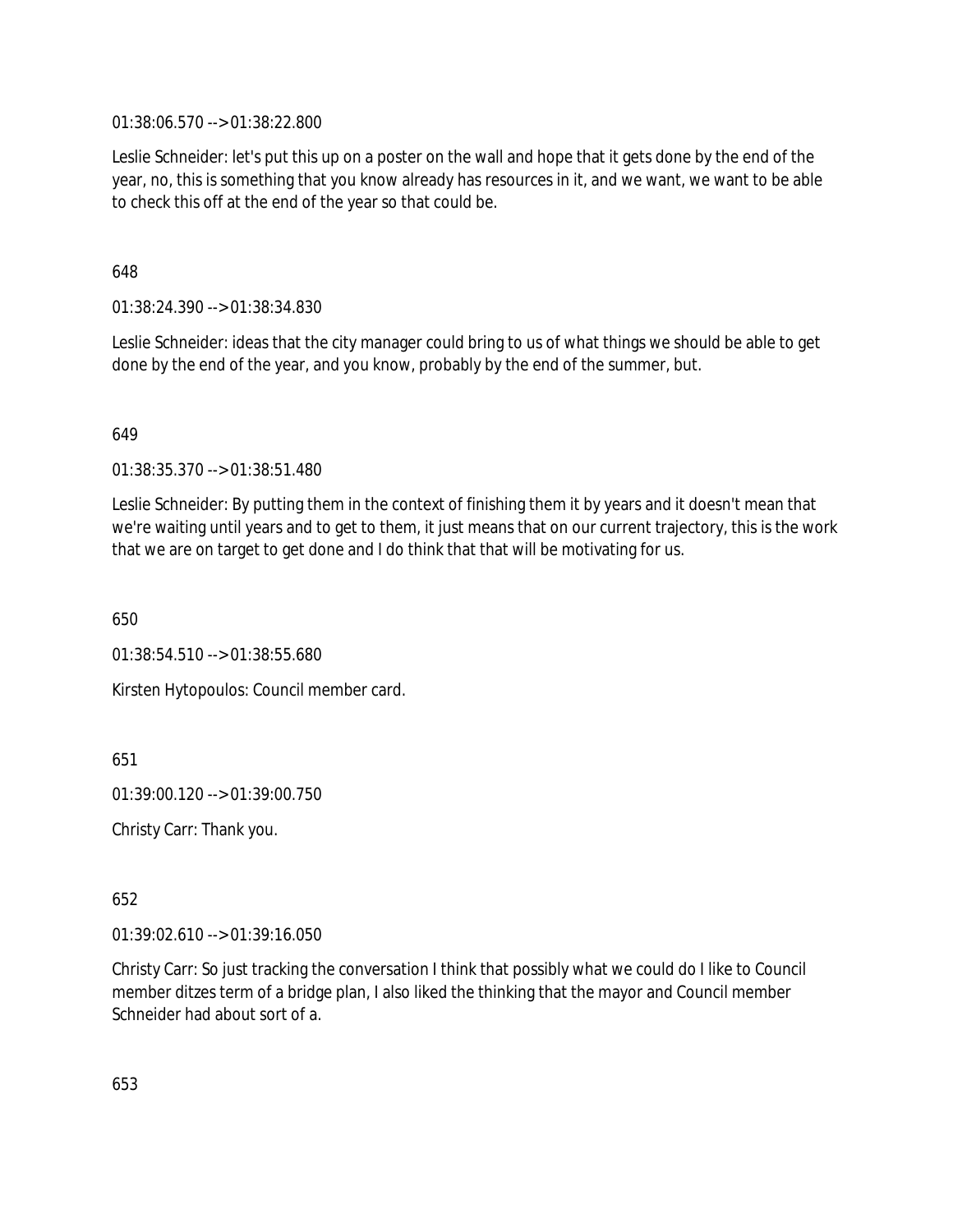01:38:06.570 --> 01:38:22.800

Leslie Schneider: let's put this up on a poster on the wall and hope that it gets done by the end of the year, no, this is something that you know already has resources in it, and we want, we want to be able to check this off at the end of the year so that could be.

648

01:38:24.390 --> 01:38:34.830

Leslie Schneider: ideas that the city manager could bring to us of what things we should be able to get done by the end of the year, and you know, probably by the end of the summer, but.

649

01:38:35.370 --> 01:38:51.480

Leslie Schneider: By putting them in the context of finishing them it by years and it doesn't mean that we're waiting until years and to get to them, it just means that on our current trajectory, this is the work that we are on target to get done and I do think that that will be motivating for us.

650

01:38:54.510 --> 01:38:55.680

Kirsten Hytopoulos: Council member card.

651

01:39:00.120 --> 01:39:00.750

Christy Carr: Thank you.

652

01:39:02.610 --> 01:39:16.050

Christy Carr: So just tracking the conversation I think that possibly what we could do I like to Council member ditzes term of a bridge plan, I also liked the thinking that the mayor and Council member Schneider had about sort of a.

653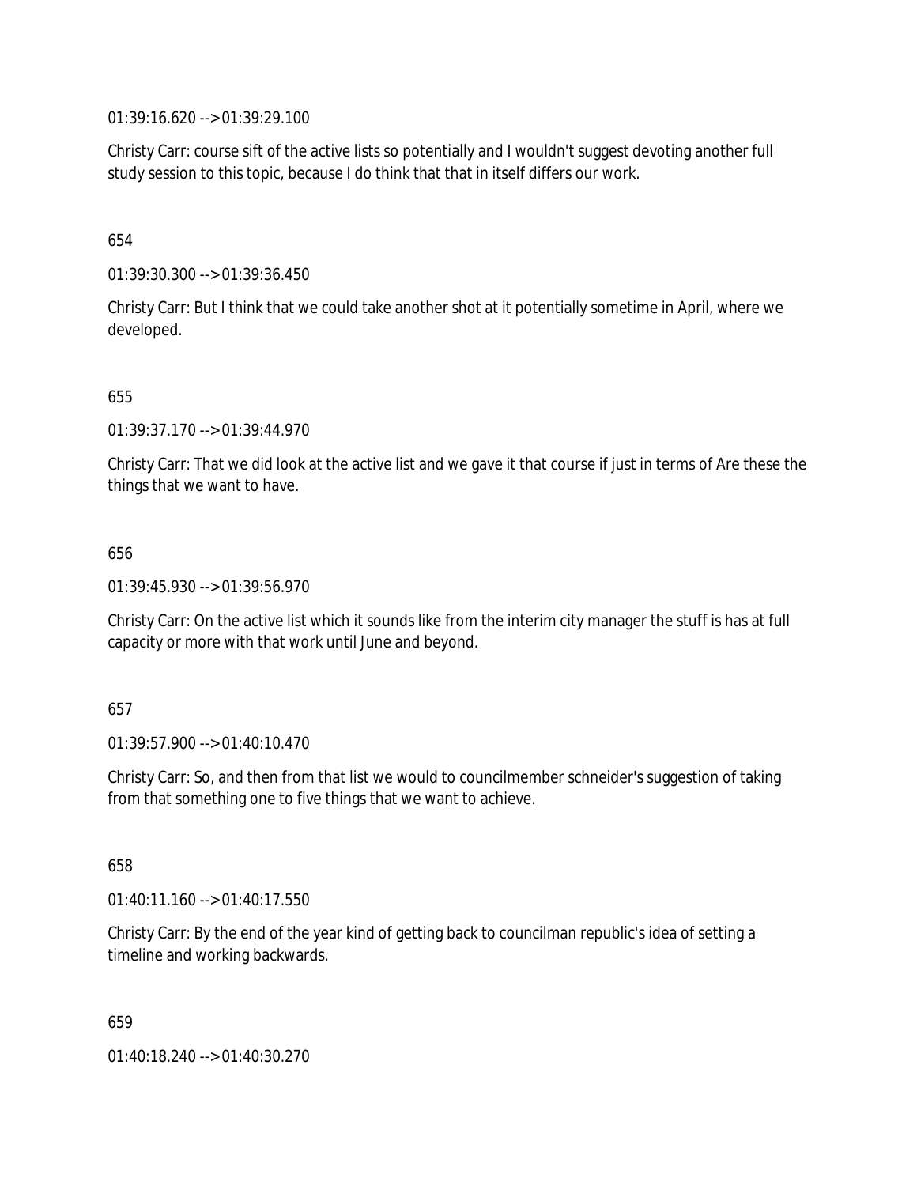01:39:16.620 --> 01:39:29.100

Christy Carr: course sift of the active lists so potentially and I wouldn't suggest devoting another full study session to this topic, because I do think that that in itself differs our work.

654

01:39:30.300 --> 01:39:36.450

Christy Carr: But I think that we could take another shot at it potentially sometime in April, where we developed.

655

01:39:37.170 --> 01:39:44.970

Christy Carr: That we did look at the active list and we gave it that course if just in terms of Are these the things that we want to have.

656

01:39:45.930 --> 01:39:56.970

Christy Carr: On the active list which it sounds like from the interim city manager the stuff is has at full capacity or more with that work until June and beyond.

657

01:39:57.900 --> 01:40:10.470

Christy Carr: So, and then from that list we would to councilmember schneider's suggestion of taking from that something one to five things that we want to achieve.

658

01:40:11.160 --> 01:40:17.550

Christy Carr: By the end of the year kind of getting back to councilman republic's idea of setting a timeline and working backwards.

659

01:40:18.240 --> 01:40:30.270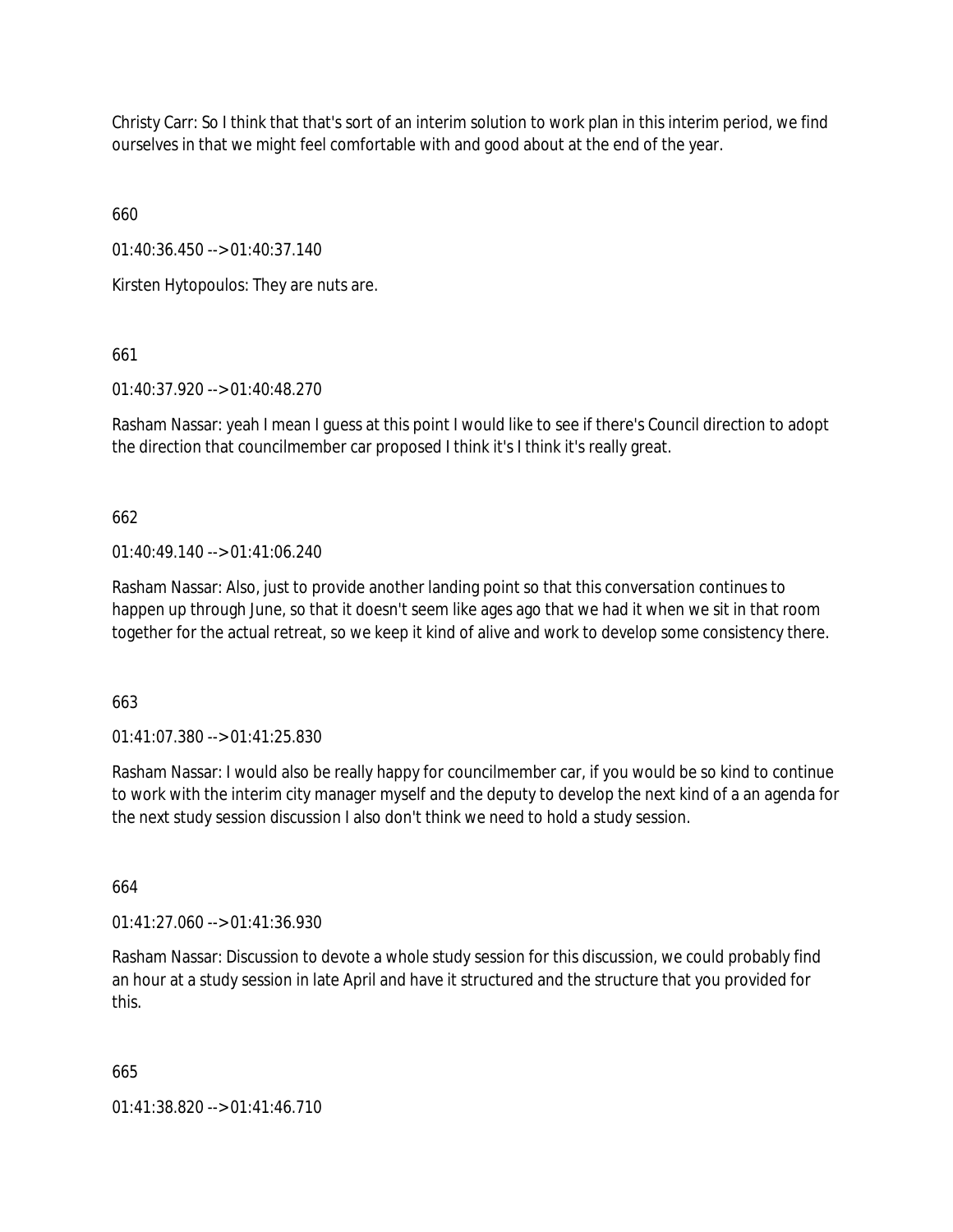Christy Carr: So I think that that's sort of an interim solution to work plan in this interim period, we find ourselves in that we might feel comfortable with and good about at the end of the year.

660

01:40:36.450 --> 01:40:37.140

Kirsten Hytopoulos: They are nuts are.

661

01:40:37.920 --> 01:40:48.270

Rasham Nassar: yeah I mean I guess at this point I would like to see if there's Council direction to adopt the direction that councilmember car proposed I think it's I think it's really great.

662

01:40:49.140 --> 01:41:06.240

Rasham Nassar: Also, just to provide another landing point so that this conversation continues to happen up through June, so that it doesn't seem like ages ago that we had it when we sit in that room together for the actual retreat, so we keep it kind of alive and work to develop some consistency there.

663

01:41:07.380 --> 01:41:25.830

Rasham Nassar: I would also be really happy for councilmember car, if you would be so kind to continue to work with the interim city manager myself and the deputy to develop the next kind of a an agenda for the next study session discussion I also don't think we need to hold a study session.

664

01:41:27.060 --> 01:41:36.930

Rasham Nassar: Discussion to devote a whole study session for this discussion, we could probably find an hour at a study session in late April and have it structured and the structure that you provided for this.

665

01:41:38.820 --> 01:41:46.710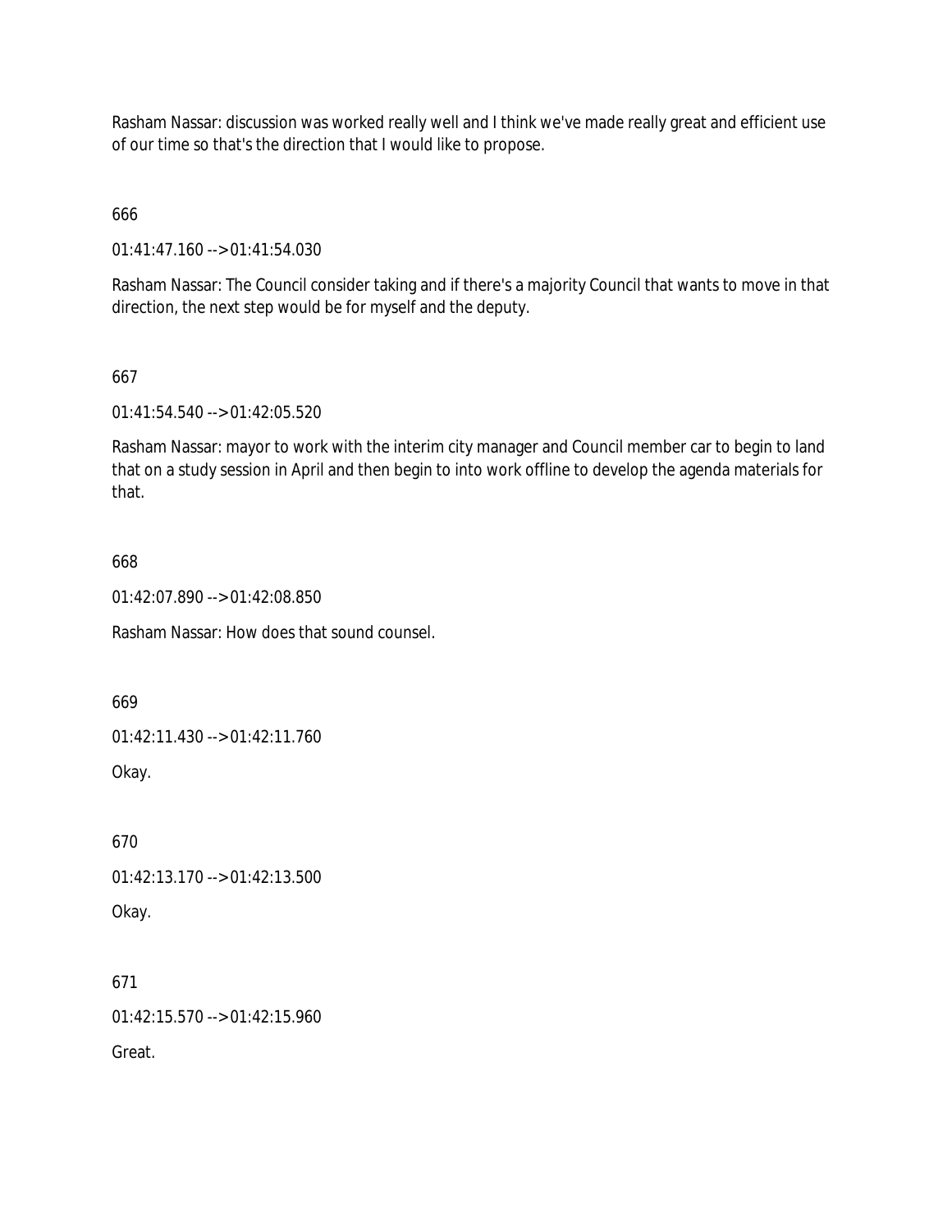Rasham Nassar: discussion was worked really well and I think we've made really great and efficient use of our time so that's the direction that I would like to propose.

666

01:41:47.160 --> 01:41:54.030

Rasham Nassar: The Council consider taking and if there's a majority Council that wants to move in that direction, the next step would be for myself and the deputy.

667

01:41:54.540 --> 01:42:05.520

Rasham Nassar: mayor to work with the interim city manager and Council member car to begin to land that on a study session in April and then begin to into work offline to develop the agenda materials for that.

668

01:42:07.890 --> 01:42:08.850

Rasham Nassar: How does that sound counsel.

669

01:42:11.430 --> 01:42:11.760

Okay.

670

01:42:13.170 --> 01:42:13.500

Okay.

671

01:42:15.570 --> 01:42:15.960

Great.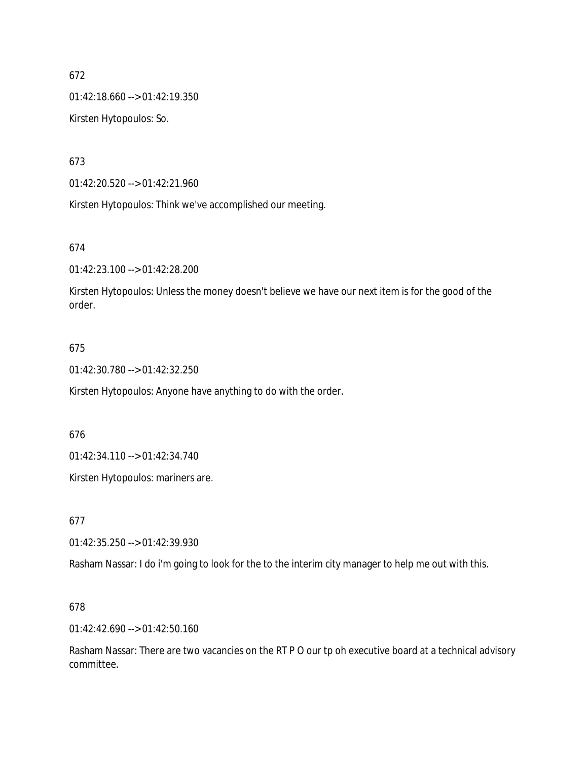672

01:42:18.660 --> 01:42:19.350

Kirsten Hytopoulos: So.

673

01:42:20.520 --> 01:42:21.960

Kirsten Hytopoulos: Think we've accomplished our meeting.

674

01:42:23.100 --> 01:42:28.200

Kirsten Hytopoulos: Unless the money doesn't believe we have our next item is for the good of the order.

675

01:42:30.780 --> 01:42:32.250

Kirsten Hytopoulos: Anyone have anything to do with the order.

676

01:42:34.110 --> 01:42:34.740

Kirsten Hytopoulos: mariners are.

677

01:42:35.250 --> 01:42:39.930

Rasham Nassar: I do i'm going to look for the to the interim city manager to help me out with this.

678

01:42:42.690 --> 01:42:50.160

Rasham Nassar: There are two vacancies on the RT P O our tp oh executive board at a technical advisory committee.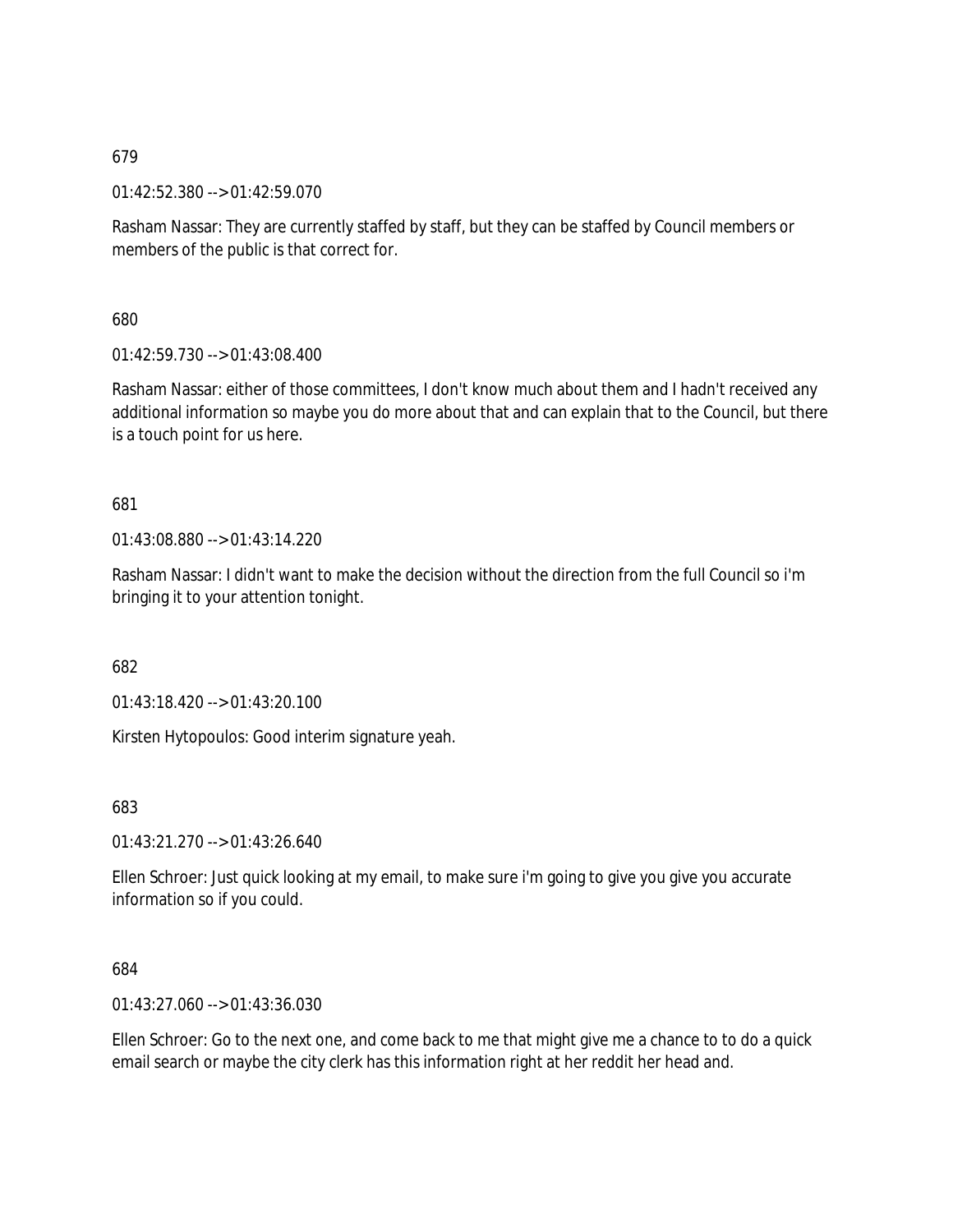679

01:42:52.380 --> 01:42:59.070

Rasham Nassar: They are currently staffed by staff, but they can be staffed by Council members or members of the public is that correct for.

680

01:42:59.730 --> 01:43:08.400

Rasham Nassar: either of those committees, I don't know much about them and I hadn't received any additional information so maybe you do more about that and can explain that to the Council, but there is a touch point for us here.

681

01:43:08.880 --> 01:43:14.220

Rasham Nassar: I didn't want to make the decision without the direction from the full Council so i'm bringing it to your attention tonight.

682

01:43:18.420 --> 01:43:20.100

Kirsten Hytopoulos: Good interim signature yeah.

683

01:43:21.270 --> 01:43:26.640

Ellen Schroer: Just quick looking at my email, to make sure i'm going to give you give you accurate information so if you could.

684

01:43:27.060 --> 01:43:36.030

Ellen Schroer: Go to the next one, and come back to me that might give me a chance to to do a quick email search or maybe the city clerk has this information right at her reddit her head and.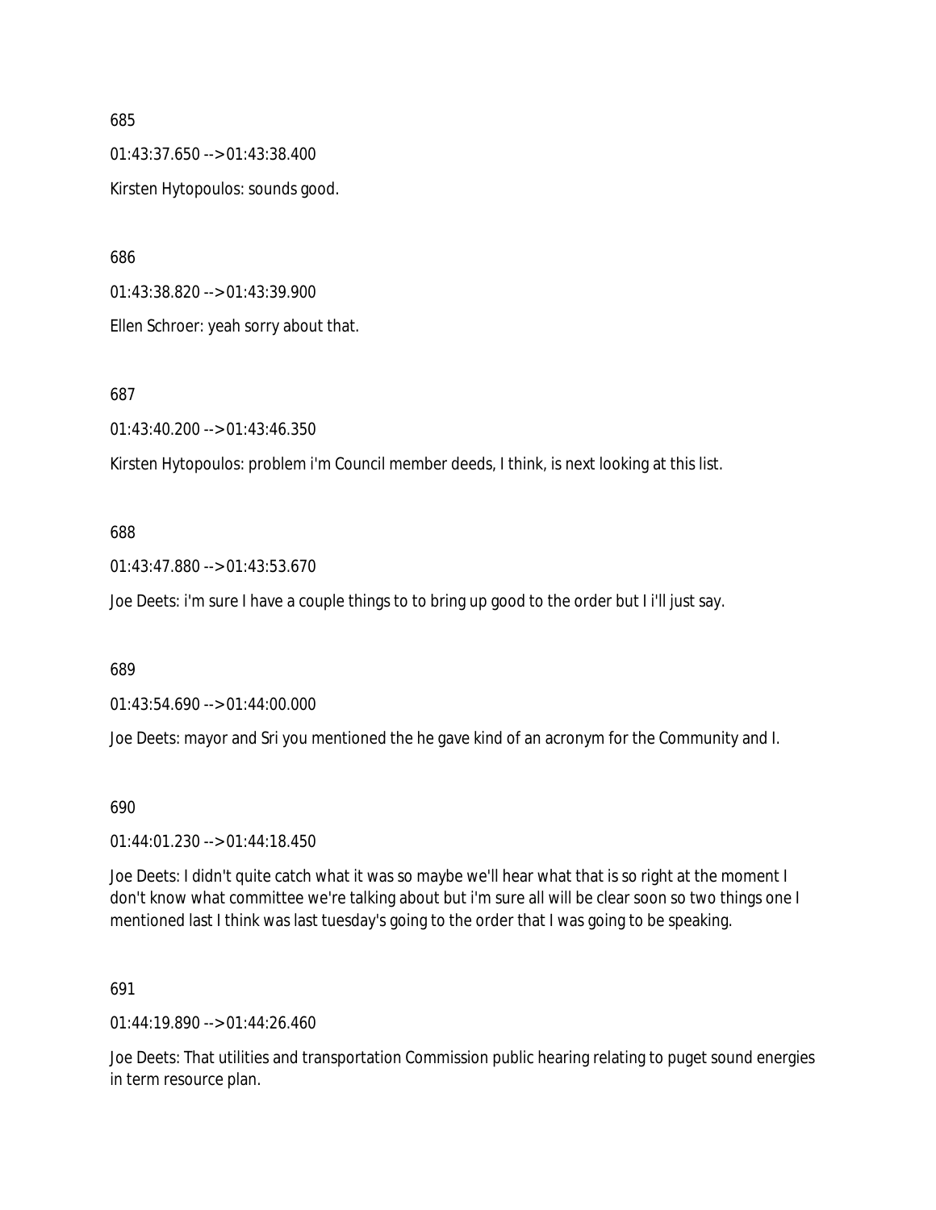685

01:43:37.650 --> 01:43:38.400

Kirsten Hytopoulos: sounds good.

686

01:43:38.820 --> 01:43:39.900

Ellen Schroer: yeah sorry about that.

687

01:43:40.200 --> 01:43:46.350

Kirsten Hytopoulos: problem i'm Council member deeds, I think, is next looking at this list.

688

01:43:47.880 --> 01:43:53.670

Joe Deets: i'm sure I have a couple things to to bring up good to the order but I i'll just say.

689

01:43:54.690 --> 01:44:00.000

Joe Deets: mayor and Sri you mentioned the he gave kind of an acronym for the Community and I.

690

01:44:01.230 --> 01:44:18.450

Joe Deets: I didn't quite catch what it was so maybe we'll hear what that is so right at the moment I don't know what committee we're talking about but i'm sure all will be clear soon so two things one I mentioned last I think was last tuesday's going to the order that I was going to be speaking.

691

01:44:19.890 --> 01:44:26.460

Joe Deets: That utilities and transportation Commission public hearing relating to puget sound energies in term resource plan.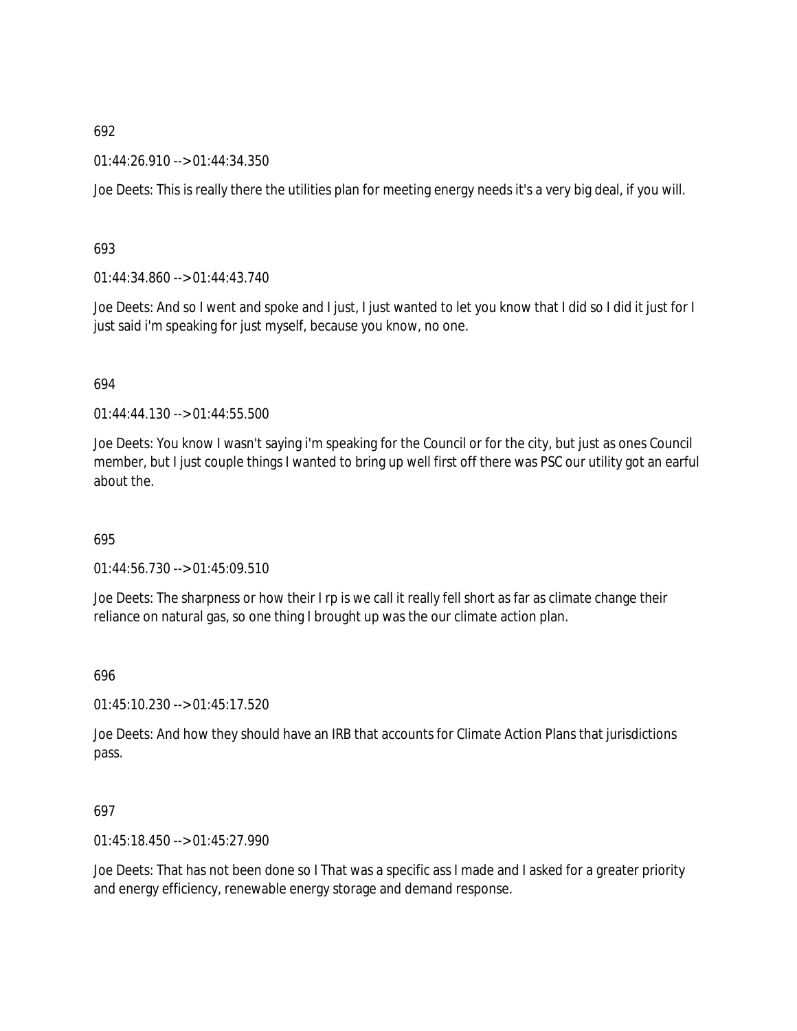692

01:44:26.910 --> 01:44:34.350

Joe Deets: This is really there the utilities plan for meeting energy needs it's a very big deal, if you will.

693

01:44:34.860 --> 01:44:43.740

Joe Deets: And so I went and spoke and I just, I just wanted to let you know that I did so I did it just for I just said i'm speaking for just myself, because you know, no one.

694

01:44:44.130 --> 01:44:55.500

Joe Deets: You know I wasn't saying i'm speaking for the Council or for the city, but just as ones Council member, but I just couple things I wanted to bring up well first off there was PSC our utility got an earful about the.

695

01:44:56.730 --> 01:45:09.510

Joe Deets: The sharpness or how their I rp is we call it really fell short as far as climate change their reliance on natural gas, so one thing I brought up was the our climate action plan.

696

01:45:10.230 --> 01:45:17.520

Joe Deets: And how they should have an IRB that accounts for Climate Action Plans that jurisdictions pass.

697

01:45:18.450 --> 01:45:27.990

Joe Deets: That has not been done so I That was a specific ass I made and I asked for a greater priority and energy efficiency, renewable energy storage and demand response.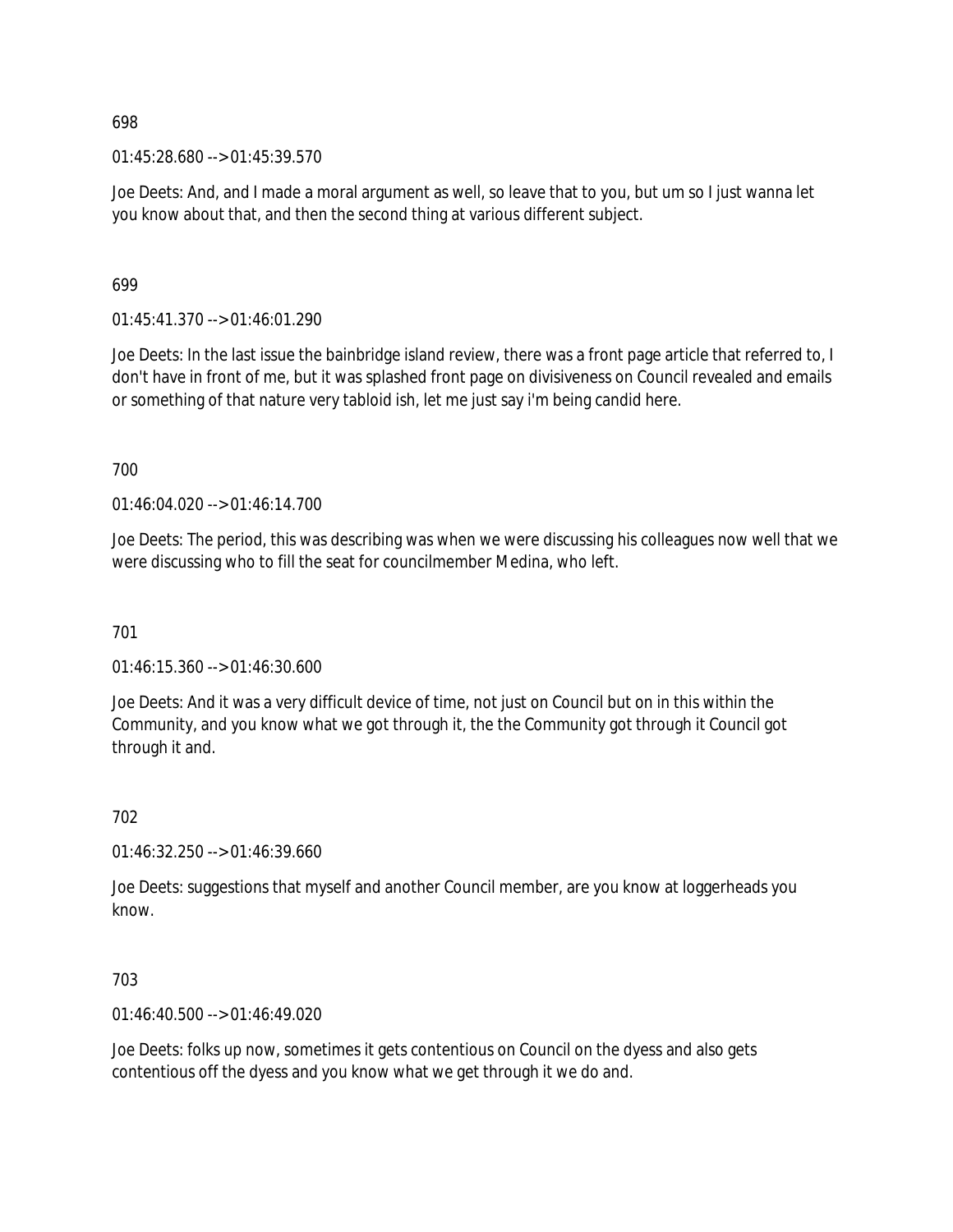698

01:45:28.680 --> 01:45:39.570

Joe Deets: And, and I made a moral argument as well, so leave that to you, but um so I just wanna let you know about that, and then the second thing at various different subject.

699

01:45:41.370 --> 01:46:01.290

Joe Deets: In the last issue the bainbridge island review, there was a front page article that referred to, I don't have in front of me, but it was splashed front page on divisiveness on Council revealed and emails or something of that nature very tabloid ish, let me just say i'm being candid here.

700

01:46:04.020 --> 01:46:14.700

Joe Deets: The period, this was describing was when we were discussing his colleagues now well that we were discussing who to fill the seat for councilmember Medina, who left.

701

01:46:15.360 --> 01:46:30.600

Joe Deets: And it was a very difficult device of time, not just on Council but on in this within the Community, and you know what we got through it, the the Community got through it Council got through it and.

702

01:46:32.250 --> 01:46:39.660

Joe Deets: suggestions that myself and another Council member, are you know at loggerheads you know.

703

01:46:40.500 --> 01:46:49.020

Joe Deets: folks up now, sometimes it gets contentious on Council on the dyess and also gets contentious off the dyess and you know what we get through it we do and.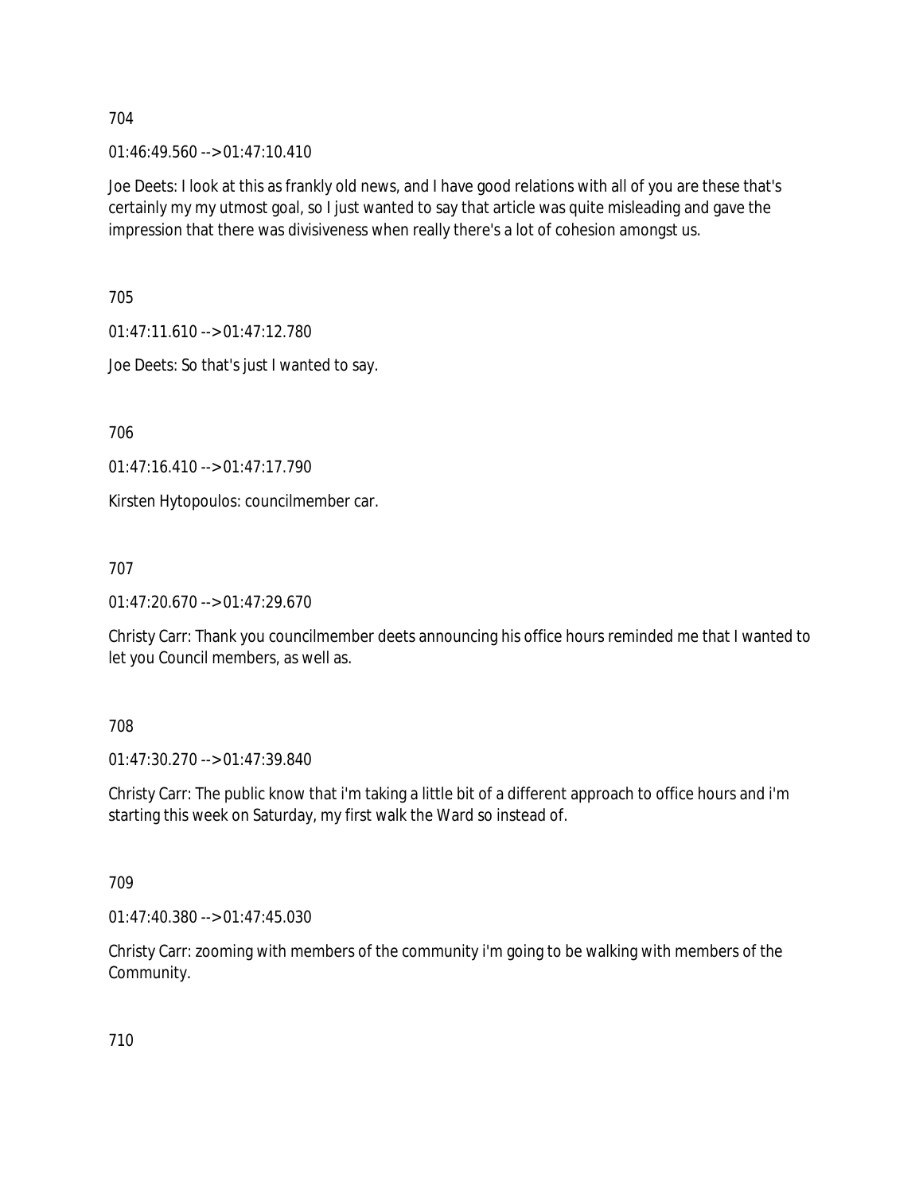704

01:46:49.560 --> 01:47:10.410

Joe Deets: I look at this as frankly old news, and I have good relations with all of you are these that's certainly my my utmost goal, so I just wanted to say that article was quite misleading and gave the impression that there was divisiveness when really there's a lot of cohesion amongst us.

705

01:47:11.610 --> 01:47:12.780

Joe Deets: So that's just I wanted to say.

706

01:47:16.410 --> 01:47:17.790

Kirsten Hytopoulos: councilmember car.

707

01:47:20.670 --> 01:47:29.670

Christy Carr: Thank you councilmember deets announcing his office hours reminded me that I wanted to let you Council members, as well as.

708

01:47:30.270 --> 01:47:39.840

Christy Carr: The public know that i'm taking a little bit of a different approach to office hours and i'm starting this week on Saturday, my first walk the Ward so instead of.

709

01:47:40.380 --> 01:47:45.030

Christy Carr: zooming with members of the community i'm going to be walking with members of the Community.

710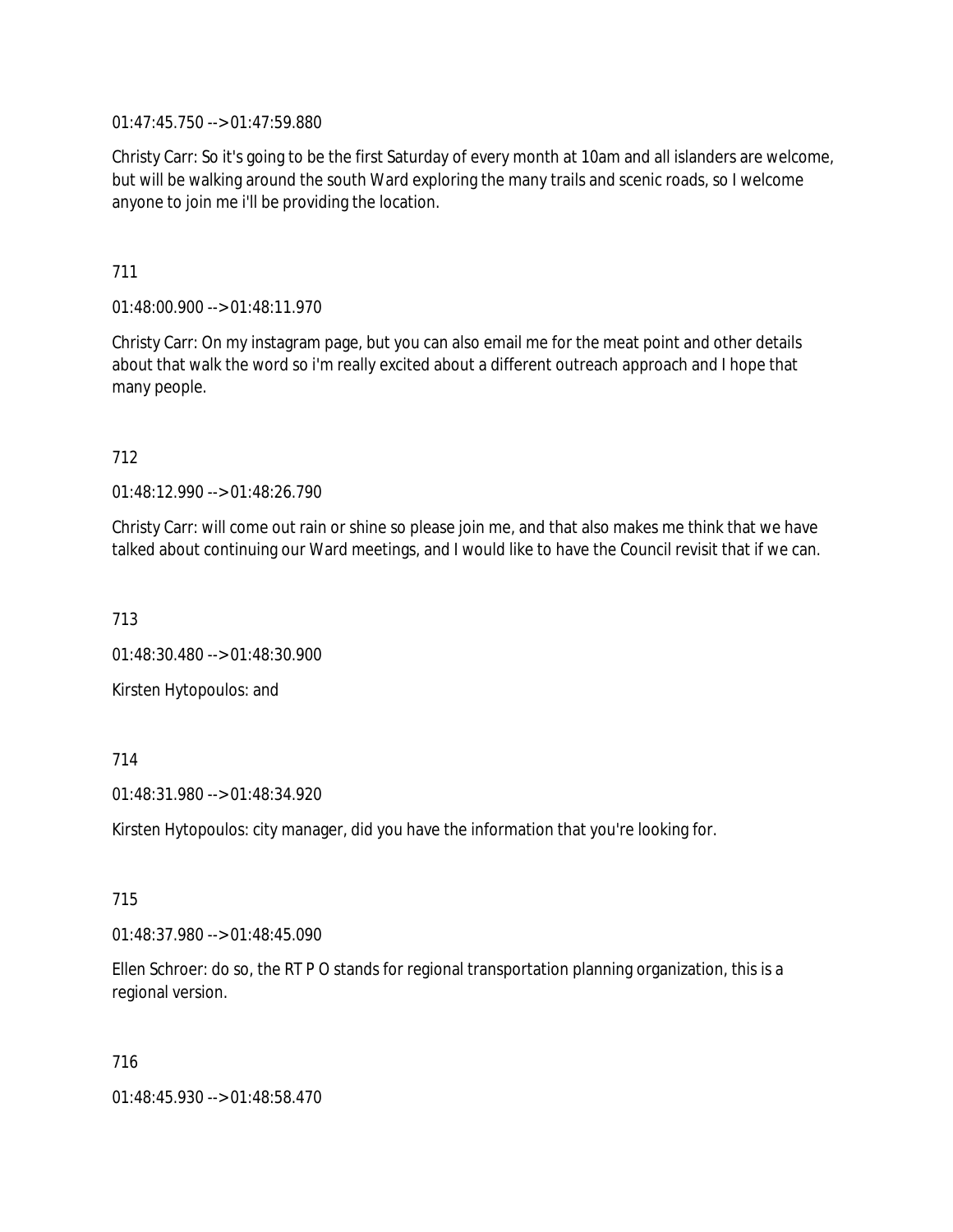01:47:45.750 --> 01:47:59.880

Christy Carr: So it's going to be the first Saturday of every month at 10am and all islanders are welcome, but will be walking around the south Ward exploring the many trails and scenic roads, so I welcome anyone to join me i'll be providing the location.

711

01:48:00.900 --> 01:48:11.970

Christy Carr: On my instagram page, but you can also email me for the meat point and other details about that walk the word so i'm really excited about a different outreach approach and I hope that many people.

712

01:48:12.990 --> 01:48:26.790

Christy Carr: will come out rain or shine so please join me, and that also makes me think that we have talked about continuing our Ward meetings, and I would like to have the Council revisit that if we can.

713

01:48:30.480 --> 01:48:30.900

Kirsten Hytopoulos: and

714

01:48:31.980 --> 01:48:34.920

Kirsten Hytopoulos: city manager, did you have the information that you're looking for.

715

01:48:37.980 --> 01:48:45.090

Ellen Schroer: do so, the RT P O stands for regional transportation planning organization, this is a regional version.

716

01:48:45.930 --> 01:48:58.470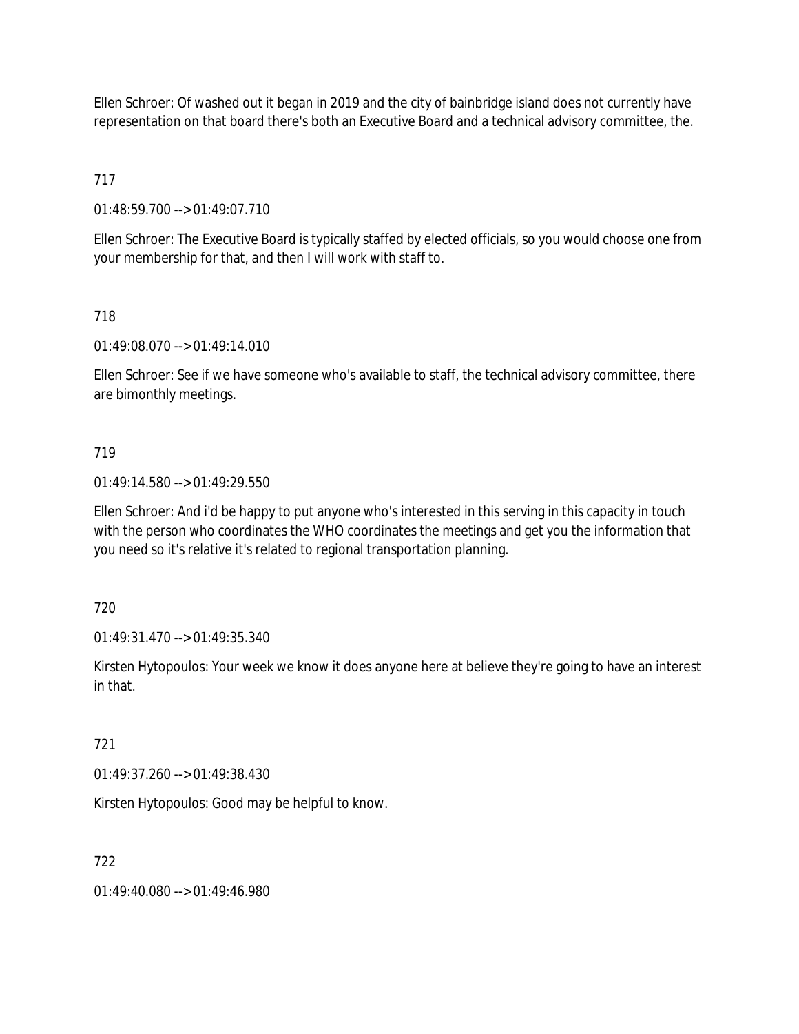Ellen Schroer: Of washed out it began in 2019 and the city of bainbridge island does not currently have representation on that board there's both an Executive Board and a technical advisory committee, the.

717

01:48:59.700 --> 01:49:07.710

Ellen Schroer: The Executive Board is typically staffed by elected officials, so you would choose one from your membership for that, and then I will work with staff to.

718

01:49:08.070 --> 01:49:14.010

Ellen Schroer: See if we have someone who's available to staff, the technical advisory committee, there are bimonthly meetings.

719

01:49:14.580 --> 01:49:29.550

Ellen Schroer: And i'd be happy to put anyone who's interested in this serving in this capacity in touch with the person who coordinates the WHO coordinates the meetings and get you the information that you need so it's relative it's related to regional transportation planning.

720

01:49:31.470 --> 01:49:35.340

Kirsten Hytopoulos: Your week we know it does anyone here at believe they're going to have an interest in that.

721

01:49:37.260 --> 01:49:38.430

Kirsten Hytopoulos: Good may be helpful to know.

722

01:49:40.080 --> 01:49:46.980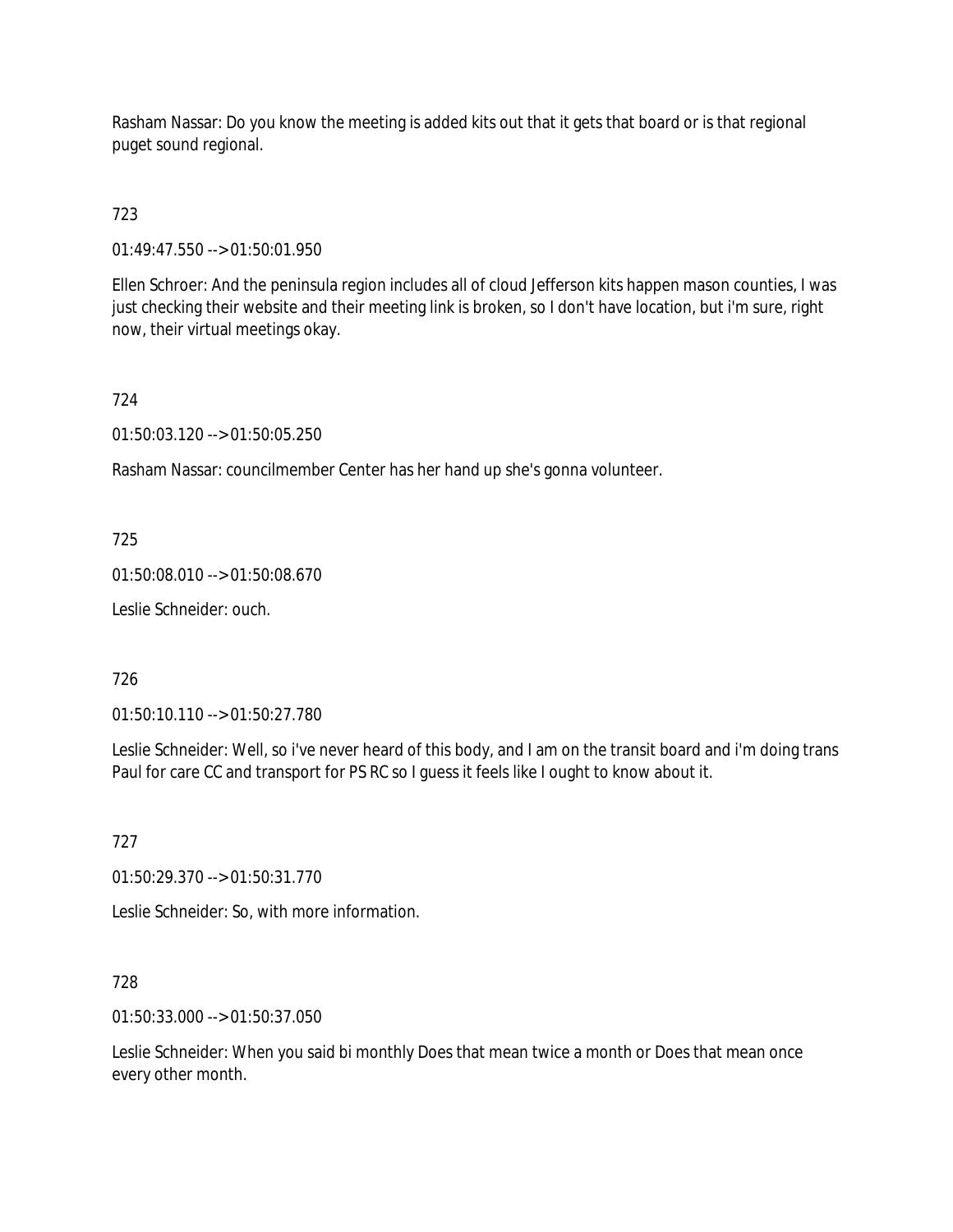Rasham Nassar: Do you know the meeting is added kits out that it gets that board or is that regional puget sound regional.

723

01:49:47.550 --> 01:50:01.950

Ellen Schroer: And the peninsula region includes all of cloud Jefferson kits happen mason counties, I was just checking their website and their meeting link is broken, so I don't have location, but i'm sure, right now, their virtual meetings okay.

724

01:50:03.120 --> 01:50:05.250

Rasham Nassar: councilmember Center has her hand up she's gonna volunteer.

725

01:50:08.010 --> 01:50:08.670

Leslie Schneider: ouch.

726

01:50:10.110 --> 01:50:27.780

Leslie Schneider: Well, so i've never heard of this body, and I am on the transit board and i'm doing trans Paul for care CC and transport for PS RC so I guess it feels like I ought to know about it.

727

01:50:29.370 --> 01:50:31.770

Leslie Schneider: So, with more information.

728

01:50:33.000 --> 01:50:37.050

Leslie Schneider: When you said bi monthly Does that mean twice a month or Does that mean once every other month.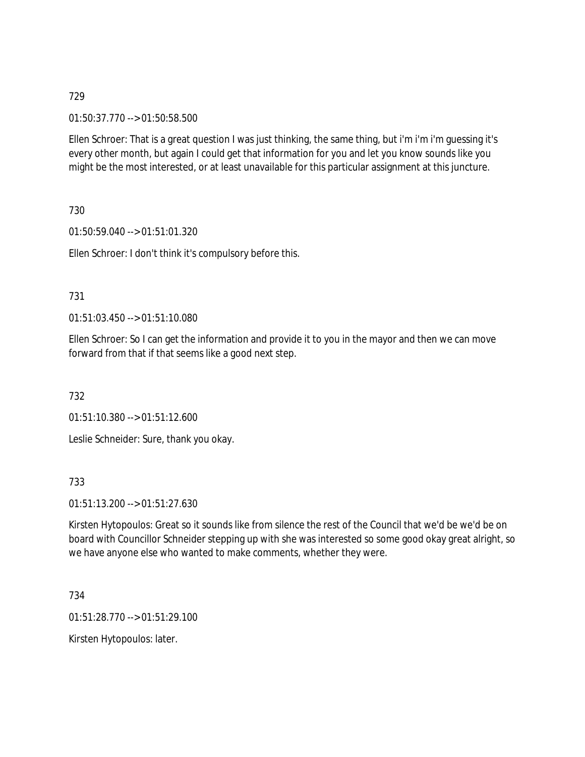729

01:50:37.770 --> 01:50:58.500

Ellen Schroer: That is a great question I was just thinking, the same thing, but i'm i'm i'm guessing it's every other month, but again I could get that information for you and let you know sounds like you might be the most interested, or at least unavailable for this particular assignment at this juncture.

730

01:50:59.040 --> 01:51:01.320

Ellen Schroer: I don't think it's compulsory before this.

731

01:51:03.450 --> 01:51:10.080

Ellen Schroer: So I can get the information and provide it to you in the mayor and then we can move forward from that if that seems like a good next step.

732

01:51:10.380 --> 01:51:12.600

Leslie Schneider: Sure, thank you okay.

733

01:51:13.200 --> 01:51:27.630

Kirsten Hytopoulos: Great so it sounds like from silence the rest of the Council that we'd be we'd be on board with Councillor Schneider stepping up with she was interested so some good okay great alright, so we have anyone else who wanted to make comments, whether they were.

734

01:51:28.770 --> 01:51:29.100

Kirsten Hytopoulos: later.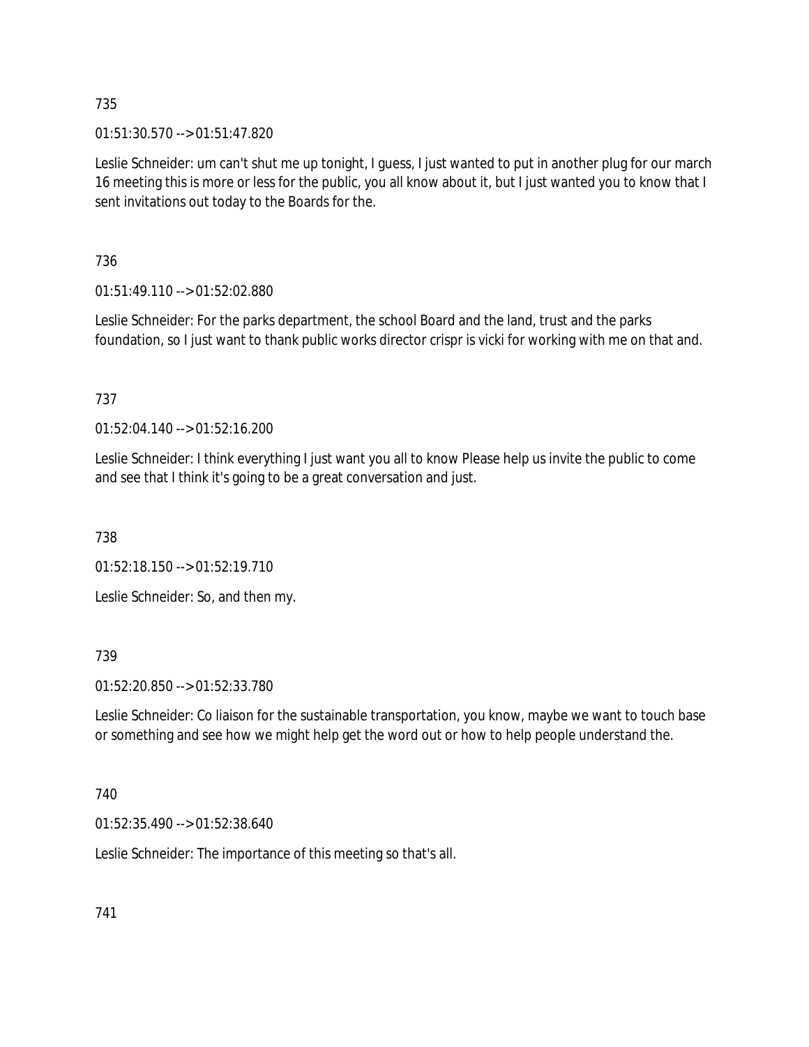735

01:51:30.570 --> 01:51:47.820

Leslie Schneider: um can't shut me up tonight, I guess, I just wanted to put in another plug for our march 16 meeting this is more or less for the public, you all know about it, but I just wanted you to know that I sent invitations out today to the Boards for the.

736

01:51:49.110 --> 01:52:02.880

Leslie Schneider: For the parks department, the school Board and the land, trust and the parks foundation, so I just want to thank public works director crispr is vicki for working with me on that and.

737

01:52:04.140 --> 01:52:16.200

Leslie Schneider: I think everything I just want you all to know Please help us invite the public to come and see that I think it's going to be a great conversation and just.

738

01:52:18.150 --> 01:52:19.710

Leslie Schneider: So, and then my.

739

01:52:20.850 --> 01:52:33.780

Leslie Schneider: Co liaison for the sustainable transportation, you know, maybe we want to touch base or something and see how we might help get the word out or how to help people understand the.

740

01:52:35.490 --> 01:52:38.640

Leslie Schneider: The importance of this meeting so that's all.

741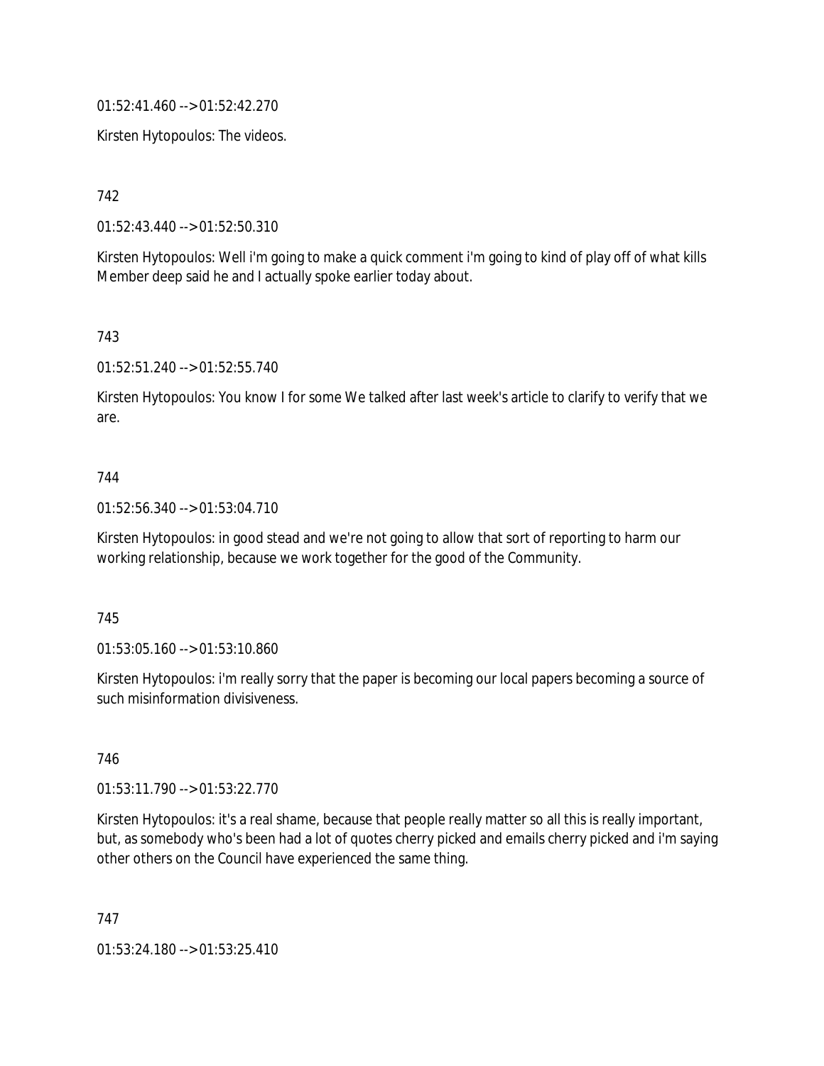01:52:41.460 --> 01:52:42.270

Kirsten Hytopoulos: The videos.

742

01:52:43.440 --> 01:52:50.310

Kirsten Hytopoulos: Well i'm going to make a quick comment i'm going to kind of play off of what kills Member deep said he and I actually spoke earlier today about.

743

01:52:51.240 --> 01:52:55.740

Kirsten Hytopoulos: You know I for some We talked after last week's article to clarify to verify that we are.

744

01:52:56.340 --> 01:53:04.710

Kirsten Hytopoulos: in good stead and we're not going to allow that sort of reporting to harm our working relationship, because we work together for the good of the Community.

745

01:53:05.160 --> 01:53:10.860

Kirsten Hytopoulos: i'm really sorry that the paper is becoming our local papers becoming a source of such misinformation divisiveness.

746

01:53:11.790 --> 01:53:22.770

Kirsten Hytopoulos: it's a real shame, because that people really matter so all this is really important, but, as somebody who's been had a lot of quotes cherry picked and emails cherry picked and i'm saying other others on the Council have experienced the same thing.

747

01:53:24.180 --> 01:53:25.410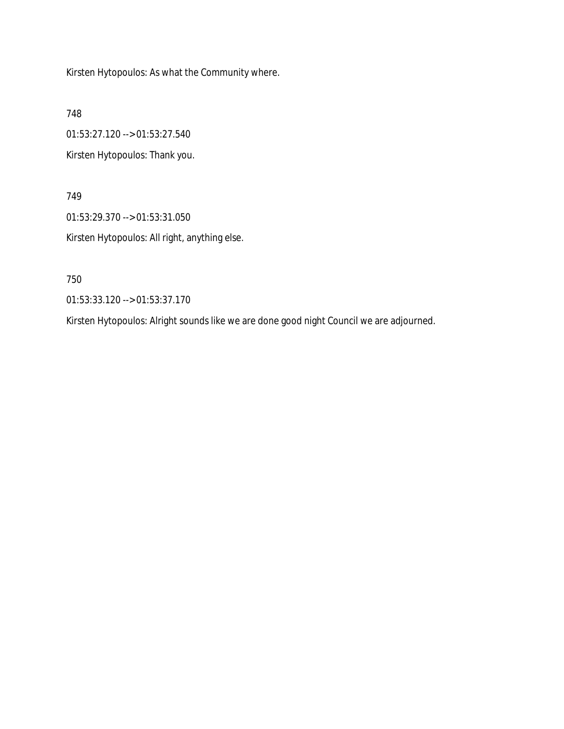Kirsten Hytopoulos: As what the Community where.

748

01:53:27.120 --> 01:53:27.540

Kirsten Hytopoulos: Thank you.

749

01:53:29.370 --> 01:53:31.050

Kirsten Hytopoulos: All right, anything else.

750

01:53:33.120 --> 01:53:37.170

Kirsten Hytopoulos: Alright sounds like we are done good night Council we are adjourned.